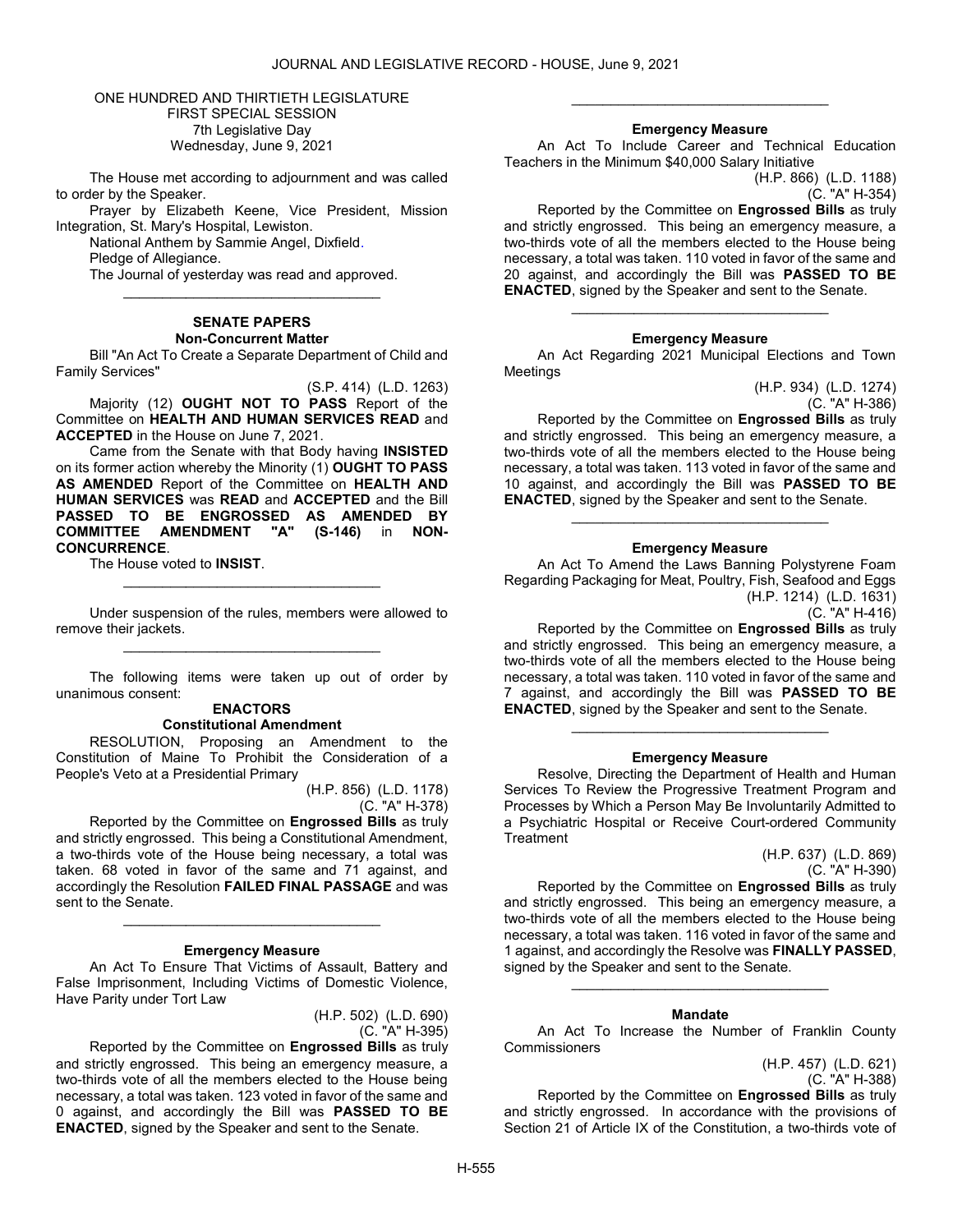ONE HUNDRED AND THIRTIETH LEGISLATURE
FIRST SPECIAL SESSION
7th Legislative Day
Wednesday, June 9, 2021

The House met according to adjournment and was called to order by the Speaker.

Prayer by Elizabeth Keene, Vice President, Mission Integration, St. Mary's Hospital, Lewiston.

National Anthem by Sammie Angel, Dixfield.

Pledge of Allegiance.

The Journal of yesterday was read and approved.

---

### SENATE PAPERS
#### Non-Concurrent Matter

Bill "An Act To Create a Separate Department of Child and Family Services"

(S.P. 414) (L.D. 1263)

Majority (12) **OUGHT NOT TO PASS** Report of the Committee on **HEALTH AND HUMAN SERVICES READ** and **ACCEPTED** in the House on June 7, 2021.

Came from the Senate with that Body having **INSISTED** on its former action whereby the Minority (1) **OUGHT TO PASS AS AMENDED** Report of the Committee on **HEALTH AND HUMAN SERVICES** was **READ** and **ACCEPTED** and the Bill **PASSED TO BE ENGROSSED AS AMENDED BY COMMITTEE AMENDMENT "A" (S-146)** in **NON-CONCURRENCE**.

The House voted to **INSIST**.

---

Under suspension of the rules, members were allowed to remove their jackets.

---

The following items were taken up out of order by unanimous consent:

### ENACTORS
#### Constitutional Amendment

RESOLUTION, Proposing an Amendment to the Constitution of Maine To Prohibit the Consideration of a People's Veto at a Presidential Primary

(H.P. 856) (L.D. 1178)
(C. "A" H-378)

Reported by the Committee on **Engrossed Bills** as truly and strictly engrossed. This being a Constitutional Amendment, a two-thirds vote of the House being necessary, a total was taken. 68 voted in favor of the same and 71 against, and accordingly the Resolution **FAILED FINAL PASSAGE** and was sent to the Senate.

---

#### Emergency Measure

An Act To Ensure That Victims of Assault, Battery and False Imprisonment, Including Victims of Domestic Violence, Have Parity under Tort Law

(H.P. 502) (L.D. 690)
(C. "A" H-395)

Reported by the Committee on **Engrossed Bills** as truly and strictly engrossed. This being an emergency measure, a two-thirds vote of all the members elected to the House being necessary, a total was taken. 123 voted in favor of the same and 0 against, and accordingly the Bill was **PASSED TO BE ENACTED**, signed by the Speaker and sent to the Senate.

---

#### Emergency Measure

An Act To Include Career and Technical Education Teachers in the Minimum $40,000 Salary Initiative

(H.P. 866) (L.D. 1188)
(C. "A" H-354)

Reported by the Committee on **Engrossed Bills** as truly and strictly engrossed. This being an emergency measure, a two-thirds vote of all the members elected to the House being necessary, a total was taken. 110 voted in favor of the same and 20 against, and accordingly the Bill was **PASSED TO BE ENACTED**, signed by the Speaker and sent to the Senate.

---

#### Emergency Measure

An Act Regarding 2021 Municipal Elections and Town Meetings

(H.P. 934) (L.D. 1274)
(C. "A" H-386)

Reported by the Committee on **Engrossed Bills** as truly and strictly engrossed. This being an emergency measure, a two-thirds vote of all the members elected to the House being necessary, a total was taken. 113 voted in favor of the same and 10 against, and accordingly the Bill was **PASSED TO BE ENACTED**, signed by the Speaker and sent to the Senate.

---

#### Emergency Measure

An Act To Amend the Laws Banning Polystyrene Foam Regarding Packaging for Meat, Poultry, Fish, Seafood and Eggs

(H.P. 1214) (L.D. 1631)
(C. "A" H-416)

Reported by the Committee on **Engrossed Bills** as truly and strictly engrossed. This being an emergency measure, a two-thirds vote of all the members elected to the House being necessary, a total was taken. 110 voted in favor of the same and 7 against, and accordingly the Bill was **PASSED TO BE ENACTED**, signed by the Speaker and sent to the Senate.

---

#### Emergency Measure

Resolve, Directing the Department of Health and Human Services To Review the Progressive Treatment Program and Processes by Which a Person May Be Involuntarily Admitted to a Psychiatric Hospital or Receive Court-ordered Community Treatment

(H.P. 637) (L.D. 869)
(C. "A" H-390)

Reported by the Committee on **Engrossed Bills** as truly and strictly engrossed. This being an emergency measure, a two-thirds vote of all the members elected to the House being necessary, a total was taken. 116 voted in favor of the same and 1 against, and accordingly the Resolve was **FINALLY PASSED**, signed by the Speaker and sent to the Senate.

---

#### Mandate

An Act To Increase the Number of Franklin County Commissioners

(H.P. 457) (L.D. 621)
(C. "A" H-388)

Reported by the Committee on **Engrossed Bills** as truly and strictly engrossed. In accordance with the provisions of Section 21 of Article IX of the Constitution, a two-thirds vote of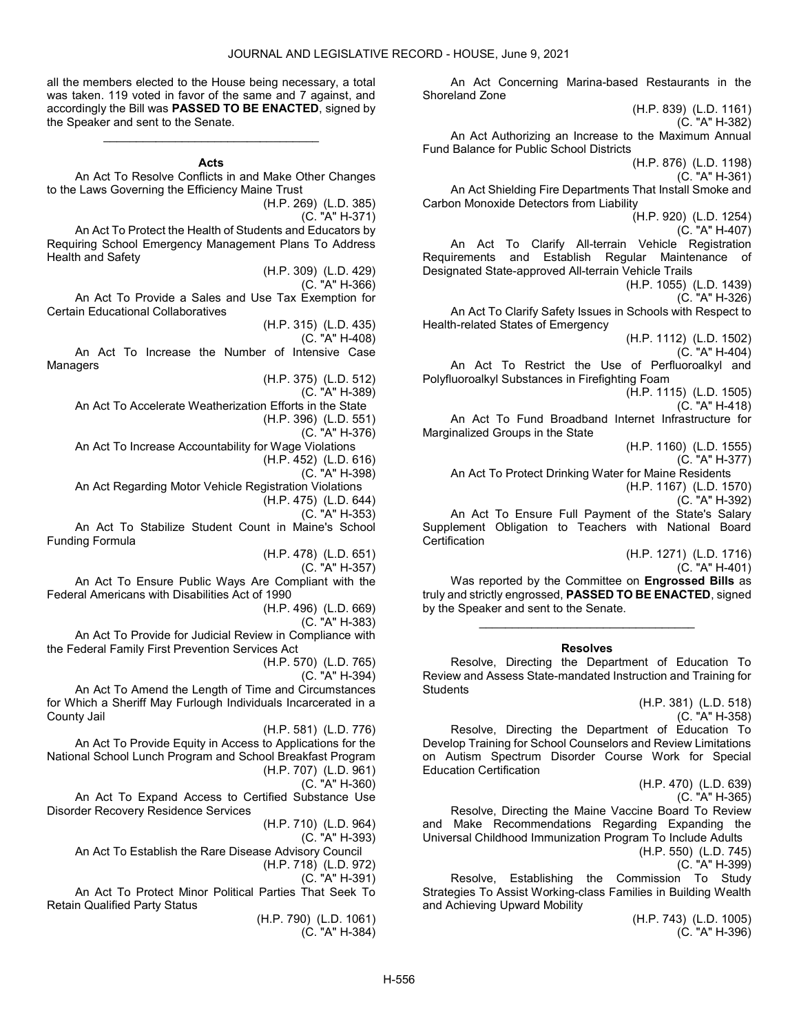all the members elected to the House being necessary, a total was taken. 119 voted in favor of the same and 7 against, and accordingly the Bill was **PASSED TO BE ENACTED**, signed by the Speaker and sent to the Senate.

_________________________________

### Acts

An Act To Resolve Conflicts in and Make Other Changes to the Laws Governing the Efficiency Maine Trust

(H.P. 269) (L.D. 385)
(C. "A" H-371)

An Act To Protect the Health of Students and Educators by Requiring School Emergency Management Plans To Address Health and Safety

(H.P. 309) (L.D. 429)
(C. "A" H-366)

An Act To Provide a Sales and Use Tax Exemption for Certain Educational Collaboratives

(H.P. 315) (L.D. 435)
(C. "A" H-408)

An Act To Increase the Number of Intensive Case Managers

(H.P. 375) (L.D. 512)
(C. "A" H-389)

An Act To Accelerate Weatherization Efforts in the State

(H.P. 396) (L.D. 551)
(C. "A" H-376)

An Act To Increase Accountability for Wage Violations

(H.P. 452) (L.D. 616)
(C. "A" H-398)

An Act Regarding Motor Vehicle Registration Violations

(H.P. 475) (L.D. 644)
(C. "A" H-353)

An Act To Stabilize Student Count in Maine's School Funding Formula

(H.P. 478) (L.D. 651)
(C. "A" H-357)

An Act To Ensure Public Ways Are Compliant with the Federal Americans with Disabilities Act of 1990

(H.P. 496) (L.D. 669)
(C. "A" H-383)

An Act To Provide for Judicial Review in Compliance with the Federal Family First Prevention Services Act

(H.P. 570) (L.D. 765)
(C. "A" H-394)

An Act To Amend the Length of Time and Circumstances for Which a Sheriff May Furlough Individuals Incarcerated in a County Jail

(H.P. 581) (L.D. 776)

An Act To Provide Equity in Access to Applications for the National School Lunch Program and School Breakfast Program

(H.P. 707) (L.D. 961)
(C. "A" H-360)

An Act To Expand Access to Certified Substance Use Disorder Recovery Residence Services

(H.P. 710) (L.D. 964)
(C. "A" H-393)

An Act To Establish the Rare Disease Advisory Council

(H.P. 718) (L.D. 972)
(C. "A" H-391)

An Act To Protect Minor Political Parties That Seek To Retain Qualified Party Status

(H.P. 790) (L.D. 1061)
(C. "A" H-384)

An Act Concerning Marina-based Restaurants in the Shoreland Zone

(H.P. 839) (L.D. 1161)
(C. "A" H-382)

An Act Authorizing an Increase to the Maximum Annual Fund Balance for Public School Districts

(H.P. 876) (L.D. 1198)
(C. "A" H-361)

An Act Shielding Fire Departments That Install Smoke and Carbon Monoxide Detectors from Liability

(H.P. 920) (L.D. 1254)
(C. "A" H-407)

An Act To Clarify All-terrain Vehicle Registration Requirements and Establish Regular Maintenance of Designated State-approved All-terrain Vehicle Trails

(H.P. 1055) (L.D. 1439)
(C. "A" H-326)

An Act To Clarify Safety Issues in Schools with Respect to Health-related States of Emergency

(H.P. 1112) (L.D. 1502)
(C. "A" H-404)

An Act To Restrict the Use of Perfluoroalkyl and Polyfluoroalkyl Substances in Firefighting Foam

(H.P. 1115) (L.D. 1505)
(C. "A" H-418)

An Act To Fund Broadband Internet Infrastructure for Marginalized Groups in the State

(H.P. 1160) (L.D. 1555)
(C. "A" H-377)

An Act To Protect Drinking Water for Maine Residents

(H.P. 1167) (L.D. 1570)
(C. "A" H-392)

An Act To Ensure Full Payment of the State's Salary Supplement Obligation to Teachers with National Board Certification

(H.P. 1271) (L.D. 1716)
(C. "A" H-401)

Was reported by the Committee on **Engrossed Bills** as truly and strictly engrossed, **PASSED TO BE ENACTED**, signed by the Speaker and sent to the Senate.

_________________________________

### Resolves

Resolve, Directing the Department of Education To Review and Assess State-mandated Instruction and Training for Students

(H.P. 381) (L.D. 518)
(C. "A" H-358)

Resolve, Directing the Department of Education To Develop Training for School Counselors and Review Limitations on Autism Spectrum Disorder Course Work for Special Education Certification

(H.P. 470) (L.D. 639)
(C. "A" H-365)

Resolve, Directing the Maine Vaccine Board To Review and Make Recommendations Regarding Expanding the Universal Childhood Immunization Program To Include Adults

(H.P. 550) (L.D. 745)
(C. "A" H-399)

Resolve, Establishing the Commission To Study Strategies To Assist Working-class Families in Building Wealth and Achieving Upward Mobility

(H.P. 743) (L.D. 1005)
(C. "A" H-396)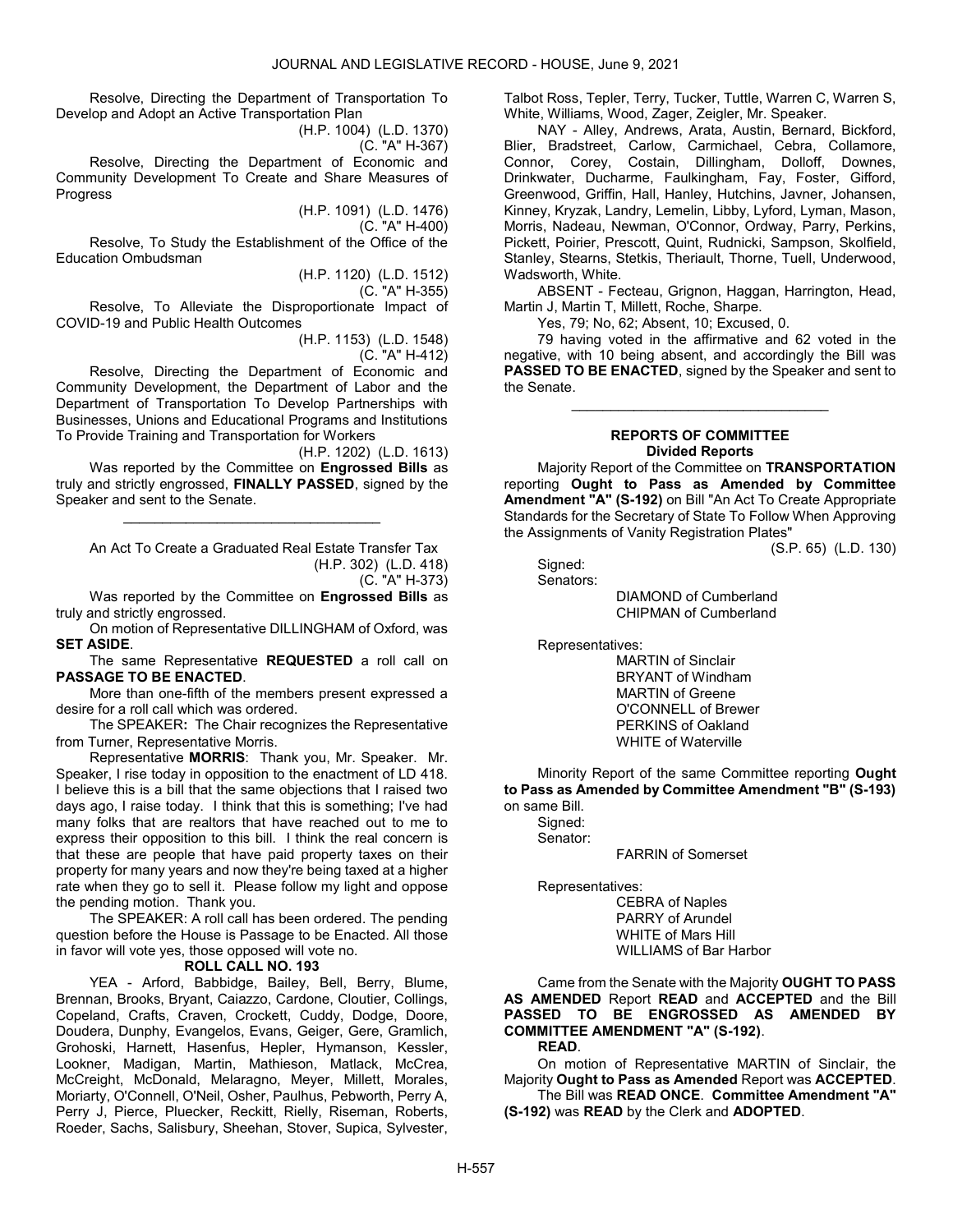Resolve, Directing the Department of Transportation To Develop and Adopt an Active Transportation Plan

(H.P. 1004) (L.D. 1370)
(C. "A" H-367)

Resolve, Directing the Department of Economic and Community Development To Create and Share Measures of Progress

(H.P. 1091) (L.D. 1476)
(C. "A" H-400)

Resolve, To Study the Establishment of the Office of the Education Ombudsman

(H.P. 1120) (L.D. 1512)
(C. "A" H-355)

Resolve, To Alleviate the Disproportionate Impact of COVID-19 and Public Health Outcomes

(H.P. 1153) (L.D. 1548)
(C. "A" H-412)

Resolve, Directing the Department of Economic and Community Development, the Department of Labor and the Department of Transportation To Develop Partnerships with Businesses, Unions and Educational Programs and Institutions To Provide Training and Transportation for Workers

(H.P. 1202) (L.D. 1613)

Was reported by the Committee on **Engrossed Bills** as truly and strictly engrossed, **FINALLY PASSED**, signed by the Speaker and sent to the Senate.

---

An Act To Create a Graduated Real Estate Transfer Tax

(H.P. 302) (L.D. 418)
(C. "A" H-373)

Was reported by the Committee on **Engrossed Bills** as truly and strictly engrossed.

On motion of Representative DILLINGHAM of Oxford, was **SET ASIDE**.

The same Representative **REQUESTED** a roll call on **PASSAGE TO BE ENACTED**.

More than one-fifth of the members present expressed a desire for a roll call which was ordered.

The SPEAKER**:** The Chair recognizes the Representative from Turner, Representative Morris.

Representative **MORRIS**: Thank you, Mr. Speaker. Mr. Speaker, I rise today in opposition to the enactment of LD 418. I believe this is a bill that the same objections that I raised two days ago, I raise today. I think that this is something; I've had many folks that are realtors that have reached out to me to express their opposition to this bill. I think the real concern is that these are people that have paid property taxes on their property for many years and now they're being taxed at a higher rate when they go to sell it. Please follow my light and oppose the pending motion. Thank you.

The SPEAKER: A roll call has been ordered. The pending question before the House is Passage to be Enacted. All those in favor will vote yes, those opposed will vote no.

**ROLL CALL NO. 193**

YEA - Arford, Babbidge, Bailey, Bell, Berry, Blume, Brennan, Brooks, Bryant, Caiazzo, Cardone, Cloutier, Collings, Copeland, Crafts, Craven, Crockett, Cuddy, Dodge, Doore, Doudera, Dunphy, Evangelos, Evans, Geiger, Gere, Gramlich, Grohoski, Harnett, Hasenfus, Hepler, Hymanson, Kessler, Lookner, Madigan, Martin, Mathieson, Matlack, McCrea, McCreight, McDonald, Melaragno, Meyer, Millett, Morales, Moriarty, O'Connell, O'Neil, Osher, Paulhus, Pebworth, Perry A, Perry J, Pierce, Pluecker, Reckitt, Rielly, Riseman, Roberts, Roeder, Sachs, Salisbury, Sheehan, Stover, Supica, Sylvester, Talbot Ross, Tepler, Terry, Tucker, Tuttle, Warren C, Warren S, White, Williams, Wood, Zager, Zeigler, Mr. Speaker.

NAY - Alley, Andrews, Arata, Austin, Bernard, Bickford, Blier, Bradstreet, Carlow, Carmichael, Cebra, Collamore, Connor, Corey, Costain, Dillingham, Dolloff, Downes, Drinkwater, Ducharme, Faulkingham, Fay, Foster, Gifford, Greenwood, Griffin, Hall, Hanley, Hutchins, Javner, Johansen, Kinney, Kryzak, Landry, Lemelin, Libby, Lyford, Lyman, Mason, Morris, Nadeau, Newman, O'Connor, Ordway, Parry, Perkins, Pickett, Poirier, Prescott, Quint, Rudnicki, Sampson, Skolfield, Stanley, Stearns, Stetkis, Theriault, Thorne, Tuell, Underwood, Wadsworth, White.

ABSENT - Fecteau, Grignon, Haggan, Harrington, Head, Martin J, Martin T, Millett, Roche, Sharpe.

Yes, 79; No, 62; Absent, 10; Excused, 0.

79 having voted in the affirmative and 62 voted in the negative, with 10 being absent, and accordingly the Bill was **PASSED TO BE ENACTED**, signed by the Speaker and sent to the Senate.

---

## REPORTS OF COMMITTEE

### Divided Reports

Majority Report of the Committee on **TRANSPORTATION** reporting **Ought to Pass as Amended by Committee Amendment "A" (S-192)** on Bill "An Act To Create Appropriate Standards for the Secretary of State To Follow When Approving the Assignments of Vanity Registration Plates"

(S.P. 65) (L.D. 130)

Signed:

Senators:

DIAMOND of Cumberland
CHIPMAN of Cumberland

Representatives:

MARTIN of Sinclair
BRYANT of Windham
MARTIN of Greene
O'CONNELL of Brewer
PERKINS of Oakland
WHITE of Waterville

Minority Report of the same Committee reporting **Ought to Pass as Amended by Committee Amendment "B" (S-193)** on same Bill.

Signed:

Senator:

FARRIN of Somerset

Representatives:

CEBRA of Naples
PARRY of Arundel
WHITE of Mars Hill
WILLIAMS of Bar Harbor

Came from the Senate with the Majority **OUGHT TO PASS AS AMENDED** Report **READ** and **ACCEPTED** and the Bill **PASSED TO BE ENGROSSED AS AMENDED BY COMMITTEE AMENDMENT "A" (S-192)**.

**READ**.

On motion of Representative MARTIN of Sinclair, the Majority **Ought to Pass as Amended** Report was **ACCEPTED**.

The Bill was **READ ONCE**. **Committee Amendment "A" (S-192)** was **READ** by the Clerk and **ADOPTED**.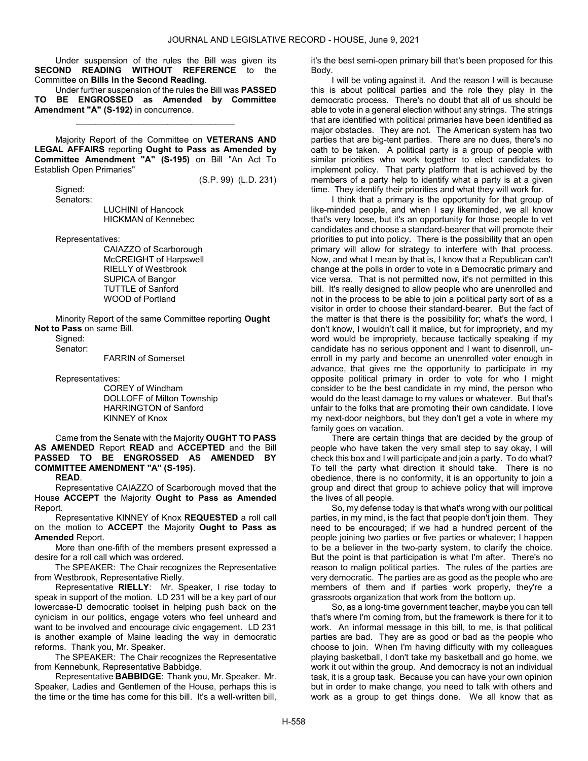Under suspension of the rules the Bill was given its **SECOND READING WITHOUT REFERENCE** to the Committee on **Bills in the Second Reading**.

Under further suspension of the rules the Bill was **PASSED TO BE ENGROSSED as Amended by Committee Amendment "A" (S-192)** in concurrence.

_________________________________

Majority Report of the Committee on **VETERANS AND LEGAL AFFAIRS** reporting **Ought to Pass as Amended by Committee Amendment "A" (S-195)** on Bill "An Act To Establish Open Primaries"

(S.P. 99) (L.D. 231)

Signed:

Senators:

LUCHINI of Hancock
HICKMAN of Kennebec

Representatives:

CAIAZZO of Scarborough
McCREIGHT of Harpswell
RIELLY of Westbrook
SUPICA of Bangor
TUTTLE of Sanford
WOOD of Portland

Minority Report of the same Committee reporting **Ought Not to Pass** on same Bill.

Signed:

Senator:

FARRIN of Somerset

Representatives:

COREY of Windham
DOLLOFF of Milton Township
HARRINGTON of Sanford
KINNEY of Knox

Came from the Senate with the Majority **OUGHT TO PASS AS AMENDED** Report **READ** and **ACCEPTED** and the Bill **PASSED TO BE ENGROSSED AS AMENDED BY COMMITTEE AMENDMENT "A" (S-195)**.

**READ**.

Representative CAIAZZO of Scarborough moved that the House **ACCEPT** the Majority **Ought to Pass as Amended** Report.

Representative KINNEY of Knox **REQUESTED** a roll call on the motion to **ACCEPT** the Majority **Ought to Pass as Amended** Report.

More than one-fifth of the members present expressed a desire for a roll call which was ordered.

The SPEAKER: The Chair recognizes the Representative from Westbrook, Representative Rielly.

Representative **RIELLY**: Mr. Speaker, I rise today to speak in support of the motion. LD 231 will be a key part of our lowercase-D democratic toolset in helping push back on the cynicism in our politics, engage voters who feel unheard and want to be involved and encourage civic engagement. LD 231 is another example of Maine leading the way in democratic reforms. Thank you, Mr. Speaker.

The SPEAKER: The Chair recognizes the Representative from Kennebunk, Representative Babbidge.

Representative **BABBIDGE**: Thank you, Mr. Speaker. Mr. Speaker, Ladies and Gentlemen of the House, perhaps this is the time or the time has come for this bill. It's a well-written bill, it's the best semi-open primary bill that's been proposed for this Body.

I will be voting against it. And the reason I will is because this is about political parties and the role they play in the democratic process. There's no doubt that all of us should be able to vote in a general election without any strings. The strings that are identified with political primaries have been identified as major obstacles. They are not. The American system has two parties that are big-tent parties. There are no dues, there's no oath to be taken. A political party is a group of people with similar priorities who work together to elect candidates to implement policy. That party platform that is achieved by the members of a party help to identify what a party is at a given time. They identify their priorities and what they will work for.

I think that a primary is the opportunity for that group of like-minded people, and when I say likeminded, we all know that's very loose, but it's an opportunity for those people to vet candidates and choose a standard-bearer that will promote their priorities to put into policy. There is the possibility that an open primary will allow for strategy to interfere with that process. Now, and what I mean by that is, I know that a Republican can't change at the polls in order to vote in a Democratic primary and vice versa. That is not permitted now, it's not permitted in this bill. It's really designed to allow people who are unenrolled and not in the process to be able to join a political party sort of as a visitor in order to choose their standard-bearer. But the fact of the matter is that there is the possibility for; what's the word, I don't know, I wouldn't call it malice, but for impropriety, and my word would be impropriety, because tactically speaking if my candidate has no serious opponent and I want to disenroll, un-enroll in my party and become an unenrolled voter enough in advance, that gives me the opportunity to participate in my opposite political primary in order to vote for who I might consider to be the best candidate in my mind, the person who would do the least damage to my values or whatever. But that's unfair to the folks that are promoting their own candidate. I love my next-door neighbors, but they don't get a vote in where my family goes on vacation.

There are certain things that are decided by the group of people who have taken the very small step to say okay, I will check this box and I will participate and join a party. To do what? To tell the party what direction it should take. There is no obedience, there is no conformity, it is an opportunity to join a group and direct that group to achieve policy that will improve the lives of all people.

So, my defense today is that what's wrong with our political parties, in my mind, is the fact that people don't join them. They need to be encouraged; if we had a hundred percent of the people joining two parties or five parties or whatever; I happen to be a believer in the two-party system, to clarify the choice. But the point is that participation is what I'm after. There's no reason to malign political parties. The rules of the parties are very democratic. The parties are as good as the people who are members of them and if parties work properly, they're a grassroots organization that work from the bottom up.

So, as a long-time government teacher, maybe you can tell that's where I'm coming from, but the framework is there for it to work. An informal message in this bill, to me, is that political parties are bad. They are as good or bad as the people who choose to join. When I'm having difficulty with my colleagues playing basketball, I don't take my basketball and go home, we work it out within the group. And democracy is not an individual task, it is a group task. Because you can have your own opinion but in order to make change, you need to talk with others and work as a group to get things done. We all know that as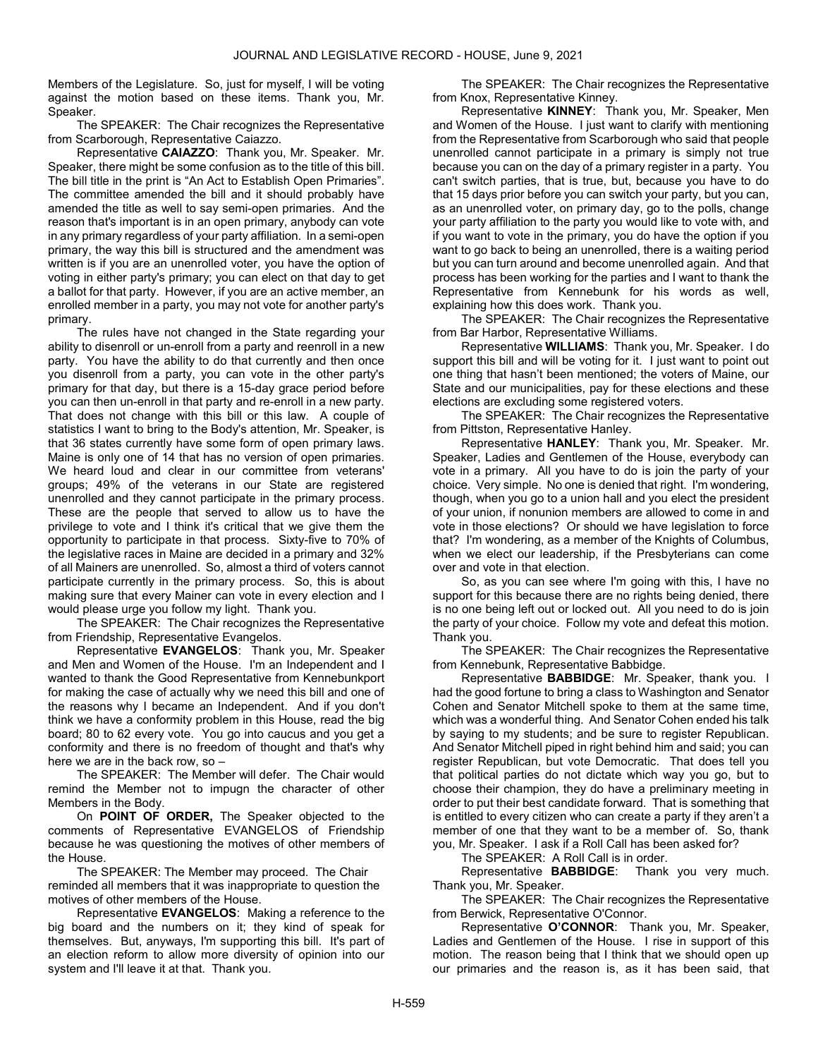Members of the Legislature. So, just for myself, I will be voting against the motion based on these items. Thank you, Mr. Speaker.

The SPEAKER: The Chair recognizes the Representative from Scarborough, Representative Caiazzo.

Representative **CAIAZZO**: Thank you, Mr. Speaker. Mr. Speaker, there might be some confusion as to the title of this bill. The bill title in the print is "An Act to Establish Open Primaries". The committee amended the bill and it should probably have amended the title as well to say semi-open primaries. And the reason that's important is in an open primary, anybody can vote in any primary regardless of your party affiliation. In a semi-open primary, the way this bill is structured and the amendment was written is if you are an unenrolled voter, you have the option of voting in either party's primary; you can elect on that day to get a ballot for that party. However, if you are an active member, an enrolled member in a party, you may not vote for another party's primary.

The rules have not changed in the State regarding your ability to disenroll or un-enroll from a party and reenroll in a new party. You have the ability to do that currently and then once you disenroll from a party, you can vote in the other party's primary for that day, but there is a 15-day grace period before you can then un-enroll in that party and re-enroll in a new party. That does not change with this bill or this law. A couple of statistics I want to bring to the Body's attention, Mr. Speaker, is that 36 states currently have some form of open primary laws. Maine is only one of 14 that has no version of open primaries. We heard loud and clear in our committee from veterans' groups; 49% of the veterans in our State are registered unenrolled and they cannot participate in the primary process. These are the people that served to allow us to have the privilege to vote and I think it's critical that we give them the opportunity to participate in that process. Sixty-five to 70% of the legislative races in Maine are decided in a primary and 32% of all Mainers are unenrolled. So, almost a third of voters cannot participate currently in the primary process. So, this is about making sure that every Mainer can vote in every election and I would please urge you follow my light. Thank you.

The SPEAKER: The Chair recognizes the Representative from Friendship, Representative Evangelos.

Representative **EVANGELOS**: Thank you, Mr. Speaker and Men and Women of the House. I'm an Independent and I wanted to thank the Good Representative from Kennebunkport for making the case of actually why we need this bill and one of the reasons why I became an Independent. And if you don't think we have a conformity problem in this House, read the big board; 80 to 62 every vote. You go into caucus and you get a conformity and there is no freedom of thought and that's why here we are in the back row, so –

The SPEAKER: The Member will defer. The Chair would remind the Member not to impugn the character of other Members in the Body.

On **POINT OF ORDER,** The Speaker objected to the comments of Representative EVANGELOS of Friendship because he was questioning the motives of other members of the House.

The SPEAKER: The Member may proceed. The Chair reminded all members that it was inappropriate to question the motives of other members of the House.

Representative **EVANGELOS**: Making a reference to the big board and the numbers on it; they kind of speak for themselves. But, anyways, I'm supporting this bill. It's part of an election reform to allow more diversity of opinion into our system and I'll leave it at that. Thank you.

The SPEAKER: The Chair recognizes the Representative from Knox, Representative Kinney.

Representative **KINNEY**: Thank you, Mr. Speaker, Men and Women of the House. I just want to clarify with mentioning from the Representative from Scarborough who said that people unenrolled cannot participate in a primary is simply not true because you can on the day of a primary register in a party. You can't switch parties, that is true, but, because you have to do that 15 days prior before you can switch your party, but you can, as an unenrolled voter, on primary day, go to the polls, change your party affiliation to the party you would like to vote with, and if you want to vote in the primary, you do have the option if you want to go back to being an unenrolled, there is a waiting period but you can turn around and become unenrolled again. And that process has been working for the parties and I want to thank the Representative from Kennebunk for his words as well, explaining how this does work. Thank you.

The SPEAKER: The Chair recognizes the Representative from Bar Harbor, Representative Williams.

Representative **WILLIAMS**: Thank you, Mr. Speaker. I do support this bill and will be voting for it. I just want to point out one thing that hasn't been mentioned; the voters of Maine, our State and our municipalities, pay for these elections and these elections are excluding some registered voters.

The SPEAKER: The Chair recognizes the Representative from Pittston, Representative Hanley.

Representative **HANLEY**: Thank you, Mr. Speaker. Mr. Speaker, Ladies and Gentlemen of the House, everybody can vote in a primary. All you have to do is join the party of your choice. Very simple. No one is denied that right. I'm wondering, though, when you go to a union hall and you elect the president of your union, if nonunion members are allowed to come in and vote in those elections? Or should we have legislation to force that? I'm wondering, as a member of the Knights of Columbus, when we elect our leadership, if the Presbyterians can come over and vote in that election.

So, as you can see where I'm going with this, I have no support for this because there are no rights being denied, there is no one being left out or locked out. All you need to do is join the party of your choice. Follow my vote and defeat this motion. Thank you.

The SPEAKER: The Chair recognizes the Representative from Kennebunk, Representative Babbidge.

Representative **BABBIDGE**: Mr. Speaker, thank you. I had the good fortune to bring a class to Washington and Senator Cohen and Senator Mitchell spoke to them at the same time, which was a wonderful thing. And Senator Cohen ended his talk by saying to my students; and be sure to register Republican. And Senator Mitchell piped in right behind him and said; you can register Republican, but vote Democratic. That does tell you that political parties do not dictate which way you go, but to choose their champion, they do have a preliminary meeting in order to put their best candidate forward. That is something that is entitled to every citizen who can create a party if they aren't a member of one that they want to be a member of. So, thank you, Mr. Speaker. I ask if a Roll Call has been asked for?

The SPEAKER: A Roll Call is in order.

Representative **BABBIDGE**: Thank you very much. Thank you, Mr. Speaker.

The SPEAKER: The Chair recognizes the Representative from Berwick, Representative O'Connor.

Representative **O'CONNOR**: Thank you, Mr. Speaker, Ladies and Gentlemen of the House. I rise in support of this motion. The reason being that I think that we should open up our primaries and the reason is, as it has been said, that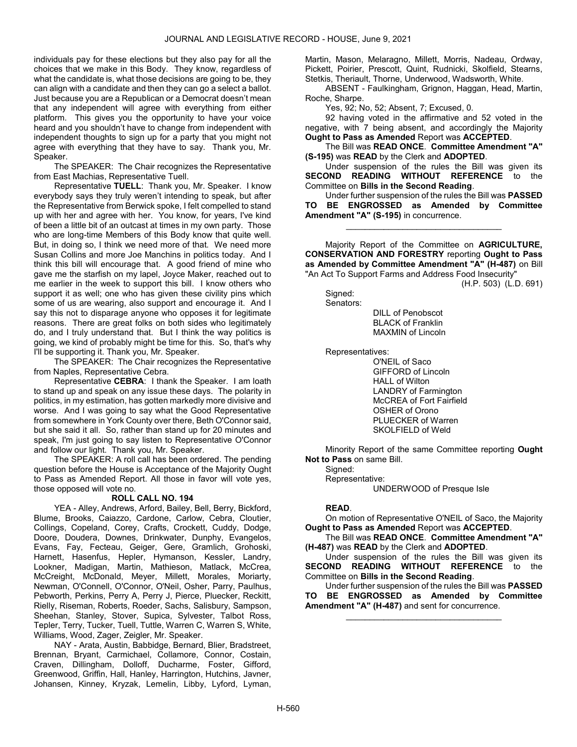individuals pay for these elections but they also pay for all the choices that we make in this Body. They know, regardless of what the candidate is, what those decisions are going to be, they can align with a candidate and then they can go a select a ballot. Just because you are a Republican or a Democrat doesn't mean that any independent will agree with everything from either platform. This gives you the opportunity to have your voice heard and you shouldn't have to change from independent with independent thoughts to sign up for a party that you might not agree with everything that they have to say. Thank you, Mr. Speaker.

The SPEAKER: The Chair recognizes the Representative from East Machias, Representative Tuell.

Representative **TUELL**: Thank you, Mr. Speaker. I know everybody says they truly weren't intending to speak, but after the Representative from Berwick spoke, I felt compelled to stand up with her and agree with her. You know, for years, I've kind of been a little bit of an outcast at times in my own party. Those who are long-time Members of this Body know that quite well. But, in doing so, I think we need more of that. We need more Susan Collins and more Joe Manchins in politics today. And I think this bill will encourage that. A good friend of mine who gave me the starfish on my lapel, Joyce Maker, reached out to me earlier in the week to support this bill. I know others who support it as well; one who has given these civility pins which some of us are wearing, also support and encourage it. And I say this not to disparage anyone who opposes it for legitimate reasons. There are great folks on both sides who legitimately do, and I truly understand that. But I think the way politics is going, we kind of probably might be time for this. So, that's why I'll be supporting it. Thank you, Mr. Speaker.

The SPEAKER: The Chair recognizes the Representative from Naples, Representative Cebra.

Representative **CEBRA**: I thank the Speaker. I am loath to stand up and speak on any issue these days. The polarity in politics, in my estimation, has gotten markedly more divisive and worse. And I was going to say what the Good Representative from somewhere in York County over there, Beth O'Connor said, but she said it all. So, rather than stand up for 20 minutes and speak, I'm just going to say listen to Representative O'Connor and follow our light. Thank you, Mr. Speaker.

The SPEAKER: A roll call has been ordered. The pending question before the House is Acceptance of the Majority Ought to Pass as Amended Report. All those in favor will vote yes, those opposed will vote no.

**ROLL CALL NO. 194**

YEA - Alley, Andrews, Arford, Bailey, Bell, Berry, Bickford, Blume, Brooks, Caiazzo, Cardone, Carlow, Cebra, Cloutier, Collings, Copeland, Corey, Crafts, Crockett, Cuddy, Dodge, Doore, Doudera, Downes, Drinkwater, Dunphy, Evangelos, Evans, Fay, Fecteau, Geiger, Gere, Gramlich, Grohoski, Harnett, Hasenfus, Hepler, Hymanson, Kessler, Landry, Lookner, Madigan, Martin, Mathieson, Matlack, McCrea, McCreight, McDonald, Meyer, Millett, Morales, Moriarty, Newman, O'Connell, O'Connor, O'Neil, Osher, Parry, Paulhus, Pebworth, Perkins, Perry A, Perry J, Pierce, Pluecker, Reckitt, Rielly, Riseman, Roberts, Roeder, Sachs, Salisbury, Sampson, Sheehan, Stanley, Stover, Supica, Sylvester, Talbot Ross, Tepler, Terry, Tucker, Tuell, Tuttle, Warren C, Warren S, White, Williams, Wood, Zager, Zeigler, Mr. Speaker.

NAY - Arata, Austin, Babbidge, Bernard, Blier, Bradstreet, Brennan, Bryant, Carmichael, Collamore, Connor, Costain, Craven, Dillingham, Dolloff, Ducharme, Foster, Gifford, Greenwood, Griffin, Hall, Hanley, Harrington, Hutchins, Javner, Johansen, Kinney, Kryzak, Lemelin, Libby, Lyford, Lyman, Martin, Mason, Melaragno, Millett, Morris, Nadeau, Ordway, Pickett, Poirier, Prescott, Quint, Rudnicki, Skolfield, Stearns, Stetkis, Theriault, Thorne, Underwood, Wadsworth, White.

ABSENT - Faulkingham, Grignon, Haggan, Head, Martin, Roche, Sharpe.

Yes, 92; No, 52; Absent, 7; Excused, 0.

92 having voted in the affirmative and 52 voted in the negative, with 7 being absent, and accordingly the Majority **Ought to Pass as Amended** Report was **ACCEPTED**.

The Bill was **READ ONCE**. **Committee Amendment "A" (S-195)** was **READ** by the Clerk and **ADOPTED**.

Under suspension of the rules the Bill was given its **SECOND READING WITHOUT REFERENCE** to the Committee on **Bills in the Second Reading**.

Under further suspension of the rules the Bill was **PASSED TO BE ENGROSSED as Amended by Committee Amendment "A" (S-195)** in concurrence.

---

Majority Report of the Committee on **AGRICULTURE, CONSERVATION AND FORESTRY** reporting **Ought to Pass as Amended by Committee Amendment "A" (H-487)** on Bill "An Act To Support Farms and Address Food Insecurity"

(H.P. 503) (L.D. 691)

Signed:
Senators:

DILL of Penobscot
BLACK of Franklin
MAXMIN of Lincoln

Representatives:

O'NEIL of Saco
GIFFORD of Lincoln
HALL of Wilton
LANDRY of Farmington
McCREA of Fort Fairfield
OSHER of Orono
PLUECKER of Warren
SKOLFIELD of Weld

Minority Report of the same Committee reporting **Ought Not to Pass** on same Bill.

Signed:
Representative:

UNDERWOOD of Presque Isle

**READ**.

On motion of Representative O'NEIL of Saco, the Majority **Ought to Pass as Amended** Report was **ACCEPTED**.

The Bill was **READ ONCE**. **Committee Amendment "A" (H-487)** was **READ** by the Clerk and **ADOPTED**.

Under suspension of the rules the Bill was given its **SECOND READING WITHOUT REFERENCE** to the Committee on **Bills in the Second Reading**.

Under further suspension of the rules the Bill was **PASSED TO BE ENGROSSED as Amended by Committee Amendment "A" (H-487)** and sent for concurrence.

---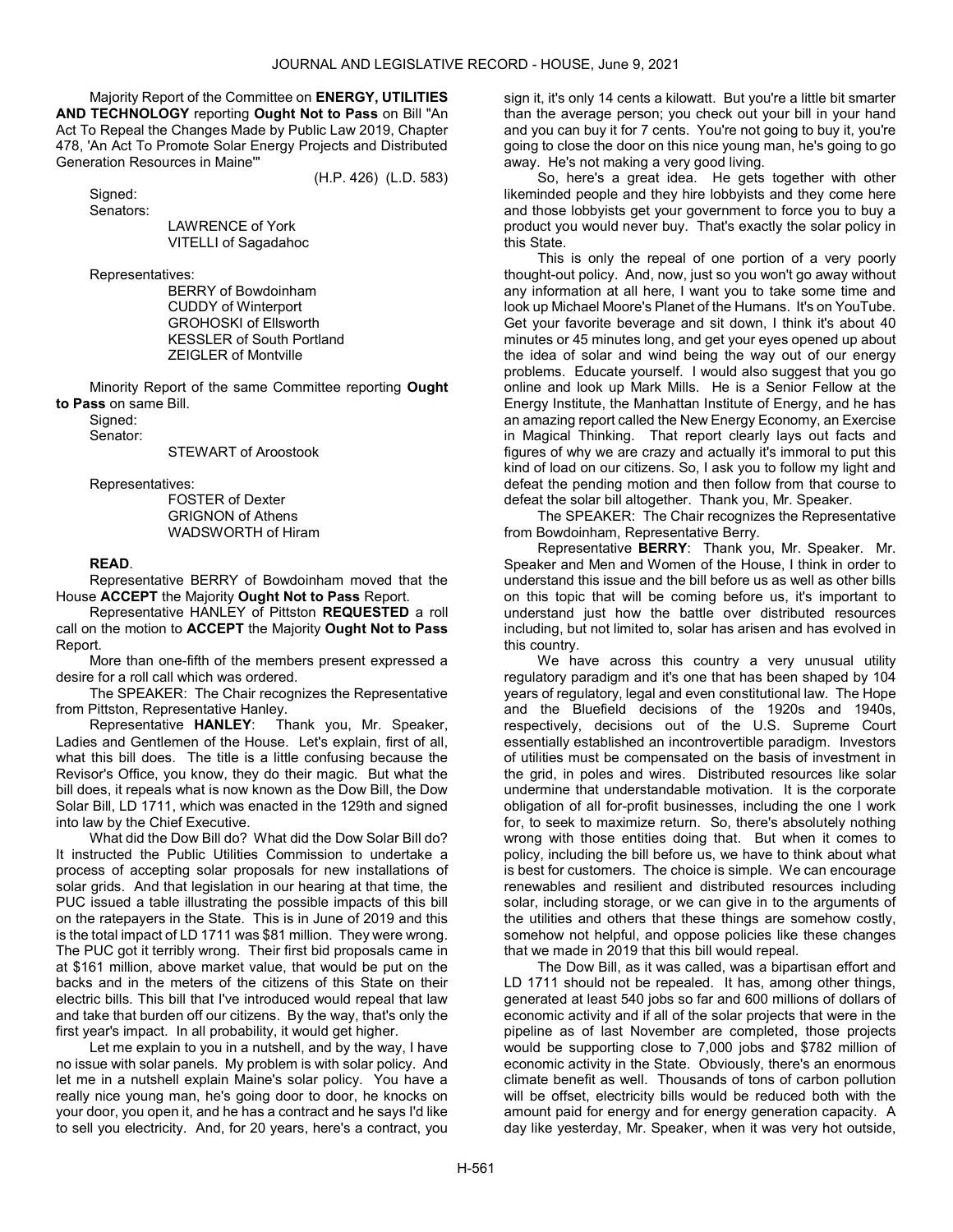Majority Report of the Committee on **ENERGY, UTILITIES AND TECHNOLOGY** reporting **Ought Not to Pass** on Bill "An Act To Repeal the Changes Made by Public Law 2019, Chapter 478, 'An Act To Promote Solar Energy Projects and Distributed Generation Resources in Maine'"

(H.P. 426) (L.D. 583)

Signed:

Senators:

LAWRENCE of York
VITELLI of Sagadahoc

Representatives:

BERRY of Bowdoinham
CUDDY of Winterport
GROHOSKI of Ellsworth
KESSLER of South Portland
ZEIGLER of Montville

Minority Report of the same Committee reporting **Ought to Pass** on same Bill.

Signed:

Senator:

STEWART of Aroostook

Representatives:

FOSTER of Dexter
GRIGNON of Athens
WADSWORTH of Hiram

**READ**.

Representative BERRY of Bowdoinham moved that the House **ACCEPT** the Majority **Ought Not to Pass** Report.

Representative HANLEY of Pittston **REQUESTED** a roll call on the motion to **ACCEPT** the Majority **Ought Not to Pass** Report.

More than one-fifth of the members present expressed a desire for a roll call which was ordered.

The SPEAKER: The Chair recognizes the Representative from Pittston, Representative Hanley.

Representative **HANLEY**: Thank you, Mr. Speaker, Ladies and Gentlemen of the House. Let's explain, first of all, what this bill does. The title is a little confusing because the Revisor's Office, you know, they do their magic. But what the bill does, it repeals what is now known as the Dow Bill, the Dow Solar Bill, LD 1711, which was enacted in the 129th and signed into law by the Chief Executive.

What did the Dow Bill do? What did the Dow Solar Bill do? It instructed the Public Utilities Commission to undertake a process of accepting solar proposals for new installations of solar grids. And that legislation in our hearing at that time, the PUC issued a table illustrating the possible impacts of this bill on the ratepayers in the State. This is in June of 2019 and this is the total impact of LD 1711 was $81 million. They were wrong. The PUC got it terribly wrong. Their first bid proposals came in at $161 million, above market value, that would be put on the backs and in the meters of the citizens of this State on their electric bills. This bill that I've introduced would repeal that law and take that burden off our citizens. By the way, that's only the first year's impact. In all probability, it would get higher.

Let me explain to you in a nutshell, and by the way, I have no issue with solar panels. My problem is with solar policy. And let me in a nutshell explain Maine's solar policy. You have a really nice young man, he's going door to door, he knocks on your door, you open it, and he has a contract and he says I'd like to sell you electricity. And, for 20 years, here's a contract, you sign it, it's only 14 cents a kilowatt. But you're a little bit smarter than the average person; you check out your bill in your hand and you can buy it for 7 cents. You're not going to buy it, you're going to close the door on this nice young man, he's going to go away. He's not making a very good living.

So, here's a great idea. He gets together with other likeminded people and they hire lobbyists and they come here and those lobbyists get your government to force you to buy a product you would never buy. That's exactly the solar policy in this State.

This is only the repeal of one portion of a very poorly thought-out policy. And, now, just so you won't go away without any information at all here, I want you to take some time and look up Michael Moore's Planet of the Humans. It's on YouTube. Get your favorite beverage and sit down, I think it's about 40 minutes or 45 minutes long, and get your eyes opened up about the idea of solar and wind being the way out of our energy problems. Educate yourself. I would also suggest that you go online and look up Mark Mills. He is a Senior Fellow at the Energy Institute, the Manhattan Institute of Energy, and he has an amazing report called the New Energy Economy, an Exercise in Magical Thinking. That report clearly lays out facts and figures of why we are crazy and actually it's immoral to put this kind of load on our citizens. So, I ask you to follow my light and defeat the pending motion and then follow from that course to defeat the solar bill altogether. Thank you, Mr. Speaker.

The SPEAKER: The Chair recognizes the Representative from Bowdoinham, Representative Berry.

Representative **BERRY**: Thank you, Mr. Speaker. Mr. Speaker and Men and Women of the House, I think in order to understand this issue and the bill before us as well as other bills on this topic that will be coming before us, it's important to understand just how the battle over distributed resources including, but not limited to, solar has arisen and has evolved in this country.

We have across this country a very unusual utility regulatory paradigm and it's one that has been shaped by 104 years of regulatory, legal and even constitutional law. The Hope and the Bluefield decisions of the 1920s and 1940s, respectively, decisions out of the U.S. Supreme Court essentially established an incontrovertible paradigm. Investors of utilities must be compensated on the basis of investment in the grid, in poles and wires. Distributed resources like solar undermine that understandable motivation. It is the corporate obligation of all for-profit businesses, including the one I work for, to seek to maximize return. So, there's absolutely nothing wrong with those entities doing that. But when it comes to policy, including the bill before us, we have to think about what is best for customers. The choice is simple. We can encourage renewables and resilient and distributed resources including solar, including storage, or we can give in to the arguments of the utilities and others that these things are somehow costly, somehow not helpful, and oppose policies like these changes that we made in 2019 that this bill would repeal.

The Dow Bill, as it was called, was a bipartisan effort and LD 1711 should not be repealed. It has, among other things, generated at least 540 jobs so far and 600 millions of dollars of economic activity and if all of the solar projects that were in the pipeline as of last November are completed, those projects would be supporting close to 7,000 jobs and $782 million of economic activity in the State. Obviously, there's an enormous climate benefit as well. Thousands of tons of carbon pollution will be offset, electricity bills would be reduced both with the amount paid for energy and for energy generation capacity. A day like yesterday, Mr. Speaker, when it was very hot outside,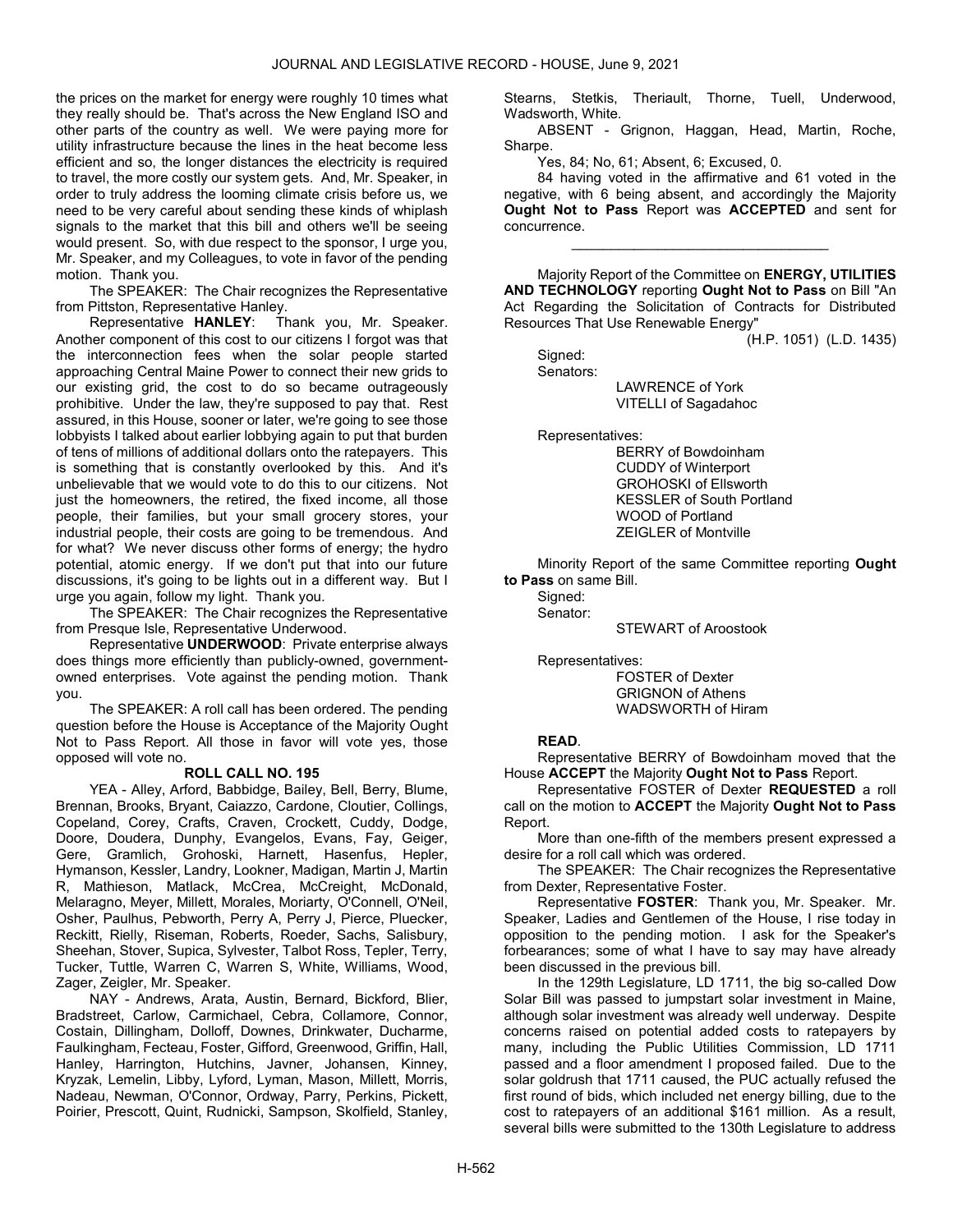the prices on the market for energy were roughly 10 times what they really should be. That's across the New England ISO and other parts of the country as well. We were paying more for utility infrastructure because the lines in the heat become less efficient and so, the longer distances the electricity is required to travel, the more costly our system gets. And, Mr. Speaker, in order to truly address the looming climate crisis before us, we need to be very careful about sending these kinds of whiplash signals to the market that this bill and others we'll be seeing would present. So, with due respect to the sponsor, I urge you, Mr. Speaker, and my Colleagues, to vote in favor of the pending motion. Thank you.

The SPEAKER: The Chair recognizes the Representative from Pittston, Representative Hanley.

Representative **HANLEY**: Thank you, Mr. Speaker. Another component of this cost to our citizens I forgot was that the interconnection fees when the solar people started approaching Central Maine Power to connect their new grids to our existing grid, the cost to do so became outrageously prohibitive. Under the law, they're supposed to pay that. Rest assured, in this House, sooner or later, we're going to see those lobbyists I talked about earlier lobbying again to put that burden of tens of millions of additional dollars onto the ratepayers. This is something that is constantly overlooked by this. And it's unbelievable that we would vote to do this to our citizens. Not just the homeowners, the retired, the fixed income, all those people, their families, but your small grocery stores, your industrial people, their costs are going to be tremendous. And for what? We never discuss other forms of energy; the hydro potential, atomic energy. If we don't put that into our future discussions, it's going to be lights out in a different way. But I urge you again, follow my light. Thank you.

The SPEAKER: The Chair recognizes the Representative from Presque Isle, Representative Underwood.

Representative **UNDERWOOD**: Private enterprise always does things more efficiently than publicly-owned, government-owned enterprises. Vote against the pending motion. Thank you.

The SPEAKER: A roll call has been ordered. The pending question before the House is Acceptance of the Majority Ought Not to Pass Report. All those in favor will vote yes, those opposed will vote no.

**ROLL CALL NO. 195**

YEA - Alley, Arford, Babbidge, Bailey, Bell, Berry, Blume, Brennan, Brooks, Bryant, Caiazzo, Cardone, Cloutier, Collings, Copeland, Corey, Crafts, Craven, Crockett, Cuddy, Dodge, Doore, Doudera, Dunphy, Evangelos, Evans, Fay, Geiger, Gere, Gramlich, Grohoski, Harnett, Hasenfus, Hepler, Hymanson, Kessler, Landry, Lookner, Madigan, Martin J, Martin R, Mathieson, Matlack, McCrea, McCreight, McDonald, Melaragno, Meyer, Millett, Morales, Moriarty, O'Connell, O'Neil, Osher, Paulhus, Pebworth, Perry A, Perry J, Pierce, Pluecker, Reckitt, Rielly, Riseman, Roberts, Roeder, Sachs, Salisbury, Sheehan, Stover, Supica, Sylvester, Talbot Ross, Tepler, Terry, Tucker, Tuttle, Warren C, Warren S, White, Williams, Wood, Zager, Zeigler, Mr. Speaker.

NAY - Andrews, Arata, Austin, Bernard, Bickford, Blier, Bradstreet, Carlow, Carmichael, Cebra, Collamore, Connor, Costain, Dillingham, Dolloff, Downes, Drinkwater, Ducharme, Faulkingham, Fecteau, Foster, Gifford, Greenwood, Griffin, Hall, Hanley, Harrington, Hutchins, Javner, Johansen, Kinney, Kryzak, Lemelin, Libby, Lyford, Lyman, Mason, Millett, Morris, Nadeau, Newman, O'Connor, Ordway, Parry, Perkins, Pickett, Poirier, Prescott, Quint, Rudnicki, Sampson, Skolfield, Stanley, Stearns, Stetkis, Theriault, Thorne, Tuell, Underwood, Wadsworth, White.

ABSENT - Grignon, Haggan, Head, Martin, Roche, Sharpe.

Yes, 84; No, 61; Absent, 6; Excused, 0.

84 having voted in the affirmative and 61 voted in the negative, with 6 being absent, and accordingly the Majority **Ought Not to Pass** Report was **ACCEPTED** and sent for concurrence.

_________________________________

Majority Report of the Committee on **ENERGY, UTILITIES AND TECHNOLOGY** reporting **Ought Not to Pass** on Bill "An Act Regarding the Solicitation of Contracts for Distributed Resources That Use Renewable Energy"

(H.P. 1051) (L.D. 1435)

Signed:

Senators:

LAWRENCE of York
VITELLI of Sagadahoc

Representatives:

BERRY of Bowdoinham
CUDDY of Winterport
GROHOSKI of Ellsworth
KESSLER of South Portland
WOOD of Portland
ZEIGLER of Montville

Minority Report of the same Committee reporting **Ought to Pass** on same Bill.

Signed:

Senator:

STEWART of Aroostook

Representatives:

FOSTER of Dexter
GRIGNON of Athens
WADSWORTH of Hiram

**READ**.

Representative BERRY of Bowdoinham moved that the House **ACCEPT** the Majority **Ought Not to Pass** Report.

Representative FOSTER of Dexter **REQUESTED** a roll call on the motion to **ACCEPT** the Majority **Ought Not to Pass** Report.

More than one-fifth of the members present expressed a desire for a roll call which was ordered.

The SPEAKER: The Chair recognizes the Representative from Dexter, Representative Foster.

Representative **FOSTER**: Thank you, Mr. Speaker. Mr. Speaker, Ladies and Gentlemen of the House, I rise today in opposition to the pending motion. I ask for the Speaker's forbearances; some of what I have to say may have already been discussed in the previous bill.

In the 129th Legislature, LD 1711, the big so-called Dow Solar Bill was passed to jumpstart solar investment in Maine, although solar investment was already well underway. Despite concerns raised on potential added costs to ratepayers by many, including the Public Utilities Commission, LD 1711 passed and a floor amendment I proposed failed. Due to the solar goldrush that 1711 caused, the PUC actually refused the first round of bids, which included net energy billing, due to the cost to ratepayers of an additional $161 million. As a result, several bills were submitted to the 130th Legislature to address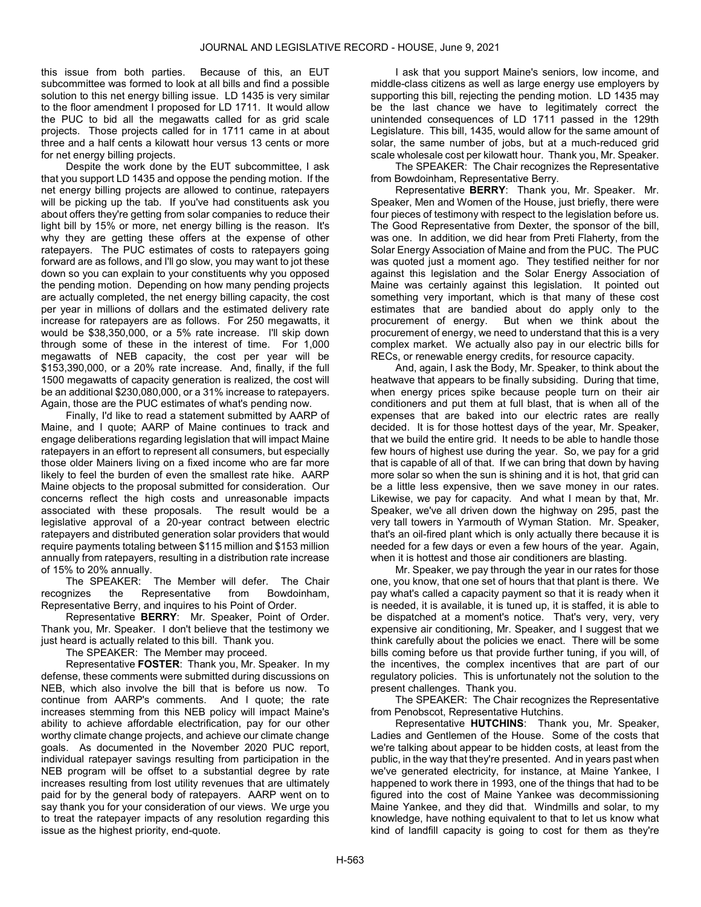this issue from both parties. Because of this, an EUT subcommittee was formed to look at all bills and find a possible solution to this net energy billing issue. LD 1435 is very similar to the floor amendment I proposed for LD 1711. It would allow the PUC to bid all the megawatts called for as grid scale projects. Those projects called for in 1711 came in at about three and a half cents a kilowatt hour versus 13 cents or more for net energy billing projects.

Despite the work done by the EUT subcommittee, I ask that you support LD 1435 and oppose the pending motion. If the net energy billing projects are allowed to continue, ratepayers will be picking up the tab. If you've had constituents ask you about offers they're getting from solar companies to reduce their light bill by 15% or more, net energy billing is the reason. It's why they are getting these offers at the expense of other ratepayers. The PUC estimates of costs to ratepayers going forward are as follows, and I'll go slow, you may want to jot these down so you can explain to your constituents why you opposed the pending motion. Depending on how many pending projects are actually completed, the net energy billing capacity, the cost per year in millions of dollars and the estimated delivery rate increase for ratepayers are as follows. For 250 megawatts, it would be $38,350,000, or a 5% rate increase. I'll skip down through some of these in the interest of time. For 1,000 megawatts of NEB capacity, the cost per year will be $153,390,000, or a 20% rate increase. And, finally, if the full 1500 megawatts of capacity generation is realized, the cost will be an additional $230,080,000, or a 31% increase to ratepayers. Again, those are the PUC estimates of what's pending now.

Finally, I'd like to read a statement submitted by AARP of Maine, and I quote; AARP of Maine continues to track and engage deliberations regarding legislation that will impact Maine ratepayers in an effort to represent all consumers, but especially those older Mainers living on a fixed income who are far more likely to feel the burden of even the smallest rate hike. AARP Maine objects to the proposal submitted for consideration. Our concerns reflect the high costs and unreasonable impacts associated with these proposals. The result would be a legislative approval of a 20-year contract between electric ratepayers and distributed generation solar providers that would require payments totaling between $115 million and $153 million annually from ratepayers, resulting in a distribution rate increase of 15% to 20% annually.

The SPEAKER: The Member will defer. The Chair recognizes the Representative from Bowdoinham, Representative Berry, and inquires to his Point of Order.

Representative **BERRY**: Mr. Speaker, Point of Order. Thank you, Mr. Speaker. I don't believe that the testimony we just heard is actually related to this bill. Thank you.

The SPEAKER: The Member may proceed.

Representative **FOSTER**: Thank you, Mr. Speaker. In my defense, these comments were submitted during discussions on NEB, which also involve the bill that is before us now. To continue from AARP's comments. And I quote; the rate increases stemming from this NEB policy will impact Maine's ability to achieve affordable electrification, pay for our other worthy climate change projects, and achieve our climate change goals. As documented in the November 2020 PUC report, individual ratepayer savings resulting from participation in the NEB program will be offset to a substantial degree by rate increases resulting from lost utility revenues that are ultimately paid for by the general body of ratepayers. AARP went on to say thank you for your consideration of our views. We urge you to treat the ratepayer impacts of any resolution regarding this issue as the highest priority, end-quote.

I ask that you support Maine's seniors, low income, and middle-class citizens as well as large energy use employers by supporting this bill, rejecting the pending motion. LD 1435 may be the last chance we have to legitimately correct the unintended consequences of LD 1711 passed in the 129th Legislature. This bill, 1435, would allow for the same amount of solar, the same number of jobs, but at a much-reduced grid scale wholesale cost per kilowatt hour. Thank you, Mr. Speaker.

The SPEAKER: The Chair recognizes the Representative from Bowdoinham, Representative Berry.

Representative **BERRY**: Thank you, Mr. Speaker. Mr. Speaker, Men and Women of the House, just briefly, there were four pieces of testimony with respect to the legislation before us. The Good Representative from Dexter, the sponsor of the bill, was one. In addition, we did hear from Preti Flaherty, from the Solar Energy Association of Maine and from the PUC. The PUC was quoted just a moment ago. They testified neither for nor against this legislation and the Solar Energy Association of Maine was certainly against this legislation. It pointed out something very important, which is that many of these cost estimates that are bandied about do apply only to the procurement of energy. But when we think about the procurement of energy, we need to understand that this is a very complex market. We actually also pay in our electric bills for RECs, or renewable energy credits, for resource capacity.

And, again, I ask the Body, Mr. Speaker, to think about the heatwave that appears to be finally subsiding. During that time, when energy prices spike because people turn on their air conditioners and put them at full blast, that is when all of the expenses that are baked into our electric rates are really decided. It is for those hottest days of the year, Mr. Speaker, that we build the entire grid. It needs to be able to handle those few hours of highest use during the year. So, we pay for a grid that is capable of all of that. If we can bring that down by having more solar so when the sun is shining and it is hot, that grid can be a little less expensive, then we save money in our rates. Likewise, we pay for capacity. And what I mean by that, Mr. Speaker, we've all driven down the highway on 295, past the very tall towers in Yarmouth of Wyman Station. Mr. Speaker, that's an oil-fired plant which is only actually there because it is needed for a few days or even a few hours of the year. Again, when it is hottest and those air conditioners are blasting.

Mr. Speaker, we pay through the year in our rates for those one, you know, that one set of hours that that plant is there. We pay what's called a capacity payment so that it is ready when it is needed, it is available, it is tuned up, it is staffed, it is able to be dispatched at a moment's notice. That's very, very, very expensive air conditioning, Mr. Speaker, and I suggest that we think carefully about the policies we enact. There will be some bills coming before us that provide further tuning, if you will, of the incentives, the complex incentives that are part of our regulatory policies. This is unfortunately not the solution to the present challenges. Thank you.

The SPEAKER: The Chair recognizes the Representative from Penobscot, Representative Hutchins.

Representative **HUTCHINS**: Thank you, Mr. Speaker, Ladies and Gentlemen of the House. Some of the costs that we're talking about appear to be hidden costs, at least from the public, in the way that they're presented. And in years past when we've generated electricity, for instance, at Maine Yankee, I happened to work there in 1993, one of the things that had to be figured into the cost of Maine Yankee was decommissioning Maine Yankee, and they did that. Windmills and solar, to my knowledge, have nothing equivalent to that to let us know what kind of landfill capacity is going to cost for them as they're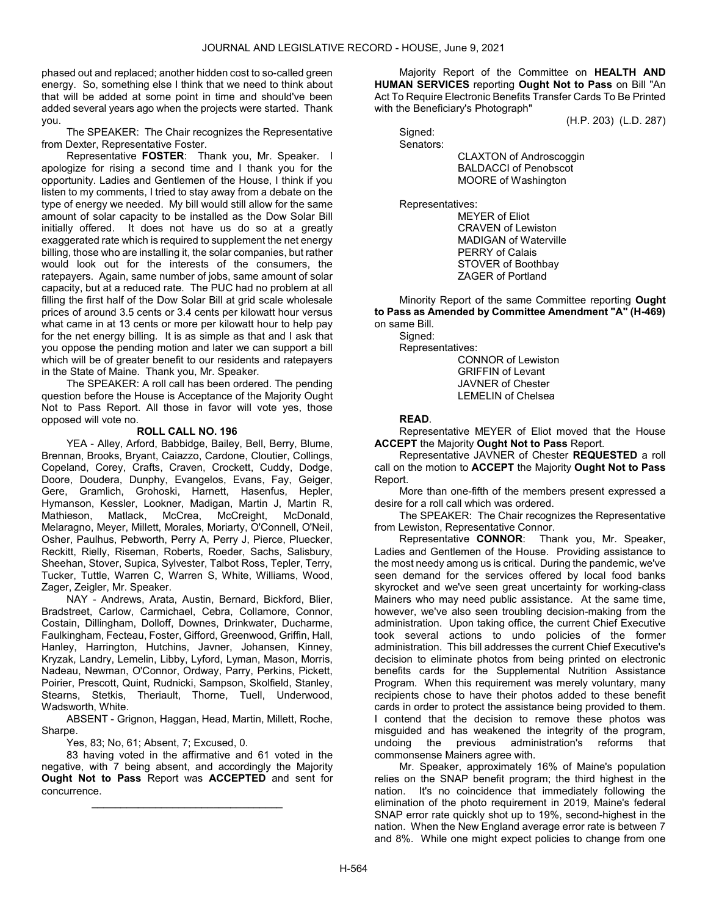phased out and replaced; another hidden cost to so-called green energy. So, something else I think that we need to think about that will be added at some point in time and should've been added several years ago when the projects were started. Thank you.

The SPEAKER: The Chair recognizes the Representative from Dexter, Representative Foster.

Representative **FOSTER**: Thank you, Mr. Speaker. I apologize for rising a second time and I thank you for the opportunity. Ladies and Gentlemen of the House, I think if you listen to my comments, I tried to stay away from a debate on the type of energy we needed. My bill would still allow for the same amount of solar capacity to be installed as the Dow Solar Bill initially offered. It does not have us do so at a greatly exaggerated rate which is required to supplement the net energy billing, those who are installing it, the solar companies, but rather would look out for the interests of the consumers, the ratepayers. Again, same number of jobs, same amount of solar capacity, but at a reduced rate. The PUC had no problem at all filling the first half of the Dow Solar Bill at grid scale wholesale prices of around 3.5 cents or 3.4 cents per kilowatt hour versus what came in at 13 cents or more per kilowatt hour to help pay for the net energy billing. It is as simple as that and I ask that you oppose the pending motion and later we can support a bill which will be of greater benefit to our residents and ratepayers in the State of Maine. Thank you, Mr. Speaker.

The SPEAKER: A roll call has been ordered. The pending question before the House is Acceptance of the Majority Ought Not to Pass Report. All those in favor will vote yes, those opposed will vote no.

**ROLL CALL NO. 196**

YEA - Alley, Arford, Babbidge, Bailey, Bell, Berry, Blume, Brennan, Brooks, Bryant, Caiazzo, Cardone, Cloutier, Collings, Copeland, Corey, Crafts, Craven, Crockett, Cuddy, Dodge, Doore, Doudera, Dunphy, Evangelos, Evans, Fay, Geiger, Gere, Gramlich, Grohoski, Harnett, Hasenfus, Hepler, Hymanson, Kessler, Lookner, Madigan, Martin J, Martin R, Mathieson, Matlack, McCrea, McCreight, McDonald, Melaragno, Meyer, Millett, Morales, Moriarty, O'Connell, O'Neil, Osher, Paulhus, Pebworth, Perry A, Perry J, Pierce, Pluecker, Reckitt, Rielly, Riseman, Roberts, Roeder, Sachs, Salisbury, Sheehan, Stover, Supica, Sylvester, Talbot Ross, Tepler, Terry, Tucker, Tuttle, Warren C, Warren S, White, Williams, Wood, Zager, Zeigler, Mr. Speaker.

NAY - Andrews, Arata, Austin, Bernard, Bickford, Blier, Bradstreet, Carlow, Carmichael, Cebra, Collamore, Connor, Costain, Dillingham, Dolloff, Downes, Drinkwater, Ducharme, Faulkingham, Fecteau, Foster, Gifford, Greenwood, Griffin, Hall, Hanley, Harrington, Hutchins, Javner, Johansen, Kinney, Kryzak, Landry, Lemelin, Libby, Lyford, Lyman, Mason, Morris, Nadeau, Newman, O'Connor, Ordway, Parry, Perkins, Pickett, Poirier, Prescott, Quint, Rudnicki, Sampson, Skolfield, Stanley, Stearns, Stetkis, Theriault, Thorne, Tuell, Underwood, Wadsworth, White.

ABSENT - Grignon, Haggan, Head, Martin, Millett, Roche, Sharpe.

Yes, 83; No, 61; Absent, 7; Excused, 0.

83 having voted in the affirmative and 61 voted in the negative, with 7 being absent, and accordingly the Majority **Ought Not to Pass** Report was **ACCEPTED** and sent for concurrence.

---

Majority Report of the Committee on **HEALTH AND HUMAN SERVICES** reporting **Ought Not to Pass** on Bill "An Act To Require Electronic Benefits Transfer Cards To Be Printed with the Beneficiary's Photograph"

(H.P. 203) (L.D. 287)

Signed:

Senators:

CLAXTON of Androscoggin
BALDACCI of Penobscot
MOORE of Washington

Representatives:

MEYER of Eliot
CRAVEN of Lewiston
MADIGAN of Waterville
PERRY of Calais
STOVER of Boothbay
ZAGER of Portland

Minority Report of the same Committee reporting **Ought to Pass as Amended by Committee Amendment "A" (H-469)** on same Bill.

Signed:

Representatives:

CONNOR of Lewiston
GRIFFIN of Levant
JAVNER of Chester
LEMELIN of Chelsea

**READ**.

Representative MEYER of Eliot moved that the House **ACCEPT** the Majority **Ought Not to Pass** Report.

Representative JAVNER of Chester **REQUESTED** a roll call on the motion to **ACCEPT** the Majority **Ought Not to Pass** Report.

More than one-fifth of the members present expressed a desire for a roll call which was ordered.

The SPEAKER: The Chair recognizes the Representative from Lewiston, Representative Connor.

Representative **CONNOR**: Thank you, Mr. Speaker, Ladies and Gentlemen of the House. Providing assistance to the most needy among us is critical. During the pandemic, we've seen demand for the services offered by local food banks skyrocket and we've seen great uncertainty for working-class Mainers who may need public assistance. At the same time, however, we've also seen troubling decision-making from the administration. Upon taking office, the current Chief Executive took several actions to undo policies of the former administration. This bill addresses the current Chief Executive's decision to eliminate photos from being printed on electronic benefits cards for the Supplemental Nutrition Assistance Program. When this requirement was merely voluntary, many recipients chose to have their photos added to these benefit cards in order to protect the assistance being provided to them. I contend that the decision to remove these photos was misguided and has weakened the integrity of the program, undoing the previous administration's reforms that commonsense Mainers agree with.

Mr. Speaker, approximately 16% of Maine's population relies on the SNAP benefit program; the third highest in the nation. It's no coincidence that immediately following the elimination of the photo requirement in 2019, Maine's federal SNAP error rate quickly shot up to 19%, second-highest in the nation. When the New England average error rate is between 7 and 8%. While one might expect policies to change from one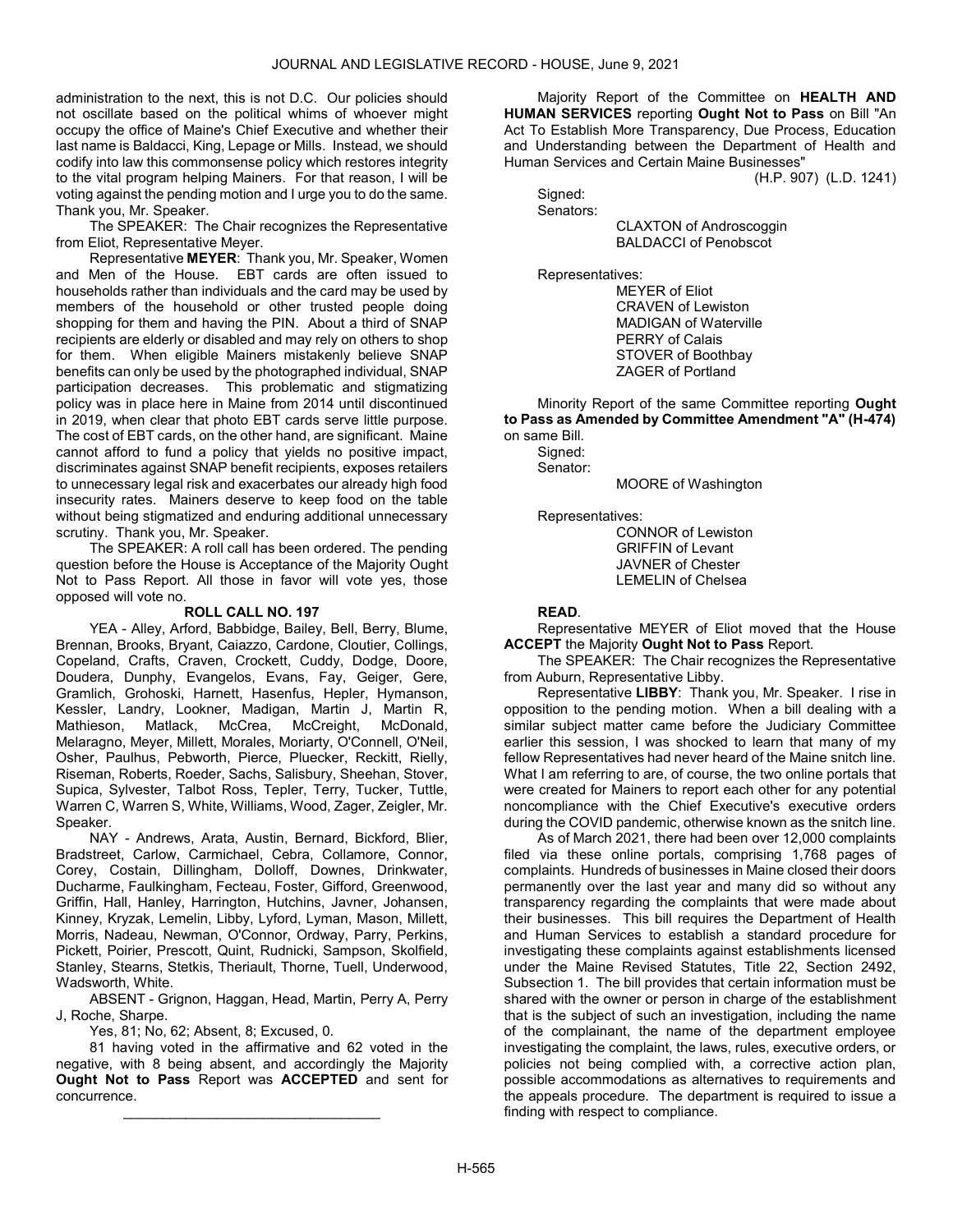administration to the next, this is not D.C. Our policies should not oscillate based on the political whims of whoever might occupy the office of Maine's Chief Executive and whether their last name is Baldacci, King, Lepage or Mills. Instead, we should codify into law this commonsense policy which restores integrity to the vital program helping Mainers. For that reason, I will be voting against the pending motion and I urge you to do the same. Thank you, Mr. Speaker.

The SPEAKER: The Chair recognizes the Representative from Eliot, Representative Meyer.

Representative **MEYER**: Thank you, Mr. Speaker, Women and Men of the House. EBT cards are often issued to households rather than individuals and the card may be used by members of the household or other trusted people doing shopping for them and having the PIN. About a third of SNAP recipients are elderly or disabled and may rely on others to shop for them. When eligible Mainers mistakenly believe SNAP benefits can only be used by the photographed individual, SNAP participation decreases. This problematic and stigmatizing policy was in place here in Maine from 2014 until discontinued in 2019, when clear that photo EBT cards serve little purpose. The cost of EBT cards, on the other hand, are significant. Maine cannot afford to fund a policy that yields no positive impact, discriminates against SNAP benefit recipients, exposes retailers to unnecessary legal risk and exacerbates our already high food insecurity rates. Mainers deserve to keep food on the table without being stigmatized and enduring additional unnecessary scrutiny. Thank you, Mr. Speaker.

The SPEAKER: A roll call has been ordered. The pending question before the House is Acceptance of the Majority Ought Not to Pass Report. All those in favor will vote yes, those opposed will vote no.

**ROLL CALL NO. 197**

YEA - Alley, Arford, Babbidge, Bailey, Bell, Berry, Blume, Brennan, Brooks, Bryant, Caiazzo, Cardone, Cloutier, Collings, Copeland, Crafts, Craven, Crockett, Cuddy, Dodge, Doore, Doudera, Dunphy, Evangelos, Evans, Fay, Geiger, Gere, Gramlich, Grohoski, Harnett, Hasenfus, Hepler, Hymanson, Kessler, Landry, Lookner, Madigan, Martin J, Martin R, Mathieson, Matlack, McCrea, McCreight, McDonald, Melaragno, Meyer, Millett, Morales, Moriarty, O'Connell, O'Neil, Osher, Paulhus, Pebworth, Pierce, Pluecker, Reckitt, Rielly, Riseman, Roberts, Roeder, Sachs, Salisbury, Sheehan, Stover, Supica, Sylvester, Talbot Ross, Tepler, Terry, Tucker, Tuttle, Warren C, Warren S, White, Williams, Wood, Zager, Zeigler, Mr. Speaker.

NAY - Andrews, Arata, Austin, Bernard, Bickford, Blier, Bradstreet, Carlow, Carmichael, Cebra, Collamore, Connor, Corey, Costain, Dillingham, Dolloff, Downes, Drinkwater, Ducharme, Faulkingham, Fecteau, Foster, Gifford, Greenwood, Griffin, Hall, Hanley, Harrington, Hutchins, Javner, Johansen, Kinney, Kryzak, Lemelin, Libby, Lyford, Lyman, Mason, Millett, Morris, Nadeau, Newman, O'Connor, Ordway, Parry, Perkins, Pickett, Poirier, Prescott, Quint, Rudnicki, Sampson, Skolfield, Stanley, Stearns, Stetkis, Theriault, Thorne, Tuell, Underwood, Wadsworth, White.

ABSENT - Grignon, Haggan, Head, Martin, Perry A, Perry J, Roche, Sharpe.

Yes, 81; No, 62; Absent, 8; Excused, 0.

81 having voted in the affirmative and 62 voted in the negative, with 8 being absent, and accordingly the Majority **Ought Not to Pass** Report was **ACCEPTED** and sent for concurrence.

\_\_\_\_\_\_\_\_\_\_\_\_\_\_\_\_\_\_\_\_\_\_\_\_\_\_\_\_\_\_\_\_\_

Majority Report of the Committee on **HEALTH AND HUMAN SERVICES** reporting **Ought Not to Pass** on Bill "An Act To Establish More Transparency, Due Process, Education and Understanding between the Department of Health and Human Services and Certain Maine Businesses"

(H.P. 907) (L.D. 1241)

Signed:

Senators:

CLAXTON of Androscoggin
BALDACCI of Penobscot

Representatives:

MEYER of Eliot
CRAVEN of Lewiston
MADIGAN of Waterville
PERRY of Calais
STOVER of Boothbay
ZAGER of Portland

Minority Report of the same Committee reporting **Ought to Pass as Amended by Committee Amendment "A" (H-474)** on same Bill.

Signed:

Senator:

MOORE of Washington

Representatives:

CONNOR of Lewiston
GRIFFIN of Levant
JAVNER of Chester
LEMELIN of Chelsea

**READ**.

Representative MEYER of Eliot moved that the House **ACCEPT** the Majority **Ought Not to Pass** Report.

The SPEAKER: The Chair recognizes the Representative from Auburn, Representative Libby.

Representative **LIBBY**: Thank you, Mr. Speaker. I rise in opposition to the pending motion. When a bill dealing with a similar subject matter came before the Judiciary Committee earlier this session, I was shocked to learn that many of my fellow Representatives had never heard of the Maine snitch line. What I am referring to are, of course, the two online portals that were created for Mainers to report each other for any potential noncompliance with the Chief Executive's executive orders during the COVID pandemic, otherwise known as the snitch line.

As of March 2021, there had been over 12,000 complaints filed via these online portals, comprising 1,768 pages of complaints. Hundreds of businesses in Maine closed their doors permanently over the last year and many did so without any transparency regarding the complaints that were made about their businesses. This bill requires the Department of Health and Human Services to establish a standard procedure for investigating these complaints against establishments licensed under the Maine Revised Statutes, Title 22, Section 2492, Subsection 1. The bill provides that certain information must be shared with the owner or person in charge of the establishment that is the subject of such an investigation, including the name of the complainant, the name of the department employee investigating the complaint, the laws, rules, executive orders, or policies not being complied with, a corrective action plan, possible accommodations as alternatives to requirements and the appeals procedure. The department is required to issue a finding with respect to compliance.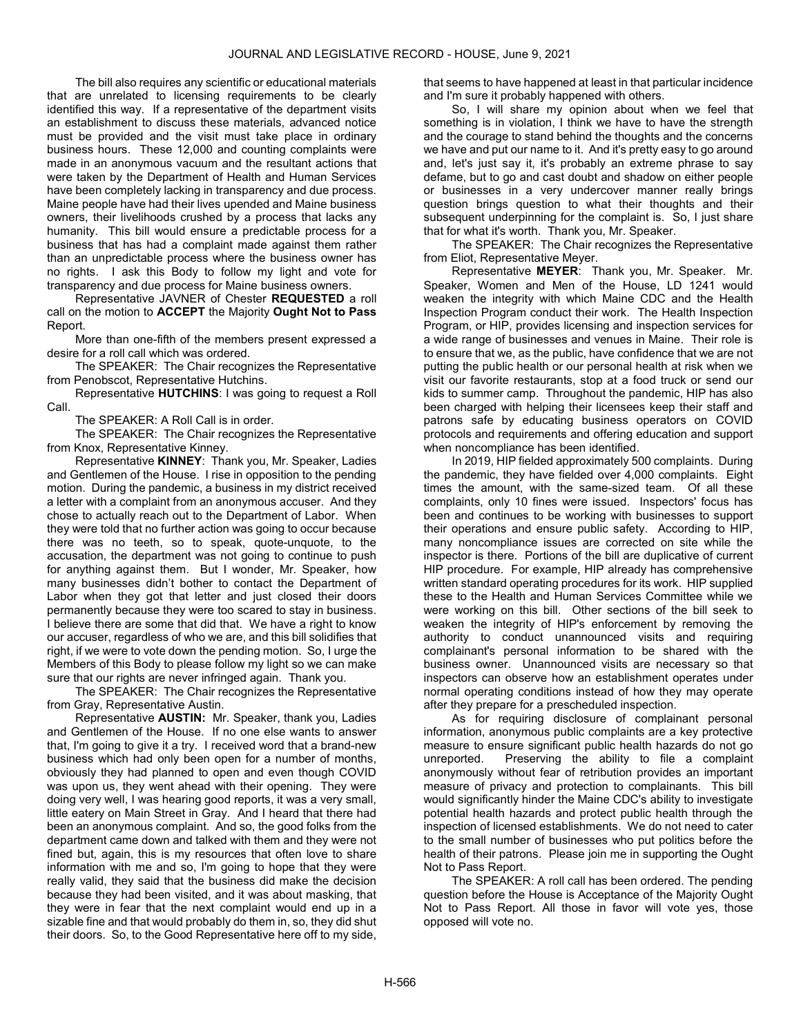The bill also requires any scientific or educational materials that are unrelated to licensing requirements to be clearly identified this way. If a representative of the department visits an establishment to discuss these materials, advanced notice must be provided and the visit must take place in ordinary business hours. These 12,000 and counting complaints were made in an anonymous vacuum and the resultant actions that were taken by the Department of Health and Human Services have been completely lacking in transparency and due process. Maine people have had their lives upended and Maine business owners, their livelihoods crushed by a process that lacks any humanity. This bill would ensure a predictable process for a business that has had a complaint made against them rather than an unpredictable process where the business owner has no rights. I ask this Body to follow my light and vote for transparency and due process for Maine business owners.

Representative JAVNER of Chester **REQUESTED** a roll call on the motion to **ACCEPT** the Majority **Ought Not to Pass** Report.

More than one-fifth of the members present expressed a desire for a roll call which was ordered.

The SPEAKER: The Chair recognizes the Representative from Penobscot, Representative Hutchins.

Representative **HUTCHINS**: I was going to request a Roll Call.

The SPEAKER: A Roll Call is in order.

The SPEAKER: The Chair recognizes the Representative from Knox, Representative Kinney.

Representative **KINNEY**: Thank you, Mr. Speaker, Ladies and Gentlemen of the House. I rise in opposition to the pending motion. During the pandemic, a business in my district received a letter with a complaint from an anonymous accuser. And they chose to actually reach out to the Department of Labor. When they were told that no further action was going to occur because there was no teeth, so to speak, quote-unquote, to the accusation, the department was not going to continue to push for anything against them. But I wonder, Mr. Speaker, how many businesses didn't bother to contact the Department of Labor when they got that letter and just closed their doors permanently because they were too scared to stay in business. I believe there are some that did that. We have a right to know our accuser, regardless of who we are, and this bill solidifies that right, if we were to vote down the pending motion. So, I urge the Members of this Body to please follow my light so we can make sure that our rights are never infringed again. Thank you.

The SPEAKER: The Chair recognizes the Representative from Gray, Representative Austin.

Representative **AUSTIN:** Mr. Speaker, thank you, Ladies and Gentlemen of the House. If no one else wants to answer that, I'm going to give it a try. I received word that a brand-new business which had only been open for a number of months, obviously they had planned to open and even though COVID was upon us, they went ahead with their opening. They were doing very well, I was hearing good reports, it was a very small, little eatery on Main Street in Gray. And I heard that there had been an anonymous complaint. And so, the good folks from the department came down and talked with them and they were not fined but, again, this is my resources that often love to share information with me and so, I'm going to hope that they were really valid, they said that the business did make the decision because they had been visited, and it was about masking, that they were in fear that the next complaint would end up in a sizable fine and that would probably do them in, so, they did shut their doors. So, to the Good Representative here off to my side, that seems to have happened at least in that particular incidence and I'm sure it probably happened with others.

So, I will share my opinion about when we feel that something is in violation, I think we have to have the strength and the courage to stand behind the thoughts and the concerns we have and put our name to it. And it's pretty easy to go around and, let's just say it, it's probably an extreme phrase to say defame, but to go and cast doubt and shadow on either people or businesses in a very undercover manner really brings question brings question to what their thoughts and their subsequent underpinning for the complaint is. So, I just share that for what it's worth. Thank you, Mr. Speaker.

The SPEAKER: The Chair recognizes the Representative from Eliot, Representative Meyer.

Representative **MEYER**: Thank you, Mr. Speaker. Mr. Speaker, Women and Men of the House, LD 1241 would weaken the integrity with which Maine CDC and the Health Inspection Program conduct their work. The Health Inspection Program, or HIP, provides licensing and inspection services for a wide range of businesses and venues in Maine. Their role is to ensure that we, as the public, have confidence that we are not putting the public health or our personal health at risk when we visit our favorite restaurants, stop at a food truck or send our kids to summer camp. Throughout the pandemic, HIP has also been charged with helping their licensees keep their staff and patrons safe by educating business operators on COVID protocols and requirements and offering education and support when noncompliance has been identified.

In 2019, HIP fielded approximately 500 complaints. During the pandemic, they have fielded over 4,000 complaints. Eight times the amount, with the same-sized team. Of all these complaints, only 10 fines were issued. Inspectors' focus has been and continues to be working with businesses to support their operations and ensure public safety. According to HIP, many noncompliance issues are corrected on site while the inspector is there. Portions of the bill are duplicative of current HIP procedure. For example, HIP already has comprehensive written standard operating procedures for its work. HIP supplied these to the Health and Human Services Committee while we were working on this bill. Other sections of the bill seek to weaken the integrity of HIP's enforcement by removing the authority to conduct unannounced visits and requiring complainant's personal information to be shared with the business owner. Unannounced visits are necessary so that inspectors can observe how an establishment operates under normal operating conditions instead of how they may operate after they prepare for a prescheduled inspection.

As for requiring disclosure of complainant personal information, anonymous public complaints are a key protective measure to ensure significant public health hazards do not go unreported. Preserving the ability to file a complaint anonymously without fear of retribution provides an important measure of privacy and protection to complainants. This bill would significantly hinder the Maine CDC's ability to investigate potential health hazards and protect public health through the inspection of licensed establishments. We do not need to cater to the small number of businesses who put politics before the health of their patrons. Please join me in supporting the Ought Not to Pass Report.

The SPEAKER: A roll call has been ordered. The pending question before the House is Acceptance of the Majority Ought Not to Pass Report. All those in favor will vote yes, those opposed will vote no.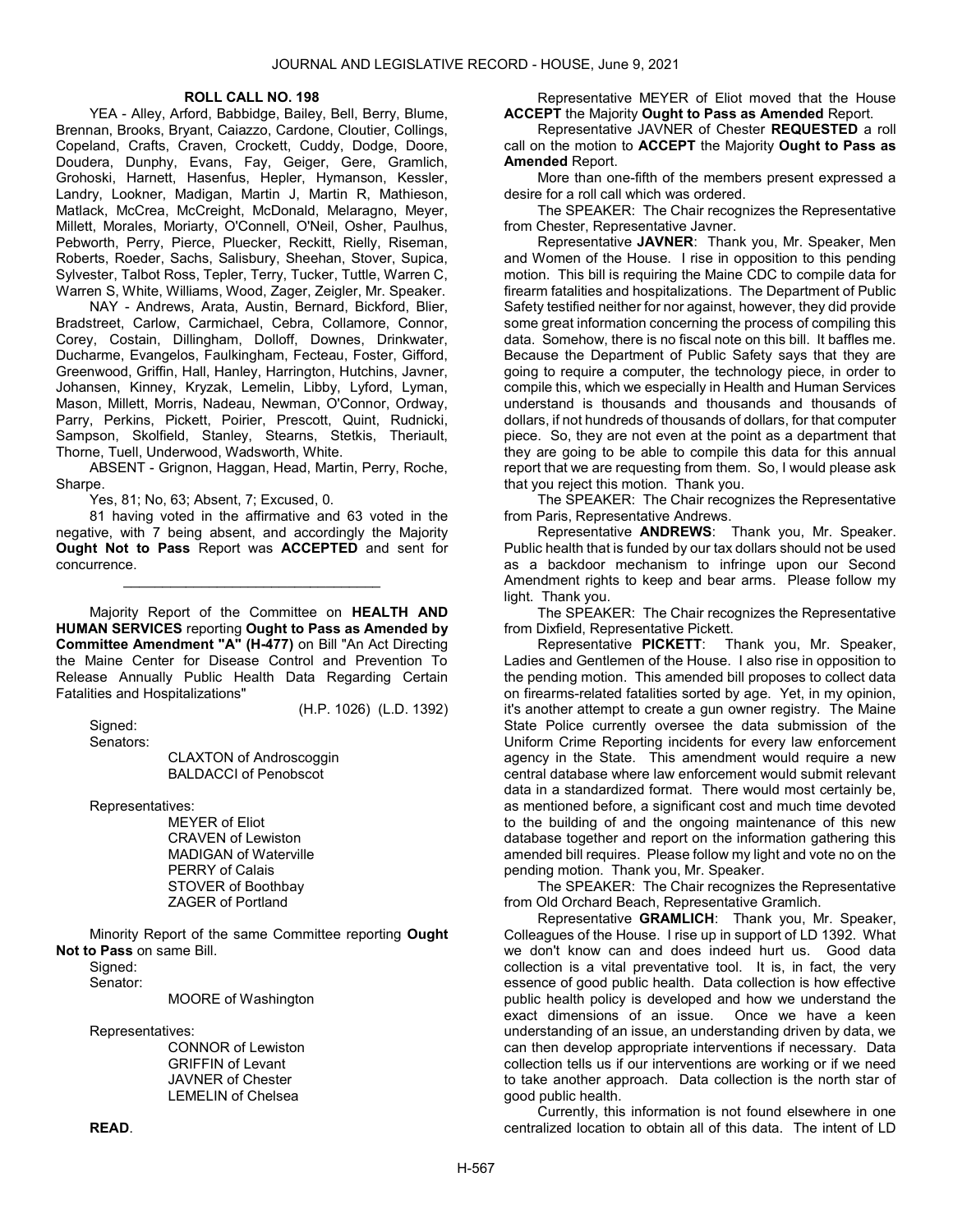**ROLL CALL NO. 198**

YEA - Alley, Arford, Babbidge, Bailey, Bell, Berry, Blume, Brennan, Brooks, Bryant, Caiazzo, Cardone, Cloutier, Collings, Copeland, Crafts, Craven, Crockett, Cuddy, Dodge, Doore, Doudera, Dunphy, Evans, Fay, Geiger, Gere, Gramlich, Grohoski, Harnett, Hasenfus, Hepler, Hymanson, Kessler, Landry, Lookner, Madigan, Martin J, Martin R, Mathieson, Matlack, McCrea, McCreight, McDonald, Melaragno, Meyer, Millett, Morales, Moriarty, O'Connell, O'Neil, Osher, Paulhus, Pebworth, Perry, Pierce, Pluecker, Reckitt, Rielly, Riseman, Roberts, Roeder, Sachs, Salisbury, Sheehan, Stover, Supica, Sylvester, Talbot Ross, Tepler, Terry, Tucker, Tuttle, Warren C, Warren S, White, Williams, Wood, Zager, Zeigler, Mr. Speaker.

NAY - Andrews, Arata, Austin, Bernard, Bickford, Blier, Bradstreet, Carlow, Carmichael, Cebra, Collamore, Connor, Corey, Costain, Dillingham, Dolloff, Downes, Drinkwater, Ducharme, Evangelos, Faulkingham, Fecteau, Foster, Gifford, Greenwood, Griffin, Hall, Hanley, Harrington, Hutchins, Javner, Johansen, Kinney, Kryzak, Lemelin, Libby, Lyford, Lyman, Mason, Millett, Morris, Nadeau, Newman, O'Connor, Ordway, Parry, Perkins, Pickett, Poirier, Prescott, Quint, Rudnicki, Sampson, Skolfield, Stanley, Stearns, Stetkis, Theriault, Thorne, Tuell, Underwood, Wadsworth, White.

ABSENT - Grignon, Haggan, Head, Martin, Perry, Roche, Sharpe.

Yes, 81; No, 63; Absent, 7; Excused, 0.

81 having voted in the affirmative and 63 voted in the negative, with 7 being absent, and accordingly the Majority **Ought Not to Pass** Report was **ACCEPTED** and sent for concurrence.

---

Majority Report of the Committee on **HEALTH AND HUMAN SERVICES** reporting **Ought to Pass as Amended by Committee Amendment "A" (H-477)** on Bill "An Act Directing the Maine Center for Disease Control and Prevention To Release Annually Public Health Data Regarding Certain Fatalities and Hospitalizations"

(H.P. 1026) (L.D. 1392)

Signed:
Senators:

CLAXTON of Androscoggin
BALDACCI of Penobscot

Representatives:

MEYER of Eliot
CRAVEN of Lewiston
MADIGAN of Waterville
PERRY of Calais
STOVER of Boothbay
ZAGER of Portland

Minority Report of the same Committee reporting **Ought Not to Pass** on same Bill.

Signed:
Senator:

MOORE of Washington

Representatives:

CONNOR of Lewiston
GRIFFIN of Levant
JAVNER of Chester
LEMELIN of Chelsea

**READ**.

Representative MEYER of Eliot moved that the House **ACCEPT** the Majority **Ought to Pass as Amended** Report.

Representative JAVNER of Chester **REQUESTED** a roll call on the motion to **ACCEPT** the Majority **Ought to Pass as Amended** Report.

More than one-fifth of the members present expressed a desire for a roll call which was ordered.

The SPEAKER: The Chair recognizes the Representative from Chester, Representative Javner.

Representative **JAVNER**: Thank you, Mr. Speaker, Men and Women of the House. I rise in opposition to this pending motion. This bill is requiring the Maine CDC to compile data for firearm fatalities and hospitalizations. The Department of Public Safety testified neither for nor against, however, they did provide some great information concerning the process of compiling this data. Somehow, there is no fiscal note on this bill. It baffles me. Because the Department of Public Safety says that they are going to require a computer, the technology piece, in order to compile this, which we especially in Health and Human Services understand is thousands and thousands and thousands of dollars, if not hundreds of thousands of dollars, for that computer piece. So, they are not even at the point as a department that they are going to be able to compile this data for this annual report that we are requesting from them. So, I would please ask that you reject this motion. Thank you.

The SPEAKER: The Chair recognizes the Representative from Paris, Representative Andrews.

Representative **ANDREWS**: Thank you, Mr. Speaker. Public health that is funded by our tax dollars should not be used as a backdoor mechanism to infringe upon our Second Amendment rights to keep and bear arms. Please follow my light. Thank you.

The SPEAKER: The Chair recognizes the Representative from Dixfield, Representative Pickett.

Representative **PICKETT**: Thank you, Mr. Speaker, Ladies and Gentlemen of the House. I also rise in opposition to the pending motion. This amended bill proposes to collect data on firearms-related fatalities sorted by age. Yet, in my opinion, it's another attempt to create a gun owner registry. The Maine State Police currently oversee the data submission of the Uniform Crime Reporting incidents for every law enforcement agency in the State. This amendment would require a new central database where law enforcement would submit relevant data in a standardized format. There would most certainly be, as mentioned before, a significant cost and much time devoted to the building of and the ongoing maintenance of this new database together and report on the information gathering this amended bill requires. Please follow my light and vote no on the pending motion. Thank you, Mr. Speaker.

The SPEAKER: The Chair recognizes the Representative from Old Orchard Beach, Representative Gramlich.

Representative **GRAMLICH**: Thank you, Mr. Speaker, Colleagues of the House. I rise up in support of LD 1392. What we don't know can and does indeed hurt us. Good data collection is a vital preventative tool. It is, in fact, the very essence of good public health. Data collection is how effective public health policy is developed and how we understand the exact dimensions of an issue. Once we have a keen understanding of an issue, an understanding driven by data, we can then develop appropriate interventions if necessary. Data collection tells us if our interventions are working or if we need to take another approach. Data collection is the north star of good public health.

Currently, this information is not found elsewhere in one centralized location to obtain all of this data. The intent of LD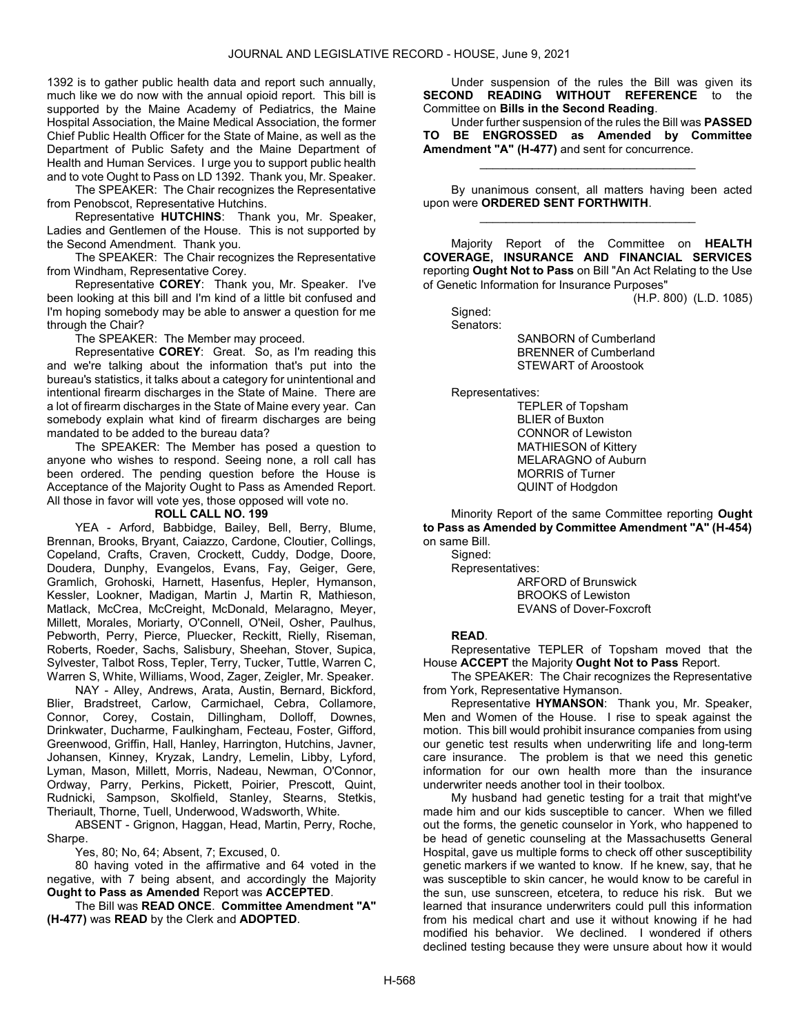1392 is to gather public health data and report such annually, much like we do now with the annual opioid report. This bill is supported by the Maine Academy of Pediatrics, the Maine Hospital Association, the Maine Medical Association, the former Chief Public Health Officer for the State of Maine, as well as the Department of Public Safety and the Maine Department of Health and Human Services. I urge you to support public health and to vote Ought to Pass on LD 1392. Thank you, Mr. Speaker.

The SPEAKER: The Chair recognizes the Representative from Penobscot, Representative Hutchins.

Representative **HUTCHINS**: Thank you, Mr. Speaker, Ladies and Gentlemen of the House. This is not supported by the Second Amendment. Thank you.

The SPEAKER: The Chair recognizes the Representative from Windham, Representative Corey.

Representative **COREY**: Thank you, Mr. Speaker. I've been looking at this bill and I'm kind of a little bit confused and I'm hoping somebody may be able to answer a question for me through the Chair?

The SPEAKER: The Member may proceed.

Representative **COREY**: Great. So, as I'm reading this and we're talking about the information that's put into the bureau's statistics, it talks about a category for unintentional and intentional firearm discharges in the State of Maine. There are a lot of firearm discharges in the State of Maine every year. Can somebody explain what kind of firearm discharges are being mandated to be added to the bureau data?

The SPEAKER: The Member has posed a question to anyone who wishes to respond. Seeing none, a roll call has been ordered. The pending question before the House is Acceptance of the Majority Ought to Pass as Amended Report. All those in favor will vote yes, those opposed will vote no.

**ROLL CALL NO. 199**

YEA - Arford, Babbidge, Bailey, Bell, Berry, Blume, Brennan, Brooks, Bryant, Caiazzo, Cardone, Cloutier, Collings, Copeland, Crafts, Craven, Crockett, Cuddy, Dodge, Doore, Doudera, Dunphy, Evangelos, Evans, Fay, Geiger, Gere, Gramlich, Grohoski, Harnett, Hasenfus, Hepler, Hymanson, Kessler, Lookner, Madigan, Martin J, Martin R, Mathieson, Matlack, McCrea, McCreight, McDonald, Melaragno, Meyer, Millett, Morales, Moriarty, O'Connell, O'Neil, Osher, Paulhus, Pebworth, Perry, Pierce, Pluecker, Reckitt, Rielly, Riseman, Roberts, Roeder, Sachs, Salisbury, Sheehan, Stover, Supica, Sylvester, Talbot Ross, Tepler, Terry, Tucker, Tuttle, Warren C, Warren S, White, Williams, Wood, Zager, Zeigler, Mr. Speaker.

NAY - Alley, Andrews, Arata, Austin, Bernard, Bickford, Blier, Bradstreet, Carlow, Carmichael, Cebra, Collamore, Connor, Corey, Costain, Dillingham, Dolloff, Downes, Drinkwater, Ducharme, Faulkingham, Fecteau, Foster, Gifford, Greenwood, Griffin, Hall, Hanley, Harrington, Hutchins, Javner, Johansen, Kinney, Kryzak, Landry, Lemelin, Libby, Lyford, Lyman, Mason, Millett, Morris, Nadeau, Newman, O'Connor, Ordway, Parry, Perkins, Pickett, Poirier, Prescott, Quint, Rudnicki, Sampson, Skolfield, Stanley, Stearns, Stetkis, Theriault, Thorne, Tuell, Underwood, Wadsworth, White.

ABSENT - Grignon, Haggan, Head, Martin, Perry, Roche, Sharpe.

Yes, 80; No, 64; Absent, 7; Excused, 0.

80 having voted in the affirmative and 64 voted in the negative, with 7 being absent, and accordingly the Majority **Ought to Pass as Amended** Report was **ACCEPTED**.

The Bill was **READ ONCE**. **Committee Amendment "A" (H-477)** was **READ** by the Clerk and **ADOPTED**.

Under suspension of the rules the Bill was given its **SECOND READING WITHOUT REFERENCE** to the Committee on **Bills in the Second Reading**.

Under further suspension of the rules the Bill was **PASSED TO BE ENGROSSED as Amended by Committee Amendment "A" (H-477)** and sent for concurrence.

_________________________________

By unanimous consent, all matters having been acted upon were **ORDERED SENT FORTHWITH**.

_________________________________

Majority Report of the Committee on **HEALTH COVERAGE, INSURANCE AND FINANCIAL SERVICES** reporting **Ought Not to Pass** on Bill "An Act Relating to the Use of Genetic Information for Insurance Purposes"

(H.P. 800) (L.D. 1085)

Signed:

Senators:

SANBORN of Cumberland
BRENNER of Cumberland
STEWART of Aroostook

Representatives:

TEPLER of Topsham
BLIER of Buxton
CONNOR of Lewiston
MATHIESON of Kittery
MELARAGNO of Auburn
MORRIS of Turner
QUINT of Hodgdon

Minority Report of the same Committee reporting **Ought to Pass as Amended by Committee Amendment "A" (H-454)** on same Bill.

Signed:

Representatives:

ARFORD of Brunswick
BROOKS of Lewiston
EVANS of Dover-Foxcroft

**READ**.

Representative TEPLER of Topsham moved that the House **ACCEPT** the Majority **Ought Not to Pass** Report.

The SPEAKER: The Chair recognizes the Representative from York, Representative Hymanson.

Representative **HYMANSON**: Thank you, Mr. Speaker, Men and Women of the House. I rise to speak against the motion. This bill would prohibit insurance companies from using our genetic test results when underwriting life and long-term care insurance. The problem is that we need this genetic information for our own health more than the insurance underwriter needs another tool in their toolbox.

My husband had genetic testing for a trait that might've made him and our kids susceptible to cancer. When we filled out the forms, the genetic counselor in York, who happened to be head of genetic counseling at the Massachusetts General Hospital, gave us multiple forms to check off other susceptibility genetic markers if we wanted to know. If he knew, say, that he was susceptible to skin cancer, he would know to be careful in the sun, use sunscreen, etcetera, to reduce his risk. But we learned that insurance underwriters could pull this information from his medical chart and use it without knowing if he had modified his behavior. We declined. I wondered if others declined testing because they were unsure about how it would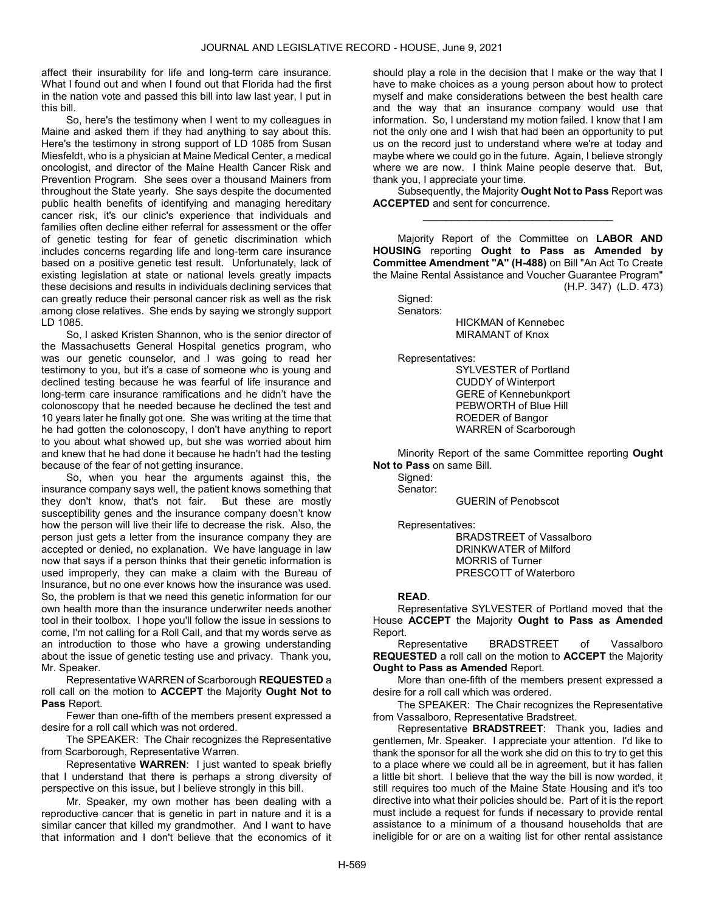affect their insurability for life and long-term care insurance. What I found out and when I found out that Florida had the first in the nation vote and passed this bill into law last year, I put in this bill.

So, here's the testimony when I went to my colleagues in Maine and asked them if they had anything to say about this. Here's the testimony in strong support of LD 1085 from Susan Miesfeldt, who is a physician at Maine Medical Center, a medical oncologist, and director of the Maine Health Cancer Risk and Prevention Program. She sees over a thousand Mainers from throughout the State yearly. She says despite the documented public health benefits of identifying and managing hereditary cancer risk, it's our clinic's experience that individuals and families often decline either referral for assessment or the offer of genetic testing for fear of genetic discrimination which includes concerns regarding life and long-term care insurance based on a positive genetic test result. Unfortunately, lack of existing legislation at state or national levels greatly impacts these decisions and results in individuals declining services that can greatly reduce their personal cancer risk as well as the risk among close relatives. She ends by saying we strongly support LD 1085.

So, I asked Kristen Shannon, who is the senior director of the Massachusetts General Hospital genetics program, who was our genetic counselor, and I was going to read her testimony to you, but it's a case of someone who is young and declined testing because he was fearful of life insurance and long-term care insurance ramifications and he didn't have the colonoscopy that he needed because he declined the test and 10 years later he finally got one. She was writing at the time that he had gotten the colonoscopy, I don't have anything to report to you about what showed up, but she was worried about him and knew that he had done it because he hadn't had the testing because of the fear of not getting insurance.

So, when you hear the arguments against this, the insurance company says well, the patient knows something that they don't know, that's not fair. But these are mostly susceptibility genes and the insurance company doesn't know how the person will live their life to decrease the risk. Also, the person just gets a letter from the insurance company they are accepted or denied, no explanation. We have language in law now that says if a person thinks that their genetic information is used improperly, they can make a claim with the Bureau of Insurance, but no one ever knows how the insurance was used. So, the problem is that we need this genetic information for our own health more than the insurance underwriter needs another tool in their toolbox. I hope you'll follow the issue in sessions to come, I'm not calling for a Roll Call, and that my words serve as an introduction to those who have a growing understanding about the issue of genetic testing use and privacy. Thank you, Mr. Speaker.

Representative WARREN of Scarborough **REQUESTED** a roll call on the motion to **ACCEPT** the Majority **Ought Not to Pass** Report.

Fewer than one-fifth of the members present expressed a desire for a roll call which was not ordered.

The SPEAKER: The Chair recognizes the Representative from Scarborough, Representative Warren.

Representative **WARREN**: I just wanted to speak briefly that I understand that there is perhaps a strong diversity of perspective on this issue, but I believe strongly in this bill.

Mr. Speaker, my own mother has been dealing with a reproductive cancer that is genetic in part in nature and it is a similar cancer that killed my grandmother. And I want to have that information and I don't believe that the economics of it should play a role in the decision that I make or the way that I have to make choices as a young person about how to protect myself and make considerations between the best health care and the way that an insurance company would use that information. So, I understand my motion failed. I know that I am not the only one and I wish that had been an opportunity to put us on the record just to understand where we're at today and maybe where we could go in the future. Again, I believe strongly where we are now. I think Maine people deserve that. But, thank you, I appreciate your time.

Subsequently, the Majority **Ought Not to Pass** Report was **ACCEPTED** and sent for concurrence.

_________________________________

Majority Report of the Committee on **LABOR AND HOUSING** reporting **Ought to Pass as Amended by Committee Amendment "A" (H-488)** on Bill "An Act To Create the Maine Rental Assistance and Voucher Guarantee Program" (H.P. 347) (L.D. 473)

Signed:
Senators:
HICKMAN of Kennebec
MIRAMANT of Knox

Representatives:
SYLVESTER of Portland
CUDDY of Winterport
GERE of Kennebunkport
PEBWORTH of Blue Hill
ROEDER of Bangor
WARREN of Scarborough

Minority Report of the same Committee reporting **Ought Not to Pass** on same Bill.

Signed:
Senator:
GUERIN of Penobscot

Representatives:
BRADSTREET of Vassalboro
DRINKWATER of Milford
MORRIS of Turner
PRESCOTT of Waterboro

**READ**.

Representative SYLVESTER of Portland moved that the House **ACCEPT** the Majority **Ought to Pass as Amended** Report.

Representative BRADSTREET of Vassalboro **REQUESTED** a roll call on the motion to **ACCEPT** the Majority **Ought to Pass as Amended** Report.

More than one-fifth of the members present expressed a desire for a roll call which was ordered.

The SPEAKER: The Chair recognizes the Representative from Vassalboro, Representative Bradstreet.

Representative **BRADSTREET**: Thank you, ladies and gentlemen, Mr. Speaker. I appreciate your attention. I'd like to thank the sponsor for all the work she did on this to try to get this to a place where we could all be in agreement, but it has fallen a little bit short. I believe that the way the bill is now worded, it still requires too much of the Maine State Housing and it's too directive into what their policies should be. Part of it is the report must include a request for funds if necessary to provide rental assistance to a minimum of a thousand households that are ineligible for or are on a waiting list for other rental assistance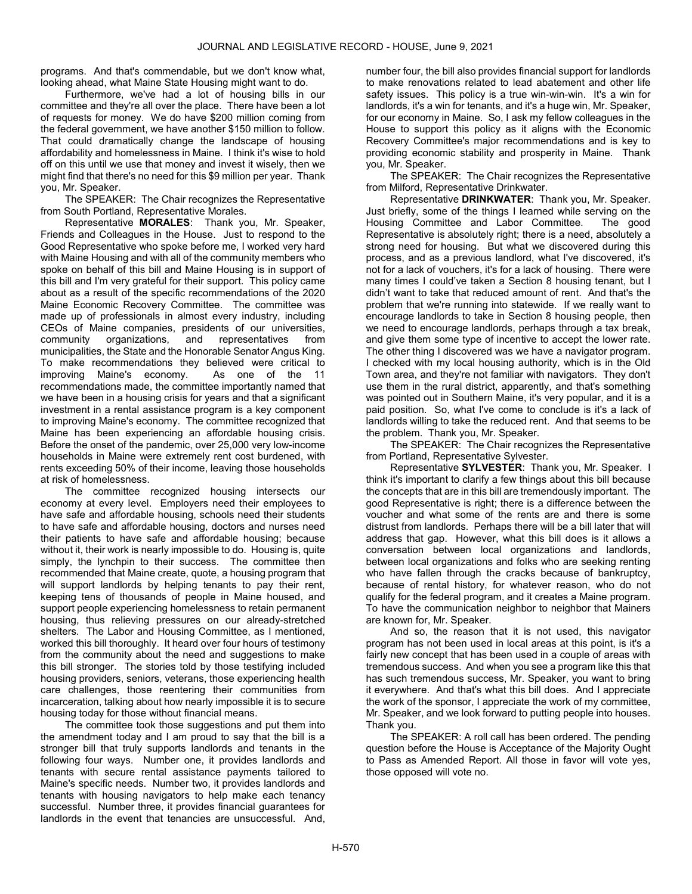programs. And that's commendable, but we don't know what, looking ahead, what Maine State Housing might want to do.

Furthermore, we've had a lot of housing bills in our committee and they're all over the place. There have been a lot of requests for money. We do have $200 million coming from the federal government, we have another $150 million to follow. That could dramatically change the landscape of housing affordability and homelessness in Maine. I think it's wise to hold off on this until we use that money and invest it wisely, then we might find that there's no need for this $9 million per year. Thank you, Mr. Speaker.

The SPEAKER: The Chair recognizes the Representative from South Portland, Representative Morales.

Representative **MORALES**: Thank you, Mr. Speaker, Friends and Colleagues in the House. Just to respond to the Good Representative who spoke before me, I worked very hard with Maine Housing and with all of the community members who spoke on behalf of this bill and Maine Housing is in support of this bill and I'm very grateful for their support. This policy came about as a result of the specific recommendations of the 2020 Maine Economic Recovery Committee. The committee was made up of professionals in almost every industry, including CEOs of Maine companies, presidents of our universities, community organizations, and representatives from municipalities, the State and the Honorable Senator Angus King. To make recommendations they believed were critical to improving Maine's economy. As one of the 11 recommendations made, the committee importantly named that we have been in a housing crisis for years and that a significant investment in a rental assistance program is a key component to improving Maine's economy. The committee recognized that Maine has been experiencing an affordable housing crisis. Before the onset of the pandemic, over 25,000 very low-income households in Maine were extremely rent cost burdened, with rents exceeding 50% of their income, leaving those households at risk of homelessness.

The committee recognized housing intersects our economy at every level. Employers need their employees to have safe and affordable housing, schools need their students to have safe and affordable housing, doctors and nurses need their patients to have safe and affordable housing; because without it, their work is nearly impossible to do. Housing is, quite simply, the lynchpin to their success. The committee then recommended that Maine create, quote, a housing program that will support landlords by helping tenants to pay their rent, keeping tens of thousands of people in Maine housed, and support people experiencing homelessness to retain permanent housing, thus relieving pressures on our already-stretched shelters. The Labor and Housing Committee, as I mentioned, worked this bill thoroughly. It heard over four hours of testimony from the community about the need and suggestions to make this bill stronger. The stories told by those testifying included housing providers, seniors, veterans, those experiencing health care challenges, those reentering their communities from incarceration, talking about how nearly impossible it is to secure housing today for those without financial means.

The committee took those suggestions and put them into the amendment today and I am proud to say that the bill is a stronger bill that truly supports landlords and tenants in the following four ways. Number one, it provides landlords and tenants with secure rental assistance payments tailored to Maine's specific needs. Number two, it provides landlords and tenants with housing navigators to help make each tenancy successful. Number three, it provides financial guarantees for landlords in the event that tenancies are unsuccessful. And, number four, the bill also provides financial support for landlords to make renovations related to lead abatement and other life safety issues. This policy is a true win-win-win. It's a win for landlords, it's a win for tenants, and it's a huge win, Mr. Speaker, for our economy in Maine. So, I ask my fellow colleagues in the House to support this policy as it aligns with the Economic Recovery Committee's major recommendations and is key to providing economic stability and prosperity in Maine. Thank you, Mr. Speaker.

The SPEAKER: The Chair recognizes the Representative from Milford, Representative Drinkwater.

Representative **DRINKWATER**: Thank you, Mr. Speaker. Just briefly, some of the things I learned while serving on the Housing Committee and Labor Committee. The good Representative is absolutely right; there is a need, absolutely a strong need for housing. But what we discovered during this process, and as a previous landlord, what I've discovered, it's not for a lack of vouchers, it's for a lack of housing. There were many times I could've taken a Section 8 housing tenant, but I didn't want to take that reduced amount of rent. And that's the problem that we're running into statewide. If we really want to encourage landlords to take in Section 8 housing people, then we need to encourage landlords, perhaps through a tax break, and give them some type of incentive to accept the lower rate. The other thing I discovered was we have a navigator program. I checked with my local housing authority, which is in the Old Town area, and they're not familiar with navigators. They don't use them in the rural district, apparently, and that's something was pointed out in Southern Maine, it's very popular, and it is a paid position. So, what I've come to conclude is it's a lack of landlords willing to take the reduced rent. And that seems to be the problem. Thank you, Mr. Speaker.

The SPEAKER: The Chair recognizes the Representative from Portland, Representative Sylvester.

Representative **SYLVESTER**: Thank you, Mr. Speaker. I think it's important to clarify a few things about this bill because the concepts that are in this bill are tremendously important. The good Representative is right; there is a difference between the voucher and what some of the rents are and there is some distrust from landlords. Perhaps there will be a bill later that will address that gap. However, what this bill does is it allows a conversation between local organizations and landlords, between local organizations and folks who are seeking renting who have fallen through the cracks because of bankruptcy, because of rental history, for whatever reason, who do not qualify for the federal program, and it creates a Maine program. To have the communication neighbor to neighbor that Mainers are known for, Mr. Speaker.

And so, the reason that it is not used, this navigator program has not been used in local areas at this point, is it's a fairly new concept that has been used in a couple of areas with tremendous success. And when you see a program like this that has such tremendous success, Mr. Speaker, you want to bring it everywhere. And that's what this bill does. And I appreciate the work of the sponsor, I appreciate the work of my committee, Mr. Speaker, and we look forward to putting people into houses. Thank you.

The SPEAKER: A roll call has been ordered. The pending question before the House is Acceptance of the Majority Ought to Pass as Amended Report. All those in favor will vote yes, those opposed will vote no.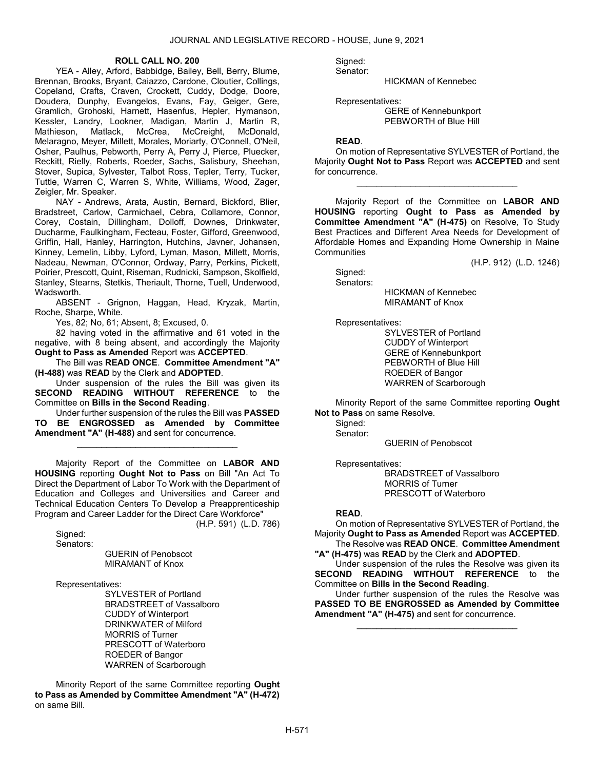**ROLL CALL NO. 200**

YEA - Alley, Arford, Babbidge, Bailey, Bell, Berry, Blume, Brennan, Brooks, Bryant, Caiazzo, Cardone, Cloutier, Collings, Copeland, Crafts, Craven, Crockett, Cuddy, Dodge, Doore, Doudera, Dunphy, Evangelos, Evans, Fay, Geiger, Gere, Gramlich, Grohoski, Harnett, Hasenfus, Hepler, Hymanson, Kessler, Landry, Lookner, Madigan, Martin J, Martin R, Mathieson, Matlack, McCrea, McCreight, McDonald, Melaragno, Meyer, Millett, Morales, Moriarty, O'Connell, O'Neil, Osher, Paulhus, Pebworth, Perry A, Perry J, Pierce, Pluecker, Reckitt, Rielly, Roberts, Roeder, Sachs, Salisbury, Sheehan, Stover, Supica, Sylvester, Talbot Ross, Tepler, Terry, Tucker, Tuttle, Warren C, Warren S, White, Williams, Wood, Zager, Zeigler, Mr. Speaker.

NAY - Andrews, Arata, Austin, Bernard, Bickford, Blier, Bradstreet, Carlow, Carmichael, Cebra, Collamore, Connor, Corey, Costain, Dillingham, Dolloff, Downes, Drinkwater, Ducharme, Faulkingham, Fecteau, Foster, Gifford, Greenwood, Griffin, Hall, Hanley, Harrington, Hutchins, Javner, Johansen, Kinney, Lemelin, Libby, Lyford, Lyman, Mason, Millett, Morris, Nadeau, Newman, O'Connor, Ordway, Parry, Perkins, Pickett, Poirier, Prescott, Quint, Riseman, Rudnicki, Sampson, Skolfield, Stanley, Stearns, Stetkis, Theriault, Thorne, Tuell, Underwood, Wadsworth.

ABSENT - Grignon, Haggan, Head, Kryzak, Martin, Roche, Sharpe, White.

Yes, 82; No, 61; Absent, 8; Excused, 0.

82 having voted in the affirmative and 61 voted in the negative, with 8 being absent, and accordingly the Majority **Ought to Pass as Amended** Report was **ACCEPTED**.

The Bill was **READ ONCE**. **Committee Amendment "A" (H-488)** was **READ** by the Clerk and **ADOPTED**.

Under suspension of the rules the Bill was given its **SECOND READING WITHOUT REFERENCE** to the Committee on **Bills in the Second Reading**.

Under further suspension of the rules the Bill was **PASSED TO BE ENGROSSED as Amended by Committee Amendment "A" (H-488)** and sent for concurrence.

_________________________________

Majority Report of the Committee on **LABOR AND HOUSING** reporting **Ought Not to Pass** on Bill "An Act To Direct the Department of Labor To Work with the Department of Education and Colleges and Universities and Career and Technical Education Centers To Develop a Preapprenticeship Program and Career Ladder for the Direct Care Workforce"

(H.P. 591) (L.D. 786)

Signed:
Senators:

GUERIN of Penobscot
MIRAMANT of Knox

Representatives:

SYLVESTER of Portland
BRADSTREET of Vassalboro
CUDDY of Winterport
DRINKWATER of Milford
MORRIS of Turner
PRESCOTT of Waterboro
ROEDER of Bangor
WARREN of Scarborough

Minority Report of the same Committee reporting **Ought to Pass as Amended by Committee Amendment "A" (H-472)** on same Bill.

Signed:
Senator:

HICKMAN of Kennebec

Representatives:

GERE of Kennebunkport
PEBWORTH of Blue Hill

**READ**.

On motion of Representative SYLVESTER of Portland, the Majority **Ought Not to Pass** Report was **ACCEPTED** and sent for concurrence.

_________________________________

Majority Report of the Committee on **LABOR AND HOUSING** reporting **Ought to Pass as Amended by Committee Amendment "A" (H-475)** on Resolve, To Study Best Practices and Different Area Needs for Development of Affordable Homes and Expanding Home Ownership in Maine Communities

(H.P. 912) (L.D. 1246)

Signed:
Senators:

HICKMAN of Kennebec
MIRAMANT of Knox

Representatives:

SYLVESTER of Portland
CUDDY of Winterport
GERE of Kennebunkport
PEBWORTH of Blue Hill
ROEDER of Bangor
WARREN of Scarborough

Minority Report of the same Committee reporting **Ought Not to Pass** on same Resolve.

Signed:
Senator:

GUERIN of Penobscot

Representatives:

BRADSTREET of Vassalboro
MORRIS of Turner
PRESCOTT of Waterboro

**READ**.

On motion of Representative SYLVESTER of Portland, the Majority **Ought to Pass as Amended** Report was **ACCEPTED**.

The Resolve was **READ ONCE**. **Committee Amendment "A" (H-475)** was **READ** by the Clerk and **ADOPTED**.

Under suspension of the rules the Resolve was given its **SECOND READING WITHOUT REFERENCE** to the Committee on **Bills in the Second Reading**.

Under further suspension of the rules the Resolve was **PASSED TO BE ENGROSSED as Amended by Committee Amendment "A" (H-475)** and sent for concurrence.

_________________________________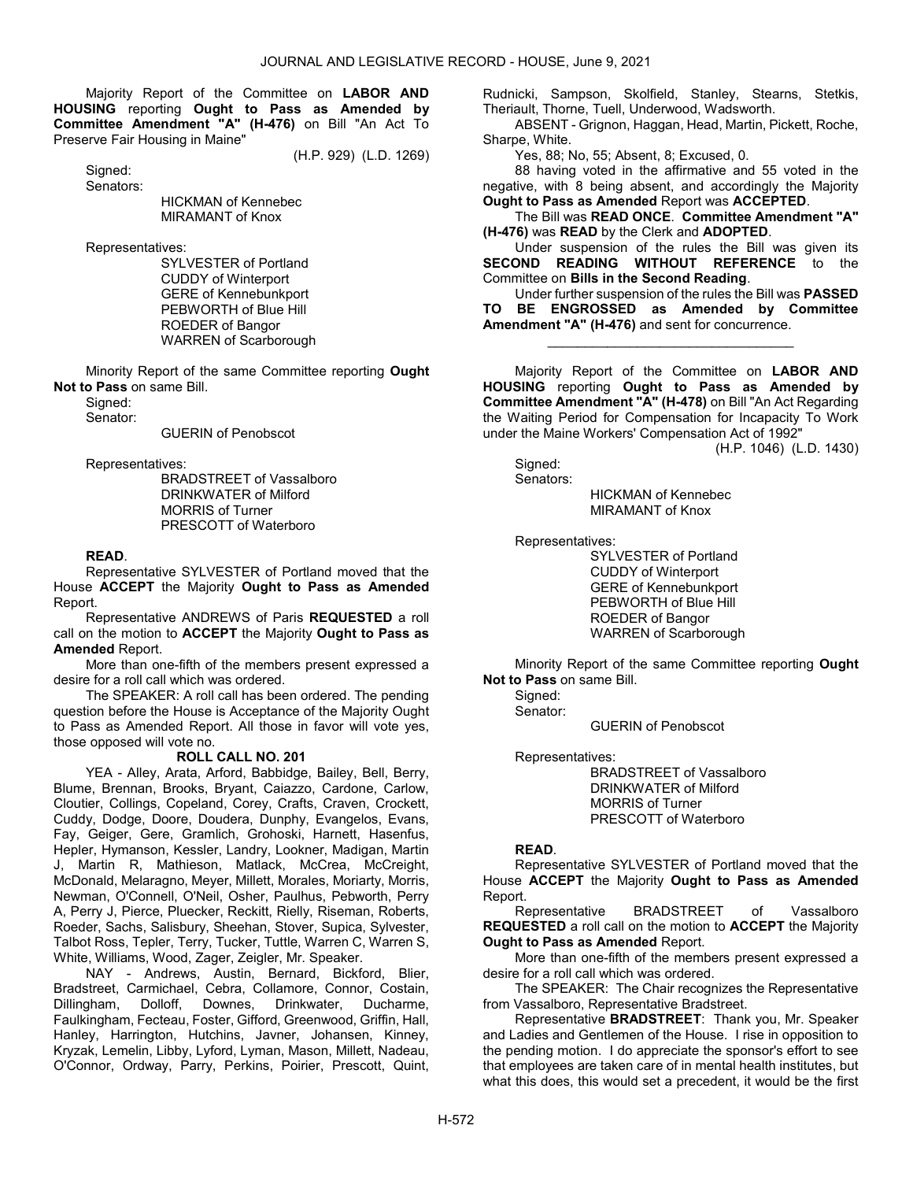Majority Report of the Committee on **LABOR AND HOUSING** reporting **Ought to Pass as Amended by Committee Amendment "A" (H-476)** on Bill "An Act To Preserve Fair Housing in Maine"

(H.P. 929) (L.D. 1269)

Signed:

Senators:

HICKMAN of Kennebec
MIRAMANT of Knox

Representatives:

SYLVESTER of Portland
CUDDY of Winterport
GERE of Kennebunkport
PEBWORTH of Blue Hill
ROEDER of Bangor
WARREN of Scarborough

Minority Report of the same Committee reporting **Ought Not to Pass** on same Bill.

Signed:

Senator:

GUERIN of Penobscot

Representatives:

BRADSTREET of Vassalboro
DRINKWATER of Milford
MORRIS of Turner
PRESCOTT of Waterboro

**READ**.

Representative SYLVESTER of Portland moved that the House **ACCEPT** the Majority **Ought to Pass as Amended** Report.

Representative ANDREWS of Paris **REQUESTED** a roll call on the motion to **ACCEPT** the Majority **Ought to Pass as Amended** Report.

More than one-fifth of the members present expressed a desire for a roll call which was ordered.

The SPEAKER: A roll call has been ordered. The pending question before the House is Acceptance of the Majority Ought to Pass as Amended Report. All those in favor will vote yes, those opposed will vote no.

**ROLL CALL NO. 201**

YEA - Alley, Arata, Arford, Babbidge, Bailey, Bell, Berry, Blume, Brennan, Brooks, Bryant, Caiazzo, Cardone, Carlow, Cloutier, Collings, Copeland, Corey, Crafts, Craven, Crockett, Cuddy, Dodge, Doore, Doudera, Dunphy, Evangelos, Evans, Fay, Geiger, Gere, Gramlich, Grohoski, Harnett, Hasenfus, Hepler, Hymanson, Kessler, Landry, Lookner, Madigan, Martin J, Martin R, Mathieson, Matlack, McCrea, McCreight, McDonald, Melaragno, Meyer, Millett, Morales, Moriarty, Morris, Newman, O'Connell, O'Neil, Osher, Paulhus, Pebworth, Perry A, Perry J, Pierce, Pluecker, Reckitt, Rielly, Riseman, Roberts, Roeder, Sachs, Salisbury, Sheehan, Stover, Supica, Sylvester, Talbot Ross, Tepler, Terry, Tucker, Tuttle, Warren C, Warren S, White, Williams, Wood, Zager, Zeigler, Mr. Speaker.

NAY - Andrews, Austin, Bernard, Bickford, Blier, Bradstreet, Carmichael, Cebra, Collamore, Connor, Costain, Dillingham, Dolloff, Downes, Drinkwater, Ducharme, Faulkingham, Fecteau, Foster, Gifford, Greenwood, Griffin, Hall, Hanley, Harrington, Hutchins, Javner, Johansen, Kinney, Kryzak, Lemelin, Libby, Lyford, Lyman, Mason, Millett, Nadeau, O'Connor, Ordway, Parry, Perkins, Poirier, Prescott, Quint, Rudnicki, Sampson, Skolfield, Stanley, Stearns, Stetkis, Theriault, Thorne, Tuell, Underwood, Wadsworth.

ABSENT - Grignon, Haggan, Head, Martin, Pickett, Roche, Sharpe, White.

Yes, 88; No, 55; Absent, 8; Excused, 0.

88 having voted in the affirmative and 55 voted in the negative, with 8 being absent, and accordingly the Majority **Ought to Pass as Amended** Report was **ACCEPTED**.

The Bill was **READ ONCE**. **Committee Amendment "A" (H-476)** was **READ** by the Clerk and **ADOPTED**.

Under suspension of the rules the Bill was given its **SECOND READING WITHOUT REFERENCE** to the Committee on **Bills in the Second Reading**.

Under further suspension of the rules the Bill was **PASSED TO BE ENGROSSED as Amended by Committee Amendment "A" (H-476)** and sent for concurrence.

---

Majority Report of the Committee on **LABOR AND HOUSING** reporting **Ought to Pass as Amended by Committee Amendment "A" (H-478)** on Bill "An Act Regarding the Waiting Period for Compensation for Incapacity To Work under the Maine Workers' Compensation Act of 1992"

(H.P. 1046) (L.D. 1430)

Signed:

Senators:

HICKMAN of Kennebec
MIRAMANT of Knox

Representatives:

SYLVESTER of Portland
CUDDY of Winterport
GERE of Kennebunkport
PEBWORTH of Blue Hill
ROEDER of Bangor
WARREN of Scarborough

Minority Report of the same Committee reporting **Ought Not to Pass** on same Bill.

Signed:

Senator:

GUERIN of Penobscot

Representatives:

BRADSTREET of Vassalboro
DRINKWATER of Milford
MORRIS of Turner
PRESCOTT of Waterboro

**READ**.

Representative SYLVESTER of Portland moved that the House **ACCEPT** the Majority **Ought to Pass as Amended** Report.

Representative BRADSTREET of Vassalboro **REQUESTED** a roll call on the motion to **ACCEPT** the Majority **Ought to Pass as Amended** Report.

More than one-fifth of the members present expressed a desire for a roll call which was ordered.

The SPEAKER: The Chair recognizes the Representative from Vassalboro, Representative Bradstreet.

Representative **BRADSTREET**: Thank you, Mr. Speaker and Ladies and Gentlemen of the House. I rise in opposition to the pending motion. I do appreciate the sponsor's effort to see that employees are taken care of in mental health institutes, but what this does, this would set a precedent, it would be the first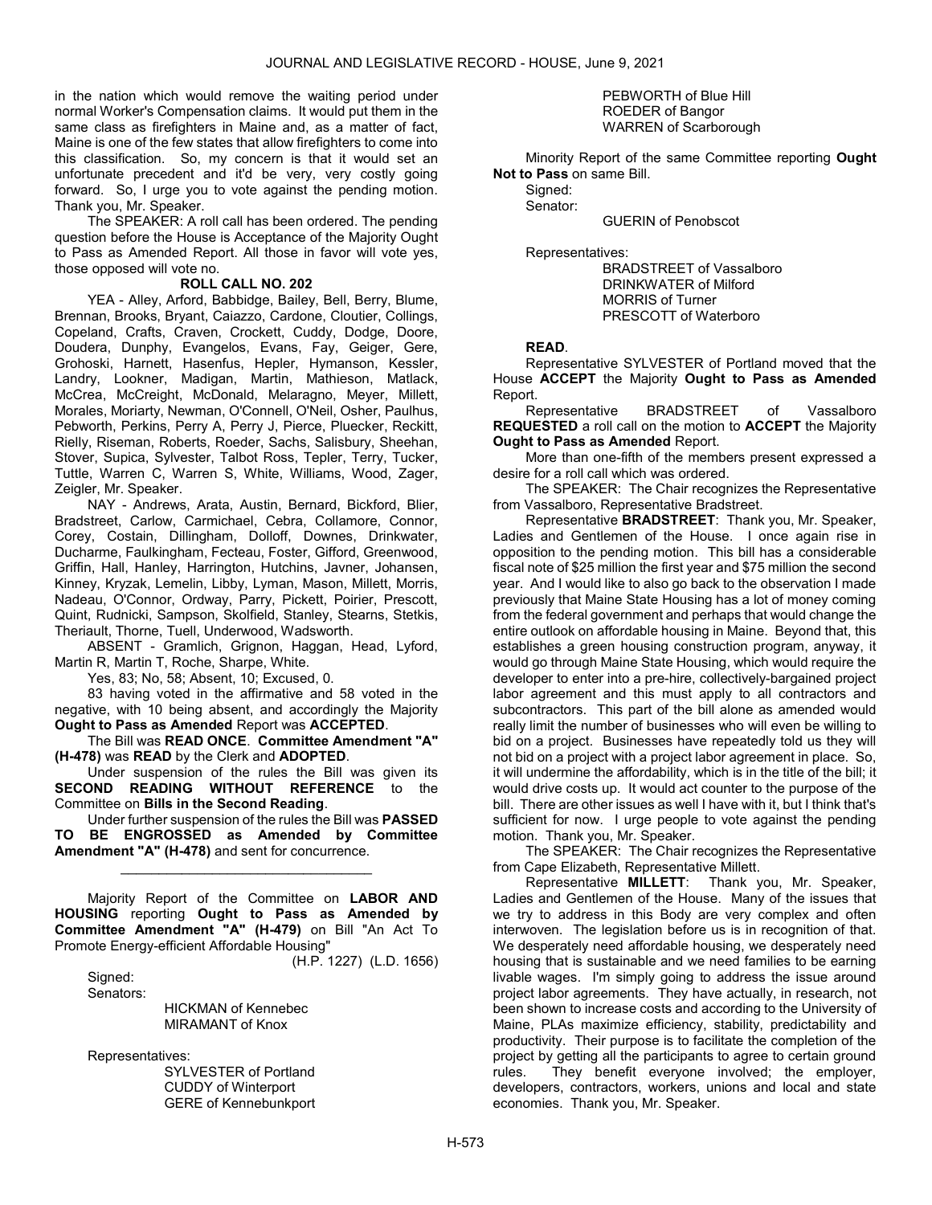in the nation which would remove the waiting period under normal Worker's Compensation claims. It would put them in the same class as firefighters in Maine and, as a matter of fact, Maine is one of the few states that allow firefighters to come into this classification. So, my concern is that it would set an unfortunate precedent and it'd be very, very costly going forward. So, I urge you to vote against the pending motion. Thank you, Mr. Speaker.

The SPEAKER: A roll call has been ordered. The pending question before the House is Acceptance of the Majority Ought to Pass as Amended Report. All those in favor will vote yes, those opposed will vote no.

**ROLL CALL NO. 202**

YEA - Alley, Arford, Babbidge, Bailey, Bell, Berry, Blume, Brennan, Brooks, Bryant, Caiazzo, Cardone, Cloutier, Collings, Copeland, Crafts, Craven, Crockett, Cuddy, Dodge, Doore, Doudera, Dunphy, Evangelos, Evans, Fay, Geiger, Gere, Grohoski, Harnett, Hasenfus, Hepler, Hymanson, Kessler, Landry, Lookner, Madigan, Martin, Mathieson, Matlack, McCrea, McCreight, McDonald, Melaragno, Meyer, Millett, Morales, Moriarty, Newman, O'Connell, O'Neil, Osher, Paulhus, Pebworth, Perkins, Perry A, Perry J, Pierce, Pluecker, Reckitt, Rielly, Riseman, Roberts, Roeder, Sachs, Salisbury, Sheehan, Stover, Supica, Sylvester, Talbot Ross, Tepler, Terry, Tucker, Tuttle, Warren C, Warren S, White, Williams, Wood, Zager, Zeigler, Mr. Speaker.

NAY - Andrews, Arata, Austin, Bernard, Bickford, Blier, Bradstreet, Carlow, Carmichael, Cebra, Collamore, Connor, Corey, Costain, Dillingham, Dolloff, Downes, Drinkwater, Ducharme, Faulkingham, Fecteau, Foster, Gifford, Greenwood, Griffin, Hall, Hanley, Harrington, Hutchins, Javner, Johansen, Kinney, Kryzak, Lemelin, Libby, Lyman, Mason, Millett, Morris, Nadeau, O'Connor, Ordway, Parry, Pickett, Poirier, Prescott, Quint, Rudnicki, Sampson, Skolfield, Stanley, Stearns, Stetkis, Theriault, Thorne, Tuell, Underwood, Wadsworth.

ABSENT - Gramlich, Grignon, Haggan, Head, Lyford, Martin R, Martin T, Roche, Sharpe, White.

Yes, 83; No, 58; Absent, 10; Excused, 0.

83 having voted in the affirmative and 58 voted in the negative, with 10 being absent, and accordingly the Majority **Ought to Pass as Amended** Report was **ACCEPTED**.

The Bill was **READ ONCE**. **Committee Amendment "A" (H-478)** was **READ** by the Clerk and **ADOPTED**.

Under suspension of the rules the Bill was given its **SECOND READING WITHOUT REFERENCE** to the Committee on **Bills in the Second Reading**.

Under further suspension of the rules the Bill was **PASSED TO BE ENGROSSED as Amended by Committee Amendment "A" (H-478)** and sent for concurrence.

_________________________________

Majority Report of the Committee on **LABOR AND HOUSING** reporting **Ought to Pass as Amended by Committee Amendment "A" (H-479)** on Bill "An Act To Promote Energy-efficient Affordable Housing"

(H.P. 1227) (L.D. 1656)

Signed:
Senators:
HICKMAN of Kennebec
MIRAMANT of Knox

Representatives:
SYLVESTER of Portland
CUDDY of Winterport
GERE of Kennebunkport
PEBWORTH of Blue Hill
ROEDER of Bangor
WARREN of Scarborough

Minority Report of the same Committee reporting **Ought Not to Pass** on same Bill.

Signed:
Senator:
GUERIN of Penobscot

Representatives:
BRADSTREET of Vassalboro
DRINKWATER of Milford
MORRIS of Turner
PRESCOTT of Waterboro

**READ**.

Representative SYLVESTER of Portland moved that the House **ACCEPT** the Majority **Ought to Pass as Amended** Report.

Representative BRADSTREET of Vassalboro **REQUESTED** a roll call on the motion to **ACCEPT** the Majority **Ought to Pass as Amended** Report.

More than one-fifth of the members present expressed a desire for a roll call which was ordered.

The SPEAKER: The Chair recognizes the Representative from Vassalboro, Representative Bradstreet.

Representative **BRADSTREET**: Thank you, Mr. Speaker, Ladies and Gentlemen of the House. I once again rise in opposition to the pending motion. This bill has a considerable fiscal note of $25 million the first year and $75 million the second year. And I would like to also go back to the observation I made previously that Maine State Housing has a lot of money coming from the federal government and perhaps that would change the entire outlook on affordable housing in Maine. Beyond that, this establishes a green housing construction program, anyway, it would go through Maine State Housing, which would require the developer to enter into a pre-hire, collectively-bargained project labor agreement and this must apply to all contractors and subcontractors. This part of the bill alone as amended would really limit the number of businesses who will even be willing to bid on a project. Businesses have repeatedly told us they will not bid on a project with a project labor agreement in place. So, it will undermine the affordability, which is in the title of the bill; it would drive costs up. It would act counter to the purpose of the bill. There are other issues as well I have with it, but I think that's sufficient for now. I urge people to vote against the pending motion. Thank you, Mr. Speaker.

The SPEAKER: The Chair recognizes the Representative from Cape Elizabeth, Representative Millett.

Representative **MILLETT**: Thank you, Mr. Speaker, Ladies and Gentlemen of the House. Many of the issues that we try to address in this Body are very complex and often interwoven. The legislation before us is in recognition of that. We desperately need affordable housing, we desperately need housing that is sustainable and we need families to be earning livable wages. I'm simply going to address the issue around project labor agreements. They have actually, in research, not been shown to increase costs and according to the University of Maine, PLAs maximize efficiency, stability, predictability and productivity. Their purpose is to facilitate the completion of the project by getting all the participants to agree to certain ground rules. They benefit everyone involved; the employer, developers, contractors, workers, unions and local and state economies. Thank you, Mr. Speaker.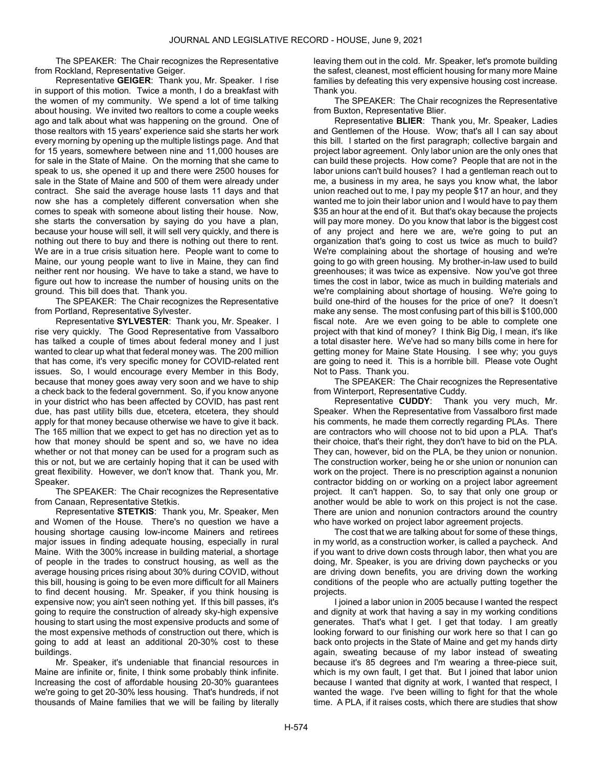The SPEAKER: The Chair recognizes the Representative from Rockland, Representative Geiger.

Representative **GEIGER**: Thank you, Mr. Speaker. I rise in support of this motion. Twice a month, I do a breakfast with the women of my community. We spend a lot of time talking about housing. We invited two realtors to come a couple weeks ago and talk about what was happening on the ground. One of those realtors with 15 years' experience said she starts her work every morning by opening up the multiple listings page. And that for 15 years, somewhere between nine and 11,000 houses are for sale in the State of Maine. On the morning that she came to speak to us, she opened it up and there were 2500 houses for sale in the State of Maine and 500 of them were already under contract. She said the average house lasts 11 days and that now she has a completely different conversation when she comes to speak with someone about listing their house. Now, she starts the conversation by saying do you have a plan, because your house will sell, it will sell very quickly, and there is nothing out there to buy and there is nothing out there to rent. We are in a true crisis situation here. People want to come to Maine, our young people want to live in Maine, they can find neither rent nor housing. We have to take a stand, we have to figure out how to increase the number of housing units on the ground. This bill does that. Thank you.

The SPEAKER: The Chair recognizes the Representative from Portland, Representative Sylvester.

Representative **SYLVESTER**: Thank you, Mr. Speaker. I rise very quickly. The Good Representative from Vassalboro has talked a couple of times about federal money and I just wanted to clear up what that federal money was. The 200 million that has come, it's very specific money for COVID-related rent issues. So, I would encourage every Member in this Body, because that money goes away very soon and we have to ship a check back to the federal government. So, if you know anyone in your district who has been affected by COVID, has past rent due, has past utility bills due, etcetera, etcetera, they should apply for that money because otherwise we have to give it back. The 165 million that we expect to get has no direction yet as to how that money should be spent and so, we have no idea whether or not that money can be used for a program such as this or not, but we are certainly hoping that it can be used with great flexibility. However, we don't know that. Thank you, Mr. Speaker.

The SPEAKER: The Chair recognizes the Representative from Canaan, Representative Stetkis.

Representative **STETKIS**: Thank you, Mr. Speaker, Men and Women of the House. There's no question we have a housing shortage causing low-income Mainers and retirees major issues in finding adequate housing, especially in rural Maine. With the 300% increase in building material, a shortage of people in the trades to construct housing, as well as the average housing prices rising about 30% during COVID, without this bill, housing is going to be even more difficult for all Mainers to find decent housing. Mr. Speaker, if you think housing is expensive now; you ain't seen nothing yet. If this bill passes, it's going to require the construction of already sky-high expensive housing to start using the most expensive products and some of the most expensive methods of construction out there, which is going to add at least an additional 20-30% cost to these buildings.

Mr. Speaker, it's undeniable that financial resources in Maine are infinite or, finite, I think some probably think infinite. Increasing the cost of affordable housing 20-30% guarantees we're going to get 20-30% less housing. That's hundreds, if not thousands of Maine families that we will be failing by literally leaving them out in the cold. Mr. Speaker, let's promote building the safest, cleanest, most efficient housing for many more Maine families by defeating this very expensive housing cost increase. Thank you.

The SPEAKER: The Chair recognizes the Representative from Buxton, Representative Blier.

Representative **BLIER**: Thank you, Mr. Speaker, Ladies and Gentlemen of the House. Wow; that's all I can say about this bill. I started on the first paragraph; collective bargain and project labor agreement. Only labor union are the only ones that can build these projects. How come? People that are not in the labor unions can't build houses? I had a gentleman reach out to me, a business in my area, he says you know what, the labor union reached out to me, I pay my people $17 an hour, and they wanted me to join their labor union and I would have to pay them $35 an hour at the end of it. But that's okay because the projects will pay more money. Do you know that labor is the biggest cost of any project and here we are, we're going to put an organization that's going to cost us twice as much to build? We're complaining about the shortage of housing and we're going to go with green housing. My brother-in-law used to build greenhouses; it was twice as expensive. Now you've got three times the cost in labor, twice as much in building materials and we're complaining about shortage of housing. We're going to build one-third of the houses for the price of one? It doesn't make any sense. The most confusing part of this bill is $100,000 fiscal note. Are we even going to be able to complete one project with that kind of money? I think Big Dig, I mean, it's like a total disaster here. We've had so many bills come in here for getting money for Maine State Housing. I see why; you guys are going to need it. This is a horrible bill. Please vote Ought Not to Pass. Thank you.

The SPEAKER: The Chair recognizes the Representative from Winterport, Representative Cuddy.

Representative **CUDDY**: Thank you very much, Mr. Speaker. When the Representative from Vassalboro first made his comments, he made them correctly regarding PLAs. There are contractors who will choose not to bid upon a PLA. That's their choice, that's their right, they don't have to bid on the PLA. They can, however, bid on the PLA, be they union or nonunion. The construction worker, being he or she union or nonunion can work on the project. There is no prescription against a nonunion contractor bidding on or working on a project labor agreement project. It can't happen. So, to say that only one group or another would be able to work on this project is not the case. There are union and nonunion contractors around the country who have worked on project labor agreement projects.

The cost that we are talking about for some of these things, in my world, as a construction worker, is called a paycheck. And if you want to drive down costs through labor, then what you are doing, Mr. Speaker, is you are driving down paychecks or you are driving down benefits, you are driving down the working conditions of the people who are actually putting together the projects.

I joined a labor union in 2005 because I wanted the respect and dignity at work that having a say in my working conditions generates. That's what I get. I get that today. I am greatly looking forward to our finishing our work here so that I can go back onto projects in the State of Maine and get my hands dirty again, sweating because of my labor instead of sweating because it's 85 degrees and I'm wearing a three-piece suit, which is my own fault, I get that. But I joined that labor union because I wanted that dignity at work, I wanted that respect, I wanted the wage. I've been willing to fight for that the whole time. A PLA, if it raises costs, which there are studies that show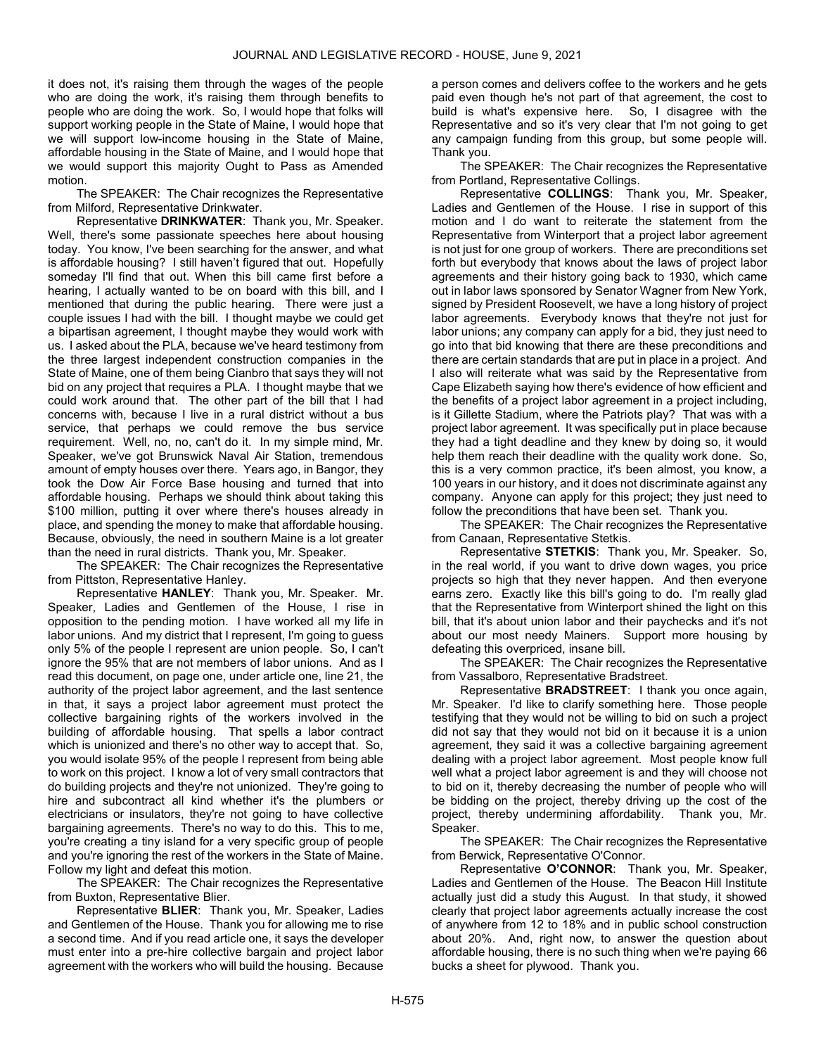it does not, it's raising them through the wages of the people who are doing the work, it's raising them through benefits to people who are doing the work. So, I would hope that folks will support working people in the State of Maine, I would hope that we will support low-income housing in the State of Maine, affordable housing in the State of Maine, and I would hope that we would support this majority Ought to Pass as Amended motion.

The SPEAKER: The Chair recognizes the Representative from Milford, Representative Drinkwater.

Representative **DRINKWATER**: Thank you, Mr. Speaker. Well, there's some passionate speeches here about housing today. You know, I've been searching for the answer, and what is affordable housing? I still haven't figured that out. Hopefully someday I'll find that out. When this bill came first before a hearing, I actually wanted to be on board with this bill, and I mentioned that during the public hearing. There were just a couple issues I had with the bill. I thought maybe we could get a bipartisan agreement, I thought maybe they would work with us. I asked about the PLA, because we've heard testimony from the three largest independent construction companies in the State of Maine, one of them being Cianbro that says they will not bid on any project that requires a PLA. I thought maybe that we could work around that. The other part of the bill that I had concerns with, because I live in a rural district without a bus service, that perhaps we could remove the bus service requirement. Well, no, no, can't do it. In my simple mind, Mr. Speaker, we've got Brunswick Naval Air Station, tremendous amount of empty houses over there. Years ago, in Bangor, they took the Dow Air Force Base housing and turned that into affordable housing. Perhaps we should think about taking this $100 million, putting it over where there's houses already in place, and spending the money to make that affordable housing. Because, obviously, the need in southern Maine is a lot greater than the need in rural districts. Thank you, Mr. Speaker.

The SPEAKER: The Chair recognizes the Representative from Pittston, Representative Hanley.

Representative **HANLEY**: Thank you, Mr. Speaker. Mr. Speaker, Ladies and Gentlemen of the House, I rise in opposition to the pending motion. I have worked all my life in labor unions. And my district that I represent, I'm going to guess only 5% of the people I represent are union people. So, I can't ignore the 95% that are not members of labor unions. And as I read this document, on page one, under article one, line 21, the authority of the project labor agreement, and the last sentence in that, it says a project labor agreement must protect the collective bargaining rights of the workers involved in the building of affordable housing. That spells a labor contract which is unionized and there's no other way to accept that. So, you would isolate 95% of the people I represent from being able to work on this project. I know a lot of very small contractors that do building projects and they're not unionized. They're going to hire and subcontract all kind whether it's the plumbers or electricians or insulators, they're not going to have collective bargaining agreements. There's no way to do this. This to me, you're creating a tiny island for a very specific group of people and you're ignoring the rest of the workers in the State of Maine. Follow my light and defeat this motion.

The SPEAKER: The Chair recognizes the Representative from Buxton, Representative Blier.

Representative **BLIER**: Thank you, Mr. Speaker, Ladies and Gentlemen of the House. Thank you for allowing me to rise a second time. And if you read article one, it says the developer must enter into a pre-hire collective bargain and project labor agreement with the workers who will build the housing. Because a person comes and delivers coffee to the workers and he gets paid even though he's not part of that agreement, the cost to build is what's expensive here. So, I disagree with the Representative and so it's very clear that I'm not going to get any campaign funding from this group, but some people will. Thank you.

The SPEAKER: The Chair recognizes the Representative from Portland, Representative Collings.

Representative **COLLINGS**: Thank you, Mr. Speaker, Ladies and Gentlemen of the House. I rise in support of this motion and I do want to reiterate the statement from the Representative from Winterport that a project labor agreement is not just for one group of workers. There are preconditions set forth but everybody that knows about the laws of project labor agreements and their history going back to 1930, which came out in labor laws sponsored by Senator Wagner from New York, signed by President Roosevelt, we have a long history of project labor agreements. Everybody knows that they're not just for labor unions; any company can apply for a bid, they just need to go into that bid knowing that there are these preconditions and there are certain standards that are put in place in a project. And I also will reiterate what was said by the Representative from Cape Elizabeth saying how there's evidence of how efficient and the benefits of a project labor agreement in a project including, is it Gillette Stadium, where the Patriots play? That was with a project labor agreement. It was specifically put in place because they had a tight deadline and they knew by doing so, it would help them reach their deadline with the quality work done. So, this is a very common practice, it's been almost, you know, a 100 years in our history, and it does not discriminate against any company. Anyone can apply for this project; they just need to follow the preconditions that have been set. Thank you.

The SPEAKER: The Chair recognizes the Representative from Canaan, Representative Stetkis.

Representative **STETKIS**: Thank you, Mr. Speaker. So, in the real world, if you want to drive down wages, you price projects so high that they never happen. And then everyone earns zero. Exactly like this bill's going to do. I'm really glad that the Representative from Winterport shined the light on this bill, that it's about union labor and their paychecks and it's not about our most needy Mainers. Support more housing by defeating this overpriced, insane bill.

The SPEAKER: The Chair recognizes the Representative from Vassalboro, Representative Bradstreet.

Representative **BRADSTREET**: I thank you once again, Mr. Speaker. I'd like to clarify something here. Those people testifying that they would not be willing to bid on such a project did not say that they would not bid on it because it is a union agreement, they said it was a collective bargaining agreement dealing with a project labor agreement. Most people know full well what a project labor agreement is and they will choose not to bid on it, thereby decreasing the number of people who will be bidding on the project, thereby driving up the cost of the project, thereby undermining affordability. Thank you, Mr. Speaker.

The SPEAKER: The Chair recognizes the Representative from Berwick, Representative O'Connor.

Representative **O'CONNOR**: Thank you, Mr. Speaker, Ladies and Gentlemen of the House. The Beacon Hill Institute actually just did a study this August. In that study, it showed clearly that project labor agreements actually increase the cost of anywhere from 12 to 18% and in public school construction about 20%. And, right now, to answer the question about affordable housing, there is no such thing when we're paying 66 bucks a sheet for plywood. Thank you.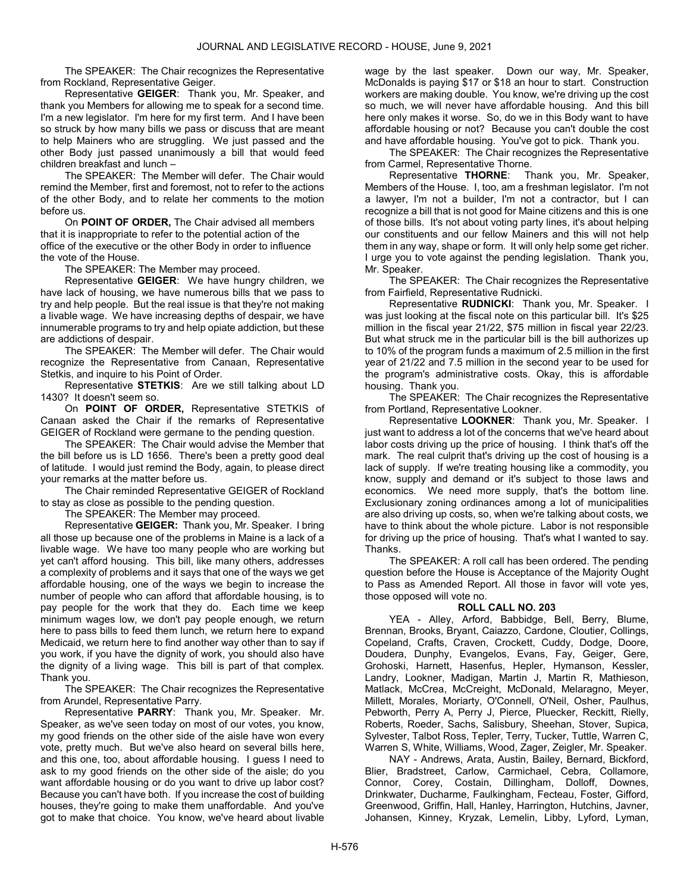The SPEAKER: The Chair recognizes the Representative from Rockland, Representative Geiger.

Representative **GEIGER**: Thank you, Mr. Speaker, and thank you Members for allowing me to speak for a second time. I'm a new legislator. I'm here for my first term. And I have been so struck by how many bills we pass or discuss that are meant to help Mainers who are struggling. We just passed and the other Body just passed unanimously a bill that would feed children breakfast and lunch –

The SPEAKER: The Member will defer. The Chair would remind the Member, first and foremost, not to refer to the actions of the other Body, and to relate her comments to the motion before us.

On **POINT OF ORDER,** The Chair advised all members that it is inappropriate to refer to the potential action of the office of the executive or the other Body in order to influence the vote of the House.

The SPEAKER: The Member may proceed.

Representative **GEIGER**: We have hungry children, we have lack of housing, we have numerous bills that we pass to try and help people. But the real issue is that they're not making a livable wage. We have increasing depths of despair, we have innumerable programs to try and help opiate addiction, but these are addictions of despair.

The SPEAKER: The Member will defer. The Chair would recognize the Representative from Canaan, Representative Stetkis, and inquire to his Point of Order.

Representative **STETKIS**: Are we still talking about LD 1430? It doesn't seem so.

On **POINT OF ORDER,** Representative STETKIS of Canaan asked the Chair if the remarks of Representative GEIGER of Rockland were germane to the pending question.

The SPEAKER: The Chair would advise the Member that the bill before us is LD 1656. There's been a pretty good deal of latitude. I would just remind the Body, again, to please direct your remarks at the matter before us.

The Chair reminded Representative GEIGER of Rockland to stay as close as possible to the pending question.

The SPEAKER: The Member may proceed.

Representative **GEIGER:** Thank you, Mr. Speaker. I bring all those up because one of the problems in Maine is a lack of a livable wage. We have too many people who are working but yet can't afford housing. This bill, like many others, addresses a complexity of problems and it says that one of the ways we get affordable housing, one of the ways we begin to increase the number of people who can afford that affordable housing, is to pay people for the work that they do. Each time we keep minimum wages low, we don't pay people enough, we return here to pass bills to feed them lunch, we return here to expand Medicaid, we return here to find another way other than to say if you work, if you have the dignity of work, you should also have the dignity of a living wage. This bill is part of that complex. Thank you.

The SPEAKER: The Chair recognizes the Representative from Arundel, Representative Parry.

Representative **PARRY**: Thank you, Mr. Speaker. Mr. Speaker, as we've seen today on most of our votes, you know, my good friends on the other side of the aisle have won every vote, pretty much. But we've also heard on several bills here, and this one, too, about affordable housing. I guess I need to ask to my good friends on the other side of the aisle; do you want affordable housing or do you want to drive up labor cost? Because you can't have both. If you increase the cost of building houses, they're going to make them unaffordable. And you've got to make that choice. You know, we've heard about livable wage by the last speaker. Down our way, Mr. Speaker, McDonalds is paying $17 or $18 an hour to start. Construction workers are making double. You know, we're driving up the cost so much, we will never have affordable housing. And this bill here only makes it worse. So, do we in this Body want to have affordable housing or not? Because you can't double the cost and have affordable housing. You've got to pick. Thank you.

The SPEAKER: The Chair recognizes the Representative from Carmel, Representative Thorne.

Representative **THORNE**: Thank you, Mr. Speaker, Members of the House. I, too, am a freshman legislator. I'm not a lawyer, I'm not a builder, I'm not a contractor, but I can recognize a bill that is not good for Maine citizens and this is one of those bills. It's not about voting party lines, it's about helping our constituents and our fellow Mainers and this will not help them in any way, shape or form. It will only help some get richer. I urge you to vote against the pending legislation. Thank you, Mr. Speaker.

The SPEAKER: The Chair recognizes the Representative from Fairfield, Representative Rudnicki.

Representative **RUDNICKI**: Thank you, Mr. Speaker. I was just looking at the fiscal note on this particular bill. It's $25 million in the fiscal year 21/22, $75 million in fiscal year 22/23. But what struck me in the particular bill is the bill authorizes up to 10% of the program funds a maximum of 2.5 million in the first year of 21/22 and 7.5 million in the second year to be used for the program's administrative costs. Okay, this is affordable housing. Thank you.

The SPEAKER: The Chair recognizes the Representative from Portland, Representative Lookner.

Representative **LOOKNER**: Thank you, Mr. Speaker. I just want to address a lot of the concerns that we've heard about labor costs driving up the price of housing. I think that's off the mark. The real culprit that's driving up the cost of housing is a lack of supply. If we're treating housing like a commodity, you know, supply and demand or it's subject to those laws and economics. We need more supply, that's the bottom line. Exclusionary zoning ordinances among a lot of municipalities are also driving up costs, so, when we're talking about costs, we have to think about the whole picture. Labor is not responsible for driving up the price of housing. That's what I wanted to say. Thanks.

The SPEAKER: A roll call has been ordered. The pending question before the House is Acceptance of the Majority Ought to Pass as Amended Report. All those in favor will vote yes, those opposed will vote no.

**ROLL CALL NO. 203**

YEA - Alley, Arford, Babbidge, Bell, Berry, Blume, Brennan, Brooks, Bryant, Caiazzo, Cardone, Cloutier, Collings, Copeland, Crafts, Craven, Crockett, Cuddy, Dodge, Doore, Doudera, Dunphy, Evangelos, Evans, Fay, Geiger, Gere, Grohoski, Harnett, Hasenfus, Hepler, Hymanson, Kessler, Landry, Lookner, Madigan, Martin J, Martin R, Mathieson, Matlack, McCrea, McCreight, McDonald, Melaragno, Meyer, Millett, Morales, Moriarty, O'Connell, O'Neil, Osher, Paulhus, Pebworth, Perry A, Perry J, Pierce, Pluecker, Reckitt, Rielly, Roberts, Roeder, Sachs, Salisbury, Sheehan, Stover, Supica, Sylvester, Talbot Ross, Tepler, Terry, Tucker, Tuttle, Warren C, Warren S, White, Williams, Wood, Zager, Zeigler, Mr. Speaker.

NAY - Andrews, Arata, Austin, Bailey, Bernard, Bickford, Blier, Bradstreet, Carlow, Carmichael, Cebra, Collamore, Connor, Corey, Costain, Dillingham, Dolloff, Downes, Drinkwater, Ducharme, Faulkingham, Fecteau, Foster, Gifford, Greenwood, Griffin, Hall, Hanley, Harrington, Hutchins, Javner, Johansen, Kinney, Kryzak, Lemelin, Libby, Lyford, Lyman,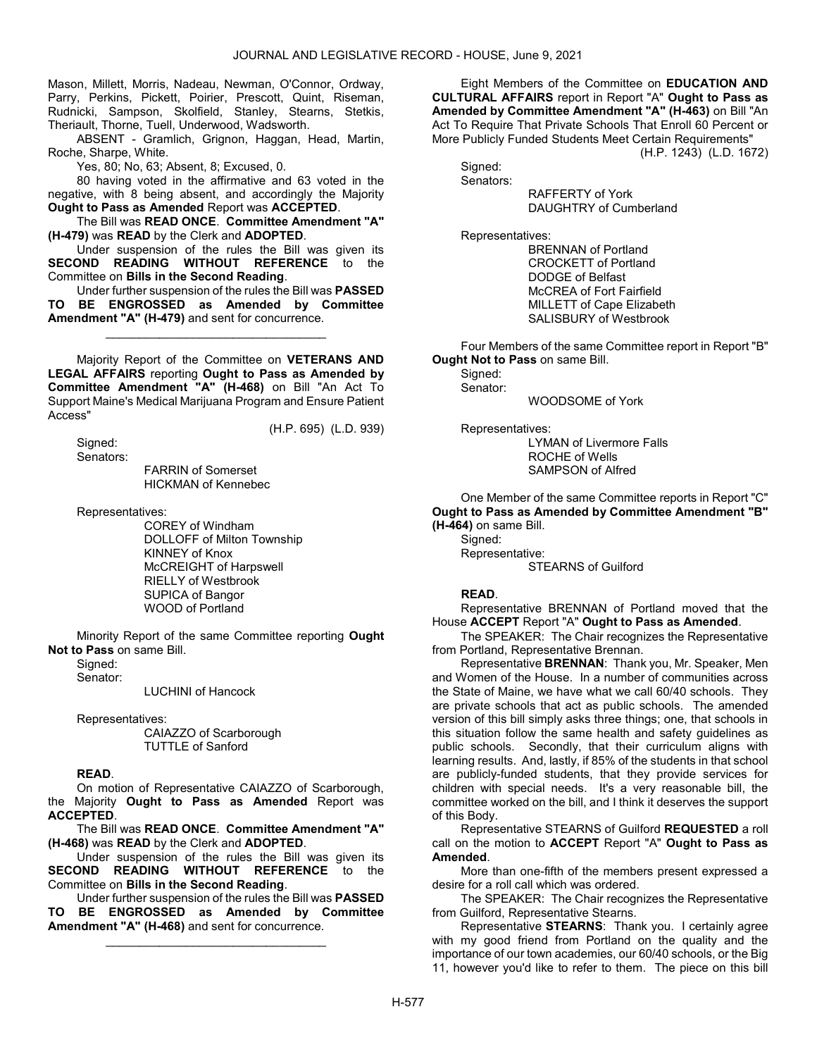Mason, Millett, Morris, Nadeau, Newman, O'Connor, Ordway, Parry, Perkins, Pickett, Poirier, Prescott, Quint, Riseman, Rudnicki, Sampson, Skolfield, Stanley, Stearns, Stetkis, Theriault, Thorne, Tuell, Underwood, Wadsworth.

ABSENT - Gramlich, Grignon, Haggan, Head, Martin, Roche, Sharpe, White.

Yes, 80; No, 63; Absent, 8; Excused, 0.

80 having voted in the affirmative and 63 voted in the negative, with 8 being absent, and accordingly the Majority **Ought to Pass as Amended** Report was **ACCEPTED**.

The Bill was **READ ONCE**. **Committee Amendment "A" (H-479)** was **READ** by the Clerk and **ADOPTED**.

Under suspension of the rules the Bill was given its **SECOND READING WITHOUT REFERENCE** to the Committee on **Bills in the Second Reading**.

Under further suspension of the rules the Bill was **PASSED TO BE ENGROSSED as Amended by Committee Amendment "A" (H-479)** and sent for concurrence.

_________________________________

Majority Report of the Committee on **VETERANS AND LEGAL AFFAIRS** reporting **Ought to Pass as Amended by Committee Amendment "A" (H-468)** on Bill "An Act To Support Maine's Medical Marijuana Program and Ensure Patient Access"

(H.P. 695) (L.D. 939)

Signed:
Senators:
FARRIN of Somerset
HICKMAN of Kennebec

Representatives:
COREY of Windham
DOLLOFF of Milton Township
KINNEY of Knox
McCREIGHT of Harpswell
RIELLY of Westbrook
SUPICA of Bangor
WOOD of Portland

Minority Report of the same Committee reporting **Ought Not to Pass** on same Bill.

Signed:
Senator:
LUCHINI of Hancock

Representatives:
CAIAZZO of Scarborough
TUTTLE of Sanford

**READ**.

On motion of Representative CAIAZZO of Scarborough, the Majority **Ought to Pass as Amended** Report was **ACCEPTED**.

The Bill was **READ ONCE**. **Committee Amendment "A" (H-468)** was **READ** by the Clerk and **ADOPTED**.

Under suspension of the rules the Bill was given its **SECOND READING WITHOUT REFERENCE** to the Committee on **Bills in the Second Reading**.

Under further suspension of the rules the Bill was **PASSED TO BE ENGROSSED as Amended by Committee Amendment "A" (H-468)** and sent for concurrence.

_________________________________

Eight Members of the Committee on **EDUCATION AND CULTURAL AFFAIRS** report in Report "A" **Ought to Pass as Amended by Committee Amendment "A" (H-463)** on Bill "An Act To Require That Private Schools That Enroll 60 Percent or More Publicly Funded Students Meet Certain Requirements"

(H.P. 1243) (L.D. 1672)

Signed:
Senators:
RAFFERTY of York
DAUGHTRY of Cumberland

Representatives:
BRENNAN of Portland
CROCKETT of Portland
DODGE of Belfast
McCREA of Fort Fairfield
MILLETT of Cape Elizabeth
SALISBURY of Westbrook

Four Members of the same Committee report in Report "B" **Ought Not to Pass** on same Bill.

Signed:
Senator:
WOODSOME of York

Representatives:
LYMAN of Livermore Falls
ROCHE of Wells
SAMPSON of Alfred

One Member of the same Committee reports in Report "C" **Ought to Pass as Amended by Committee Amendment "B" (H-464)** on same Bill.

Signed:
Representative:
STEARNS of Guilford

**READ**.

Representative BRENNAN of Portland moved that the House **ACCEPT** Report "A" **Ought to Pass as Amended**.

The SPEAKER: The Chair recognizes the Representative from Portland, Representative Brennan.

Representative **BRENNAN**: Thank you, Mr. Speaker, Men and Women of the House. In a number of communities across the State of Maine, we have what we call 60/40 schools. They are private schools that act as public schools. The amended version of this bill simply asks three things; one, that schools in this situation follow the same health and safety guidelines as public schools. Secondly, that their curriculum aligns with learning results. And, lastly, if 85% of the students in that school are publicly-funded students, that they provide services for children with special needs. It's a very reasonable bill, the committee worked on the bill, and I think it deserves the support of this Body.

Representative STEARNS of Guilford **REQUESTED** a roll call on the motion to **ACCEPT** Report "A" **Ought to Pass as Amended**.

More than one-fifth of the members present expressed a desire for a roll call which was ordered.

The SPEAKER: The Chair recognizes the Representative from Guilford, Representative Stearns.

Representative **STEARNS**: Thank you. I certainly agree with my good friend from Portland on the quality and the importance of our town academies, our 60/40 schools, or the Big 11, however you'd like to refer to them. The piece on this bill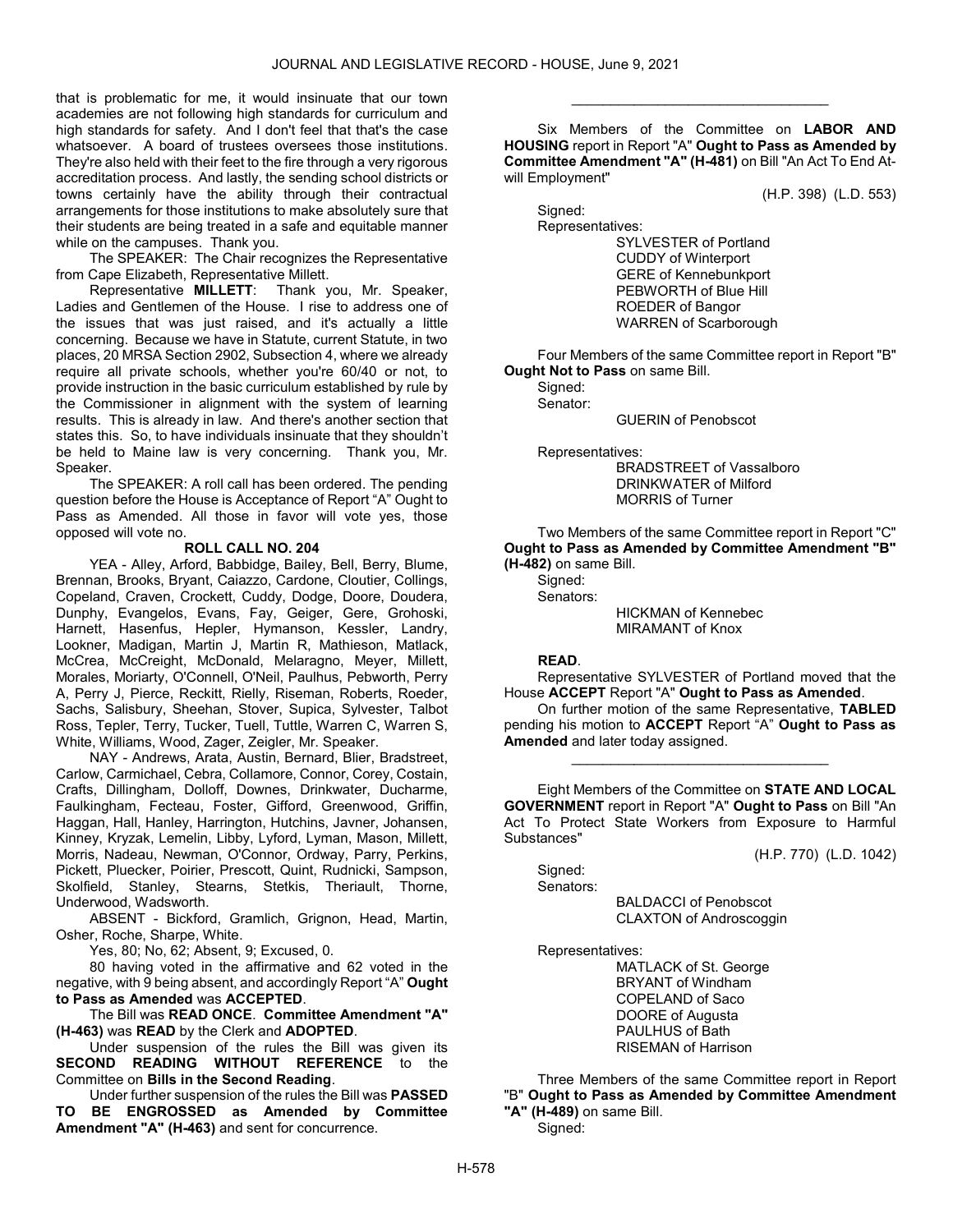that is problematic for me, it would insinuate that our town academies are not following high standards for curriculum and high standards for safety. And I don't feel that that's the case whatsoever. A board of trustees oversees those institutions. They're also held with their feet to the fire through a very rigorous accreditation process. And lastly, the sending school districts or towns certainly have the ability through their contractual arrangements for those institutions to make absolutely sure that their students are being treated in a safe and equitable manner while on the campuses. Thank you.

The SPEAKER: The Chair recognizes the Representative from Cape Elizabeth, Representative Millett.

Representative **MILLETT**: Thank you, Mr. Speaker, Ladies and Gentlemen of the House. I rise to address one of the issues that was just raised, and it's actually a little concerning. Because we have in Statute, current Statute, in two places, 20 MRSA Section 2902, Subsection 4, where we already require all private schools, whether you're 60/40 or not, to provide instruction in the basic curriculum established by rule by the Commissioner in alignment with the system of learning results. This is already in law. And there's another section that states this. So, to have individuals insinuate that they shouldn't be held to Maine law is very concerning. Thank you, Mr. Speaker.

The SPEAKER: A roll call has been ordered. The pending question before the House is Acceptance of Report "A" Ought to Pass as Amended. All those in favor will vote yes, those opposed will vote no.

**ROLL CALL NO. 204**

YEA - Alley, Arford, Babbidge, Bailey, Bell, Berry, Blume, Brennan, Brooks, Bryant, Caiazzo, Cardone, Cloutier, Collings, Copeland, Craven, Crockett, Cuddy, Dodge, Doore, Doudera, Dunphy, Evangelos, Evans, Fay, Geiger, Gere, Grohoski, Harnett, Hasenfus, Hepler, Hymanson, Kessler, Landry, Lookner, Madigan, Martin J, Martin R, Mathieson, Matlack, McCrea, McCreight, McDonald, Melaragno, Meyer, Millett, Morales, Moriarty, O'Connell, O'Neil, Paulhus, Pebworth, Perry A, Perry J, Pierce, Reckitt, Rielly, Riseman, Roberts, Roeder, Sachs, Salisbury, Sheehan, Stover, Supica, Sylvester, Talbot Ross, Tepler, Terry, Tucker, Tuell, Tuttle, Warren C, Warren S, White, Williams, Wood, Zager, Zeigler, Mr. Speaker.

NAY - Andrews, Arata, Austin, Bernard, Blier, Bradstreet, Carlow, Carmichael, Cebra, Collamore, Connor, Corey, Costain, Crafts, Dillingham, Dolloff, Downes, Drinkwater, Ducharme, Faulkingham, Fecteau, Foster, Gifford, Greenwood, Griffin, Haggan, Hall, Hanley, Harrington, Hutchins, Javner, Johansen, Kinney, Kryzak, Lemelin, Libby, Lyford, Lyman, Mason, Millett, Morris, Nadeau, Newman, O'Connor, Ordway, Parry, Perkins, Pickett, Pluecker, Poirier, Prescott, Quint, Rudnicki, Sampson, Skolfield, Stanley, Stearns, Stetkis, Theriault, Thorne, Underwood, Wadsworth.

ABSENT - Bickford, Gramlich, Grignon, Head, Martin, Osher, Roche, Sharpe, White.

Yes, 80; No, 62; Absent, 9; Excused, 0.

80 having voted in the affirmative and 62 voted in the negative, with 9 being absent, and accordingly Report "A" **Ought to Pass as Amended** was **ACCEPTED**.

The Bill was **READ ONCE**. **Committee Amendment "A" (H-463)** was **READ** by the Clerk and **ADOPTED**.

Under suspension of the rules the Bill was given its **SECOND READING WITHOUT REFERENCE** to the Committee on **Bills in the Second Reading**.

Under further suspension of the rules the Bill was **PASSED TO BE ENGROSSED as Amended by Committee Amendment "A" (H-463)** and sent for concurrence.

_________________________________

Six Members of the Committee on **LABOR AND HOUSING** report in Report "A" **Ought to Pass as Amended by Committee Amendment "A" (H-481)** on Bill "An Act To End At-will Employment"

(H.P. 398) (L.D. 553)

Signed:

Representatives:

SYLVESTER of Portland
CUDDY of Winterport
GERE of Kennebunkport
PEBWORTH of Blue Hill
ROEDER of Bangor
WARREN of Scarborough

Four Members of the same Committee report in Report "B" **Ought Not to Pass** on same Bill.

Signed:

Senator:

GUERIN of Penobscot

Representatives:

BRADSTREET of Vassalboro
DRINKWATER of Milford
MORRIS of Turner

Two Members of the same Committee report in Report "C" **Ought to Pass as Amended by Committee Amendment "B" (H-482)** on same Bill.

Signed:

Senators:

HICKMAN of Kennebec
MIRAMANT of Knox

**READ**.

Representative SYLVESTER of Portland moved that the House **ACCEPT** Report "A" **Ought to Pass as Amended**.

On further motion of the same Representative, **TABLED** pending his motion to **ACCEPT** Report "A" **Ought to Pass as Amended** and later today assigned.

_________________________________

Eight Members of the Committee on **STATE AND LOCAL GOVERNMENT** report in Report "A" **Ought to Pass** on Bill "An Act To Protect State Workers from Exposure to Harmful Substances"

(H.P. 770) (L.D. 1042)

Signed:

Senators:

BALDACCI of Penobscot
CLAXTON of Androscoggin

Representatives:

MATLACK of St. George
BRYANT of Windham
COPELAND of Saco
DOORE of Augusta
PAULHUS of Bath
RISEMAN of Harrison

Three Members of the same Committee report in Report "B" **Ought to Pass as Amended by Committee Amendment "A" (H-489)** on same Bill.

Signed: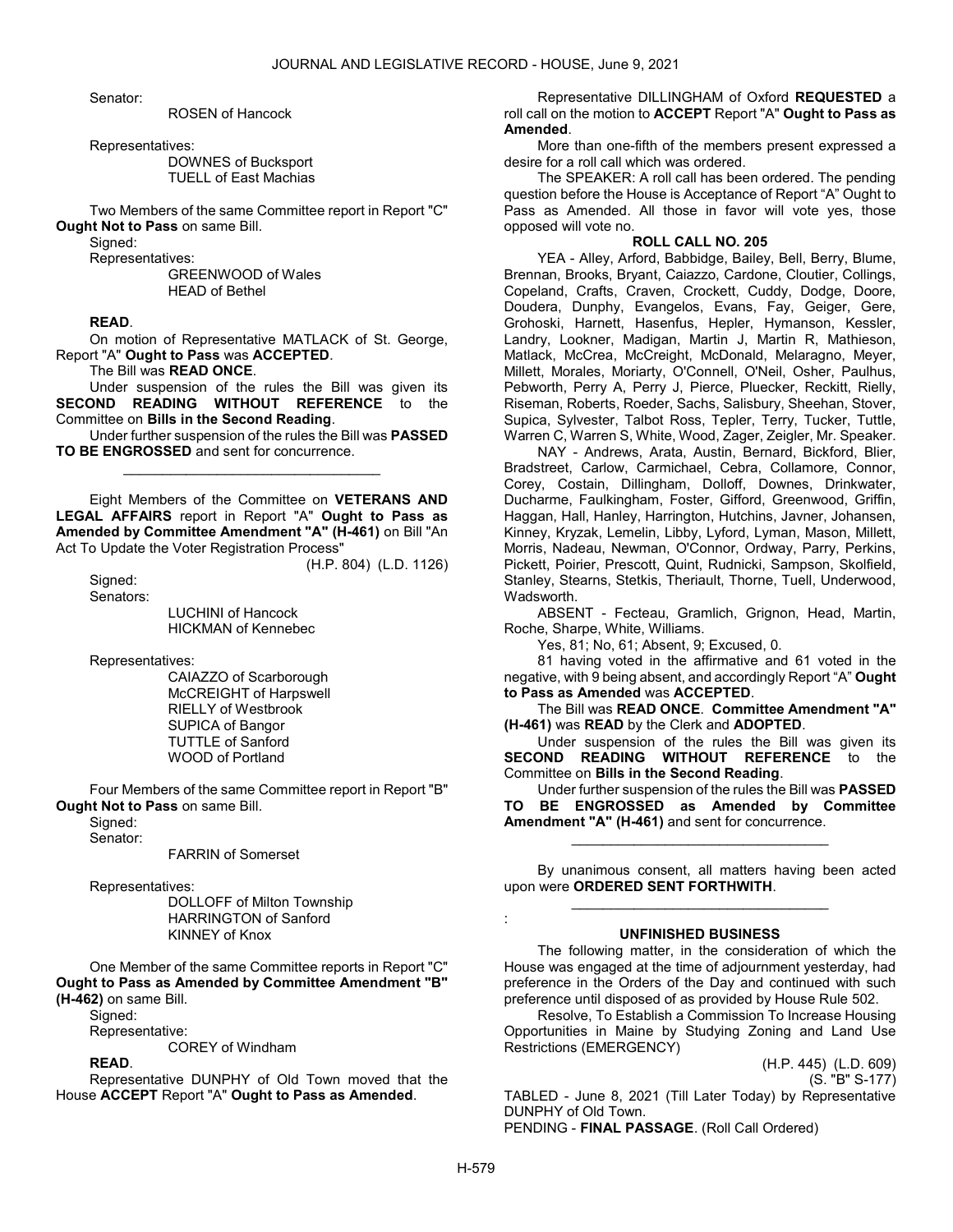Senator:

ROSEN of Hancock

Representatives:

DOWNES of Bucksport
TUELL of East Machias

Two Members of the same Committee report in Report "C" **Ought Not to Pass** on same Bill.

Signed:

Representatives:

GREENWOOD of Wales
HEAD of Bethel

**READ**.

On motion of Representative MATLACK of St. George, Report "A" **Ought to Pass** was **ACCEPTED**.

The Bill was **READ ONCE**.

Under suspension of the rules the Bill was given its **SECOND READING WITHOUT REFERENCE** to the Committee on **Bills in the Second Reading**.

Under further suspension of the rules the Bill was **PASSED TO BE ENGROSSED** and sent for concurrence.

_________________________________

Eight Members of the Committee on **VETERANS AND LEGAL AFFAIRS** report in Report "A" **Ought to Pass as Amended by Committee Amendment "A" (H-461)** on Bill "An Act To Update the Voter Registration Process"

(H.P. 804) (L.D. 1126)

Signed:

Senators:

LUCHINI of Hancock
HICKMAN of Kennebec

Representatives:

CAIAZZO of Scarborough
McCREIGHT of Harpswell
RIELLY of Westbrook
SUPICA of Bangor
TUTTLE of Sanford
WOOD of Portland

Four Members of the same Committee report in Report "B" **Ought Not to Pass** on same Bill.

Signed:

Senator:

FARRIN of Somerset

Representatives:

DOLLOFF of Milton Township
HARRINGTON of Sanford
KINNEY of Knox

One Member of the same Committee reports in Report "C" **Ought to Pass as Amended by Committee Amendment "B" (H-462)** on same Bill.

Signed:

Representative:

COREY of Windham

**READ**.

Representative DUNPHY of Old Town moved that the House **ACCEPT** Report "A" **Ought to Pass as Amended**.

Representative DILLINGHAM of Oxford **REQUESTED** a roll call on the motion to **ACCEPT** Report "A" **Ought to Pass as Amended**.

More than one-fifth of the members present expressed a desire for a roll call which was ordered.

The SPEAKER: A roll call has been ordered. The pending question before the House is Acceptance of Report "A" Ought to Pass as Amended. All those in favor will vote yes, those opposed will vote no.

**ROLL CALL NO. 205**

YEA - Alley, Arford, Babbidge, Bailey, Bell, Berry, Blume, Brennan, Brooks, Bryant, Caiazzo, Cardone, Cloutier, Collings, Copeland, Crafts, Craven, Crockett, Cuddy, Dodge, Doore, Doudera, Dunphy, Evangelos, Evans, Fay, Geiger, Gere, Grohoski, Harnett, Hasenfus, Hepler, Hymanson, Kessler, Landry, Lookner, Madigan, Martin J, Martin R, Mathieson, Matlack, McCrea, McCreight, McDonald, Melaragno, Meyer, Millett, Morales, Moriarty, O'Connell, O'Neil, Osher, Paulhus, Pebworth, Perry A, Perry J, Pierce, Pluecker, Reckitt, Rielly, Riseman, Roberts, Roeder, Sachs, Salisbury, Sheehan, Stover, Supica, Sylvester, Talbot Ross, Tepler, Terry, Tucker, Tuttle, Warren C, Warren S, White, Wood, Zager, Zeigler, Mr. Speaker.

NAY - Andrews, Arata, Austin, Bernard, Bickford, Blier, Bradstreet, Carlow, Carmichael, Cebra, Collamore, Connor, Corey, Costain, Dillingham, Dolloff, Downes, Drinkwater, Ducharme, Faulkingham, Foster, Gifford, Greenwood, Griffin, Haggan, Hall, Hanley, Harrington, Hutchins, Javner, Johansen, Kinney, Kryzak, Lemelin, Libby, Lyford, Lyman, Mason, Millett, Morris, Nadeau, Newman, O'Connor, Ordway, Parry, Perkins, Pickett, Poirier, Prescott, Quint, Rudnicki, Sampson, Skolfield, Stanley, Stearns, Stetkis, Theriault, Thorne, Tuell, Underwood, Wadsworth.

ABSENT - Fecteau, Gramlich, Grignon, Head, Martin, Roche, Sharpe, White, Williams.

Yes, 81; No, 61; Absent, 9; Excused, 0.

81 having voted in the affirmative and 61 voted in the negative, with 9 being absent, and accordingly Report "A" **Ought to Pass as Amended** was **ACCEPTED**.

The Bill was **READ ONCE**. **Committee Amendment "A" (H-461)** was **READ** by the Clerk and **ADOPTED**.

Under suspension of the rules the Bill was given its **SECOND READING WITHOUT REFERENCE** to the Committee on **Bills in the Second Reading**.

Under further suspension of the rules the Bill was **PASSED TO BE ENGROSSED as Amended by Committee Amendment "A" (H-461)** and sent for concurrence.

_________________________________

By unanimous consent, all matters having been acted upon were **ORDERED SENT FORTHWITH**.

_________________________________

:

**UNFINISHED BUSINESS**

The following matter, in the consideration of which the House was engaged at the time of adjournment yesterday, had preference in the Orders of the Day and continued with such preference until disposed of as provided by House Rule 502.

Resolve, To Establish a Commission To Increase Housing Opportunities in Maine by Studying Zoning and Land Use Restrictions (EMERGENCY)

(H.P. 445) (L.D. 609)
(S. "B" S-177)

TABLED - June 8, 2021 (Till Later Today) by Representative DUNPHY of Old Town.

PENDING - **FINAL PASSAGE**. (Roll Call Ordered)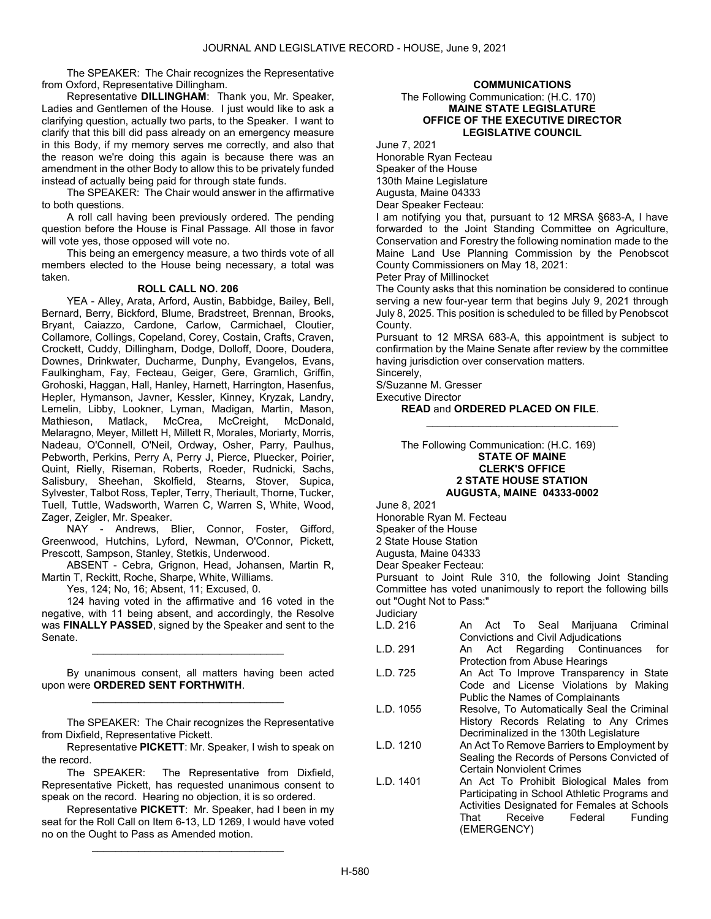The SPEAKER: The Chair recognizes the Representative from Oxford, Representative Dillingham.

Representative **DILLINGHAM**: Thank you, Mr. Speaker, Ladies and Gentlemen of the House. I just would like to ask a clarifying question, actually two parts, to the Speaker. I want to clarify that this bill did pass already on an emergency measure in this Body, if my memory serves me correctly, and also that the reason we're doing this again is because there was an amendment in the other Body to allow this to be privately funded instead of actually being paid for through state funds.

The SPEAKER: The Chair would answer in the affirmative to both questions.

A roll call having been previously ordered. The pending question before the House is Final Passage. All those in favor will vote yes, those opposed will vote no.

This being an emergency measure, a two thirds vote of all members elected to the House being necessary, a total was taken.

**ROLL CALL NO. 206**

YEA - Alley, Arata, Arford, Austin, Babbidge, Bailey, Bell, Bernard, Berry, Bickford, Blume, Bradstreet, Brennan, Brooks, Bryant, Caiazzo, Cardone, Carlow, Carmichael, Cloutier, Collamore, Collings, Copeland, Corey, Costain, Crafts, Craven, Crockett, Cuddy, Dillingham, Dodge, Dolloff, Doore, Doudera, Downes, Drinkwater, Ducharme, Dunphy, Evangelos, Evans, Faulkingham, Fay, Fecteau, Geiger, Gere, Gramlich, Griffin, Grohoski, Haggan, Hall, Hanley, Harnett, Harrington, Hasenfus, Hepler, Hymanson, Javner, Kessler, Kinney, Kryzak, Landry, Lemelin, Libby, Lookner, Lyman, Madigan, Martin, Mason, Mathieson, Matlack, McCrea, McCreight, McDonald, Melaragno, Meyer, Millett H, Millett R, Morales, Moriarty, Morris, Nadeau, O'Connell, O'Neil, Ordway, Osher, Parry, Paulhus, Pebworth, Perkins, Perry A, Perry J, Pierce, Pluecker, Poirier, Quint, Rielly, Riseman, Roberts, Roeder, Rudnicki, Sachs, Salisbury, Sheehan, Skolfield, Stearns, Stover, Supica, Sylvester, Talbot Ross, Tepler, Terry, Theriault, Thorne, Tucker, Tuell, Tuttle, Wadsworth, Warren C, Warren S, White, Wood, Zager, Zeigler, Mr. Speaker.

NAY - Andrews, Blier, Connor, Foster, Gifford, Greenwood, Hutchins, Lyford, Newman, O'Connor, Pickett, Prescott, Sampson, Stanley, Stetkis, Underwood.

ABSENT - Cebra, Grignon, Head, Johansen, Martin R, Martin T, Reckitt, Roche, Sharpe, White, Williams.

Yes, 124; No, 16; Absent, 11; Excused, 0.

124 having voted in the affirmative and 16 voted in the negative, with 11 being absent, and accordingly, the Resolve was **FINALLY PASSED**, signed by the Speaker and sent to the Senate.

---

By unanimous consent, all matters having been acted upon were **ORDERED SENT FORTHWITH**.

---

The SPEAKER: The Chair recognizes the Representative from Dixfield, Representative Pickett.

Representative **PICKETT**: Mr. Speaker, I wish to speak on the record.

The SPEAKER: The Representative from Dixfield, Representative Pickett, has requested unanimous consent to speak on the record. Hearing no objection, it is so ordered.

Representative **PICKETT**: Mr. Speaker, had I been in my seat for the Roll Call on Item 6-13, LD 1269, I would have voted no on the Ought to Pass as Amended motion.

---

**COMMUNICATIONS**

The Following Communication: (H.C. 170)

**MAINE STATE LEGISLATURE**
**OFFICE OF THE EXECUTIVE DIRECTOR**
**LEGISLATIVE COUNCIL**

June 7, 2021
Honorable Ryan Fecteau
Speaker of the House
130th Maine Legislature
Augusta, Maine 04333

Dear Speaker Fecteau:

I am notifying you that, pursuant to 12 MRSA §683-A, I have forwarded to the Joint Standing Committee on Agriculture, Conservation and Forestry the following nomination made to the Maine Land Use Planning Commission by the Penobscot County Commissioners on May 18, 2021:

Peter Pray of Millinocket

The County asks that this nomination be considered to continue serving a new four-year term that begins July 9, 2021 through July 8, 2025. This position is scheduled to be filled by Penobscot County.

Pursuant to 12 MRSA 683-A, this appointment is subject to confirmation by the Maine Senate after review by the committee having jurisdiction over conservation matters.

Sincerely,
S/Suzanne M. Gresser
Executive Director

**READ** and **ORDERED PLACED ON FILE**.

---

The Following Communication: (H.C. 169)

**STATE OF MAINE**
**CLERK'S OFFICE**
**2 STATE HOUSE STATION**
**AUGUSTA, MAINE 04333-0002**

June 8, 2021
Honorable Ryan M. Fecteau
Speaker of the House
2 State House Station
Augusta, Maine 04333

Dear Speaker Fecteau:

Pursuant to Joint Rule 310, the following Joint Standing Committee has voted unanimously to report the following bills out "Ought Not to Pass:"

Judiciary

| | |
|---|---|
| L.D. 216 | An Act To Seal Marijuana Criminal Convictions and Civil Adjudications |
| L.D. 291 | An Act Regarding Continuances for Protection from Abuse Hearings |
| L.D. 725 | An Act To Improve Transparency in State Code and License Violations by Making Public the Names of Complainants |
| L.D. 1055 | Resolve, To Automatically Seal the Criminal History Records Relating to Any Crimes Decriminalized in the 130th Legislature |
| L.D. 1210 | An Act To Remove Barriers to Employment by Sealing the Records of Persons Convicted of Certain Nonviolent Crimes |
| L.D. 1401 | An Act To Prohibit Biological Males from Participating in School Athletic Programs and Activities Designated for Females at Schools That Receive Federal Funding (EMERGENCY) |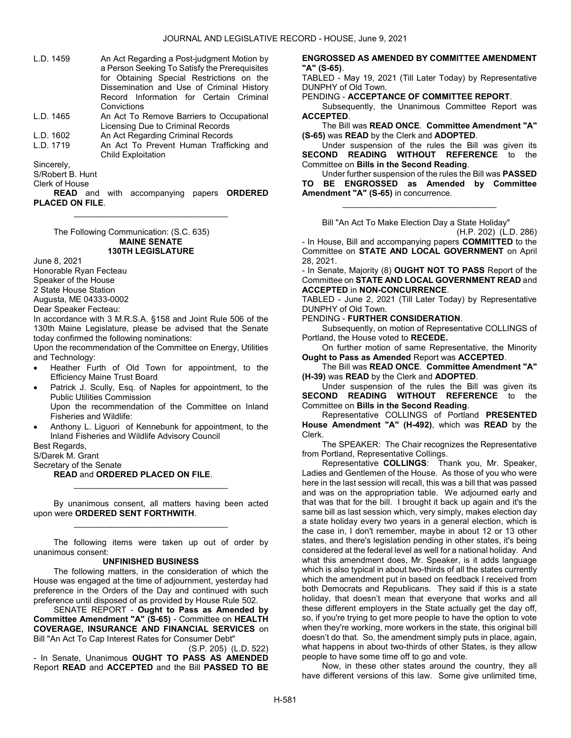| | |
|---|---|
| L.D. 1459 | An Act Regarding a Post-judgment Motion by a Person Seeking To Satisfy the Prerequisites for Obtaining Special Restrictions on the Dissemination and Use of Criminal History Record Information for Certain Criminal Convictions |
| L.D. 1465 | An Act To Remove Barriers to Occupational Licensing Due to Criminal Records |
| L.D. 1602 | An Act Regarding Criminal Records |
| L.D. 1719 | An Act To Prevent Human Trafficking and Child Exploitation |

Sincerely,

S/Robert B. Hunt

Clerk of House

**READ** and with accompanying papers **ORDERED PLACED ON FILE**.

---

The Following Communication: (S.C. 635)

**MAINE SENATE**

**130TH LEGISLATURE**

June 8, 2021

Honorable Ryan Fecteau

Speaker of the House

2 State House Station

Augusta, ME 04333-0002

Dear Speaker Fecteau:

In accordance with 3 M.R.S.A. §158 and Joint Rule 506 of the 130th Maine Legislature, please be advised that the Senate today confirmed the following nominations:

Upon the recommendation of the Committee on Energy, Utilities and Technology:

- Heather Furth of Old Town for appointment, to the Efficiency Maine Trust Board
- Patrick J. Scully, Esq. of Naples for appointment, to the Public Utilities Commission

  Upon the recommendation of the Committee on Inland Fisheries and Wildlife:
- Anthony L. Liguori of Kennebunk for appointment, to the Inland Fisheries and Wildlife Advisory Council

Best Regards,

S/Darek M. Grant

Secretary of the Senate

**READ** and **ORDERED PLACED ON FILE**.

---

By unanimous consent, all matters having been acted upon were **ORDERED SENT FORTHWITH**.

---

The following items were taken up out of order by unanimous consent:

**UNFINISHED BUSINESS**

The following matters, in the consideration of which the House was engaged at the time of adjournment, yesterday had preference in the Orders of the Day and continued with such preference until disposed of as provided by House Rule 502.

SENATE REPORT - **Ought to Pass as Amended by Committee Amendment "A" (S-65)** - Committee on **HEALTH COVERAGE, INSURANCE AND FINANCIAL SERVICES** on Bill "An Act To Cap Interest Rates for Consumer Debt"

(S.P. 205) (L.D. 522)

- In Senate, Unanimous **OUGHT TO PASS AS AMENDED** Report **READ** and **ACCEPTED** and the Bill **PASSED TO BE ENGROSSED AS AMENDED BY COMMITTEE AMENDMENT "A" (S-65)**.

TABLED - May 19, 2021 (Till Later Today) by Representative DUNPHY of Old Town.

PENDING - **ACCEPTANCE OF COMMITTEE REPORT**.

Subsequently, the Unanimous Committee Report was **ACCEPTED**.

The Bill was **READ ONCE**. **Committee Amendment "A" (S-65)** was **READ** by the Clerk and **ADOPTED**.

Under suspension of the rules the Bill was given its **SECOND READING WITHOUT REFERENCE** to the Committee on **Bills in the Second Reading**.

Under further suspension of the rules the Bill was **PASSED TO BE ENGROSSED as Amended by Committee Amendment "A" (S-65)** in concurrence.

---

Bill "An Act To Make Election Day a State Holiday"

(H.P. 202) (L.D. 286)

- In House, Bill and accompanying papers **COMMITTED** to the Committee on **STATE AND LOCAL GOVERNMENT** on April 28, 2021.

- In Senate, Majority (8) **OUGHT NOT TO PASS** Report of the Committee on **STATE AND LOCAL GOVERNMENT READ** and **ACCEPTED** in **NON-CONCURRENCE**.

TABLED - June 2, 2021 (Till Later Today) by Representative DUNPHY of Old Town.

PENDING - **FURTHER CONSIDERATION**.

Subsequently, on motion of Representative COLLINGS of Portland, the House voted to **RECEDE.**

On further motion of same Representative, the Minority **Ought to Pass as Amended** Report was **ACCEPTED**.

The Bill was **READ ONCE**. **Committee Amendment "A" (H-39)** was **READ** by the Clerk and **ADOPTED**.

Under suspension of the rules the Bill was given its **SECOND READING WITHOUT REFERENCE** to the Committee on **Bills in the Second Reading**.

Representative COLLINGS of Portland **PRESENTED House Amendment "A" (H-492)**, which was **READ** by the Clerk.

The SPEAKER: The Chair recognizes the Representative from Portland, Representative Collings.

Representative **COLLINGS**: Thank you, Mr. Speaker, Ladies and Gentlemen of the House. As those of you who were here in the last session will recall, this was a bill that was passed and was on the appropriation table. We adjourned early and that was that for the bill. I brought it back up again and it's the same bill as last session which, very simply, makes election day a state holiday every two years in a general election, which is the case in, I don't remember, maybe in about 12 or 13 other states, and there's legislation pending in other states, it's being considered at the federal level as well for a national holiday. And what this amendment does, Mr. Speaker, is it adds language which is also typical in about two-thirds of all the states currently which the amendment put in based on feedback I received from both Democrats and Republicans. They said if this is a state holiday, that doesn't mean that everyone that works and all these different employers in the State actually get the day off, so, if you're trying to get more people to have the option to vote when they're working, more workers in the state, this original bill doesn't do that. So, the amendment simply puts in place, again, what happens in about two-thirds of other States, is they allow people to have some time off to go and vote.

Now, in these other states around the country, they all have different versions of this law. Some give unlimited time,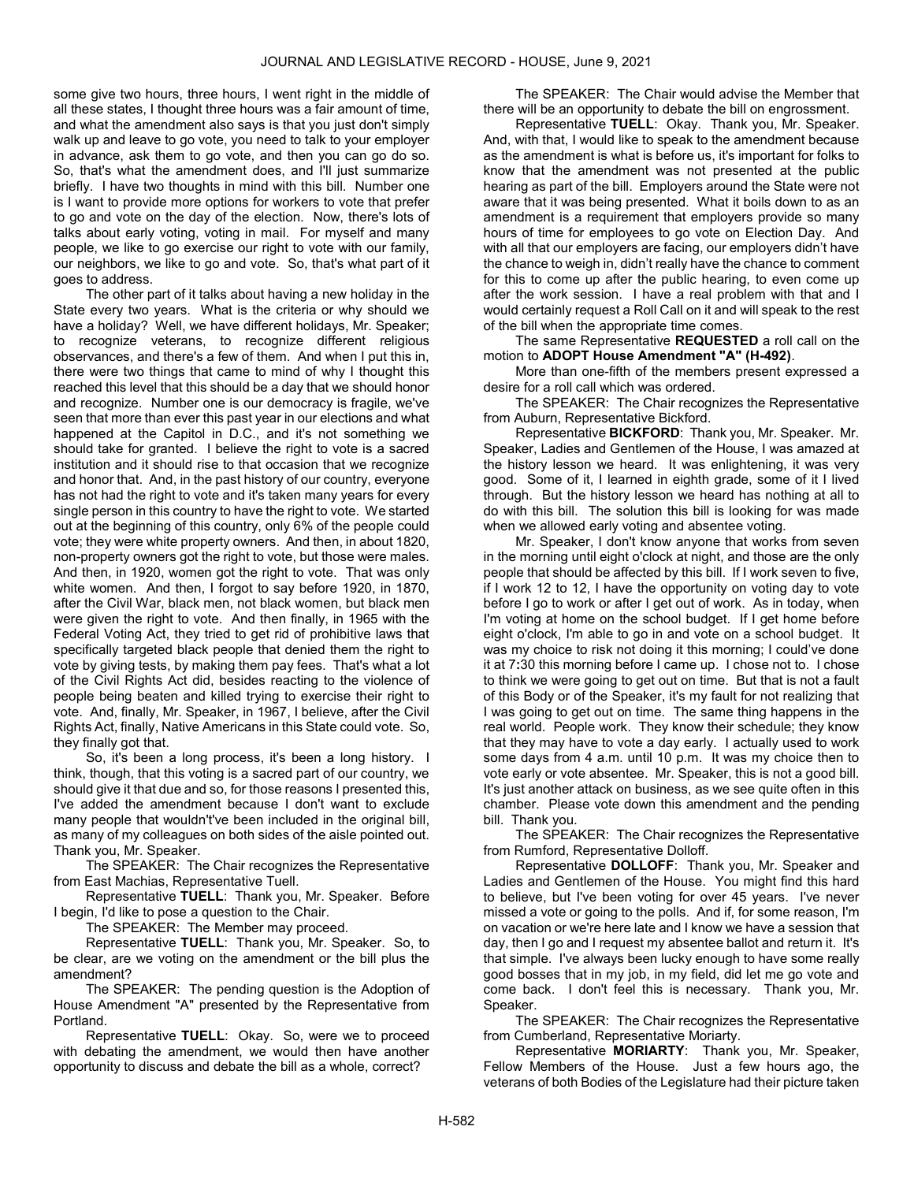some give two hours, three hours, I went right in the middle of all these states, I thought three hours was a fair amount of time, and what the amendment also says is that you just don't simply walk up and leave to go vote, you need to talk to your employer in advance, ask them to go vote, and then you can go do so. So, that's what the amendment does, and I'll just summarize briefly. I have two thoughts in mind with this bill. Number one is I want to provide more options for workers to vote that prefer to go and vote on the day of the election. Now, there's lots of talks about early voting, voting in mail. For myself and many people, we like to go exercise our right to vote with our family, our neighbors, we like to go and vote. So, that's what part of it goes to address.

The other part of it talks about having a new holiday in the State every two years. What is the criteria or why should we have a holiday? Well, we have different holidays, Mr. Speaker; to recognize veterans, to recognize different religious observances, and there's a few of them. And when I put this in, there were two things that came to mind of why I thought this reached this level that this should be a day that we should honor and recognize. Number one is our democracy is fragile, we've seen that more than ever this past year in our elections and what happened at the Capitol in D.C., and it's not something we should take for granted. I believe the right to vote is a sacred institution and it should rise to that occasion that we recognize and honor that. And, in the past history of our country, everyone has not had the right to vote and it's taken many years for every single person in this country to have the right to vote. We started out at the beginning of this country, only 6% of the people could vote; they were white property owners. And then, in about 1820, non-property owners got the right to vote, but those were males. And then, in 1920, women got the right to vote. That was only white women. And then, I forgot to say before 1920, in 1870, after the Civil War, black men, not black women, but black men were given the right to vote. And then finally, in 1965 with the Federal Voting Act, they tried to get rid of prohibitive laws that specifically targeted black people that denied them the right to vote by giving tests, by making them pay fees. That's what a lot of the Civil Rights Act did, besides reacting to the violence of people being beaten and killed trying to exercise their right to vote. And, finally, Mr. Speaker, in 1967, I believe, after the Civil Rights Act, finally, Native Americans in this State could vote. So, they finally got that.

So, it's been a long process, it's been a long history. I think, though, that this voting is a sacred part of our country, we should give it that due and so, for those reasons I presented this, I've added the amendment because I don't want to exclude many people that wouldn't've been included in the original bill, as many of my colleagues on both sides of the aisle pointed out. Thank you, Mr. Speaker.

The SPEAKER: The Chair recognizes the Representative from East Machias, Representative Tuell.

Representative **TUELL**: Thank you, Mr. Speaker. Before I begin, I'd like to pose a question to the Chair.

The SPEAKER: The Member may proceed.

Representative **TUELL**: Thank you, Mr. Speaker. So, to be clear, are we voting on the amendment or the bill plus the amendment?

The SPEAKER: The pending question is the Adoption of House Amendment "A" presented by the Representative from Portland.

Representative **TUELL**: Okay. So, were we to proceed with debating the amendment, we would then have another opportunity to discuss and debate the bill as a whole, correct?

The SPEAKER: The Chair would advise the Member that there will be an opportunity to debate the bill on engrossment.

Representative **TUELL**: Okay. Thank you, Mr. Speaker. And, with that, I would like to speak to the amendment because as the amendment is what is before us, it's important for folks to know that the amendment was not presented at the public hearing as part of the bill. Employers around the State were not aware that it was being presented. What it boils down to as an amendment is a requirement that employers provide so many hours of time for employees to go vote on Election Day. And with all that our employers are facing, our employers didn't have the chance to weigh in, didn't really have the chance to comment for this to come up after the public hearing, to even come up after the work session. I have a real problem with that and I would certainly request a Roll Call on it and will speak to the rest of the bill when the appropriate time comes.

The same Representative **REQUESTED** a roll call on the motion to **ADOPT House Amendment "A" (H-492)**.

More than one-fifth of the members present expressed a desire for a roll call which was ordered.

The SPEAKER: The Chair recognizes the Representative from Auburn, Representative Bickford.

Representative **BICKFORD**: Thank you, Mr. Speaker. Mr. Speaker, Ladies and Gentlemen of the House, I was amazed at the history lesson we heard. It was enlightening, it was very good. Some of it, I learned in eighth grade, some of it I lived through. But the history lesson we heard has nothing at all to do with this bill. The solution this bill is looking for was made when we allowed early voting and absentee voting.

Mr. Speaker, I don't know anyone that works from seven in the morning until eight o'clock at night, and those are the only people that should be affected by this bill. If I work seven to five, if I work 12 to 12, I have the opportunity on voting day to vote before I go to work or after I get out of work. As in today, when I'm voting at home on the school budget. If I get home before eight o'clock, I'm able to go in and vote on a school budget. It was my choice to risk not doing it this morning; I could've done it at 7:30 this morning before I came up. I chose not to. I chose to think we were going to get out on time. But that is not a fault of this Body or of the Speaker, it's my fault for not realizing that I was going to get out on time. The same thing happens in the real world. People work. They know their schedule; they know that they may have to vote a day early. I actually used to work some days from 4 a.m. until 10 p.m. It was my choice then to vote early or vote absentee. Mr. Speaker, this is not a good bill. It's just another attack on business, as we see quite often in this chamber. Please vote down this amendment and the pending bill. Thank you.

The SPEAKER: The Chair recognizes the Representative from Rumford, Representative Dolloff.

Representative **DOLLOFF**: Thank you, Mr. Speaker and Ladies and Gentlemen of the House. You might find this hard to believe, but I've been voting for over 45 years. I've never missed a vote or going to the polls. And if, for some reason, I'm on vacation or we're here late and I know we have a session that day, then I go and I request my absentee ballot and return it. It's that simple. I've always been lucky enough to have some really good bosses that in my job, in my field, did let me go vote and come back. I don't feel this is necessary. Thank you, Mr. Speaker.

The SPEAKER: The Chair recognizes the Representative from Cumberland, Representative Moriarty.

Representative **MORIARTY**: Thank you, Mr. Speaker, Fellow Members of the House. Just a few hours ago, the veterans of both Bodies of the Legislature had their picture taken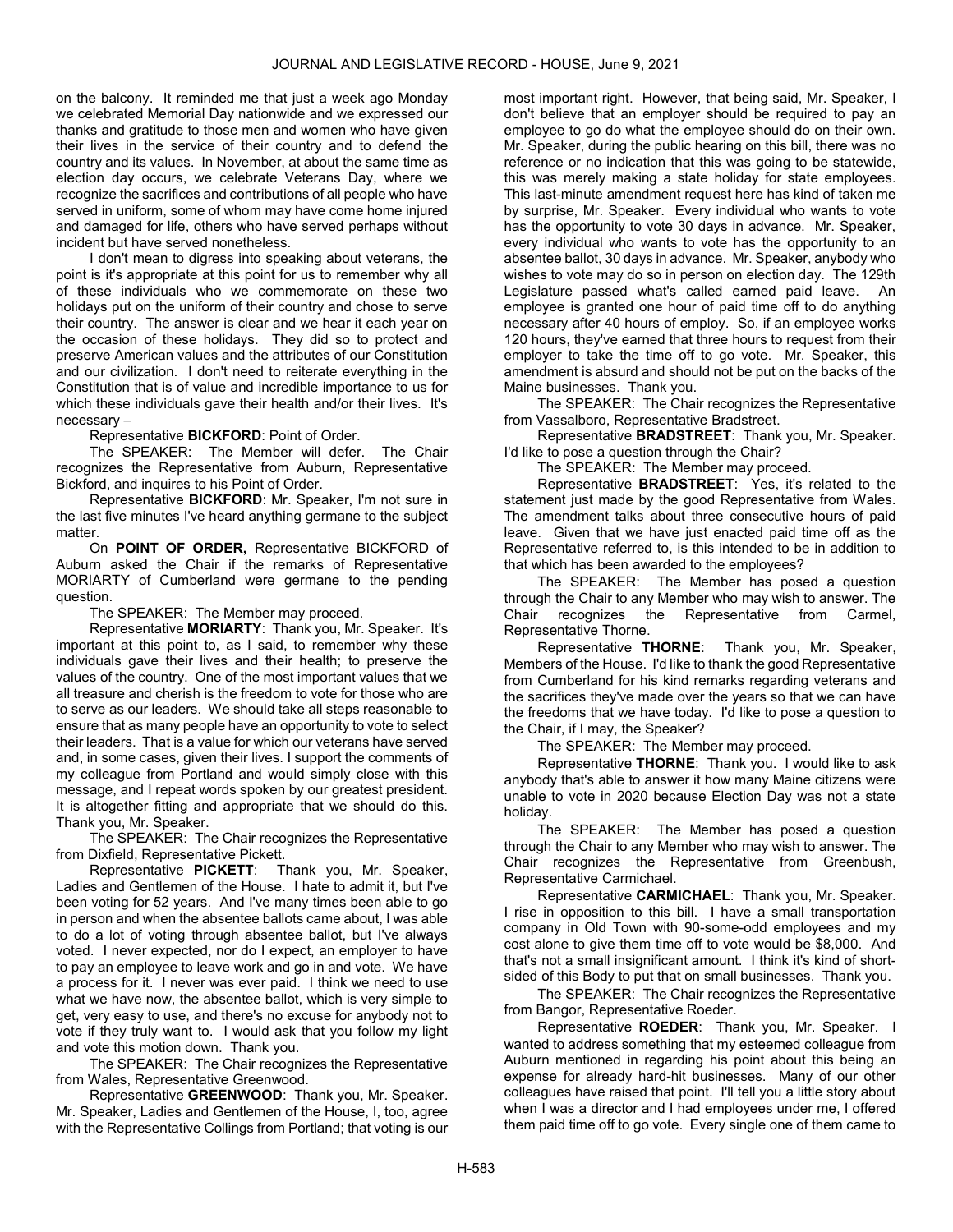on the balcony. It reminded me that just a week ago Monday we celebrated Memorial Day nationwide and we expressed our thanks and gratitude to those men and women who have given their lives in the service of their country and to defend the country and its values. In November, at about the same time as election day occurs, we celebrate Veterans Day, where we recognize the sacrifices and contributions of all people who have served in uniform, some of whom may have come home injured and damaged for life, others who have served perhaps without incident but have served nonetheless.

I don't mean to digress into speaking about veterans, the point is it's appropriate at this point for us to remember why all of these individuals who we commemorate on these two holidays put on the uniform of their country and chose to serve their country. The answer is clear and we hear it each year on the occasion of these holidays. They did so to protect and preserve American values and the attributes of our Constitution and our civilization. I don't need to reiterate everything in the Constitution that is of value and incredible importance to us for which these individuals gave their health and/or their lives. It's necessary –

Representative **BICKFORD**: Point of Order.

The SPEAKER: The Member will defer. The Chair recognizes the Representative from Auburn, Representative Bickford, and inquires to his Point of Order.

Representative **BICKFORD**: Mr. Speaker, I'm not sure in the last five minutes I've heard anything germane to the subject matter.

On **POINT OF ORDER,** Representative BICKFORD of Auburn asked the Chair if the remarks of Representative MORIARTY of Cumberland were germane to the pending question.

The SPEAKER: The Member may proceed.

Representative **MORIARTY**: Thank you, Mr. Speaker. It's important at this point to, as I said, to remember why these individuals gave their lives and their health; to preserve the values of the country. One of the most important values that we all treasure and cherish is the freedom to vote for those who are to serve as our leaders. We should take all steps reasonable to ensure that as many people have an opportunity to vote to select their leaders. That is a value for which our veterans have served and, in some cases, given their lives. I support the comments of my colleague from Portland and would simply close with this message, and I repeat words spoken by our greatest president. It is altogether fitting and appropriate that we should do this. Thank you, Mr. Speaker.

The SPEAKER: The Chair recognizes the Representative from Dixfield, Representative Pickett.

Representative **PICKETT**: Thank you, Mr. Speaker, Ladies and Gentlemen of the House. I hate to admit it, but I've been voting for 52 years. And I've many times been able to go in person and when the absentee ballots came about, I was able to do a lot of voting through absentee ballot, but I've always voted. I never expected, nor do I expect, an employer to have to pay an employee to leave work and go in and vote. We have a process for it. I never was ever paid. I think we need to use what we have now, the absentee ballot, which is very simple to get, very easy to use, and there's no excuse for anybody not to vote if they truly want to. I would ask that you follow my light and vote this motion down. Thank you.

The SPEAKER: The Chair recognizes the Representative from Wales, Representative Greenwood.

Representative **GREENWOOD**: Thank you, Mr. Speaker. Mr. Speaker, Ladies and Gentlemen of the House, I, too, agree with the Representative Collings from Portland; that voting is our most important right. However, that being said, Mr. Speaker, I don't believe that an employer should be required to pay an employee to go do what the employee should do on their own. Mr. Speaker, during the public hearing on this bill, there was no reference or no indication that this was going to be statewide, this was merely making a state holiday for state employees. This last-minute amendment request here has kind of taken me by surprise, Mr. Speaker. Every individual who wants to vote has the opportunity to vote 30 days in advance. Mr. Speaker, every individual who wants to vote has the opportunity to an absentee ballot, 30 days in advance. Mr. Speaker, anybody who wishes to vote may do so in person on election day. The 129th Legislature passed what's called earned paid leave. An employee is granted one hour of paid time off to do anything necessary after 40 hours of employ. So, if an employee works 120 hours, they've earned that three hours to request from their employer to take the time off to go vote. Mr. Speaker, this amendment is absurd and should not be put on the backs of the Maine businesses. Thank you.

The SPEAKER: The Chair recognizes the Representative from Vassalboro, Representative Bradstreet.

Representative **BRADSTREET**: Thank you, Mr. Speaker. I'd like to pose a question through the Chair?

The SPEAKER: The Member may proceed.

Representative **BRADSTREET**: Yes, it's related to the statement just made by the good Representative from Wales. The amendment talks about three consecutive hours of paid leave. Given that we have just enacted paid time off as the Representative referred to, is this intended to be in addition to that which has been awarded to the employees?

The SPEAKER: The Member has posed a question through the Chair to any Member who may wish to answer. The Chair recognizes the Representative from Carmel, Representative Thorne.

Representative **THORNE**: Thank you, Mr. Speaker, Members of the House. I'd like to thank the good Representative from Cumberland for his kind remarks regarding veterans and the sacrifices they've made over the years so that we can have the freedoms that we have today. I'd like to pose a question to the Chair, if I may, the Speaker?

The SPEAKER: The Member may proceed.

Representative **THORNE**: Thank you. I would like to ask anybody that's able to answer it how many Maine citizens were unable to vote in 2020 because Election Day was not a state holiday.

The SPEAKER: The Member has posed a question through the Chair to any Member who may wish to answer. The Chair recognizes the Representative from Greenbush, Representative Carmichael.

Representative **CARMICHAEL**: Thank you, Mr. Speaker. I rise in opposition to this bill. I have a small transportation company in Old Town with 90-some-odd employees and my cost alone to give them time off to vote would be $8,000. And that's not a small insignificant amount. I think it's kind of short-sided of this Body to put that on small businesses. Thank you.

The SPEAKER: The Chair recognizes the Representative from Bangor, Representative Roeder.

Representative **ROEDER**: Thank you, Mr. Speaker. I wanted to address something that my esteemed colleague from Auburn mentioned in regarding his point about this being an expense for already hard-hit businesses. Many of our other colleagues have raised that point. I'll tell you a little story about when I was a director and I had employees under me, I offered them paid time off to go vote. Every single one of them came to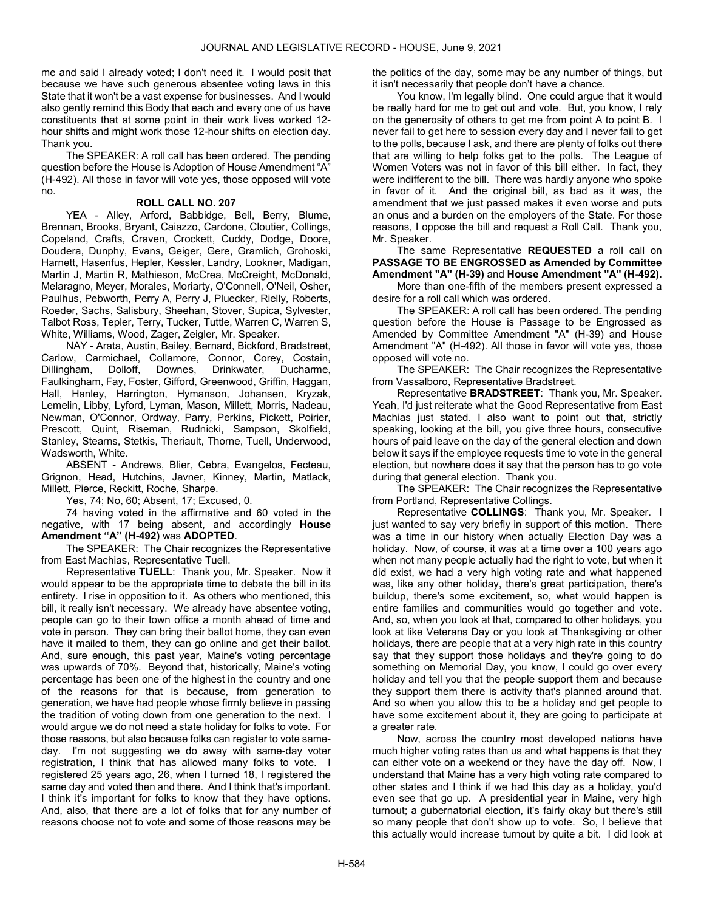me and said I already voted; I don't need it. I would posit that because we have such generous absentee voting laws in this State that it won't be a vast expense for businesses. And I would also gently remind this Body that each and every one of us have constituents that at some point in their work lives worked 12-hour shifts and might work those 12-hour shifts on election day. Thank you.

The SPEAKER: A roll call has been ordered. The pending question before the House is Adoption of House Amendment "A" (H-492). All those in favor will vote yes, those opposed will vote no.

**ROLL CALL NO. 207**

YEA - Alley, Arford, Babbidge, Bell, Berry, Blume, Brennan, Brooks, Bryant, Caiazzo, Cardone, Cloutier, Collings, Copeland, Crafts, Craven, Crockett, Cuddy, Dodge, Doore, Doudera, Dunphy, Evans, Geiger, Gere, Gramlich, Grohoski, Harnett, Hasenfus, Hepler, Kessler, Landry, Lookner, Madigan, Martin J, Martin R, Mathieson, McCrea, McCreight, McDonald, Melaragno, Meyer, Morales, Moriarty, O'Connell, O'Neil, Osher, Paulhus, Pebworth, Perry A, Perry J, Pluecker, Rielly, Roberts, Roeder, Sachs, Salisbury, Sheehan, Stover, Supica, Sylvester, Talbot Ross, Tepler, Terry, Tucker, Tuttle, Warren C, Warren S, White, Williams, Wood, Zager, Zeigler, Mr. Speaker.

NAY - Arata, Austin, Bailey, Bernard, Bickford, Bradstreet, Carlow, Carmichael, Collamore, Connor, Corey, Costain, Dillingham, Dolloff, Downes, Drinkwater, Ducharme, Faulkingham, Fay, Foster, Gifford, Greenwood, Griffin, Haggan, Hall, Hanley, Harrington, Hymanson, Johansen, Kryzak, Lemelin, Libby, Lyford, Lyman, Mason, Millett, Morris, Nadeau, Newman, O'Connor, Ordway, Parry, Perkins, Pickett, Poirier, Prescott, Quint, Riseman, Rudnicki, Sampson, Skolfield, Stanley, Stearns, Stetkis, Theriault, Thorne, Tuell, Underwood, Wadsworth, White.

ABSENT - Andrews, Blier, Cebra, Evangelos, Fecteau, Grignon, Head, Hutchins, Javner, Kinney, Martin, Matlack, Millett, Pierce, Reckitt, Roche, Sharpe.

Yes, 74; No, 60; Absent, 17; Excused, 0.

74 having voted in the affirmative and 60 voted in the negative, with 17 being absent, and accordingly **House Amendment "A" (H-492)** was **ADOPTED**.

The SPEAKER: The Chair recognizes the Representative from East Machias, Representative Tuell.

Representative **TUELL**: Thank you, Mr. Speaker. Now it would appear to be the appropriate time to debate the bill in its entirety. I rise in opposition to it. As others who mentioned, this bill, it really isn't necessary. We already have absentee voting, people can go to their town office a month ahead of time and vote in person. They can bring their ballot home, they can even have it mailed to them, they can go online and get their ballot. And, sure enough, this past year, Maine's voting percentage was upwards of 70%. Beyond that, historically, Maine's voting percentage has been one of the highest in the country and one of the reasons for that is because, from generation to generation, we have had people whose firmly believe in passing the tradition of voting down from one generation to the next. I would argue we do not need a state holiday for folks to vote. For those reasons, but also because folks can register to vote same-day. I'm not suggesting we do away with same-day voter registration, I think that has allowed many folks to vote. I registered 25 years ago, 26, when I turned 18, I registered the same day and voted then and there. And I think that's important. I think it's important for folks to know that they have options. And, also, that there are a lot of folks that for any number of reasons choose not to vote and some of those reasons may be the politics of the day, some may be any number of things, but it isn't necessarily that people don't have a chance.

You know, I'm legally blind. One could argue that it would be really hard for me to get out and vote. But, you know, I rely on the generosity of others to get me from point A to point B. I never fail to get here to session every day and I never fail to get to the polls, because I ask, and there are plenty of folks out there that are willing to help folks get to the polls. The League of Women Voters was not in favor of this bill either. In fact, they were indifferent to the bill. There was hardly anyone who spoke in favor of it. And the original bill, as bad as it was, the amendment that we just passed makes it even worse and puts an onus and a burden on the employers of the State. For those reasons, I oppose the bill and request a Roll Call. Thank you, Mr. Speaker.

The same Representative **REQUESTED** a roll call on **PASSAGE TO BE ENGROSSED as Amended by Committee Amendment "A" (H-39)** and **House Amendment "A" (H-492).**

More than one-fifth of the members present expressed a desire for a roll call which was ordered.

The SPEAKER: A roll call has been ordered. The pending question before the House is Passage to be Engrossed as Amended by Committee Amendment "A" (H-39) and House Amendment "A" (H-492). All those in favor will vote yes, those opposed will vote no.

The SPEAKER: The Chair recognizes the Representative from Vassalboro, Representative Bradstreet.

Representative **BRADSTREET**: Thank you, Mr. Speaker. Yeah, I'd just reiterate what the Good Representative from East Machias just stated. I also want to point out that, strictly speaking, looking at the bill, you give three hours, consecutive hours of paid leave on the day of the general election and down below it says if the employee requests time to vote in the general election, but nowhere does it say that the person has to go vote during that general election. Thank you.

The SPEAKER: The Chair recognizes the Representative from Portland, Representative Collings.

Representative **COLLINGS**: Thank you, Mr. Speaker. I just wanted to say very briefly in support of this motion. There was a time in our history when actually Election Day was a holiday. Now, of course, it was at a time over a 100 years ago when not many people actually had the right to vote, but when it did exist, we had a very high voting rate and what happened was, like any other holiday, there's great participation, there's buildup, there's some excitement, so, what would happen is entire families and communities would go together and vote. And, so, when you look at that, compared to other holidays, you look at like Veterans Day or you look at Thanksgiving or other holidays, there are people that at a very high rate in this country say that they support those holidays and they're going to do something on Memorial Day, you know, I could go over every holiday and tell you that the people support them and because they support them there is activity that's planned around that. And so when you allow this to be a holiday and get people to have some excitement about it, they are going to participate at a greater rate.

Now, across the country most developed nations have much higher voting rates than us and what happens is that they can either vote on a weekend or they have the day off. Now, I understand that Maine has a very high voting rate compared to other states and I think if we had this day as a holiday, you'd even see that go up. A presidential year in Maine, very high turnout; a gubernatorial election, it's fairly okay but there's still so many people that don't show up to vote. So, I believe that this actually would increase turnout by quite a bit. I did look at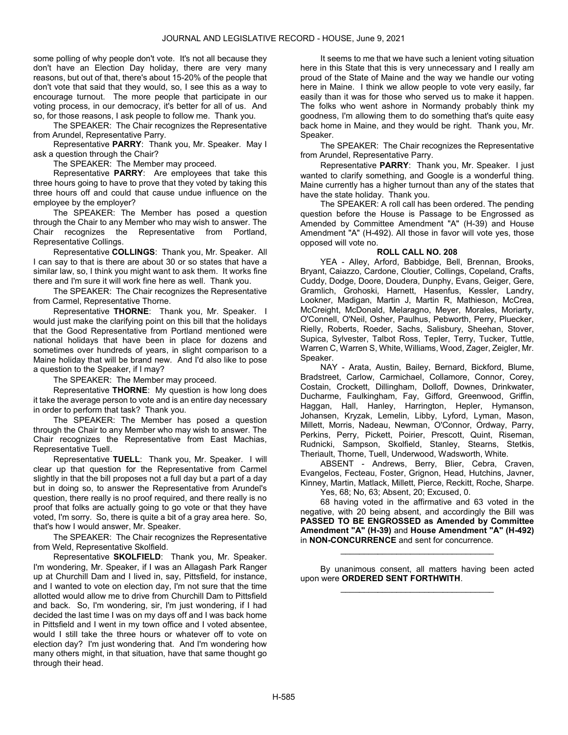some polling of why people don't vote. It's not all because they don't have an Election Day holiday, there are very many reasons, but out of that, there's about 15-20% of the people that don't vote that said that they would, so, I see this as a way to encourage turnout. The more people that participate in our voting process, in our democracy, it's better for all of us. And so, for those reasons, I ask people to follow me. Thank you.

The SPEAKER: The Chair recognizes the Representative from Arundel, Representative Parry.

Representative **PARRY**: Thank you, Mr. Speaker. May I ask a question through the Chair?

The SPEAKER: The Member may proceed.

Representative **PARRY**: Are employees that take this three hours going to have to prove that they voted by taking this three hours off and could that cause undue influence on the employee by the employer?

The SPEAKER: The Member has posed a question through the Chair to any Member who may wish to answer. The Chair recognizes the Representative from Portland, Representative Collings.

Representative **COLLINGS**: Thank you, Mr. Speaker. All I can say to that is there are about 30 or so states that have a similar law, so, I think you might want to ask them. It works fine there and I'm sure it will work fine here as well. Thank you.

The SPEAKER: The Chair recognizes the Representative from Carmel, Representative Thorne.

Representative **THORNE**: Thank you, Mr. Speaker. I would just make the clarifying point on this bill that the holidays that the Good Representative from Portland mentioned were national holidays that have been in place for dozens and sometimes over hundreds of years, in slight comparison to a Maine holiday that will be brand new. And I'd also like to pose a question to the Speaker, if I may?

The SPEAKER: The Member may proceed.

Representative **THORNE**: My question is how long does it take the average person to vote and is an entire day necessary in order to perform that task? Thank you.

The SPEAKER: The Member has posed a question through the Chair to any Member who may wish to answer. The Chair recognizes the Representative from East Machias, Representative Tuell.

Representative **TUELL**: Thank you, Mr. Speaker. I will clear up that question for the Representative from Carmel slightly in that the bill proposes not a full day but a part of a day but in doing so, to answer the Representative from Arundel's question, there really is no proof required, and there really is no proof that folks are actually going to go vote or that they have voted, I'm sorry. So, there is quite a bit of a gray area here. So, that's how I would answer, Mr. Speaker.

The SPEAKER: The Chair recognizes the Representative from Weld, Representative Skolfield.

Representative **SKOLFIELD**: Thank you, Mr. Speaker. I'm wondering, Mr. Speaker, if I was an Allagash Park Ranger up at Churchill Dam and I lived in, say, Pittsfield, for instance, and I wanted to vote on election day, I'm not sure that the time allotted would allow me to drive from Churchill Dam to Pittsfield and back. So, I'm wondering, sir, I'm just wondering, if I had decided the last time I was on my days off and I was back home in Pittsfield and I went in my town office and I voted absentee, would I still take the three hours or whatever off to vote on election day? I'm just wondering that. And I'm wondering how many others might, in that situation, have that same thought go through their head.

It seems to me that we have such a lenient voting situation here in this State that this is very unnecessary and I really am proud of the State of Maine and the way we handle our voting here in Maine. I think we allow people to vote very easily, far easily than it was for those who served us to make it happen. The folks who went ashore in Normandy probably think my goodness, I'm allowing them to do something that's quite easy back home in Maine, and they would be right. Thank you, Mr. Speaker.

The SPEAKER: The Chair recognizes the Representative from Arundel, Representative Parry.

Representative **PARRY**: Thank you, Mr. Speaker. I just wanted to clarify something, and Google is a wonderful thing. Maine currently has a higher turnout than any of the states that have the state holiday. Thank you.

The SPEAKER: A roll call has been ordered. The pending question before the House is Passage to be Engrossed as Amended by Committee Amendment "A" (H-39) and House Amendment "A" (H-492). All those in favor will vote yes, those opposed will vote no.

**ROLL CALL NO. 208**

YEA - Alley, Arford, Babbidge, Bell, Brennan, Brooks, Bryant, Caiazzo, Cardone, Cloutier, Collings, Copeland, Crafts, Cuddy, Dodge, Doore, Doudera, Dunphy, Evans, Geiger, Gere, Gramlich, Grohoski, Harnett, Hasenfus, Kessler, Landry, Lookner, Madigan, Martin J, Martin R, Mathieson, McCrea, McCreight, McDonald, Melaragno, Meyer, Morales, Moriarty, O'Connell, O'Neil, Osher, Paulhus, Pebworth, Perry, Pluecker, Rielly, Roberts, Roeder, Sachs, Salisbury, Sheehan, Stover, Supica, Sylvester, Talbot Ross, Tepler, Terry, Tucker, Tuttle, Warren C, Warren S, White, Williams, Wood, Zager, Zeigler, Mr. Speaker.

NAY - Arata, Austin, Bailey, Bernard, Bickford, Blume, Bradstreet, Carlow, Carmichael, Collamore, Connor, Corey, Costain, Crockett, Dillingham, Dolloff, Downes, Drinkwater, Ducharme, Faulkingham, Fay, Gifford, Greenwood, Griffin, Haggan, Hall, Hanley, Harrington, Hepler, Hymanson, Johansen, Kryzak, Lemelin, Libby, Lyford, Lyman, Mason, Millett, Morris, Nadeau, Newman, O'Connor, Ordway, Parry, Perkins, Perry, Pickett, Poirier, Prescott, Quint, Riseman, Rudnicki, Sampson, Skolfield, Stanley, Stearns, Stetkis, Theriault, Thorne, Tuell, Underwood, Wadsworth, White.

ABSENT - Andrews, Berry, Blier, Cebra, Craven, Evangelos, Fecteau, Foster, Grignon, Head, Hutchins, Javner, Kinney, Martin, Matlack, Millett, Pierce, Reckitt, Roche, Sharpe.

Yes, 68; No, 63; Absent, 20; Excused, 0.

68 having voted in the affirmative and 63 voted in the negative, with 20 being absent, and accordingly the Bill was **PASSED TO BE ENGROSSED as Amended by Committee Amendment "A" (H-39)** and **House Amendment "A" (H-492)** in **NON-CONCURRENCE** and sent for concurrence.

_________________________________

By unanimous consent, all matters having been acted upon were **ORDERED SENT FORTHWITH**.

_________________________________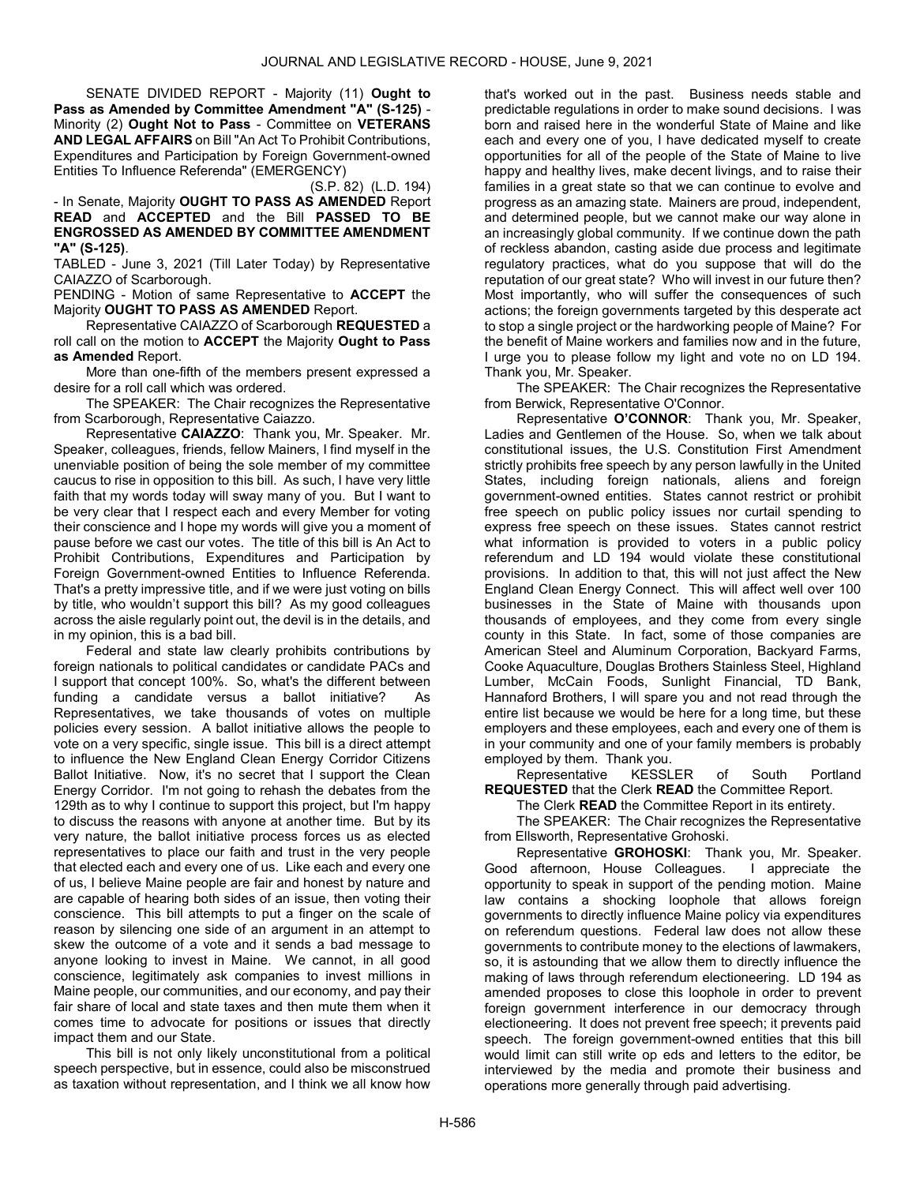SENATE DIVIDED REPORT - Majority (11) **Ought to Pass as Amended by Committee Amendment "A" (S-125)** - Minority (2) **Ought Not to Pass** - Committee on **VETERANS AND LEGAL AFFAIRS** on Bill "An Act To Prohibit Contributions, Expenditures and Participation by Foreign Government-owned Entities To Influence Referenda" (EMERGENCY)

(S.P. 82) (L.D. 194)

- In Senate, Majority **OUGHT TO PASS AS AMENDED** Report **READ** and **ACCEPTED** and the Bill **PASSED TO BE ENGROSSED AS AMENDED BY COMMITTEE AMENDMENT "A" (S-125)**.

TABLED - June 3, 2021 (Till Later Today) by Representative CAIAZZO of Scarborough.

PENDING - Motion of same Representative to **ACCEPT** the Majority **OUGHT TO PASS AS AMENDED** Report.

Representative CAIAZZO of Scarborough **REQUESTED** a roll call on the motion to **ACCEPT** the Majority **Ought to Pass as Amended** Report.

More than one-fifth of the members present expressed a desire for a roll call which was ordered.

The SPEAKER: The Chair recognizes the Representative from Scarborough, Representative Caiazzo.

Representative **CAIAZZO**: Thank you, Mr. Speaker. Mr. Speaker, colleagues, friends, fellow Mainers, I find myself in the unenviable position of being the sole member of my committee caucus to rise in opposition to this bill. As such, I have very little faith that my words today will sway many of you. But I want to be very clear that I respect each and every Member for voting their conscience and I hope my words will give you a moment of pause before we cast our votes. The title of this bill is An Act to Prohibit Contributions, Expenditures and Participation by Foreign Government-owned Entities to Influence Referenda. That's a pretty impressive title, and if we were just voting on bills by title, who wouldn't support this bill? As my good colleagues across the aisle regularly point out, the devil is in the details, and in my opinion, this is a bad bill.

Federal and state law clearly prohibits contributions by foreign nationals to political candidates or candidate PACs and I support that concept 100%. So, what's the different between funding a candidate versus a ballot initiative? As Representatives, we take thousands of votes on multiple policies every session. A ballot initiative allows the people to vote on a very specific, single issue. This bill is a direct attempt to influence the New England Clean Energy Corridor Citizens Ballot Initiative. Now, it's no secret that I support the Clean Energy Corridor. I'm not going to rehash the debates from the 129th as to why I continue to support this project, but I'm happy to discuss the reasons with anyone at another time. But by its very nature, the ballot initiative process forces us as elected representatives to place our faith and trust in the very people that elected each and every one of us. Like each and every one of us, I believe Maine people are fair and honest by nature and are capable of hearing both sides of an issue, then voting their conscience. This bill attempts to put a finger on the scale of reason by silencing one side of an argument in an attempt to skew the outcome of a vote and it sends a bad message to anyone looking to invest in Maine. We cannot, in all good conscience, legitimately ask companies to invest millions in Maine people, our communities, and our economy, and pay their fair share of local and state taxes and then mute them when it comes time to advocate for positions or issues that directly impact them and our State.

This bill is not only likely unconstitutional from a political speech perspective, but in essence, could also be misconstrued as taxation without representation, and I think we all know how that's worked out in the past. Business needs stable and predictable regulations in order to make sound decisions. I was born and raised here in the wonderful State of Maine and like each and every one of you, I have dedicated myself to create opportunities for all of the people of the State of Maine to live happy and healthy lives, make decent livings, and to raise their families in a great state so that we can continue to evolve and progress as an amazing state. Mainers are proud, independent, and determined people, but we cannot make our way alone in an increasingly global community. If we continue down the path of reckless abandon, casting aside due process and legitimate regulatory practices, what do you suppose that will do the reputation of our great state? Who will invest in our future then? Most importantly, who will suffer the consequences of such actions; the foreign governments targeted by this desperate act to stop a single project or the hardworking people of Maine? For the benefit of Maine workers and families now and in the future, I urge you to please follow my light and vote no on LD 194. Thank you, Mr. Speaker.

The SPEAKER: The Chair recognizes the Representative from Berwick, Representative O'Connor.

Representative **O'CONNOR**: Thank you, Mr. Speaker, Ladies and Gentlemen of the House. So, when we talk about constitutional issues, the U.S. Constitution First Amendment strictly prohibits free speech by any person lawfully in the United States, including foreign nationals, aliens and foreign government-owned entities. States cannot restrict or prohibit free speech on public policy issues nor curtail spending to express free speech on these issues. States cannot restrict what information is provided to voters in a public policy referendum and LD 194 would violate these constitutional provisions. In addition to that, this will not just affect the New England Clean Energy Connect. This will affect well over 100 businesses in the State of Maine with thousands upon thousands of employees, and they come from every single county in this State. In fact, some of those companies are American Steel and Aluminum Corporation, Backyard Farms, Cooke Aquaculture, Douglas Brothers Stainless Steel, Highland Lumber, McCain Foods, Sunlight Financial, TD Bank, Hannaford Brothers, I will spare you and not read through the entire list because we would be here for a long time, but these employers and these employees, each and every one of them is in your community and one of your family members is probably employed by them. Thank you.

Representative KESSLER of South Portland **REQUESTED** that the Clerk **READ** the Committee Report.

The Clerk **READ** the Committee Report in its entirety.

The SPEAKER: The Chair recognizes the Representative from Ellsworth, Representative Grohoski.

Representative **GROHOSKI**: Thank you, Mr. Speaker. Good afternoon, House Colleagues. I appreciate the opportunity to speak in support of the pending motion. Maine law contains a shocking loophole that allows foreign governments to directly influence Maine policy via expenditures on referendum questions. Federal law does not allow these governments to contribute money to the elections of lawmakers, so, it is astounding that we allow them to directly influence the making of laws through referendum electioneering. LD 194 as amended proposes to close this loophole in order to prevent foreign government interference in our democracy through electioneering. It does not prevent free speech; it prevents paid speech. The foreign government-owned entities that this bill would limit can still write op eds and letters to the editor, be interviewed by the media and promote their business and operations more generally through paid advertising.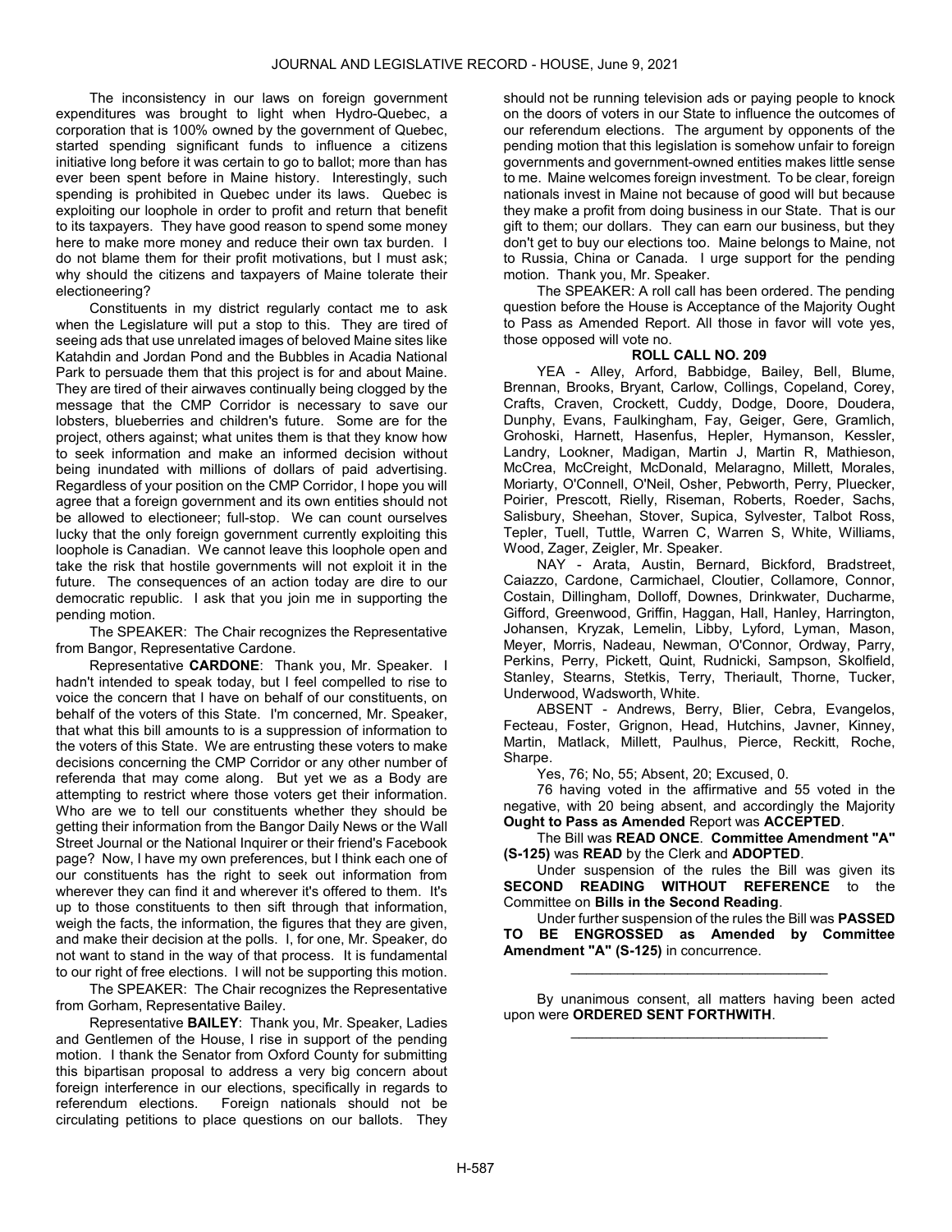The inconsistency in our laws on foreign government expenditures was brought to light when Hydro-Quebec, a corporation that is 100% owned by the government of Quebec, started spending significant funds to influence a citizens initiative long before it was certain to go to ballot; more than has ever been spent before in Maine history. Interestingly, such spending is prohibited in Quebec under its laws. Quebec is exploiting our loophole in order to profit and return that benefit to its taxpayers. They have good reason to spend some money here to make more money and reduce their own tax burden. I do not blame them for their profit motivations, but I must ask; why should the citizens and taxpayers of Maine tolerate their electioneering?

Constituents in my district regularly contact me to ask when the Legislature will put a stop to this. They are tired of seeing ads that use unrelated images of beloved Maine sites like Katahdin and Jordan Pond and the Bubbles in Acadia National Park to persuade them that this project is for and about Maine. They are tired of their airwaves continually being clogged by the message that the CMP Corridor is necessary to save our lobsters, blueberries and children's future. Some are for the project, others against; what unites them is that they know how to seek information and make an informed decision without being inundated with millions of dollars of paid advertising. Regardless of your position on the CMP Corridor, I hope you will agree that a foreign government and its own entities should not be allowed to electioneer; full-stop. We can count ourselves lucky that the only foreign government currently exploiting this loophole is Canadian. We cannot leave this loophole open and take the risk that hostile governments will not exploit it in the future. The consequences of an action today are dire to our democratic republic. I ask that you join me in supporting the pending motion.

The SPEAKER: The Chair recognizes the Representative from Bangor, Representative Cardone.

Representative **CARDONE**: Thank you, Mr. Speaker. I hadn't intended to speak today, but I feel compelled to rise to voice the concern that I have on behalf of our constituents, on behalf of the voters of this State. I'm concerned, Mr. Speaker, that what this bill amounts to is a suppression of information to the voters of this State. We are entrusting these voters to make decisions concerning the CMP Corridor or any other number of referenda that may come along. But yet we as a Body are attempting to restrict where those voters get their information. Who are we to tell our constituents whether they should be getting their information from the Bangor Daily News or the Wall Street Journal or the National Inquirer or their friend's Facebook page? Now, I have my own preferences, but I think each one of our constituents has the right to seek out information from wherever they can find it and wherever it's offered to them. It's up to those constituents to then sift through that information, weigh the facts, the information, the figures that they are given, and make their decision at the polls. I, for one, Mr. Speaker, do not want to stand in the way of that process. It is fundamental to our right of free elections. I will not be supporting this motion.

The SPEAKER: The Chair recognizes the Representative from Gorham, Representative Bailey.

Representative **BAILEY**: Thank you, Mr. Speaker, Ladies and Gentlemen of the House, I rise in support of the pending motion. I thank the Senator from Oxford County for submitting this bipartisan proposal to address a very big concern about foreign interference in our elections, specifically in regards to referendum elections. Foreign nationals should not be circulating petitions to place questions on our ballots. They should not be running television ads or paying people to knock on the doors of voters in our State to influence the outcomes of our referendum elections. The argument by opponents of the pending motion that this legislation is somehow unfair to foreign governments and government-owned entities makes little sense to me. Maine welcomes foreign investment. To be clear, foreign nationals invest in Maine not because of good will but because they make a profit from doing business in our State. That is our gift to them; our dollars. They can earn our business, but they don't get to buy our elections too. Maine belongs to Maine, not to Russia, China or Canada. I urge support for the pending motion. Thank you, Mr. Speaker.

The SPEAKER: A roll call has been ordered. The pending question before the House is Acceptance of the Majority Ought to Pass as Amended Report. All those in favor will vote yes, those opposed will vote no.

**ROLL CALL NO. 209**

YEA - Alley, Arford, Babbidge, Bailey, Bell, Blume, Brennan, Brooks, Bryant, Carlow, Collings, Copeland, Corey, Crafts, Craven, Crockett, Cuddy, Dodge, Doore, Doudera, Dunphy, Evans, Faulkingham, Fay, Geiger, Gere, Gramlich, Grohoski, Harnett, Hasenfus, Hepler, Hymanson, Kessler, Landry, Lookner, Madigan, Martin J, Martin R, Mathieson, McCrea, McCreight, McDonald, Melaragno, Millett, Morales, Moriarty, O'Connell, O'Neil, Osher, Pebworth, Perry, Pluecker, Poirier, Prescott, Rielly, Riseman, Roberts, Roeder, Sachs, Salisbury, Sheehan, Stover, Supica, Sylvester, Talbot Ross, Tepler, Tuell, Tuttle, Warren C, Warren S, White, Williams, Wood, Zager, Zeigler, Mr. Speaker.

NAY - Arata, Austin, Bernard, Bickford, Bradstreet, Caiazzo, Cardone, Carmichael, Cloutier, Collamore, Connor, Costain, Dillingham, Dolloff, Downes, Drinkwater, Ducharme, Gifford, Greenwood, Griffin, Haggan, Hall, Hanley, Harrington, Johansen, Kryzak, Lemelin, Libby, Lyford, Lyman, Mason, Meyer, Morris, Nadeau, Newman, O'Connor, Ordway, Parry, Perkins, Perry, Pickett, Quint, Rudnicki, Sampson, Skolfield, Stanley, Stearns, Stetkis, Terry, Theriault, Thorne, Tucker, Underwood, Wadsworth, White.

ABSENT - Andrews, Berry, Blier, Cebra, Evangelos, Fecteau, Foster, Grignon, Head, Hutchins, Javner, Kinney, Martin, Matlack, Millett, Paulhus, Pierce, Reckitt, Roche, Sharpe.

Yes, 76; No, 55; Absent, 20; Excused, 0.

76 having voted in the affirmative and 55 voted in the negative, with 20 being absent, and accordingly the Majority **Ought to Pass as Amended** Report was **ACCEPTED**.

The Bill was **READ ONCE**. **Committee Amendment "A" (S-125)** was **READ** by the Clerk and **ADOPTED**.

Under suspension of the rules the Bill was given its **SECOND READING WITHOUT REFERENCE** to the Committee on **Bills in the Second Reading**.

Under further suspension of the rules the Bill was **PASSED TO BE ENGROSSED as Amended by Committee Amendment "A" (S-125)** in concurrence.

---

By unanimous consent, all matters having been acted upon were **ORDERED SENT FORTHWITH**.

---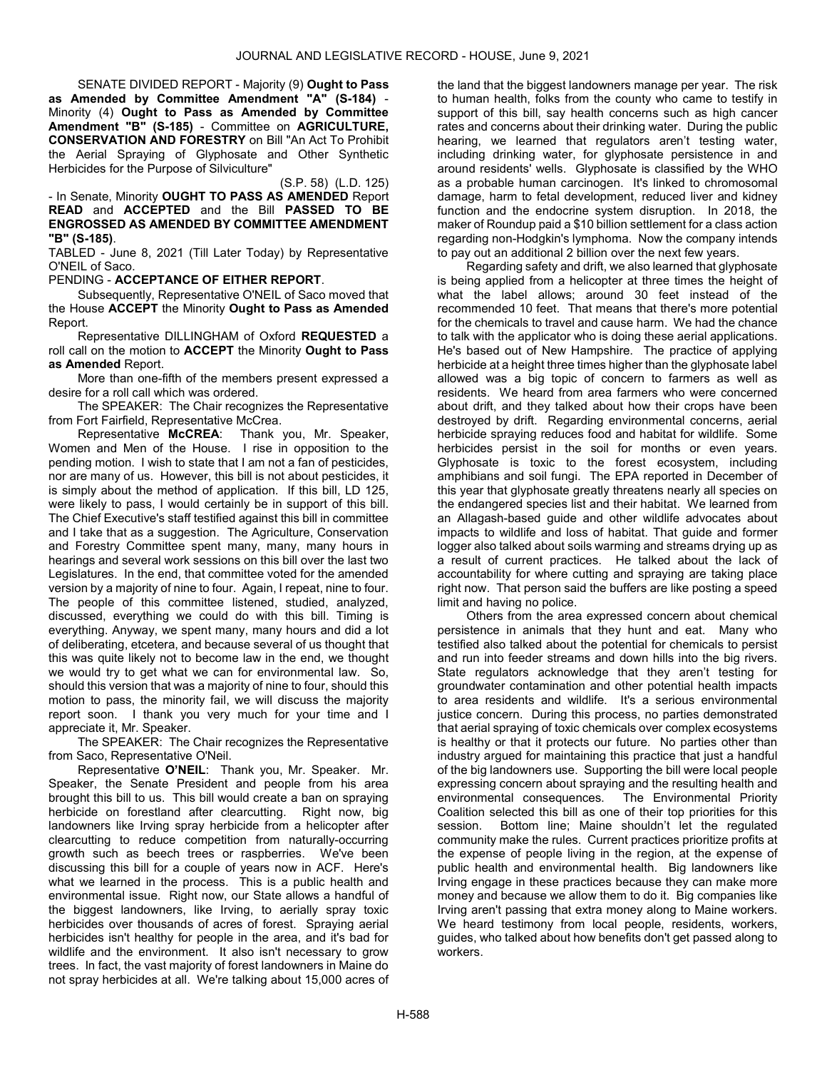SENATE DIVIDED REPORT - Majority (9) **Ought to Pass as Amended by Committee Amendment "A" (S-184)** - Minority (4) **Ought to Pass as Amended by Committee Amendment "B" (S-185)** - Committee on **AGRICULTURE, CONSERVATION AND FORESTRY** on Bill "An Act To Prohibit the Aerial Spraying of Glyphosate and Other Synthetic Herbicides for the Purpose of Silviculture"

(S.P. 58) (L.D. 125)

- In Senate, Minority **OUGHT TO PASS AS AMENDED** Report **READ** and **ACCEPTED** and the Bill **PASSED TO BE ENGROSSED AS AMENDED BY COMMITTEE AMENDMENT "B" (S-185)**.

TABLED - June 8, 2021 (Till Later Today) by Representative O'NEIL of Saco.

PENDING - **ACCEPTANCE OF EITHER REPORT**.

Subsequently, Representative O'NEIL of Saco moved that the House **ACCEPT** the Minority **Ought to Pass as Amended** Report.

Representative DILLINGHAM of Oxford **REQUESTED** a roll call on the motion to **ACCEPT** the Minority **Ought to Pass as Amended** Report.

More than one-fifth of the members present expressed a desire for a roll call which was ordered.

The SPEAKER: The Chair recognizes the Representative from Fort Fairfield, Representative McCrea.

Representative **McCREA**: Thank you, Mr. Speaker, Women and Men of the House. I rise in opposition to the pending motion. I wish to state that I am not a fan of pesticides, nor are many of us. However, this bill is not about pesticides, it is simply about the method of application. If this bill, LD 125, were likely to pass, I would certainly be in support of this bill. The Chief Executive's staff testified against this bill in committee and I take that as a suggestion. The Agriculture, Conservation and Forestry Committee spent many, many, many hours in hearings and several work sessions on this bill over the last two Legislatures. In the end, that committee voted for the amended version by a majority of nine to four. Again, I repeat, nine to four. The people of this committee listened, studied, analyzed, discussed, everything we could do with this bill. Timing is everything. Anyway, we spent many, many hours and did a lot of deliberating, etcetera, and because several of us thought that this was quite likely not to become law in the end, we thought we would try to get what we can for environmental law. So, should this version that was a majority of nine to four, should this motion to pass, the minority fail, we will discuss the majority report soon. I thank you very much for your time and I appreciate it, Mr. Speaker.

The SPEAKER: The Chair recognizes the Representative from Saco, Representative O'Neil.

Representative **O'NEIL**: Thank you, Mr. Speaker. Mr. Speaker, the Senate President and people from his area brought this bill to us. This bill would create a ban on spraying herbicide on forestland after clearcutting. Right now, big landowners like Irving spray herbicide from a helicopter after clearcutting to reduce competition from naturally-occurring growth such as beech trees or raspberries. We've been discussing this bill for a couple of years now in ACF. Here's what we learned in the process. This is a public health and environmental issue. Right now, our State allows a handful of the biggest landowners, like Irving, to aerially spray toxic herbicides over thousands of acres of forest. Spraying aerial herbicides isn't healthy for people in the area, and it's bad for wildlife and the environment. It also isn't necessary to grow trees. In fact, the vast majority of forest landowners in Maine do not spray herbicides at all. We're talking about 15,000 acres of the land that the biggest landowners manage per year. The risk to human health, folks from the county who came to testify in support of this bill, say health concerns such as high cancer rates and concerns about their drinking water. During the public hearing, we learned that regulators aren't testing water, including drinking water, for glyphosate persistence in and around residents' wells. Glyphosate is classified by the WHO as a probable human carcinogen. It's linked to chromosomal damage, harm to fetal development, reduced liver and kidney function and the endocrine system disruption. In 2018, the maker of Roundup paid a $10 billion settlement for a class action regarding non-Hodgkin's lymphoma. Now the company intends to pay out an additional 2 billion over the next few years.

Regarding safety and drift, we also learned that glyphosate is being applied from a helicopter at three times the height of what the label allows; around 30 feet instead of the recommended 10 feet. That means that there's more potential for the chemicals to travel and cause harm. We had the chance to talk with the applicator who is doing these aerial applications. He's based out of New Hampshire. The practice of applying herbicide at a height three times higher than the glyphosate label allowed was a big topic of concern to farmers as well as residents. We heard from area farmers who were concerned about drift, and they talked about how their crops have been destroyed by drift. Regarding environmental concerns, aerial herbicide spraying reduces food and habitat for wildlife. Some herbicides persist in the soil for months or even years. Glyphosate is toxic to the forest ecosystem, including amphibians and soil fungi. The EPA reported in December of this year that glyphosate greatly threatens nearly all species on the endangered species list and their habitat. We learned from an Allagash-based guide and other wildlife advocates about impacts to wildlife and loss of habitat. That guide and former logger also talked about soils warming and streams drying up as a result of current practices. He talked about the lack of accountability for where cutting and spraying are taking place right now. That person said the buffers are like posting a speed limit and having no police.

Others from the area expressed concern about chemical persistence in animals that they hunt and eat. Many who testified also talked about the potential for chemicals to persist and run into feeder streams and down hills into the big rivers. State regulators acknowledge that they aren't testing for groundwater contamination and other potential health impacts to area residents and wildlife. It's a serious environmental justice concern. During this process, no parties demonstrated that aerial spraying of toxic chemicals over complex ecosystems is healthy or that it protects our future. No parties other than industry argued for maintaining this practice that just a handful of the big landowners use. Supporting the bill were local people expressing concern about spraying and the resulting health and environmental consequences. The Environmental Priority Coalition selected this bill as one of their top priorities for this session. Bottom line; Maine shouldn't let the regulated community make the rules. Current practices prioritize profits at the expense of people living in the region, at the expense of public health and environmental health. Big landowners like Irving engage in these practices because they can make more money and because we allow them to do it. Big companies like Irving aren't passing that extra money along to Maine workers. We heard testimony from local people, residents, workers, guides, who talked about how benefits don't get passed along to workers.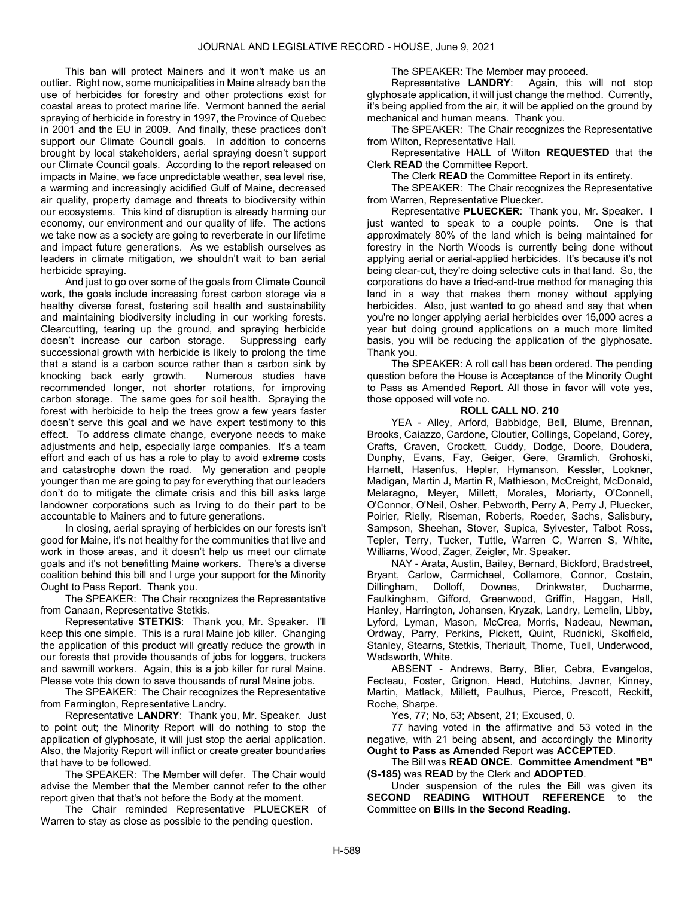This ban will protect Mainers and it won't make us an outlier. Right now, some municipalities in Maine already ban the use of herbicides for forestry and other protections exist for coastal areas to protect marine life. Vermont banned the aerial spraying of herbicide in forestry in 1997, the Province of Quebec in 2001 and the EU in 2009. And finally, these practices don't support our Climate Council goals. In addition to concerns brought by local stakeholders, aerial spraying doesn't support our Climate Council goals. According to the report released on impacts in Maine, we face unpredictable weather, sea level rise, a warming and increasingly acidified Gulf of Maine, decreased air quality, property damage and threats to biodiversity within our ecosystems. This kind of disruption is already harming our economy, our environment and our quality of life. The actions we take now as a society are going to reverberate in our lifetime and impact future generations. As we establish ourselves as leaders in climate mitigation, we shouldn't wait to ban aerial herbicide spraying.

And just to go over some of the goals from Climate Council work, the goals include increasing forest carbon storage via a healthy diverse forest, fostering soil health and sustainability and maintaining biodiversity including in our working forests. Clearcutting, tearing up the ground, and spraying herbicide doesn't increase our carbon storage. Suppressing early successional growth with herbicide is likely to prolong the time that a stand is a carbon source rather than a carbon sink by knocking back early growth. Numerous studies have recommended longer, not shorter rotations, for improving carbon storage. The same goes for soil health. Spraying the forest with herbicide to help the trees grow a few years faster doesn't serve this goal and we have expert testimony to this effect. To address climate change, everyone needs to make adjustments and help, especially large companies. It's a team effort and each of us has a role to play to avoid extreme costs and catastrophe down the road. My generation and people younger than me are going to pay for everything that our leaders don't do to mitigate the climate crisis and this bill asks large landowner corporations such as Irving to do their part to be accountable to Mainers and to future generations.

In closing, aerial spraying of herbicides on our forests isn't good for Maine, it's not healthy for the communities that live and work in those areas, and it doesn't help us meet our climate goals and it's not benefitting Maine workers. There's a diverse coalition behind this bill and I urge your support for the Minority Ought to Pass Report. Thank you.

The SPEAKER: The Chair recognizes the Representative from Canaan, Representative Stetkis.

Representative **STETKIS**: Thank you, Mr. Speaker. I'll keep this one simple. This is a rural Maine job killer. Changing the application of this product will greatly reduce the growth in our forests that provide thousands of jobs for loggers, truckers and sawmill workers. Again, this is a job killer for rural Maine. Please vote this down to save thousands of rural Maine jobs.

The SPEAKER: The Chair recognizes the Representative from Farmington, Representative Landry.

Representative **LANDRY**: Thank you, Mr. Speaker. Just to point out; the Minority Report will do nothing to stop the application of glyphosate, it will just stop the aerial application. Also, the Majority Report will inflict or create greater boundaries that have to be followed.

The SPEAKER: The Member will defer. The Chair would advise the Member that the Member cannot refer to the other report given that that's not before the Body at the moment.

The Chair reminded Representative PLUECKER of Warren to stay as close as possible to the pending question.

The SPEAKER: The Member may proceed.

Representative **LANDRY**: Again, this will not stop glyphosate application, it will just change the method. Currently, it's being applied from the air, it will be applied on the ground by mechanical and human means. Thank you.

The SPEAKER: The Chair recognizes the Representative from Wilton, Representative Hall.

Representative HALL of Wilton **REQUESTED** that the Clerk **READ** the Committee Report.

The Clerk **READ** the Committee Report in its entirety.

The SPEAKER: The Chair recognizes the Representative from Warren, Representative Pluecker.

Representative **PLUECKER**: Thank you, Mr. Speaker. I just wanted to speak to a couple points. One is that approximately 80% of the land which is being maintained for forestry in the North Woods is currently being done without applying aerial or aerial-applied herbicides. It's because it's not being clear-cut, they're doing selective cuts in that land. So, the corporations do have a tried-and-true method for managing this land in a way that makes them money without applying herbicides. Also, just wanted to go ahead and say that when you're no longer applying aerial herbicides over 15,000 acres a year but doing ground applications on a much more limited basis, you will be reducing the application of the glyphosate. Thank you.

The SPEAKER: A roll call has been ordered. The pending question before the House is Acceptance of the Minority Ought to Pass as Amended Report. All those in favor will vote yes, those opposed will vote no.

**ROLL CALL NO. 210**

YEA - Alley, Arford, Babbidge, Bell, Blume, Brennan, Brooks, Caiazzo, Cardone, Cloutier, Collings, Copeland, Corey, Crafts, Craven, Crockett, Cuddy, Dodge, Doore, Doudera, Dunphy, Evans, Fay, Geiger, Gere, Gramlich, Grohoski, Harnett, Hasenfus, Hepler, Hymanson, Kessler, Lookner, Madigan, Martin J, Martin R, Mathieson, McCreight, McDonald, Melaragno, Meyer, Millett, Morales, Moriarty, O'Connell, O'Connor, O'Neil, Osher, Pebworth, Perry A, Perry J, Pluecker, Poirier, Rielly, Riseman, Roberts, Roeder, Sachs, Salisbury, Sampson, Sheehan, Stover, Supica, Sylvester, Talbot Ross, Tepler, Terry, Tucker, Tuttle, Warren C, Warren S, White, Williams, Wood, Zager, Zeigler, Mr. Speaker.

NAY - Arata, Austin, Bailey, Bernard, Bickford, Bradstreet, Bryant, Carlow, Carmichael, Collamore, Connor, Costain, Dillingham, Dolloff, Downes, Drinkwater, Ducharme, Faulkingham, Gifford, Greenwood, Griffin, Haggan, Hall, Hanley, Harrington, Johansen, Kryzak, Landry, Lemelin, Libby, Lyford, Lyman, Mason, McCrea, Morris, Nadeau, Newman, Ordway, Parry, Perkins, Pickett, Quint, Rudnicki, Skolfield, Stanley, Stearns, Stetkis, Theriault, Thorne, Tuell, Underwood, Wadsworth, White.

ABSENT - Andrews, Berry, Blier, Cebra, Evangelos, Fecteau, Foster, Grignon, Head, Hutchins, Javner, Kinney, Martin, Matlack, Millett, Paulhus, Pierce, Prescott, Reckitt, Roche, Sharpe.

Yes, 77; No, 53; Absent, 21; Excused, 0.

77 having voted in the affirmative and 53 voted in the negative, with 21 being absent, and accordingly the Minority **Ought to Pass as Amended** Report was **ACCEPTED**.

The Bill was **READ ONCE**. **Committee Amendment "B" (S-185)** was **READ** by the Clerk and **ADOPTED**.

Under suspension of the rules the Bill was given its **SECOND READING WITHOUT REFERENCE** to the Committee on **Bills in the Second Reading**.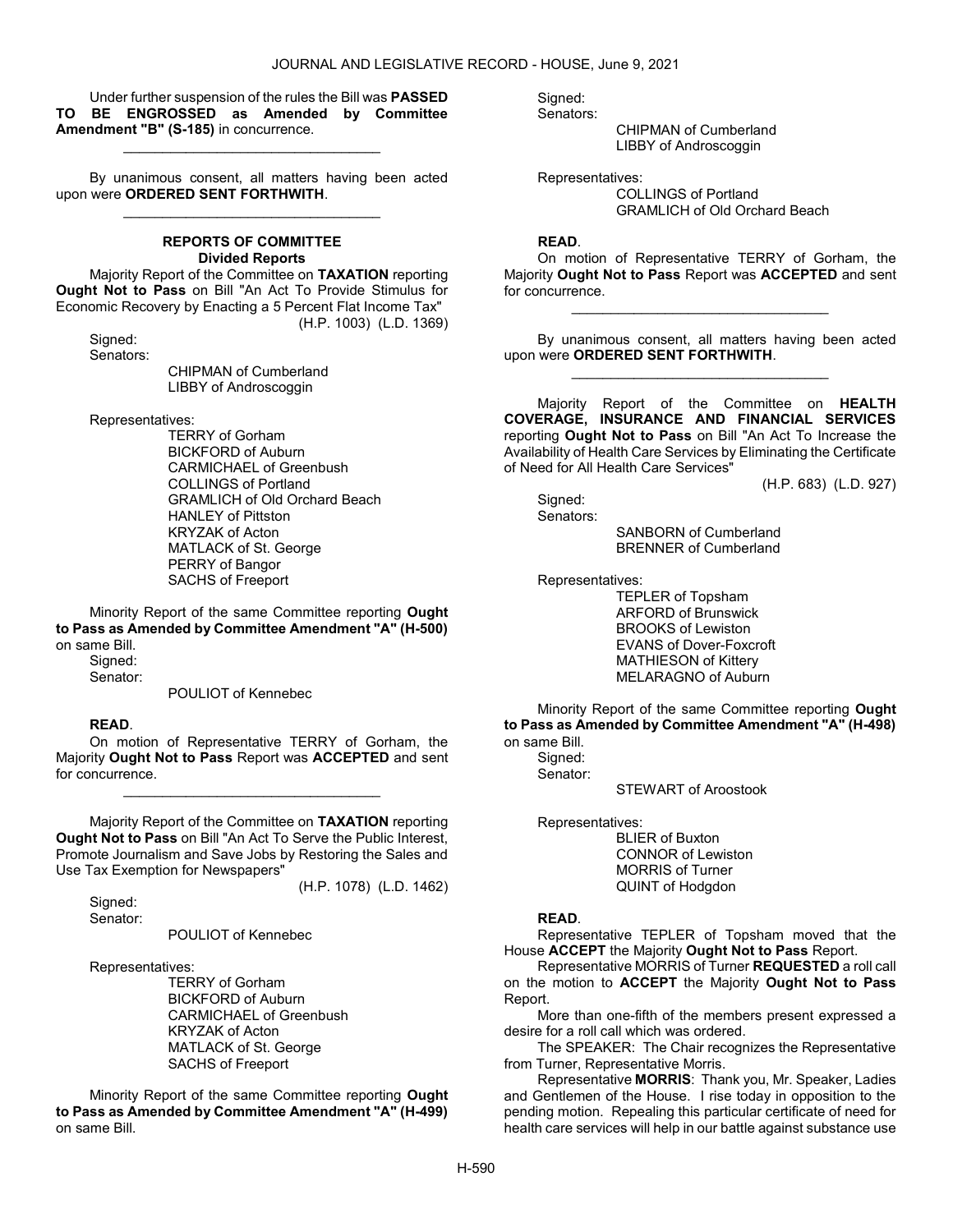Under further suspension of the rules the Bill was **PASSED TO BE ENGROSSED as Amended by Committee Amendment "B" (S-185)** in concurrence.

\_\_\_\_\_\_\_\_\_\_\_\_\_\_\_\_\_\_\_\_\_\_\_\_\_\_\_\_\_\_\_\_\_

By unanimous consent, all matters having been acted upon were **ORDERED SENT FORTHWITH**.

\_\_\_\_\_\_\_\_\_\_\_\_\_\_\_\_\_\_\_\_\_\_\_\_\_\_\_\_\_\_\_\_\_

## REPORTS OF COMMITTEE

### Divided Reports

Majority Report of the Committee on **TAXATION** reporting **Ought Not to Pass** on Bill "An Act To Provide Stimulus for Economic Recovery by Enacting a 5 Percent Flat Income Tax"

(H.P. 1003) (L.D. 1369)

Signed:

Senators:

CHIPMAN of Cumberland
LIBBY of Androscoggin

Representatives:

TERRY of Gorham
BICKFORD of Auburn
CARMICHAEL of Greenbush
COLLINGS of Portland
GRAMLICH of Old Orchard Beach
HANLEY of Pittston
KRYZAK of Acton
MATLACK of St. George
PERRY of Bangor
SACHS of Freeport

Minority Report of the same Committee reporting **Ought to Pass as Amended by Committee Amendment "A" (H-500)** on same Bill.

Signed:

Senator:

POULIOT of Kennebec

**READ**.

On motion of Representative TERRY of Gorham, the Majority **Ought Not to Pass** Report was **ACCEPTED** and sent for concurrence.

\_\_\_\_\_\_\_\_\_\_\_\_\_\_\_\_\_\_\_\_\_\_\_\_\_\_\_\_\_\_\_\_\_

Majority Report of the Committee on **TAXATION** reporting **Ought Not to Pass** on Bill "An Act To Serve the Public Interest, Promote Journalism and Save Jobs by Restoring the Sales and Use Tax Exemption for Newspapers"

(H.P. 1078) (L.D. 1462)

Signed:

Senator:

POULIOT of Kennebec

Representatives:

TERRY of Gorham
BICKFORD of Auburn
CARMICHAEL of Greenbush
KRYZAK of Acton
MATLACK of St. George
SACHS of Freeport

Minority Report of the same Committee reporting **Ought to Pass as Amended by Committee Amendment "A" (H-499)** on same Bill.

Signed:

Senators:

CHIPMAN of Cumberland
LIBBY of Androscoggin

Representatives:

COLLINGS of Portland
GRAMLICH of Old Orchard Beach

**READ**.

On motion of Representative TERRY of Gorham, the Majority **Ought Not to Pass** Report was **ACCEPTED** and sent for concurrence.

\_\_\_\_\_\_\_\_\_\_\_\_\_\_\_\_\_\_\_\_\_\_\_\_\_\_\_\_\_\_\_\_\_

By unanimous consent, all matters having been acted upon were **ORDERED SENT FORTHWITH**.

\_\_\_\_\_\_\_\_\_\_\_\_\_\_\_\_\_\_\_\_\_\_\_\_\_\_\_\_\_\_\_\_\_

Majority Report of the Committee on **HEALTH COVERAGE, INSURANCE AND FINANCIAL SERVICES** reporting **Ought Not to Pass** on Bill "An Act To Increase the Availability of Health Care Services by Eliminating the Certificate of Need for All Health Care Services"

(H.P. 683) (L.D. 927)

Signed:

Senators:

SANBORN of Cumberland
BRENNER of Cumberland

Representatives:

TEPLER of Topsham
ARFORD of Brunswick
BROOKS of Lewiston
EVANS of Dover-Foxcroft
MATHIESON of Kittery
MELARAGNO of Auburn

Minority Report of the same Committee reporting **Ought to Pass as Amended by Committee Amendment "A" (H-498)** on same Bill.

Signed:

Senator:

STEWART of Aroostook

Representatives:

BLIER of Buxton
CONNOR of Lewiston
MORRIS of Turner
QUINT of Hodgdon

**READ**.

Representative TEPLER of Topsham moved that the House **ACCEPT** the Majority **Ought Not to Pass** Report.

Representative MORRIS of Turner **REQUESTED** a roll call on the motion to **ACCEPT** the Majority **Ought Not to Pass** Report.

More than one-fifth of the members present expressed a desire for a roll call which was ordered.

The SPEAKER: The Chair recognizes the Representative from Turner, Representative Morris.

Representative **MORRIS**: Thank you, Mr. Speaker, Ladies and Gentlemen of the House. I rise today in opposition to the pending motion. Repealing this particular certificate of need for health care services will help in our battle against substance use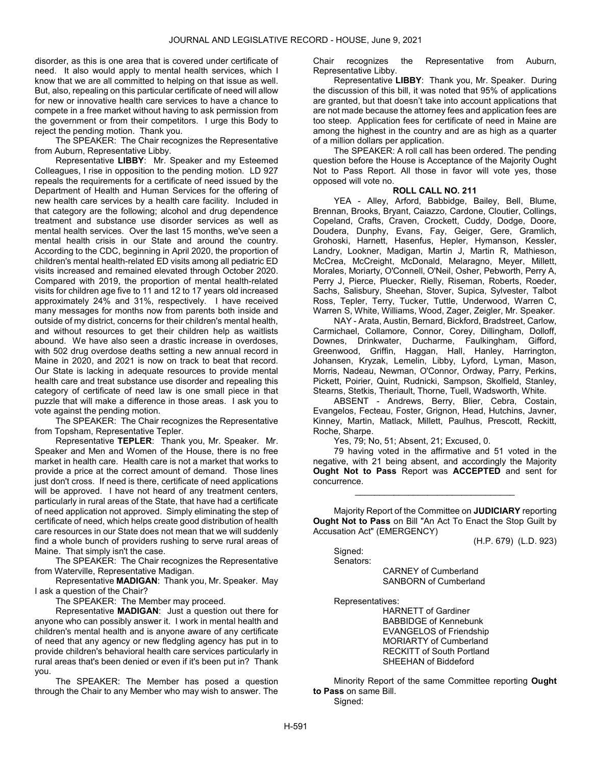disorder, as this is one area that is covered under certificate of need. It also would apply to mental health services, which I know that we are all committed to helping on that issue as well. But, also, repealing on this particular certificate of need will allow for new or innovative health care services to have a chance to compete in a free market without having to ask permission from the government or from their competitors. I urge this Body to reject the pending motion. Thank you.

The SPEAKER: The Chair recognizes the Representative from Auburn, Representative Libby.

Representative **LIBBY**: Mr. Speaker and my Esteemed Colleagues, I rise in opposition to the pending motion. LD 927 repeals the requirements for a certificate of need issued by the Department of Health and Human Services for the offering of new health care services by a health care facility. Included in that category are the following; alcohol and drug dependence treatment and substance use disorder services as well as mental health services. Over the last 15 months, we've seen a mental health crisis in our State and around the country. According to the CDC, beginning in April 2020, the proportion of children's mental health-related ED visits among all pediatric ED visits increased and remained elevated through October 2020. Compared with 2019, the proportion of mental health-related visits for children age five to 11 and 12 to 17 years old increased approximately 24% and 31%, respectively. I have received many messages for months now from parents both inside and outside of my district, concerns for their children's mental health, and without resources to get their children help as waitlists abound. We have also seen a drastic increase in overdoses, with 502 drug overdose deaths setting a new annual record in Maine in 2020, and 2021 is now on track to beat that record. Our State is lacking in adequate resources to provide mental health care and treat substance use disorder and repealing this category of certificate of need law is one small piece in that puzzle that will make a difference in those areas. I ask you to vote against the pending motion.

The SPEAKER: The Chair recognizes the Representative from Topsham, Representative Tepler.

Representative **TEPLER**: Thank you, Mr. Speaker. Mr. Speaker and Men and Women of the House, there is no free market in health care. Health care is not a market that works to provide a price at the correct amount of demand. Those lines just don't cross. If need is there, certificate of need applications will be approved. I have not heard of any treatment centers, particularly in rural areas of the State, that have had a certificate of need application not approved. Simply eliminating the step of certificate of need, which helps create good distribution of health care resources in our State does not mean that we will suddenly find a whole bunch of providers rushing to serve rural areas of Maine. That simply isn't the case.

The SPEAKER: The Chair recognizes the Representative from Waterville, Representative Madigan.

Representative **MADIGAN**: Thank you, Mr. Speaker. May I ask a question of the Chair?

The SPEAKER: The Member may proceed.

Representative **MADIGAN**: Just a question out there for anyone who can possibly answer it. I work in mental health and children's mental health and is anyone aware of any certificate of need that any agency or new fledgling agency has put in to provide children's behavioral health care services particularly in rural areas that's been denied or even if it's been put in? Thank you.

The SPEAKER: The Member has posed a question through the Chair to any Member who may wish to answer. The Chair recognizes the Representative from Auburn, Representative Libby.

Representative **LIBBY**: Thank you, Mr. Speaker. During the discussion of this bill, it was noted that 95% of applications are granted, but that doesn't take into account applications that are not made because the attorney fees and application fees are too steep. Application fees for certificate of need in Maine are among the highest in the country and are as high as a quarter of a million dollars per application.

The SPEAKER: A roll call has been ordered. The pending question before the House is Acceptance of the Majority Ought Not to Pass Report. All those in favor will vote yes, those opposed will vote no.

**ROLL CALL NO. 211**

YEA - Alley, Arford, Babbidge, Bailey, Bell, Blume, Brennan, Brooks, Bryant, Caiazzo, Cardone, Cloutier, Collings, Copeland, Crafts, Craven, Crockett, Cuddy, Dodge, Doore, Doudera, Dunphy, Evans, Fay, Geiger, Gere, Gramlich, Grohoski, Harnett, Hasenfus, Hepler, Hymanson, Kessler, Landry, Lookner, Madigan, Martin J, Martin R, Mathieson, McCrea, McCreight, McDonald, Melaragno, Meyer, Millett, Morales, Moriarty, O'Connell, O'Neil, Osher, Pebworth, Perry A, Perry J, Pierce, Pluecker, Rielly, Riseman, Roberts, Roeder, Sachs, Salisbury, Sheehan, Stover, Supica, Sylvester, Talbot Ross, Tepler, Terry, Tucker, Tuttle, Underwood, Warren C, Warren S, White, Williams, Wood, Zager, Zeigler, Mr. Speaker.

NAY - Arata, Austin, Bernard, Bickford, Bradstreet, Carlow, Carmichael, Collamore, Connor, Corey, Dillingham, Dolloff, Downes, Drinkwater, Ducharme, Faulkingham, Gifford, Greenwood, Griffin, Haggan, Hall, Hanley, Harrington, Johansen, Kryzak, Lemelin, Libby, Lyford, Lyman, Mason, Morris, Nadeau, Newman, O'Connor, Ordway, Parry, Perkins, Pickett, Poirier, Quint, Rudnicki, Sampson, Skolfield, Stanley, Stearns, Stetkis, Theriault, Thorne, Tuell, Wadsworth, White.

ABSENT - Andrews, Berry, Blier, Cebra, Costain, Evangelos, Fecteau, Foster, Grignon, Head, Hutchins, Javner, Kinney, Martin, Matlack, Millett, Paulhus, Prescott, Reckitt, Roche, Sharpe.

Yes, 79; No, 51; Absent, 21; Excused, 0.

79 having voted in the affirmative and 51 voted in the negative, with 21 being absent, and accordingly the Majority **Ought Not to Pass** Report was **ACCEPTED** and sent for concurrence.

_________________________________

Majority Report of the Committee on **JUDICIARY** reporting **Ought Not to Pass** on Bill "An Act To Enact the Stop Guilt by Accusation Act" (EMERGENCY)

(H.P. 679) (L.D. 923)

Signed:

Senators:

CARNEY of Cumberland
SANBORN of Cumberland

Representatives:

HARNETT of Gardiner
BABBIDGE of Kennebunk
EVANGELOS of Friendship
MORIARTY of Cumberland
RECKITT of South Portland
SHEEHAN of Biddeford

Minority Report of the same Committee reporting **Ought to Pass** on same Bill.

Signed: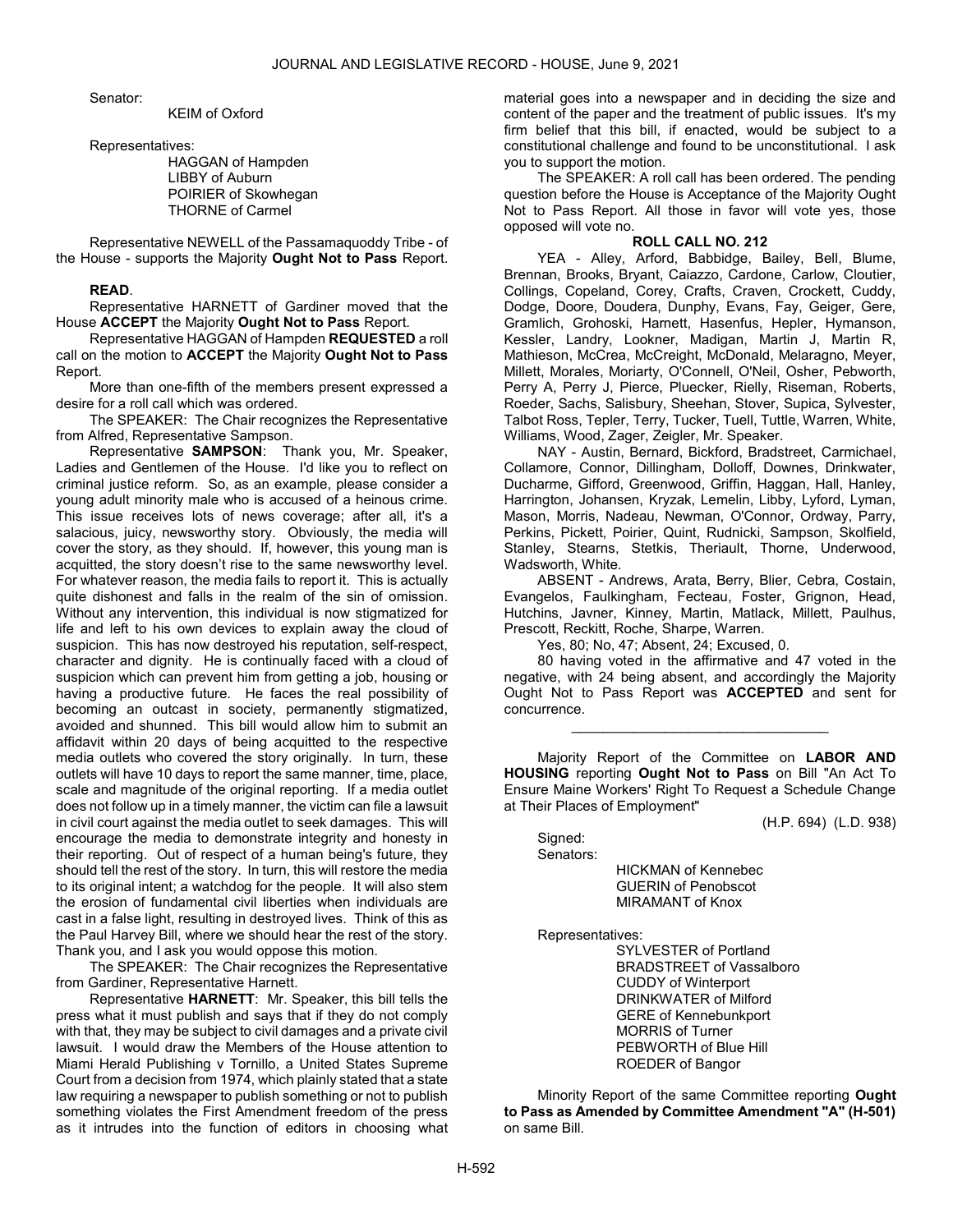Senator:

KEIM of Oxford

Representatives:

HAGGAN of Hampden
LIBBY of Auburn
POIRIER of Skowhegan
THORNE of Carmel

Representative NEWELL of the Passamaquoddy Tribe - of the House - supports the Majority **Ought Not to Pass** Report.

**READ**.

Representative HARNETT of Gardiner moved that the House **ACCEPT** the Majority **Ought Not to Pass** Report.

Representative HAGGAN of Hampden **REQUESTED** a roll call on the motion to **ACCEPT** the Majority **Ought Not to Pass** Report.

More than one-fifth of the members present expressed a desire for a roll call which was ordered.

The SPEAKER: The Chair recognizes the Representative from Alfred, Representative Sampson.

Representative **SAMPSON**: Thank you, Mr. Speaker, Ladies and Gentlemen of the House. I'd like you to reflect on criminal justice reform. So, as an example, please consider a young adult minority male who is accused of a heinous crime. This issue receives lots of news coverage; after all, it's a salacious, juicy, newsworthy story. Obviously, the media will cover the story, as they should. If, however, this young man is acquitted, the story doesn't rise to the same newsworthy level. For whatever reason, the media fails to report it. This is actually quite dishonest and falls in the realm of the sin of omission. Without any intervention, this individual is now stigmatized for life and left to his own devices to explain away the cloud of suspicion. This has now destroyed his reputation, self-respect, character and dignity. He is continually faced with a cloud of suspicion which can prevent him from getting a job, housing or having a productive future. He faces the real possibility of becoming an outcast in society, permanently stigmatized, avoided and shunned. This bill would allow him to submit an affidavit within 20 days of being acquitted to the respective media outlets who covered the story originally. In turn, these outlets will have 10 days to report the same manner, time, place, scale and magnitude of the original reporting. If a media outlet does not follow up in a timely manner, the victim can file a lawsuit in civil court against the media outlet to seek damages. This will encourage the media to demonstrate integrity and honesty in their reporting. Out of respect of a human being's future, they should tell the rest of the story. In turn, this will restore the media to its original intent; a watchdog for the people. It will also stem the erosion of fundamental civil liberties when individuals are cast in a false light, resulting in destroyed lives. Think of this as the Paul Harvey Bill, where we should hear the rest of the story. Thank you, and I ask you would oppose this motion.

The SPEAKER: The Chair recognizes the Representative from Gardiner, Representative Harnett.

Representative **HARNETT**: Mr. Speaker, this bill tells the press what it must publish and says that if they do not comply with that, they may be subject to civil damages and a private civil lawsuit. I would draw the Members of the House attention to Miami Herald Publishing v Tornillo, a United States Supreme Court from a decision from 1974, which plainly stated that a state law requiring a newspaper to publish something or not to publish something violates the First Amendment freedom of the press as it intrudes into the function of editors in choosing what material goes into a newspaper and in deciding the size and content of the paper and the treatment of public issues. It's my firm belief that this bill, if enacted, would be subject to a constitutional challenge and found to be unconstitutional. I ask you to support the motion.

The SPEAKER: A roll call has been ordered. The pending question before the House is Acceptance of the Majority Ought Not to Pass Report. All those in favor will vote yes, those opposed will vote no.

**ROLL CALL NO. 212**

YEA - Alley, Arford, Babbidge, Bailey, Bell, Blume, Brennan, Brooks, Bryant, Caiazzo, Cardone, Carlow, Cloutier, Collings, Copeland, Corey, Crafts, Craven, Crockett, Cuddy, Dodge, Doore, Doudera, Dunphy, Evans, Fay, Geiger, Gere, Gramlich, Grohoski, Harnett, Hasenfus, Hepler, Hymanson, Kessler, Landry, Lookner, Madigan, Martin J, Martin R, Mathieson, McCrea, McCreight, McDonald, Melaragno, Meyer, Millett, Morales, Moriarty, O'Connell, O'Neil, Osher, Pebworth, Perry A, Perry J, Pierce, Pluecker, Rielly, Riseman, Roberts, Roeder, Sachs, Salisbury, Sheehan, Stover, Supica, Sylvester, Talbot Ross, Tepler, Terry, Tucker, Tuell, Tuttle, Warren, White, Williams, Wood, Zager, Zeigler, Mr. Speaker.

NAY - Austin, Bernard, Bickford, Bradstreet, Carmichael, Collamore, Connor, Dillingham, Dolloff, Downes, Drinkwater, Ducharme, Gifford, Greenwood, Griffin, Haggan, Hall, Hanley, Harrington, Johansen, Kryzak, Lemelin, Libby, Lyford, Lyman, Mason, Morris, Nadeau, Newman, O'Connor, Ordway, Parry, Perkins, Pickett, Poirier, Quint, Rudnicki, Sampson, Skolfield, Stanley, Stearns, Stetkis, Theriault, Thorne, Underwood, Wadsworth, White.

ABSENT - Andrews, Arata, Berry, Blier, Cebra, Costain, Evangelos, Faulkingham, Fecteau, Foster, Grignon, Head, Hutchins, Javner, Kinney, Martin, Matlack, Millett, Paulhus, Prescott, Reckitt, Roche, Sharpe, Warren.

Yes, 80; No, 47; Absent, 24; Excused, 0.

80 having voted in the affirmative and 47 voted in the negative, with 24 being absent, and accordingly the Majority Ought Not to Pass Report was **ACCEPTED** and sent for concurrence.

_________________________________

Majority Report of the Committee on **LABOR AND HOUSING** reporting **Ought Not to Pass** on Bill "An Act To Ensure Maine Workers' Right To Request a Schedule Change at Their Places of Employment"

(H.P. 694) (L.D. 938)

Signed:

Senators:

HICKMAN of Kennebec
GUERIN of Penobscot
MIRAMANT of Knox

Representatives:

SYLVESTER of Portland
BRADSTREET of Vassalboro
CUDDY of Winterport
DRINKWATER of Milford
GERE of Kennebunkport
MORRIS of Turner
PEBWORTH of Blue Hill
ROEDER of Bangor

Minority Report of the same Committee reporting **Ought to Pass as Amended by Committee Amendment "A" (H-501)** on same Bill.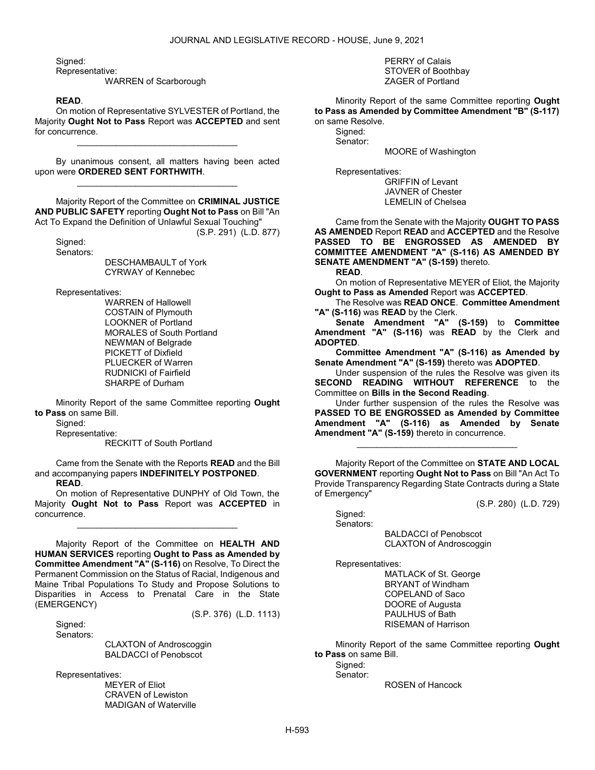Signed:

Representative:

WARREN of Scarborough

**READ**.

On motion of Representative SYLVESTER of Portland, the Majority **Ought Not to Pass** Report was **ACCEPTED** and sent for concurrence.

_________________________________

By unanimous consent, all matters having been acted upon were **ORDERED SENT FORTHWITH**.

_________________________________

Majority Report of the Committee on **CRIMINAL JUSTICE AND PUBLIC SAFETY** reporting **Ought Not to Pass** on Bill "An Act To Expand the Definition of Unlawful Sexual Touching"

(S.P. 291) (L.D. 877)

Signed:

Senators:

DESCHAMBAULT of York
CYRWAY of Kennebec

Representatives:

WARREN of Hallowell
COSTAIN of Plymouth
LOOKNER of Portland
MORALES of South Portland
NEWMAN of Belgrade
PICKETT of Dixfield
PLUECKER of Warren
RUDNICKI of Fairfield
SHARPE of Durham

Minority Report of the same Committee reporting **Ought to Pass** on same Bill.

Signed:

Representative:

RECKITT of South Portland

Came from the Senate with the Reports **READ** and the Bill and accompanying papers **INDEFINITELY POSTPONED**.

**READ**.

On motion of Representative DUNPHY of Old Town, the Majority **Ought Not to Pass** Report was **ACCEPTED** in concurrence.

_________________________________

Majority Report of the Committee on **HEALTH AND HUMAN SERVICES** reporting **Ought to Pass as Amended by Committee Amendment "A" (S-116)** on Resolve, To Direct the Permanent Commission on the Status of Racial, Indigenous and Maine Tribal Populations To Study and Propose Solutions to Disparities in Access to Prenatal Care in the State (EMERGENCY)

(S.P. 376) (L.D. 1113)

Signed:

Senators:

CLAXTON of Androscoggin
BALDACCI of Penobscot

Representatives:

MEYER of Eliot
CRAVEN of Lewiston
MADIGAN of Waterville
PERRY of Calais
STOVER of Boothbay
ZAGER of Portland

Minority Report of the same Committee reporting **Ought to Pass as Amended by Committee Amendment "B" (S-117)** on same Resolve.

Signed:

Senator:

MOORE of Washington

Representatives:

GRIFFIN of Levant
JAVNER of Chester
LEMELIN of Chelsea

Came from the Senate with the Majority **OUGHT TO PASS AS AMENDED** Report **READ** and **ACCEPTED** and the Resolve **PASSED TO BE ENGROSSED AS AMENDED BY COMMITTEE AMENDMENT "A" (S-116) AS AMENDED BY SENATE AMENDMENT "A" (S-159)** thereto.

**READ**.

On motion of Representative MEYER of Eliot, the Majority **Ought to Pass as Amended** Report was **ACCEPTED**.

The Resolve was **READ ONCE**. **Committee Amendment "A" (S-116)** was **READ** by the Clerk.

**Senate Amendment "A" (S-159)** to **Committee Amendment "A" (S-116)** was **READ** by the Clerk and **ADOPTED**.

**Committee Amendment "A" (S-116) as Amended by Senate Amendment "A" (S-159)** thereto was **ADOPTED**.

Under suspension of the rules the Resolve was given its **SECOND READING WITHOUT REFERENCE** to the Committee on **Bills in the Second Reading**.

Under further suspension of the rules the Resolve was **PASSED TO BE ENGROSSED as Amended by Committee Amendment "A" (S-116) as Amended by Senate Amendment "A" (S-159)** thereto in concurrence.

_________________________________

Majority Report of the Committee on **STATE AND LOCAL GOVERNMENT** reporting **Ought Not to Pass** on Bill "An Act To Provide Transparency Regarding State Contracts during a State of Emergency"

(S.P. 280) (L.D. 729)

Signed:

Senators:

BALDACCI of Penobscot
CLAXTON of Androscoggin

Representatives:

MATLACK of St. George
BRYANT of Windham
COPELAND of Saco
DOORE of Augusta
PAULHUS of Bath
RISEMAN of Harrison

Minority Report of the same Committee reporting **Ought to Pass** on same Bill.

Signed:

Senator:

ROSEN of Hancock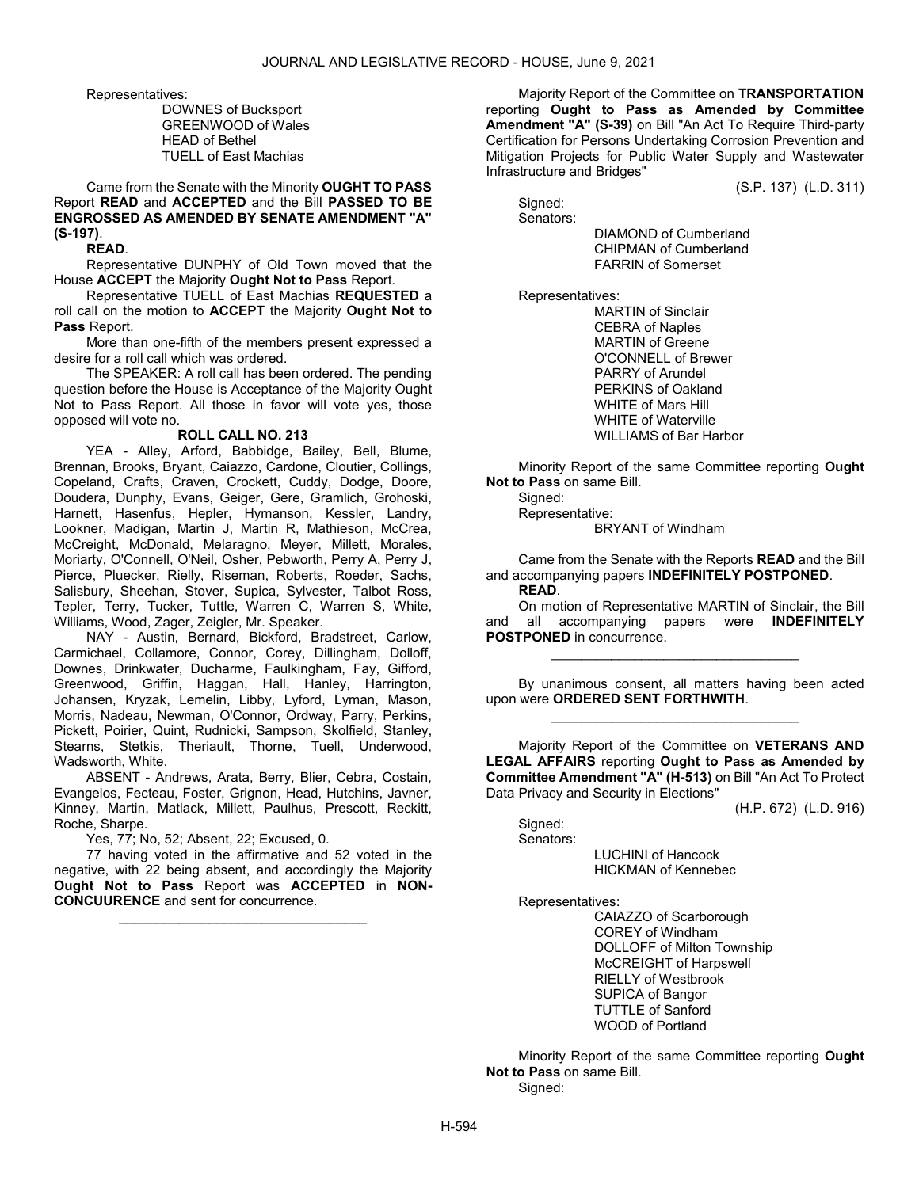Representatives:

DOWNES of Bucksport
GREENWOOD of Wales
HEAD of Bethel
TUELL of East Machias

Came from the Senate with the Minority **OUGHT TO PASS** Report **READ** and **ACCEPTED** and the Bill **PASSED TO BE ENGROSSED AS AMENDED BY SENATE AMENDMENT "A" (S-197)**.

**READ**.

Representative DUNPHY of Old Town moved that the House **ACCEPT** the Majority **Ought Not to Pass** Report.

Representative TUELL of East Machias **REQUESTED** a roll call on the motion to **ACCEPT** the Majority **Ought Not to Pass** Report.

More than one-fifth of the members present expressed a desire for a roll call which was ordered.

The SPEAKER: A roll call has been ordered. The pending question before the House is Acceptance of the Majority Ought Not to Pass Report. All those in favor will vote yes, those opposed will vote no.

**ROLL CALL NO. 213**

YEA - Alley, Arford, Babbidge, Bailey, Bell, Blume, Brennan, Brooks, Bryant, Caiazzo, Cardone, Cloutier, Collings, Copeland, Crafts, Craven, Crockett, Cuddy, Dodge, Doore, Doudera, Dunphy, Evans, Geiger, Gere, Gramlich, Grohoski, Harnett, Hasenfus, Hepler, Hymanson, Kessler, Landry, Lookner, Madigan, Martin J, Martin R, Mathieson, McCrea, McCreight, McDonald, Melaragno, Meyer, Millett, Morales, Moriarty, O'Connell, O'Neil, Osher, Pebworth, Perry A, Perry J, Pierce, Pluecker, Rielly, Riseman, Roberts, Roeder, Sachs, Salisbury, Sheehan, Stover, Supica, Sylvester, Talbot Ross, Tepler, Terry, Tucker, Tuttle, Warren C, Warren S, White, Williams, Wood, Zager, Zeigler, Mr. Speaker.

NAY - Austin, Bernard, Bickford, Bradstreet, Carlow, Carmichael, Collamore, Connor, Corey, Dillingham, Dolloff, Downes, Drinkwater, Ducharme, Faulkingham, Fay, Gifford, Greenwood, Griffin, Haggan, Hall, Hanley, Harrington, Johansen, Kryzak, Lemelin, Libby, Lyford, Lyman, Mason, Morris, Nadeau, Newman, O'Connor, Ordway, Parry, Perkins, Pickett, Poirier, Quint, Rudnicki, Sampson, Skolfield, Stanley, Stearns, Stetkis, Theriault, Thorne, Tuell, Underwood, Wadsworth, White.

ABSENT - Andrews, Arata, Berry, Blier, Cebra, Costain, Evangelos, Fecteau, Foster, Grignon, Head, Hutchins, Javner, Kinney, Martin, Matlack, Millett, Paulhus, Prescott, Reckitt, Roche, Sharpe.

Yes, 77; No, 52; Absent, 22; Excused, 0.

77 having voted in the affirmative and 52 voted in the negative, with 22 being absent, and accordingly the Majority **Ought Not to Pass** Report was **ACCEPTED** in **NON-CONCUURENCE** and sent for concurrence.

_________________________________

Majority Report of the Committee on **TRANSPORTATION** reporting **Ought to Pass as Amended by Committee Amendment "A" (S-39)** on Bill "An Act To Require Third-party Certification for Persons Undertaking Corrosion Prevention and Mitigation Projects for Public Water Supply and Wastewater Infrastructure and Bridges"

(S.P. 137) (L.D. 311)

Signed:
Senators:

DIAMOND of Cumberland
CHIPMAN of Cumberland
FARRIN of Somerset

Representatives:

MARTIN of Sinclair
CEBRA of Naples
MARTIN of Greene
O'CONNELL of Brewer
PARRY of Arundel
PERKINS of Oakland
WHITE of Mars Hill
WHITE of Waterville
WILLIAMS of Bar Harbor

Minority Report of the same Committee reporting **Ought Not to Pass** on same Bill.

Signed:
Representative:

BRYANT of Windham

Came from the Senate with the Reports **READ** and the Bill and accompanying papers **INDEFINITELY POSTPONED**.

**READ**.

On motion of Representative MARTIN of Sinclair, the Bill and all accompanying papers were **INDEFINITELY POSTPONED** in concurrence.

_________________________________

By unanimous consent, all matters having been acted upon were **ORDERED SENT FORTHWITH**.

_________________________________

Majority Report of the Committee on **VETERANS AND LEGAL AFFAIRS** reporting **Ought to Pass as Amended by Committee Amendment "A" (H-513)** on Bill "An Act To Protect Data Privacy and Security in Elections"

(H.P. 672) (L.D. 916)

Signed:
Senators:

LUCHINI of Hancock
HICKMAN of Kennebec

Representatives:

CAIAZZO of Scarborough
COREY of Windham
DOLLOFF of Milton Township
McCREIGHT of Harpswell
RIELLY of Westbrook
SUPICA of Bangor
TUTTLE of Sanford
WOOD of Portland

Minority Report of the same Committee reporting **Ought Not to Pass** on same Bill.

Signed: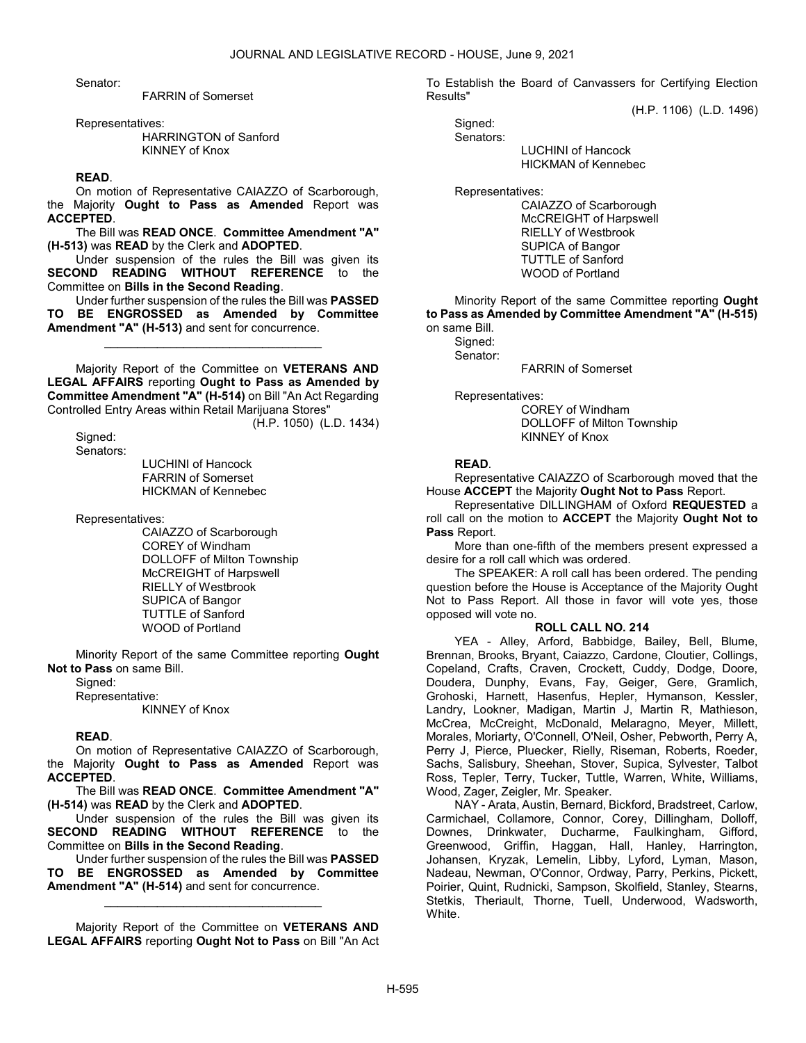Senator:

FARRIN of Somerset

Representatives:

HARRINGTON of Sanford
KINNEY of Knox

**READ**.

On motion of Representative CAIAZZO of Scarborough, the Majority **Ought to Pass as Amended** Report was **ACCEPTED**.

The Bill was **READ ONCE**. **Committee Amendment "A" (H-513)** was **READ** by the Clerk and **ADOPTED**.

Under suspension of the rules the Bill was given its **SECOND READING WITHOUT REFERENCE** to the Committee on **Bills in the Second Reading**.

Under further suspension of the rules the Bill was **PASSED TO BE ENGROSSED as Amended by Committee Amendment "A" (H-513)** and sent for concurrence.

_________________________________

Majority Report of the Committee on **VETERANS AND LEGAL AFFAIRS** reporting **Ought to Pass as Amended by Committee Amendment "A" (H-514)** on Bill "An Act Regarding Controlled Entry Areas within Retail Marijuana Stores"

(H.P. 1050) (L.D. 1434)

Signed:
Senators:

LUCHINI of Hancock
FARRIN of Somerset
HICKMAN of Kennebec

Representatives:

CAIAZZO of Scarborough
COREY of Windham
DOLLOFF of Milton Township
McCREIGHT of Harpswell
RIELLY of Westbrook
SUPICA of Bangor
TUTTLE of Sanford
WOOD of Portland

Minority Report of the same Committee reporting **Ought Not to Pass** on same Bill.

Signed:
Representative:

KINNEY of Knox

**READ**.

On motion of Representative CAIAZZO of Scarborough, the Majority **Ought to Pass as Amended** Report was **ACCEPTED**.

The Bill was **READ ONCE**. **Committee Amendment "A" (H-514)** was **READ** by the Clerk and **ADOPTED**.

Under suspension of the rules the Bill was given its **SECOND READING WITHOUT REFERENCE** to the Committee on **Bills in the Second Reading**.

Under further suspension of the rules the Bill was **PASSED TO BE ENGROSSED as Amended by Committee Amendment "A" (H-514)** and sent for concurrence.

_________________________________

Majority Report of the Committee on **VETERANS AND LEGAL AFFAIRS** reporting **Ought Not to Pass** on Bill "An Act To Establish the Board of Canvassers for Certifying Election Results"

(H.P. 1106) (L.D. 1496)

Signed:
Senators:

LUCHINI of Hancock
HICKMAN of Kennebec

Representatives:

CAIAZZO of Scarborough
McCREIGHT of Harpswell
RIELLY of Westbrook
SUPICA of Bangor
TUTTLE of Sanford
WOOD of Portland

Minority Report of the same Committee reporting **Ought to Pass as Amended by Committee Amendment "A" (H-515)** on same Bill.

Signed:
Senator:

FARRIN of Somerset

Representatives:

COREY of Windham
DOLLOFF of Milton Township
KINNEY of Knox

**READ**.

Representative CAIAZZO of Scarborough moved that the House **ACCEPT** the Majority **Ought Not to Pass** Report.

Representative DILLINGHAM of Oxford **REQUESTED** a roll call on the motion to **ACCEPT** the Majority **Ought Not to Pass** Report.

More than one-fifth of the members present expressed a desire for a roll call which was ordered.

The SPEAKER: A roll call has been ordered. The pending question before the House is Acceptance of the Majority Ought Not to Pass Report. All those in favor will vote yes, those opposed will vote no.

**ROLL CALL NO. 214**

YEA - Alley, Arford, Babbidge, Bailey, Bell, Blume, Brennan, Brooks, Bryant, Caiazzo, Cardone, Cloutier, Collings, Copeland, Crafts, Craven, Crockett, Cuddy, Dodge, Doore, Doudera, Dunphy, Evans, Fay, Geiger, Gere, Gramlich, Grohoski, Harnett, Hasenfus, Hepler, Hymanson, Kessler, Landry, Lookner, Madigan, Martin J, Martin R, Mathieson, McCrea, McCreight, McDonald, Melaragno, Meyer, Millett, Morales, Moriarty, O'Connell, O'Neil, Osher, Pebworth, Perry A, Perry J, Pierce, Pluecker, Rielly, Riseman, Roberts, Roeder, Sachs, Salisbury, Sheehan, Stover, Supica, Sylvester, Talbot Ross, Tepler, Terry, Tucker, Tuttle, Warren, White, Williams, Wood, Zager, Zeigler, Mr. Speaker.

NAY - Arata, Austin, Bernard, Bickford, Bradstreet, Carlow, Carmichael, Collamore, Connor, Corey, Dillingham, Dolloff, Downes, Drinkwater, Ducharme, Faulkingham, Gifford, Greenwood, Griffin, Haggan, Hall, Hanley, Harrington, Johansen, Kryzak, Lemelin, Libby, Lyford, Lyman, Mason, Nadeau, Newman, O'Connor, Ordway, Parry, Perkins, Pickett, Poirier, Quint, Rudnicki, Sampson, Skolfield, Stanley, Stearns, Stetkis, Theriault, Thorne, Tuell, Underwood, Wadsworth, White.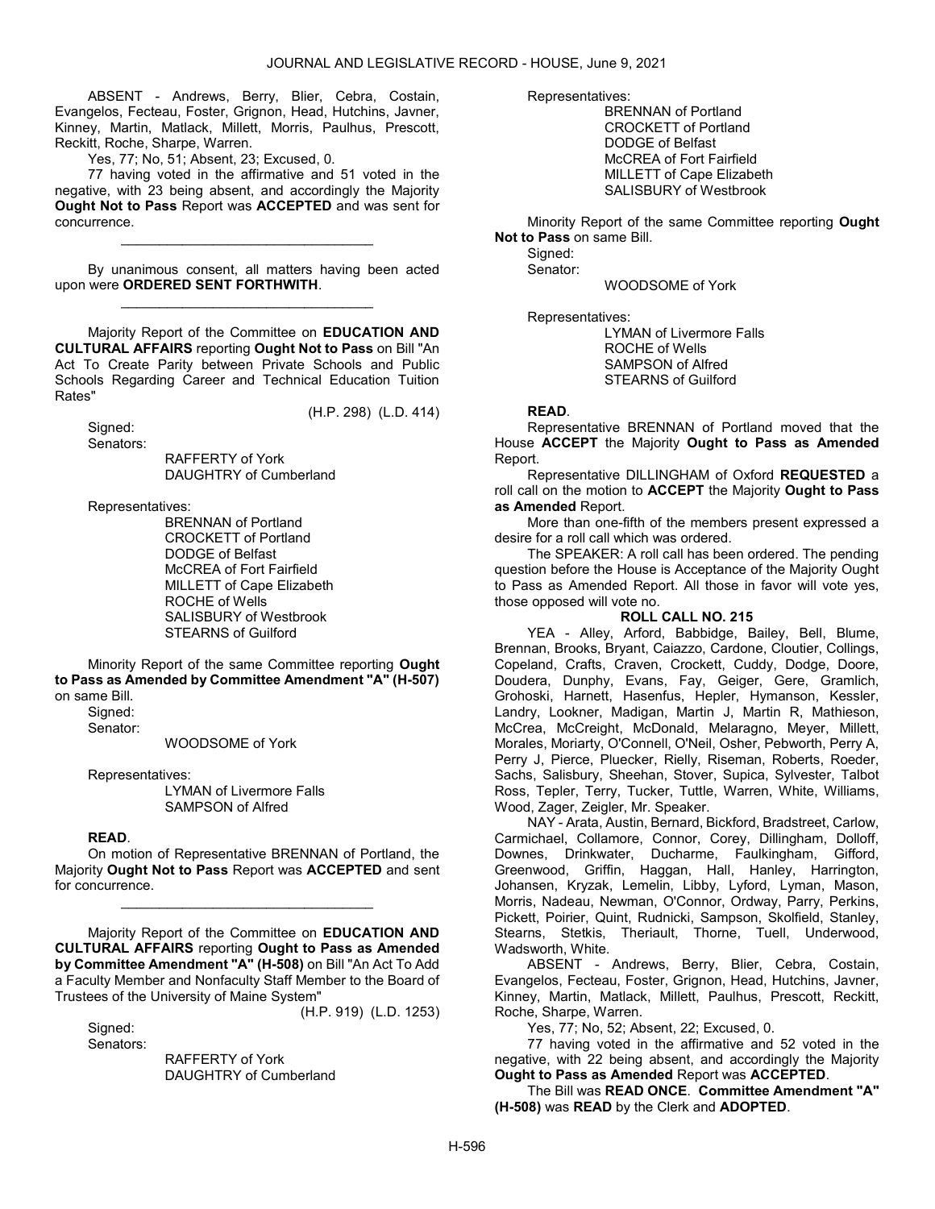ABSENT - Andrews, Berry, Blier, Cebra, Costain, Evangelos, Fecteau, Foster, Grignon, Head, Hutchins, Javner, Kinney, Martin, Matlack, Millett, Morris, Paulhus, Prescott, Reckitt, Roche, Sharpe, Warren.

Yes, 77; No, 51; Absent, 23; Excused, 0.

77 having voted in the affirmative and 51 voted in the negative, with 23 being absent, and accordingly the Majority **Ought Not to Pass** Report was **ACCEPTED** and was sent for concurrence.

_________________________________

By unanimous consent, all matters having been acted upon were **ORDERED SENT FORTHWITH**.

_________________________________

Majority Report of the Committee on **EDUCATION AND CULTURAL AFFAIRS** reporting **Ought Not to Pass** on Bill "An Act To Create Parity between Private Schools and Public Schools Regarding Career and Technical Education Tuition Rates"

(H.P. 298) (L.D. 414)

Signed:

Senators:

RAFFERTY of York
DAUGHTRY of Cumberland

Representatives:

BRENNAN of Portland
CROCKETT of Portland
DODGE of Belfast
McCREA of Fort Fairfield
MILLETT of Cape Elizabeth
ROCHE of Wells
SALISBURY of Westbrook
STEARNS of Guilford

Minority Report of the same Committee reporting **Ought to Pass as Amended by Committee Amendment "A" (H-507)** on same Bill.

Signed:

Senator:

WOODSOME of York

Representatives:

LYMAN of Livermore Falls
SAMPSON of Alfred

**READ**.

On motion of Representative BRENNAN of Portland, the Majority **Ought Not to Pass** Report was **ACCEPTED** and sent for concurrence.

_________________________________

Majority Report of the Committee on **EDUCATION AND CULTURAL AFFAIRS** reporting **Ought to Pass as Amended by Committee Amendment "A" (H-508)** on Bill "An Act To Add a Faculty Member and Nonfaculty Staff Member to the Board of Trustees of the University of Maine System"

(H.P. 919) (L.D. 1253)

Signed:

Senators:

RAFFERTY of York
DAUGHTRY of Cumberland

Representatives:

BRENNAN of Portland
CROCKETT of Portland
DODGE of Belfast
McCREA of Fort Fairfield
MILLETT of Cape Elizabeth
SALISBURY of Westbrook

Minority Report of the same Committee reporting **Ought Not to Pass** on same Bill.

Signed:

Senator:

WOODSOME of York

Representatives:

LYMAN of Livermore Falls
ROCHE of Wells
SAMPSON of Alfred
STEARNS of Guilford

**READ**.

Representative BRENNAN of Portland moved that the House **ACCEPT** the Majority **Ought to Pass as Amended** Report.

Representative DILLINGHAM of Oxford **REQUESTED** a roll call on the motion to **ACCEPT** the Majority **Ought to Pass as Amended** Report.

More than one-fifth of the members present expressed a desire for a roll call which was ordered.

The SPEAKER: A roll call has been ordered. The pending question before the House is Acceptance of the Majority Ought to Pass as Amended Report. All those in favor will vote yes, those opposed will vote no.

**ROLL CALL NO. 215**

YEA - Alley, Arford, Babbidge, Bailey, Bell, Blume, Brennan, Brooks, Bryant, Caiazzo, Cardone, Cloutier, Collings, Copeland, Crafts, Craven, Crockett, Cuddy, Dodge, Doore, Doudera, Dunphy, Evans, Fay, Geiger, Gere, Gramlich, Grohoski, Harnett, Hasenfus, Hepler, Hymanson, Kessler, Landry, Lookner, Madigan, Martin J, Martin R, Mathieson, McCrea, McCreight, McDonald, Melaragno, Meyer, Millett, Morales, Moriarty, O'Connell, O'Neil, Osher, Pebworth, Perry A, Perry J, Pierce, Pluecker, Rielly, Riseman, Roberts, Roeder, Sachs, Salisbury, Sheehan, Stover, Supica, Sylvester, Talbot Ross, Tepler, Terry, Tucker, Tuttle, Warren, White, Williams, Wood, Zager, Zeigler, Mr. Speaker.

NAY - Arata, Austin, Bernard, Bickford, Bradstreet, Carlow, Carmichael, Collamore, Connor, Corey, Dillingham, Dolloff, Downes, Drinkwater, Ducharme, Faulkingham, Gifford, Greenwood, Griffin, Haggan, Hall, Hanley, Harrington, Johansen, Kryzak, Lemelin, Libby, Lyford, Lyman, Mason, Morris, Nadeau, Newman, O'Connor, Ordway, Parry, Perkins, Pickett, Poirier, Quint, Rudnicki, Sampson, Skolfield, Stanley, Stearns, Stetkis, Theriault, Thorne, Tuell, Underwood, Wadsworth, White.

ABSENT - Andrews, Berry, Blier, Cebra, Costain, Evangelos, Fecteau, Foster, Grignon, Head, Hutchins, Javner, Kinney, Martin, Matlack, Millett, Paulhus, Prescott, Reckitt, Roche, Sharpe, Warren.

Yes, 77; No, 52; Absent, 22; Excused, 0.

77 having voted in the affirmative and 52 voted in the negative, with 22 being absent, and accordingly the Majority **Ought to Pass as Amended** Report was **ACCEPTED**.

The Bill was **READ ONCE**. **Committee Amendment "A" (H-508)** was **READ** by the Clerk and **ADOPTED**.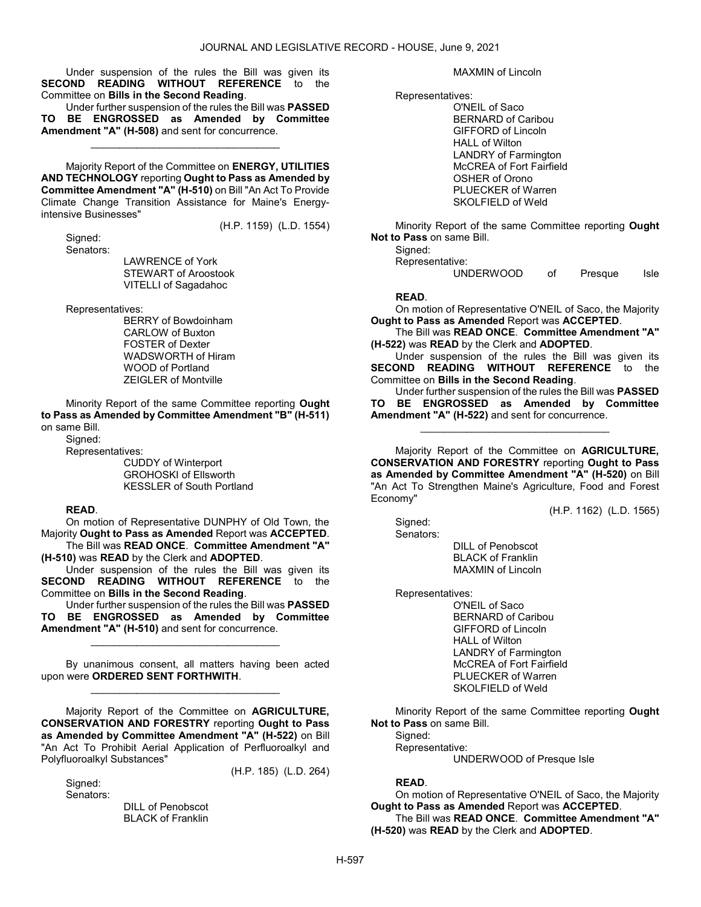Under suspension of the rules the Bill was given its **SECOND READING WITHOUT REFERENCE** to the Committee on **Bills in the Second Reading**.

Under further suspension of the rules the Bill was **PASSED TO BE ENGROSSED as Amended by Committee Amendment "A" (H-508)** and sent for concurrence.

_________________________________

Majority Report of the Committee on **ENERGY, UTILITIES AND TECHNOLOGY** reporting **Ought to Pass as Amended by Committee Amendment "A" (H-510)** on Bill "An Act To Provide Climate Change Transition Assistance for Maine's Energy-intensive Businesses"

(H.P. 1159) (L.D. 1554)

Signed:

Senators:

LAWRENCE of York
STEWART of Aroostook
VITELLI of Sagadahoc

Representatives:

BERRY of Bowdoinham
CARLOW of Buxton
FOSTER of Dexter
WADSWORTH of Hiram
WOOD of Portland
ZEIGLER of Montville

Minority Report of the same Committee reporting **Ought to Pass as Amended by Committee Amendment "B" (H-511)** on same Bill.

Signed:

Representatives:

CUDDY of Winterport
GROHOSKI of Ellsworth
KESSLER of South Portland

**READ**.

On motion of Representative DUNPHY of Old Town, the Majority **Ought to Pass as Amended** Report was **ACCEPTED**.

The Bill was **READ ONCE**. **Committee Amendment "A" (H-510)** was **READ** by the Clerk and **ADOPTED**.

Under suspension of the rules the Bill was given its **SECOND READING WITHOUT REFERENCE** to the Committee on **Bills in the Second Reading**.

Under further suspension of the rules the Bill was **PASSED TO BE ENGROSSED as Amended by Committee Amendment "A" (H-510)** and sent for concurrence.

_________________________________

By unanimous consent, all matters having been acted upon were **ORDERED SENT FORTHWITH**.

_________________________________

Majority Report of the Committee on **AGRICULTURE, CONSERVATION AND FORESTRY** reporting **Ought to Pass as Amended by Committee Amendment "A" (H-522)** on Bill "An Act To Prohibit Aerial Application of Perfluoroalkyl and Polyfluoroalkyl Substances"

(H.P. 185) (L.D. 264)

Signed:

Senators:

DILL of Penobscot
BLACK of Franklin
MAXMIN of Lincoln

Representatives:

O'NEIL of Saco
BERNARD of Caribou
GIFFORD of Lincoln
HALL of Wilton
LANDRY of Farmington
McCREA of Fort Fairfield
OSHER of Orono
PLUECKER of Warren
SKOLFIELD of Weld

Minority Report of the same Committee reporting **Ought Not to Pass** on same Bill.

Signed:

Representative:

UNDERWOOD of Presque Isle

**READ**.

On motion of Representative O'NEIL of Saco, the Majority **Ought to Pass as Amended** Report was **ACCEPTED**.

The Bill was **READ ONCE**. **Committee Amendment "A" (H-522)** was **READ** by the Clerk and **ADOPTED**.

Under suspension of the rules the Bill was given its **SECOND READING WITHOUT REFERENCE** to the Committee on **Bills in the Second Reading**.

Under further suspension of the rules the Bill was **PASSED TO BE ENGROSSED as Amended by Committee Amendment "A" (H-522)** and sent for concurrence.

_________________________________

Majority Report of the Committee on **AGRICULTURE, CONSERVATION AND FORESTRY** reporting **Ought to Pass as Amended by Committee Amendment "A" (H-520)** on Bill "An Act To Strengthen Maine's Agriculture, Food and Forest Economy"

(H.P. 1162) (L.D. 1565)

Signed:

Senators:

DILL of Penobscot
BLACK of Franklin
MAXMIN of Lincoln

Representatives:

O'NEIL of Saco
BERNARD of Caribou
GIFFORD of Lincoln
HALL of Wilton
LANDRY of Farmington
McCREA of Fort Fairfield
PLUECKER of Warren
SKOLFIELD of Weld

Minority Report of the same Committee reporting **Ought Not to Pass** on same Bill.

Signed:

Representative:

UNDERWOOD of Presque Isle

**READ**.

On motion of Representative O'NEIL of Saco, the Majority **Ought to Pass as Amended** Report was **ACCEPTED**.

The Bill was **READ ONCE**. **Committee Amendment "A" (H-520)** was **READ** by the Clerk and **ADOPTED**.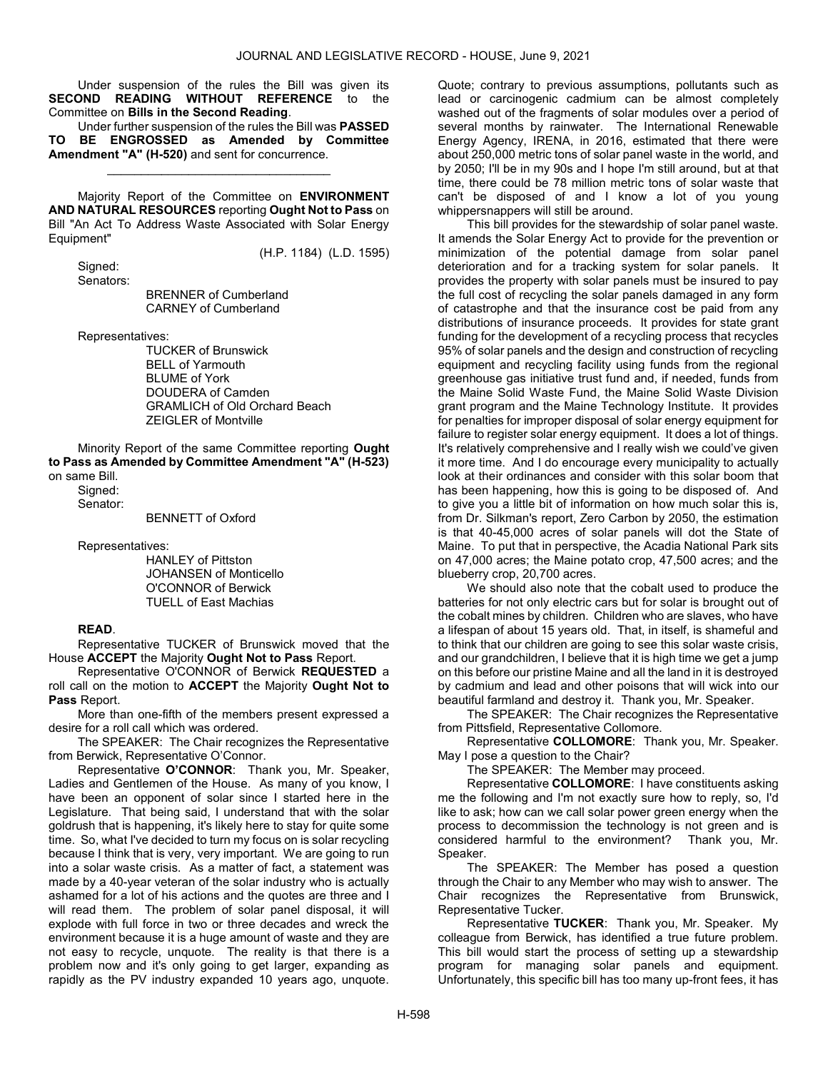Under suspension of the rules the Bill was given its **SECOND READING WITHOUT REFERENCE** to the Committee on **Bills in the Second Reading**.

Under further suspension of the rules the Bill was **PASSED TO BE ENGROSSED as Amended by Committee Amendment "A" (H-520)** and sent for concurrence.

_________________________________

Majority Report of the Committee on **ENVIRONMENT AND NATURAL RESOURCES** reporting **Ought Not to Pass** on Bill "An Act To Address Waste Associated with Solar Energy Equipment"

(H.P. 1184) (L.D. 1595)

Signed:

Senators:

BRENNER of Cumberland
CARNEY of Cumberland

Representatives:

TUCKER of Brunswick
BELL of Yarmouth
BLUME of York
DOUDERA of Camden
GRAMLICH of Old Orchard Beach
ZEIGLER of Montville

Minority Report of the same Committee reporting **Ought to Pass as Amended by Committee Amendment "A" (H-523)** on same Bill.

Signed:

Senator:

BENNETT of Oxford

Representatives:

HANLEY of Pittston
JOHANSEN of Monticello
O'CONNOR of Berwick
TUELL of East Machias

**READ**.

Representative TUCKER of Brunswick moved that the House **ACCEPT** the Majority **Ought Not to Pass** Report.

Representative O'CONNOR of Berwick **REQUESTED** a roll call on the motion to **ACCEPT** the Majority **Ought Not to Pass** Report.

More than one-fifth of the members present expressed a desire for a roll call which was ordered.

The SPEAKER: The Chair recognizes the Representative from Berwick, Representative O'Connor.

Representative **O'CONNOR**: Thank you, Mr. Speaker, Ladies and Gentlemen of the House. As many of you know, I have been an opponent of solar since I started here in the Legislature. That being said, I understand that with the solar goldrush that is happening, it's likely here to stay for quite some time. So, what I've decided to turn my focus on is solar recycling because I think that is very, very important. We are going to run into a solar waste crisis. As a matter of fact, a statement was made by a 40-year veteran of the solar industry who is actually ashamed for a lot of his actions and the quotes are three and I will read them. The problem of solar panel disposal, it will explode with full force in two or three decades and wreck the environment because it is a huge amount of waste and they are not easy to recycle, unquote. The reality is that there is a problem now and it's only going to get larger, expanding as rapidly as the PV industry expanded 10 years ago, unquote. Quote; contrary to previous assumptions, pollutants such as lead or carcinogenic cadmium can be almost completely washed out of the fragments of solar modules over a period of several months by rainwater. The International Renewable Energy Agency, IRENA, in 2016, estimated that there were about 250,000 metric tons of solar panel waste in the world, and by 2050; I'll be in my 90s and I hope I'm still around, but at that time, there could be 78 million metric tons of solar waste that can't be disposed of and I know a lot of you young whippersnappers will still be around.

This bill provides for the stewardship of solar panel waste. It amends the Solar Energy Act to provide for the prevention or minimization of the potential damage from solar panel deterioration and for a tracking system for solar panels. It provides the property with solar panels must be insured to pay the full cost of recycling the solar panels damaged in any form of catastrophe and that the insurance cost be paid from any distributions of insurance proceeds. It provides for state grant funding for the development of a recycling process that recycles 95% of solar panels and the design and construction of recycling equipment and recycling facility using funds from the regional greenhouse gas initiative trust fund and, if needed, funds from the Maine Solid Waste Fund, the Maine Solid Waste Division grant program and the Maine Technology Institute. It provides for penalties for improper disposal of solar energy equipment for failure to register solar energy equipment. It does a lot of things. It's relatively comprehensive and I really wish we could've given it more time. And I do encourage every municipality to actually look at their ordinances and consider with this solar boom that has been happening, how this is going to be disposed of. And to give you a little bit of information on how much solar this is, from Dr. Silkman's report, Zero Carbon by 2050, the estimation is that 40-45,000 acres of solar panels will dot the State of Maine. To put that in perspective, the Acadia National Park sits on 47,000 acres; the Maine potato crop, 47,500 acres; and the blueberry crop, 20,700 acres.

We should also note that the cobalt used to produce the batteries for not only electric cars but for solar is brought out of the cobalt mines by children. Children who are slaves, who have a lifespan of about 15 years old. That, in itself, is shameful and to think that our children are going to see this solar waste crisis, and our grandchildren, I believe that it is high time we get a jump on this before our pristine Maine and all the land in it is destroyed by cadmium and lead and other poisons that will wick into our beautiful farmland and destroy it. Thank you, Mr. Speaker.

The SPEAKER: The Chair recognizes the Representative from Pittsfield, Representative Collomore.

Representative **COLLOMORE**: Thank you, Mr. Speaker. May I pose a question to the Chair?

The SPEAKER: The Member may proceed.

Representative **COLLOMORE**: I have constituents asking me the following and I'm not exactly sure how to reply, so, I'd like to ask; how can we call solar power green energy when the process to decommission the technology is not green and is considered harmful to the environment? Thank you, Mr. Speaker.

The SPEAKER: The Member has posed a question through the Chair to any Member who may wish to answer. The Chair recognizes the Representative from Brunswick, Representative Tucker.

Representative **TUCKER**: Thank you, Mr. Speaker. My colleague from Berwick, has identified a true future problem. This bill would start the process of setting up a stewardship program for managing solar panels and equipment. Unfortunately, this specific bill has too many up-front fees, it has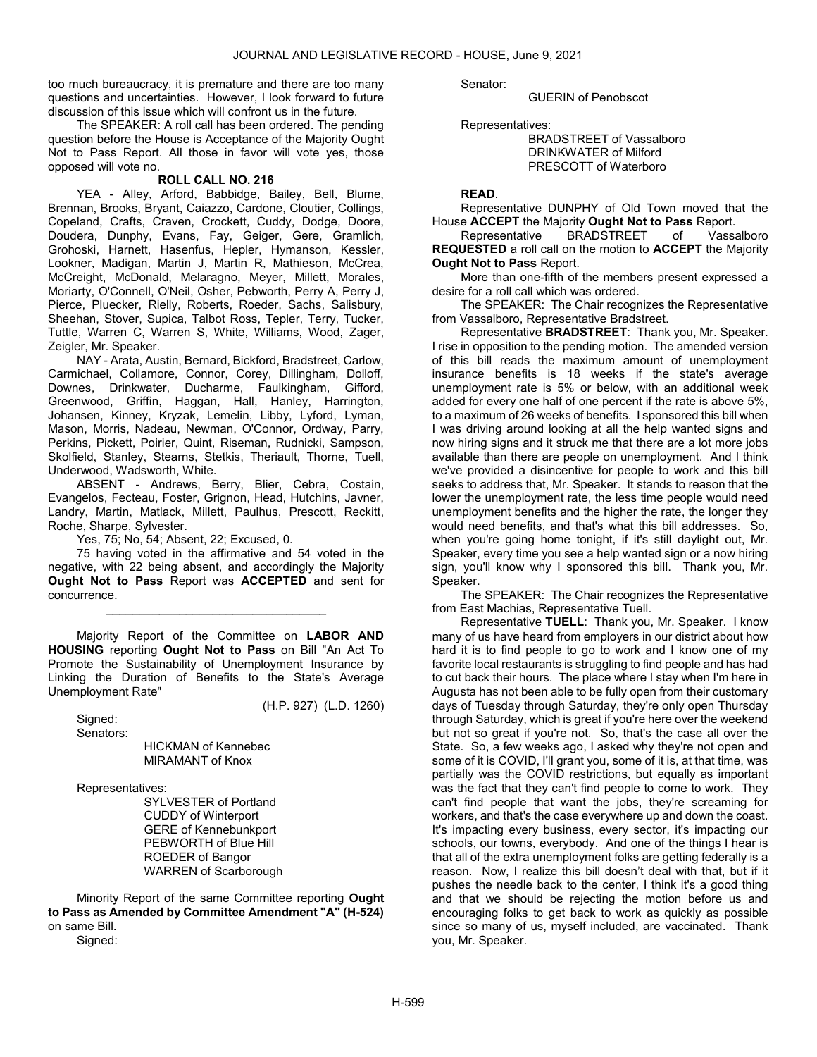too much bureaucracy, it is premature and there are too many questions and uncertainties. However, I look forward to future discussion of this issue which will confront us in the future.

The SPEAKER: A roll call has been ordered. The pending question before the House is Acceptance of the Majority Ought Not to Pass Report. All those in favor will vote yes, those opposed will vote no.

**ROLL CALL NO. 216**

YEA - Alley, Arford, Babbidge, Bailey, Bell, Blume, Brennan, Brooks, Bryant, Caiazzo, Cardone, Cloutier, Collings, Copeland, Crafts, Craven, Crockett, Cuddy, Dodge, Doore, Doudera, Dunphy, Evans, Fay, Geiger, Gere, Gramlich, Grohoski, Harnett, Hasenfus, Hepler, Hymanson, Kessler, Lookner, Madigan, Martin J, Martin R, Mathieson, McCrea, McCreight, McDonald, Melaragno, Meyer, Millett, Morales, Moriarty, O'Connell, O'Neil, Osher, Pebworth, Perry A, Perry J, Pierce, Pluecker, Rielly, Roberts, Roeder, Sachs, Salisbury, Sheehan, Stover, Supica, Talbot Ross, Tepler, Terry, Tucker, Tuttle, Warren C, Warren S, White, Williams, Wood, Zager, Zeigler, Mr. Speaker.

NAY - Arata, Austin, Bernard, Bickford, Bradstreet, Carlow, Carmichael, Collamore, Connor, Corey, Dillingham, Dolloff, Downes, Drinkwater, Ducharme, Faulkingham, Gifford, Greenwood, Griffin, Haggan, Hall, Hanley, Harrington, Johansen, Kinney, Kryzak, Lemelin, Libby, Lyford, Lyman, Mason, Morris, Nadeau, Newman, O'Connor, Ordway, Parry, Perkins, Pickett, Poirier, Quint, Riseman, Rudnicki, Sampson, Skolfield, Stanley, Stearns, Stetkis, Theriault, Thorne, Tuell, Underwood, Wadsworth, White.

ABSENT - Andrews, Berry, Blier, Cebra, Costain, Evangelos, Fecteau, Foster, Grignon, Head, Hutchins, Javner, Landry, Martin, Matlack, Millett, Paulhus, Prescott, Reckitt, Roche, Sharpe, Sylvester.

Yes, 75; No, 54; Absent, 22; Excused, 0.

75 having voted in the affirmative and 54 voted in the negative, with 22 being absent, and accordingly the Majority **Ought Not to Pass** Report was **ACCEPTED** and sent for concurrence.

---

Majority Report of the Committee on **LABOR AND HOUSING** reporting **Ought Not to Pass** on Bill "An Act To Promote the Sustainability of Unemployment Insurance by Linking the Duration of Benefits to the State's Average Unemployment Rate"

(H.P. 927) (L.D. 1260)

Signed:

Senators:

HICKMAN of Kennebec
MIRAMANT of Knox

Representatives:

SYLVESTER of Portland
CUDDY of Winterport
GERE of Kennebunkport
PEBWORTH of Blue Hill
ROEDER of Bangor
WARREN of Scarborough

Minority Report of the same Committee reporting **Ought to Pass as Amended by Committee Amendment "A" (H-524)** on same Bill.

Signed:

Senator:

GUERIN of Penobscot

Representatives:

BRADSTREET of Vassalboro
DRINKWATER of Milford
PRESCOTT of Waterboro

**READ**.

Representative DUNPHY of Old Town moved that the House **ACCEPT** the Majority **Ought Not to Pass** Report.

Representative BRADSTREET of Vassalboro **REQUESTED** a roll call on the motion to **ACCEPT** the Majority **Ought Not to Pass** Report.

More than one-fifth of the members present expressed a desire for a roll call which was ordered.

The SPEAKER: The Chair recognizes the Representative from Vassalboro, Representative Bradstreet.

Representative **BRADSTREET**: Thank you, Mr. Speaker. I rise in opposition to the pending motion. The amended version of this bill reads the maximum amount of unemployment insurance benefits is 18 weeks if the state's average unemployment rate is 5% or below, with an additional week added for every one half of one percent if the rate is above 5%, to a maximum of 26 weeks of benefits. I sponsored this bill when I was driving around looking at all the help wanted signs and now hiring signs and it struck me that there are a lot more jobs available than there are people on unemployment. And I think we've provided a disincentive for people to work and this bill seeks to address that, Mr. Speaker. It stands to reason that the lower the unemployment rate, the less time people would need unemployment benefits and the higher the rate, the longer they would need benefits, and that's what this bill addresses. So, when you're going home tonight, if it's still daylight out, Mr. Speaker, every time you see a help wanted sign or a now hiring sign, you'll know why I sponsored this bill. Thank you, Mr. Speaker.

The SPEAKER: The Chair recognizes the Representative from East Machias, Representative Tuell.

Representative **TUELL**: Thank you, Mr. Speaker. I know many of us have heard from employers in our district about how hard it is to find people to go to work and I know one of my favorite local restaurants is struggling to find people and has had to cut back their hours. The place where I stay when I'm here in Augusta has not been able to be fully open from their customary days of Tuesday through Saturday, they're only open Thursday through Saturday, which is great if you're here over the weekend but not so great if you're not. So, that's the case all over the State. So, a few weeks ago, I asked why they're not open and some of it is COVID, I'll grant you, some of it is, at that time, was partially was the COVID restrictions, but equally as important was the fact that they can't find people to come to work. They can't find people that want the jobs, they're screaming for workers, and that's the case everywhere up and down the coast. It's impacting every business, every sector, it's impacting our schools, our towns, everybody. And one of the things I hear is that all of the extra unemployment folks are getting federally is a reason. Now, I realize this bill doesn't deal with that, but if it pushes the needle back to the center, I think it's a good thing and that we should be rejecting the motion before us and encouraging folks to get back to work as quickly as possible since so many of us, myself included, are vaccinated. Thank you, Mr. Speaker.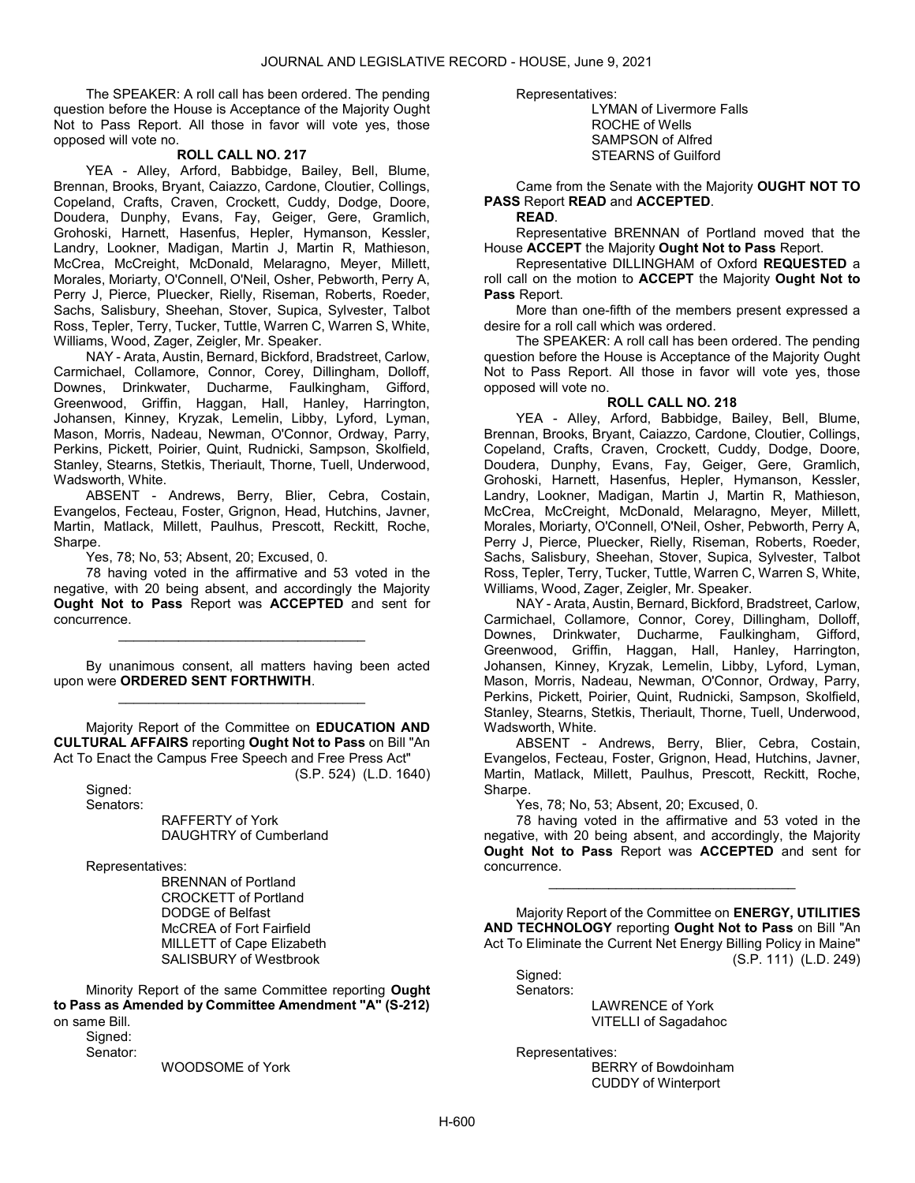The SPEAKER: A roll call has been ordered. The pending question before the House is Acceptance of the Majority Ought Not to Pass Report. All those in favor will vote yes, those opposed will vote no.

**ROLL CALL NO. 217**

YEA - Alley, Arford, Babbidge, Bailey, Bell, Blume, Brennan, Brooks, Bryant, Caiazzo, Cardone, Cloutier, Collings, Copeland, Crafts, Craven, Crockett, Cuddy, Dodge, Doore, Doudera, Dunphy, Evans, Fay, Geiger, Gere, Gramlich, Grohoski, Harnett, Hasenfus, Hepler, Hymanson, Kessler, Landry, Lookner, Madigan, Martin J, Martin R, Mathieson, McCrea, McCreight, McDonald, Melaragno, Meyer, Millett, Morales, Moriarty, O'Connell, O'Neil, Osher, Pebworth, Perry A, Perry J, Pierce, Pluecker, Rielly, Riseman, Roberts, Roeder, Sachs, Salisbury, Sheehan, Stover, Supica, Sylvester, Talbot Ross, Tepler, Terry, Tucker, Tuttle, Warren C, Warren S, White, Williams, Wood, Zager, Zeigler, Mr. Speaker.

NAY - Arata, Austin, Bernard, Bickford, Bradstreet, Carlow, Carmichael, Collamore, Connor, Corey, Dillingham, Dolloff, Downes, Drinkwater, Ducharme, Faulkingham, Gifford, Greenwood, Griffin, Haggan, Hall, Hanley, Harrington, Johansen, Kinney, Kryzak, Lemelin, Libby, Lyford, Lyman, Mason, Morris, Nadeau, Newman, O'Connor, Ordway, Parry, Perkins, Pickett, Poirier, Quint, Rudnicki, Sampson, Skolfield, Stanley, Stearns, Stetkis, Theriault, Thorne, Tuell, Underwood, Wadsworth, White.

ABSENT - Andrews, Berry, Blier, Cebra, Costain, Evangelos, Fecteau, Foster, Grignon, Head, Hutchins, Javner, Martin, Matlack, Millett, Paulhus, Prescott, Reckitt, Roche, Sharpe.

Yes, 78; No, 53; Absent, 20; Excused, 0.

78 having voted in the affirmative and 53 voted in the negative, with 20 being absent, and accordingly the Majority **Ought Not to Pass** Report was **ACCEPTED** and sent for concurrence.

---

By unanimous consent, all matters having been acted upon were **ORDERED SENT FORTHWITH**.

---

Majority Report of the Committee on **EDUCATION AND CULTURAL AFFAIRS** reporting **Ought Not to Pass** on Bill "An Act To Enact the Campus Free Speech and Free Press Act"
(S.P. 524) (L.D. 1640)

Signed:
Senators:
RAFFERTY of York
DAUGHTRY of Cumberland

Representatives:
BRENNAN of Portland
CROCKETT of Portland
DODGE of Belfast
McCREA of Fort Fairfield
MILLETT of Cape Elizabeth
SALISBURY of Westbrook

Minority Report of the same Committee reporting **Ought to Pass as Amended by Committee Amendment "A" (S-212)** on same Bill.

Signed:
Senator:
WOODSOME of York

Representatives:
LYMAN of Livermore Falls
ROCHE of Wells
SAMPSON of Alfred
STEARNS of Guilford

Came from the Senate with the Majority **OUGHT NOT TO PASS** Report **READ** and **ACCEPTED**.

**READ**.

Representative BRENNAN of Portland moved that the House **ACCEPT** the Majority **Ought Not to Pass** Report.

Representative DILLINGHAM of Oxford **REQUESTED** a roll call on the motion to **ACCEPT** the Majority **Ought Not to Pass** Report.

More than one-fifth of the members present expressed a desire for a roll call which was ordered.

The SPEAKER: A roll call has been ordered. The pending question before the House is Acceptance of the Majority Ought Not to Pass Report. All those in favor will vote yes, those opposed will vote no.

**ROLL CALL NO. 218**

YEA - Alley, Arford, Babbidge, Bailey, Bell, Blume, Brennan, Brooks, Bryant, Caiazzo, Cardone, Cloutier, Collings, Copeland, Crafts, Craven, Crockett, Cuddy, Dodge, Doore, Doudera, Dunphy, Evans, Fay, Geiger, Gere, Gramlich, Grohoski, Harnett, Hasenfus, Hepler, Hymanson, Kessler, Landry, Lookner, Madigan, Martin J, Martin R, Mathieson, McCrea, McCreight, McDonald, Melaragno, Meyer, Millett, Morales, Moriarty, O'Connell, O'Neil, Osher, Pebworth, Perry A, Perry J, Pierce, Pluecker, Rielly, Riseman, Roberts, Roeder, Sachs, Salisbury, Sheehan, Stover, Supica, Sylvester, Talbot Ross, Tepler, Terry, Tucker, Tuttle, Warren C, Warren S, White, Williams, Wood, Zager, Zeigler, Mr. Speaker.

NAY - Arata, Austin, Bernard, Bickford, Bradstreet, Carlow, Carmichael, Collamore, Connor, Corey, Dillingham, Dolloff, Downes, Drinkwater, Ducharme, Faulkingham, Gifford, Greenwood, Griffin, Haggan, Hall, Hanley, Harrington, Johansen, Kinney, Kryzak, Lemelin, Libby, Lyford, Lyman, Mason, Morris, Nadeau, Newman, O'Connor, Ordway, Parry, Perkins, Pickett, Poirier, Quint, Rudnicki, Sampson, Skolfield, Stanley, Stearns, Stetkis, Theriault, Thorne, Tuell, Underwood, Wadsworth, White.

ABSENT - Andrews, Berry, Blier, Cebra, Costain, Evangelos, Fecteau, Foster, Grignon, Head, Hutchins, Javner, Martin, Matlack, Millett, Paulhus, Prescott, Reckitt, Roche, Sharpe.

Yes, 78; No, 53; Absent, 20; Excused, 0.

78 having voted in the affirmative and 53 voted in the negative, with 20 being absent, and accordingly, the Majority **Ought Not to Pass** Report was **ACCEPTED** and sent for concurrence.

---

Majority Report of the Committee on **ENERGY, UTILITIES AND TECHNOLOGY** reporting **Ought Not to Pass** on Bill "An Act To Eliminate the Current Net Energy Billing Policy in Maine"
(S.P. 111) (L.D. 249)

Signed:
Senators:
LAWRENCE of York
VITELLI of Sagadahoc

Representatives:
BERRY of Bowdoinham
CUDDY of Winterport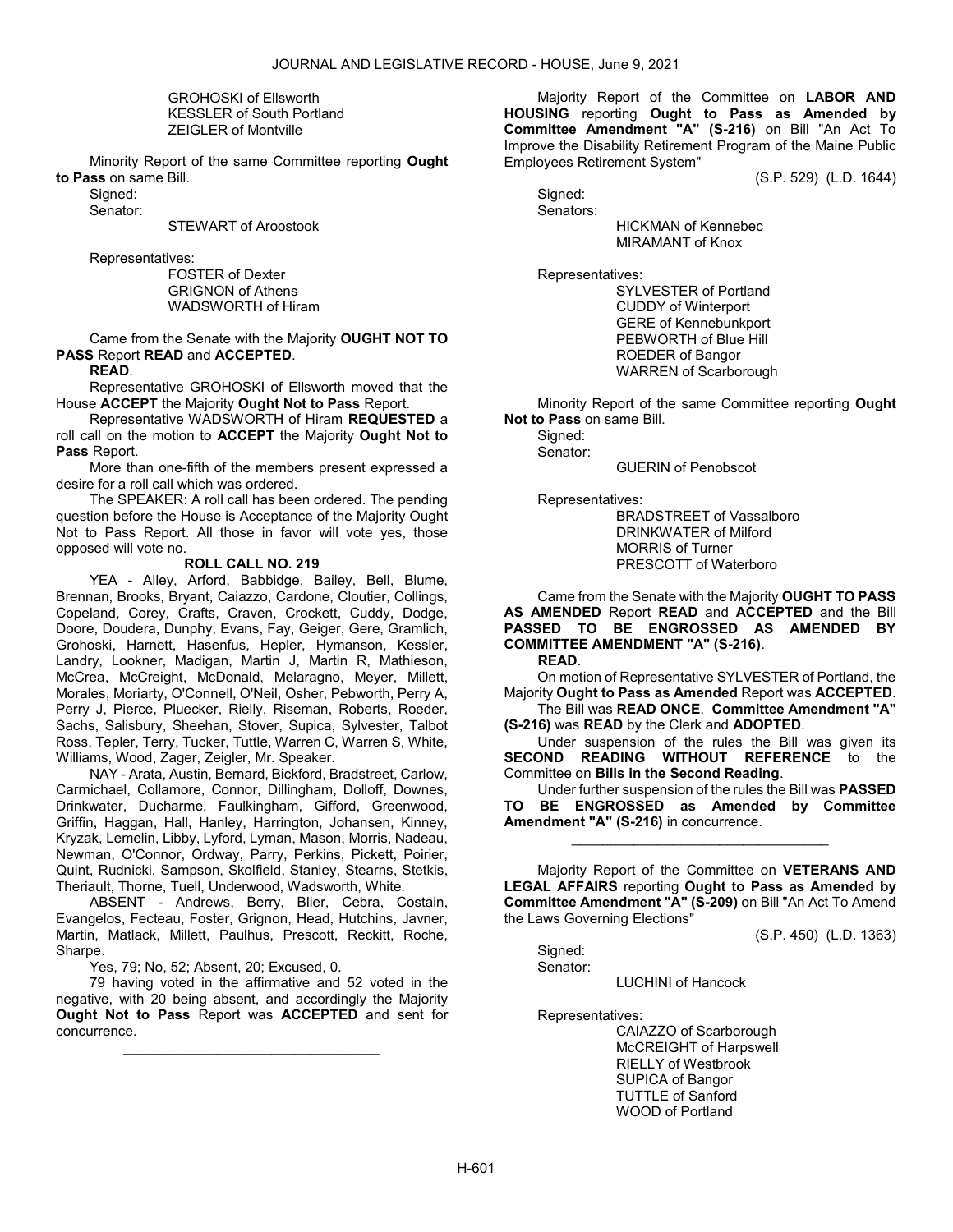GROHOSKI of Ellsworth
KESSLER of South Portland
ZEIGLER of Montville

Minority Report of the same Committee reporting **Ought to Pass** on same Bill.

Signed:
Senator:
STEWART of Aroostook

Representatives:
FOSTER of Dexter
GRIGNON of Athens
WADSWORTH of Hiram

Came from the Senate with the Majority **OUGHT NOT TO PASS** Report **READ** and **ACCEPTED**.

**READ**.

Representative GROHOSKI of Ellsworth moved that the House **ACCEPT** the Majority **Ought Not to Pass** Report.

Representative WADSWORTH of Hiram **REQUESTED** a roll call on the motion to **ACCEPT** the Majority **Ought Not to Pass** Report.

More than one-fifth of the members present expressed a desire for a roll call which was ordered.

The SPEAKER: A roll call has been ordered. The pending question before the House is Acceptance of the Majority Ought Not to Pass Report. All those in favor will vote yes, those opposed will vote no.

**ROLL CALL NO. 219**

YEA - Alley, Arford, Babbidge, Bailey, Bell, Blume, Brennan, Brooks, Bryant, Caiazzo, Cardone, Cloutier, Collings, Copeland, Corey, Crafts, Craven, Crockett, Cuddy, Dodge, Doore, Doudera, Dunphy, Evans, Fay, Geiger, Gere, Gramlich, Grohoski, Harnett, Hasenfus, Hepler, Hymanson, Kessler, Landry, Lookner, Madigan, Martin J, Martin R, Mathieson, McCrea, McCreight, McDonald, Melaragno, Meyer, Millett, Morales, Moriarty, O'Connell, O'Neil, Osher, Pebworth, Perry A, Perry J, Pierce, Pluecker, Rielly, Riseman, Roberts, Roeder, Sachs, Salisbury, Sheehan, Stover, Supica, Sylvester, Talbot Ross, Tepler, Terry, Tucker, Tuttle, Warren C, Warren S, White, Williams, Wood, Zager, Zeigler, Mr. Speaker.

NAY - Arata, Austin, Bernard, Bickford, Bradstreet, Carlow, Carmichael, Collamore, Connor, Dillingham, Dolloff, Downes, Drinkwater, Ducharme, Faulkingham, Gifford, Greenwood, Griffin, Haggan, Hall, Hanley, Harrington, Johansen, Kinney, Kryzak, Lemelin, Libby, Lyford, Lyman, Mason, Morris, Nadeau, Newman, O'Connor, Ordway, Parry, Perkins, Pickett, Poirier, Quint, Rudnicki, Sampson, Skolfield, Stanley, Stearns, Stetkis, Theriault, Thorne, Tuell, Underwood, Wadsworth, White.

ABSENT - Andrews, Berry, Blier, Cebra, Costain, Evangelos, Fecteau, Foster, Grignon, Head, Hutchins, Javner, Martin, Matlack, Millett, Paulhus, Prescott, Reckitt, Roche, Sharpe.

Yes, 79; No, 52; Absent, 20; Excused, 0.

79 having voted in the affirmative and 52 voted in the negative, with 20 being absent, and accordingly the Majority **Ought Not to Pass** Report was **ACCEPTED** and sent for concurrence.

_________________________________

Majority Report of the Committee on **LABOR AND HOUSING** reporting **Ought to Pass as Amended by Committee Amendment "A" (S-216)** on Bill "An Act To Improve the Disability Retirement Program of the Maine Public Employees Retirement System"

(S.P. 529) (L.D. 1644)

Signed:
Senators:
HICKMAN of Kennebec
MIRAMANT of Knox

Representatives:
SYLVESTER of Portland
CUDDY of Winterport
GERE of Kennebunkport
PEBWORTH of Blue Hill
ROEDER of Bangor
WARREN of Scarborough

Minority Report of the same Committee reporting **Ought Not to Pass** on same Bill.

Signed:
Senator:
GUERIN of Penobscot

Representatives:
BRADSTREET of Vassalboro
DRINKWATER of Milford
MORRIS of Turner
PRESCOTT of Waterboro

Came from the Senate with the Majority **OUGHT TO PASS AS AMENDED** Report **READ** and **ACCEPTED** and the Bill **PASSED TO BE ENGROSSED AS AMENDED BY COMMITTEE AMENDMENT "A" (S-216)**.

**READ**.

On motion of Representative SYLVESTER of Portland, the Majority **Ought to Pass as Amended** Report was **ACCEPTED**.

The Bill was **READ ONCE**. **Committee Amendment "A" (S-216)** was **READ** by the Clerk and **ADOPTED**.

Under suspension of the rules the Bill was given its **SECOND READING WITHOUT REFERENCE** to the Committee on **Bills in the Second Reading**.

Under further suspension of the rules the Bill was **PASSED TO BE ENGROSSED as Amended by Committee Amendment "A" (S-216)** in concurrence.

_________________________________

Majority Report of the Committee on **VETERANS AND LEGAL AFFAIRS** reporting **Ought to Pass as Amended by Committee Amendment "A" (S-209)** on Bill "An Act To Amend the Laws Governing Elections"

(S.P. 450) (L.D. 1363)

Signed:
Senator:
LUCHINI of Hancock

Representatives:
CAIAZZO of Scarborough
McCREIGHT of Harpswell
RIELLY of Westbrook
SUPICA of Bangor
TUTTLE of Sanford
WOOD of Portland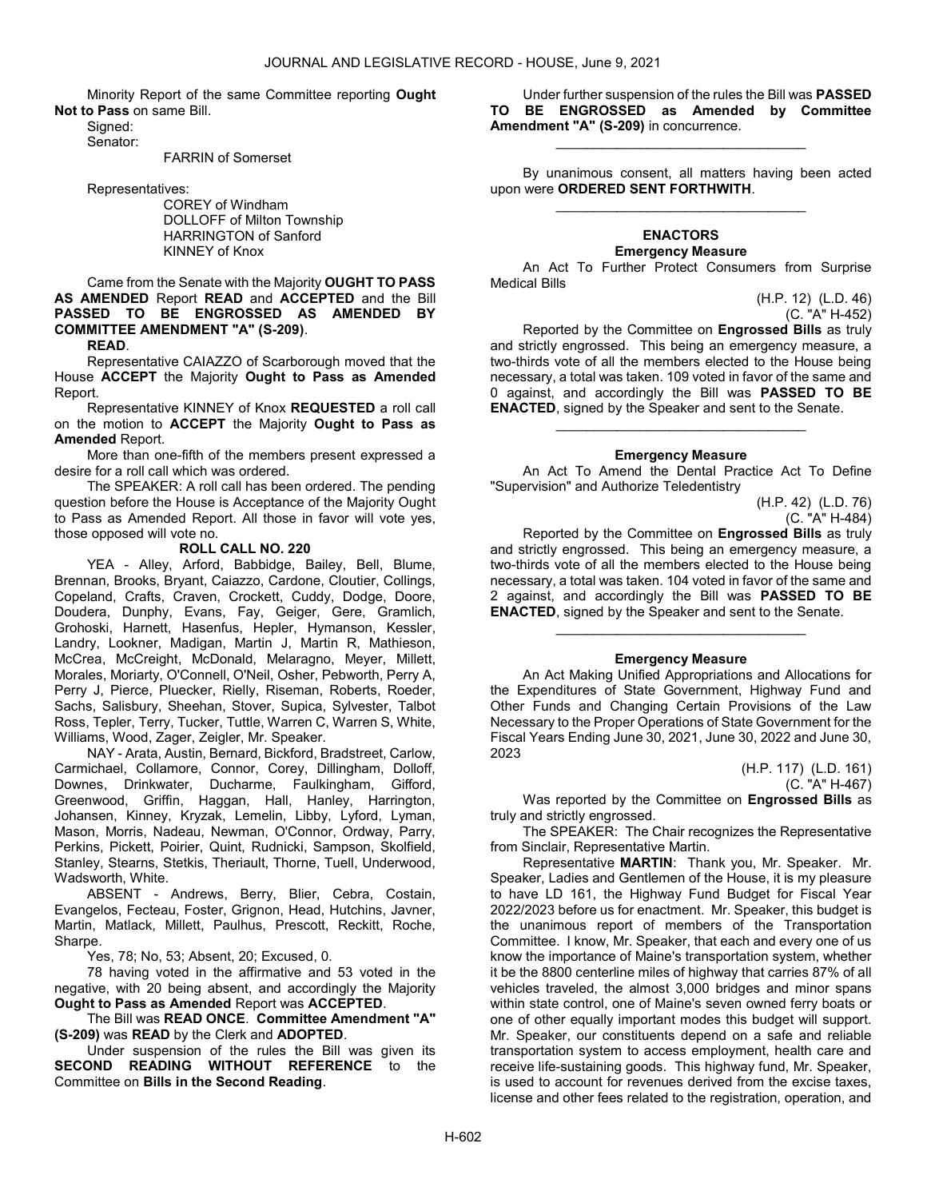Minority Report of the same Committee reporting **Ought Not to Pass** on same Bill.

Signed:

Senator:

FARRIN of Somerset

Representatives:

COREY of Windham
DOLLOFF of Milton Township
HARRINGTON of Sanford
KINNEY of Knox

Came from the Senate with the Majority **OUGHT TO PASS AS AMENDED** Report **READ** and **ACCEPTED** and the Bill **PASSED TO BE ENGROSSED AS AMENDED BY COMMITTEE AMENDMENT "A" (S-209)**.

**READ**.

Representative CAIAZZO of Scarborough moved that the House **ACCEPT** the Majority **Ought to Pass as Amended** Report.

Representative KINNEY of Knox **REQUESTED** a roll call on the motion to **ACCEPT** the Majority **Ought to Pass as Amended** Report.

More than one-fifth of the members present expressed a desire for a roll call which was ordered.

The SPEAKER: A roll call has been ordered. The pending question before the House is Acceptance of the Majority Ought to Pass as Amended Report. All those in favor will vote yes, those opposed will vote no.

**ROLL CALL NO. 220**

YEA - Alley, Arford, Babbidge, Bailey, Bell, Blume, Brennan, Brooks, Bryant, Caiazzo, Cardone, Cloutier, Collings, Copeland, Crafts, Craven, Crockett, Cuddy, Dodge, Doore, Doudera, Dunphy, Evans, Fay, Geiger, Gere, Gramlich, Grohoski, Harnett, Hasenfus, Hepler, Hymanson, Kessler, Landry, Lookner, Madigan, Martin J, Martin R, Mathieson, McCrea, McCreight, McDonald, Melaragno, Meyer, Millett, Morales, Moriarty, O'Connell, O'Neil, Osher, Pebworth, Perry A, Perry J, Pierce, Pluecker, Rielly, Riseman, Roberts, Roeder, Sachs, Salisbury, Sheehan, Stover, Supica, Sylvester, Talbot Ross, Tepler, Terry, Tucker, Tuttle, Warren C, Warren S, White, Williams, Wood, Zager, Zeigler, Mr. Speaker.

NAY - Arata, Austin, Bernard, Bickford, Bradstreet, Carlow, Carmichael, Collamore, Connor, Corey, Dillingham, Dolloff, Downes, Drinkwater, Ducharme, Faulkingham, Gifford, Greenwood, Griffin, Haggan, Hall, Hanley, Harrington, Johansen, Kinney, Kryzak, Lemelin, Libby, Lyford, Lyman, Mason, Morris, Nadeau, Newman, O'Connor, Ordway, Parry, Perkins, Pickett, Poirier, Quint, Rudnicki, Sampson, Skolfield, Stanley, Stearns, Stetkis, Theriault, Thorne, Tuell, Underwood, Wadsworth, White.

ABSENT - Andrews, Berry, Blier, Cebra, Costain, Evangelos, Fecteau, Foster, Grignon, Head, Hutchins, Javner, Martin, Matlack, Millett, Paulhus, Prescott, Reckitt, Roche, Sharpe.

Yes, 78; No, 53; Absent, 20; Excused, 0.

78 having voted in the affirmative and 53 voted in the negative, with 20 being absent, and accordingly the Majority **Ought to Pass as Amended** Report was **ACCEPTED**.

The Bill was **READ ONCE**. **Committee Amendment "A" (S-209)** was **READ** by the Clerk and **ADOPTED**.

Under suspension of the rules the Bill was given its **SECOND READING WITHOUT REFERENCE** to the Committee on **Bills in the Second Reading**.

Under further suspension of the rules the Bill was **PASSED TO BE ENGROSSED as Amended by Committee Amendment "A" (S-209)** in concurrence.

---

By unanimous consent, all matters having been acted upon were **ORDERED SENT FORTHWITH**.

---

## ENACTORS

### Emergency Measure

An Act To Further Protect Consumers from Surprise Medical Bills

(H.P. 12) (L.D. 46)
(C. "A" H-452)

Reported by the Committee on **Engrossed Bills** as truly and strictly engrossed. This being an emergency measure, a two-thirds vote of all the members elected to the House being necessary, a total was taken. 109 voted in favor of the same and 0 against, and accordingly the Bill was **PASSED TO BE ENACTED**, signed by the Speaker and sent to the Senate.

---

### Emergency Measure

An Act To Amend the Dental Practice Act To Define "Supervision" and Authorize Teledentistry

(H.P. 42) (L.D. 76)
(C. "A" H-484)

Reported by the Committee on **Engrossed Bills** as truly and strictly engrossed. This being an emergency measure, a two-thirds vote of all the members elected to the House being necessary, a total was taken. 104 voted in favor of the same and 2 against, and accordingly the Bill was **PASSED TO BE ENACTED**, signed by the Speaker and sent to the Senate.

---

### Emergency Measure

An Act Making Unified Appropriations and Allocations for the Expenditures of State Government, Highway Fund and Other Funds and Changing Certain Provisions of the Law Necessary to the Proper Operations of State Government for the Fiscal Years Ending June 30, 2021, June 30, 2022 and June 30, 2023

(H.P. 117) (L.D. 161)
(C. "A" H-467)

Was reported by the Committee on **Engrossed Bills** as truly and strictly engrossed.

The SPEAKER: The Chair recognizes the Representative from Sinclair, Representative Martin.

Representative **MARTIN**: Thank you, Mr. Speaker. Mr. Speaker, Ladies and Gentlemen of the House, it is my pleasure to have LD 161, the Highway Fund Budget for Fiscal Year 2022/2023 before us for enactment. Mr. Speaker, this budget is the unanimous report of members of the Transportation Committee. I know, Mr. Speaker, that each and every one of us know the importance of Maine's transportation system, whether it be the 8800 centerline miles of highway that carries 87% of all vehicles traveled, the almost 3,000 bridges and minor spans within state control, one of Maine's seven owned ferry boats or one of other equally important modes this budget will support. Mr. Speaker, our constituents depend on a safe and reliable transportation system to access employment, health care and receive life-sustaining goods. This highway fund, Mr. Speaker, is used to account for revenues derived from the excise taxes, license and other fees related to the registration, operation, and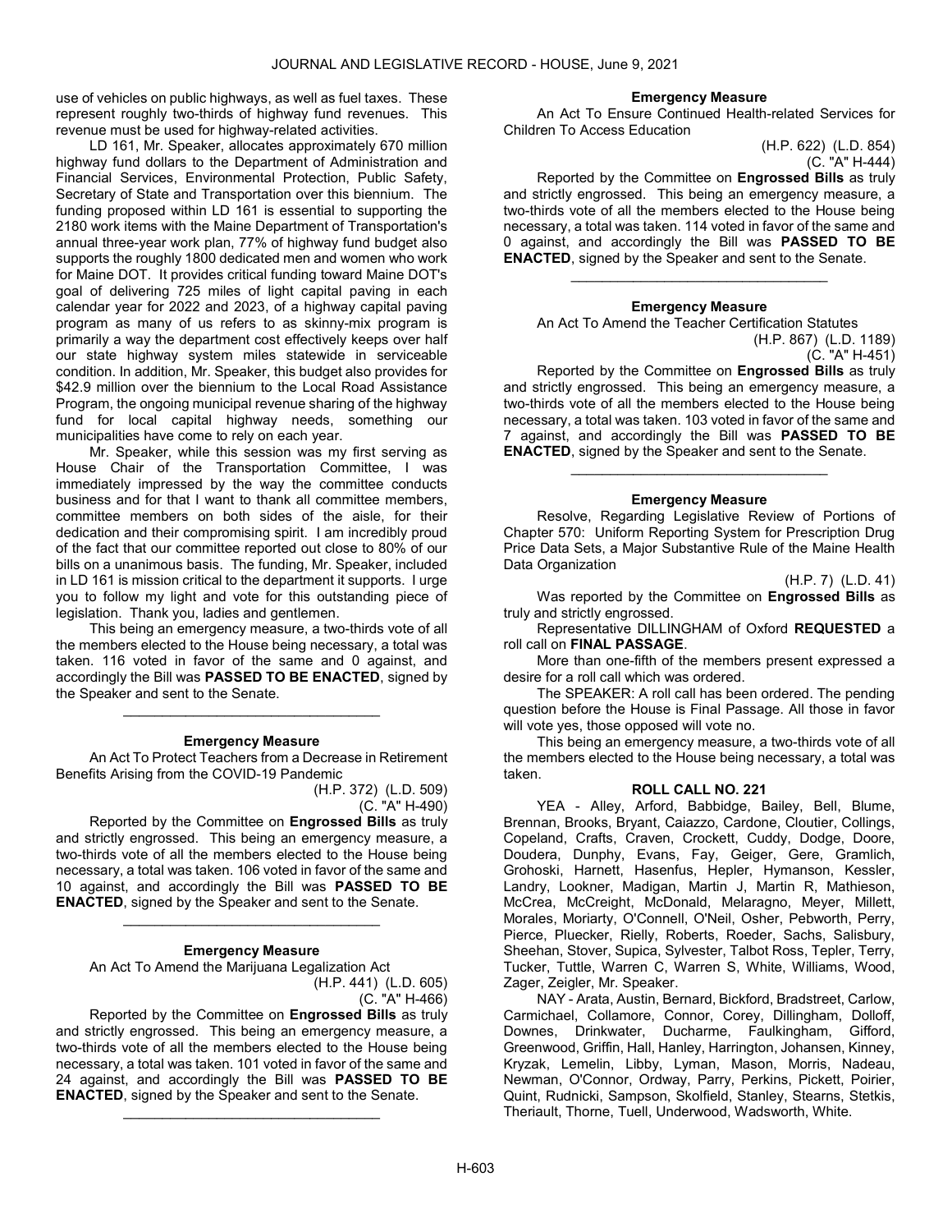use of vehicles on public highways, as well as fuel taxes. These represent roughly two-thirds of highway fund revenues. This revenue must be used for highway-related activities.

LD 161, Mr. Speaker, allocates approximately 670 million highway fund dollars to the Department of Administration and Financial Services, Environmental Protection, Public Safety, Secretary of State and Transportation over this biennium. The funding proposed within LD 161 is essential to supporting the 2180 work items with the Maine Department of Transportation's annual three-year work plan, 77% of highway fund budget also supports the roughly 1800 dedicated men and women who work for Maine DOT. It provides critical funding toward Maine DOT's goal of delivering 725 miles of light capital paving in each calendar year for 2022 and 2023, of a highway capital paving program as many of us refers to as skinny-mix program is primarily a way the department cost effectively keeps over half our state highway system miles statewide in serviceable condition. In addition, Mr. Speaker, this budget also provides for $42.9 million over the biennium to the Local Road Assistance Program, the ongoing municipal revenue sharing of the highway fund for local capital highway needs, something our municipalities have come to rely on each year.

Mr. Speaker, while this session was my first serving as House Chair of the Transportation Committee, I was immediately impressed by the way the committee conducts business and for that I want to thank all committee members, committee members on both sides of the aisle, for their dedication and their compromising spirit. I am incredibly proud of the fact that our committee reported out close to 80% of our bills on a unanimous basis. The funding, Mr. Speaker, included in LD 161 is mission critical to the department it supports. I urge you to follow my light and vote for this outstanding piece of legislation. Thank you, ladies and gentlemen.

This being an emergency measure, a two-thirds vote of all the members elected to the House being necessary, a total was taken. 116 voted in favor of the same and 0 against, and accordingly the Bill was **PASSED TO BE ENACTED**, signed by the Speaker and sent to the Senate.

_________________________________

**Emergency Measure**

An Act To Protect Teachers from a Decrease in Retirement Benefits Arising from the COVID-19 Pandemic

(H.P. 372) (L.D. 509)
(C. "A" H-490)

Reported by the Committee on **Engrossed Bills** as truly and strictly engrossed. This being an emergency measure, a two-thirds vote of all the members elected to the House being necessary, a total was taken. 106 voted in favor of the same and 10 against, and accordingly the Bill was **PASSED TO BE ENACTED**, signed by the Speaker and sent to the Senate.

_________________________________

**Emergency Measure**

An Act To Amend the Marijuana Legalization Act

(H.P. 441) (L.D. 605)
(C. "A" H-466)

Reported by the Committee on **Engrossed Bills** as truly and strictly engrossed. This being an emergency measure, a two-thirds vote of all the members elected to the House being necessary, a total was taken. 101 voted in favor of the same and 24 against, and accordingly the Bill was **PASSED TO BE ENACTED**, signed by the Speaker and sent to the Senate.

_________________________________

**Emergency Measure**

An Act To Ensure Continued Health-related Services for Children To Access Education

(H.P. 622) (L.D. 854)
(C. "A" H-444)

Reported by the Committee on **Engrossed Bills** as truly and strictly engrossed. This being an emergency measure, a two-thirds vote of all the members elected to the House being necessary, a total was taken. 114 voted in favor of the same and 0 against, and accordingly the Bill was **PASSED TO BE ENACTED**, signed by the Speaker and sent to the Senate.

_________________________________

**Emergency Measure**

An Act To Amend the Teacher Certification Statutes

(H.P. 867) (L.D. 1189)
(C. "A" H-451)

Reported by the Committee on **Engrossed Bills** as truly and strictly engrossed. This being an emergency measure, a two-thirds vote of all the members elected to the House being necessary, a total was taken. 103 voted in favor of the same and 7 against, and accordingly the Bill was **PASSED TO BE ENACTED**, signed by the Speaker and sent to the Senate.

_________________________________

**Emergency Measure**

Resolve, Regarding Legislative Review of Portions of Chapter 570: Uniform Reporting System for Prescription Drug Price Data Sets, a Major Substantive Rule of the Maine Health Data Organization

(H.P. 7) (L.D. 41)

Was reported by the Committee on **Engrossed Bills** as truly and strictly engrossed.

Representative DILLINGHAM of Oxford **REQUESTED** a roll call on **FINAL PASSAGE**.

More than one-fifth of the members present expressed a desire for a roll call which was ordered.

The SPEAKER: A roll call has been ordered. The pending question before the House is Final Passage. All those in favor will vote yes, those opposed will vote no.

This being an emergency measure, a two-thirds vote of all the members elected to the House being necessary, a total was taken.

**ROLL CALL NO. 221**

YEA - Alley, Arford, Babbidge, Bailey, Bell, Blume, Brennan, Brooks, Bryant, Caiazzo, Cardone, Cloutier, Collings, Copeland, Crafts, Craven, Crockett, Cuddy, Dodge, Doore, Doudera, Dunphy, Evans, Fay, Geiger, Gere, Gramlich, Grohoski, Harnett, Hasenfus, Hepler, Hymanson, Kessler, Landry, Lookner, Madigan, Martin J, Martin R, Mathieson, McCrea, McCreight, McDonald, Melaragno, Meyer, Millett, Morales, Moriarty, O'Connell, O'Neil, Osher, Pebworth, Perry, Pierce, Pluecker, Rielly, Roberts, Roeder, Sachs, Salisbury, Sheehan, Stover, Supica, Sylvester, Talbot Ross, Tepler, Terry, Tucker, Tuttle, Warren C, Warren S, White, Williams, Wood, Zager, Zeigler, Mr. Speaker.

NAY - Arata, Austin, Bernard, Bickford, Bradstreet, Carlow, Carmichael, Collamore, Connor, Corey, Dillingham, Dolloff, Downes, Drinkwater, Ducharme, Faulkingham, Gifford, Greenwood, Griffin, Hall, Hanley, Harrington, Johansen, Kinney, Kryzak, Lemelin, Libby, Lyman, Mason, Morris, Nadeau, Newman, O'Connor, Ordway, Parry, Perkins, Pickett, Poirier, Quint, Rudnicki, Sampson, Skolfield, Stanley, Stearns, Stetkis, Theriault, Thorne, Tuell, Underwood, Wadsworth, White.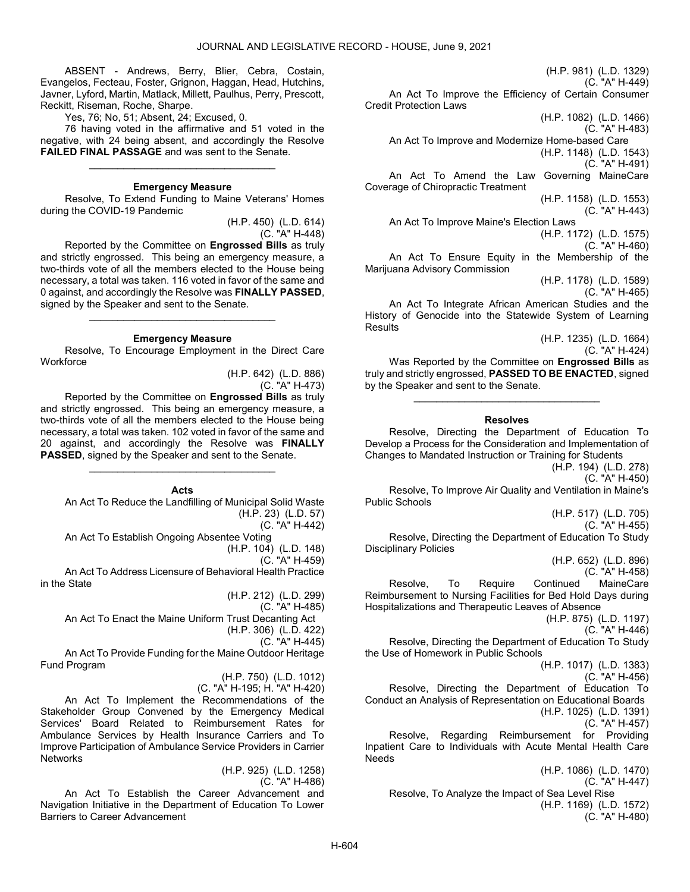ABSENT - Andrews, Berry, Blier, Cebra, Costain, Evangelos, Fecteau, Foster, Grignon, Haggan, Head, Hutchins, Javner, Lyford, Martin, Matlack, Millett, Paulhus, Perry, Prescott, Reckitt, Riseman, Roche, Sharpe.

Yes, 76; No, 51; Absent, 24; Excused, 0.

76 having voted in the affirmative and 51 voted in the negative, with 24 being absent, and accordingly the Resolve **FAILED FINAL PASSAGE** and was sent to the Senate.

_________________________________

**Emergency Measure**

Resolve, To Extend Funding to Maine Veterans' Homes during the COVID-19 Pandemic

(H.P. 450) (L.D. 614)
(C. "A" H-448)

Reported by the Committee on **Engrossed Bills** as truly and strictly engrossed. This being an emergency measure, a two-thirds vote of all the members elected to the House being necessary, a total was taken. 116 voted in favor of the same and 0 against, and accordingly the Resolve was **FINALLY PASSED**, signed by the Speaker and sent to the Senate.

_________________________________

**Emergency Measure**

Resolve, To Encourage Employment in the Direct Care Workforce

(H.P. 642) (L.D. 886)
(C. "A" H-473)

Reported by the Committee on **Engrossed Bills** as truly and strictly engrossed. This being an emergency measure, a two-thirds vote of all the members elected to the House being necessary, a total was taken. 102 voted in favor of the same and 20 against, and accordingly the Resolve was **FINALLY PASSED**, signed by the Speaker and sent to the Senate.

_________________________________

**Acts**

An Act To Reduce the Landfilling of Municipal Solid Waste
(H.P. 23) (L.D. 57)
(C. "A" H-442)

An Act To Establish Ongoing Absentee Voting
(H.P. 104) (L.D. 148)
(C. "A" H-459)

An Act To Address Licensure of Behavioral Health Practice in the State
(H.P. 212) (L.D. 299)
(C. "A" H-485)

An Act To Enact the Maine Uniform Trust Decanting Act
(H.P. 306) (L.D. 422)
(C. "A" H-445)

An Act To Provide Funding for the Maine Outdoor Heritage Fund Program
(H.P. 750) (L.D. 1012)
(C. "A" H-195; H. "A" H-420)

An Act To Implement the Recommendations of the Stakeholder Group Convened by the Emergency Medical Services' Board Related to Reimbursement Rates for Ambulance Services by Health Insurance Carriers and To Improve Participation of Ambulance Service Providers in Carrier Networks
(H.P. 925) (L.D. 1258)
(C. "A" H-486)

An Act To Establish the Career Advancement and Navigation Initiative in the Department of Education To Lower Barriers to Career Advancement
(H.P. 981) (L.D. 1329)
(C. "A" H-449)

An Act To Improve the Efficiency of Certain Consumer Credit Protection Laws
(H.P. 1082) (L.D. 1466)
(C. "A" H-483)

An Act To Improve and Modernize Home-based Care
(H.P. 1148) (L.D. 1543)
(C. "A" H-491)

An Act To Amend the Law Governing MaineCare Coverage of Chiropractic Treatment
(H.P. 1158) (L.D. 1553)
(C. "A" H-443)

An Act To Improve Maine's Election Laws
(H.P. 1172) (L.D. 1575)
(C. "A" H-460)

An Act To Ensure Equity in the Membership of the Marijuana Advisory Commission
(H.P. 1178) (L.D. 1589)
(C. "A" H-465)

An Act To Integrate African American Studies and the History of Genocide into the Statewide System of Learning Results
(H.P. 1235) (L.D. 1664)
(C. "A" H-424)

Was Reported by the Committee on **Engrossed Bills** as truly and strictly engrossed, **PASSED TO BE ENACTED**, signed by the Speaker and sent to the Senate.

_________________________________

**Resolves**

Resolve, Directing the Department of Education To Develop a Process for the Consideration and Implementation of Changes to Mandated Instruction or Training for Students
(H.P. 194) (L.D. 278)
(C. "A" H-450)

Resolve, To Improve Air Quality and Ventilation in Maine's Public Schools
(H.P. 517) (L.D. 705)
(C. "A" H-455)

Resolve, Directing the Department of Education To Study Disciplinary Policies
(H.P. 652) (L.D. 896)
(C. "A" H-458)

Resolve, To Require Continued MaineCare Reimbursement to Nursing Facilities for Bed Hold Days during Hospitalizations and Therapeutic Leaves of Absence
(H.P. 875) (L.D. 1197)
(C. "A" H-446)

Resolve, Directing the Department of Education To Study the Use of Homework in Public Schools
(H.P. 1017) (L.D. 1383)
(C. "A" H-456)

Resolve, Directing the Department of Education To Conduct an Analysis of Representation on Educational Boards
(H.P. 1025) (L.D. 1391)
(C. "A" H-457)

Resolve, Regarding Reimbursement for Providing Inpatient Care to Individuals with Acute Mental Health Care Needs
(H.P. 1086) (L.D. 1470)
(C. "A" H-447)

Resolve, To Analyze the Impact of Sea Level Rise
(H.P. 1169) (L.D. 1572)
(C. "A" H-480)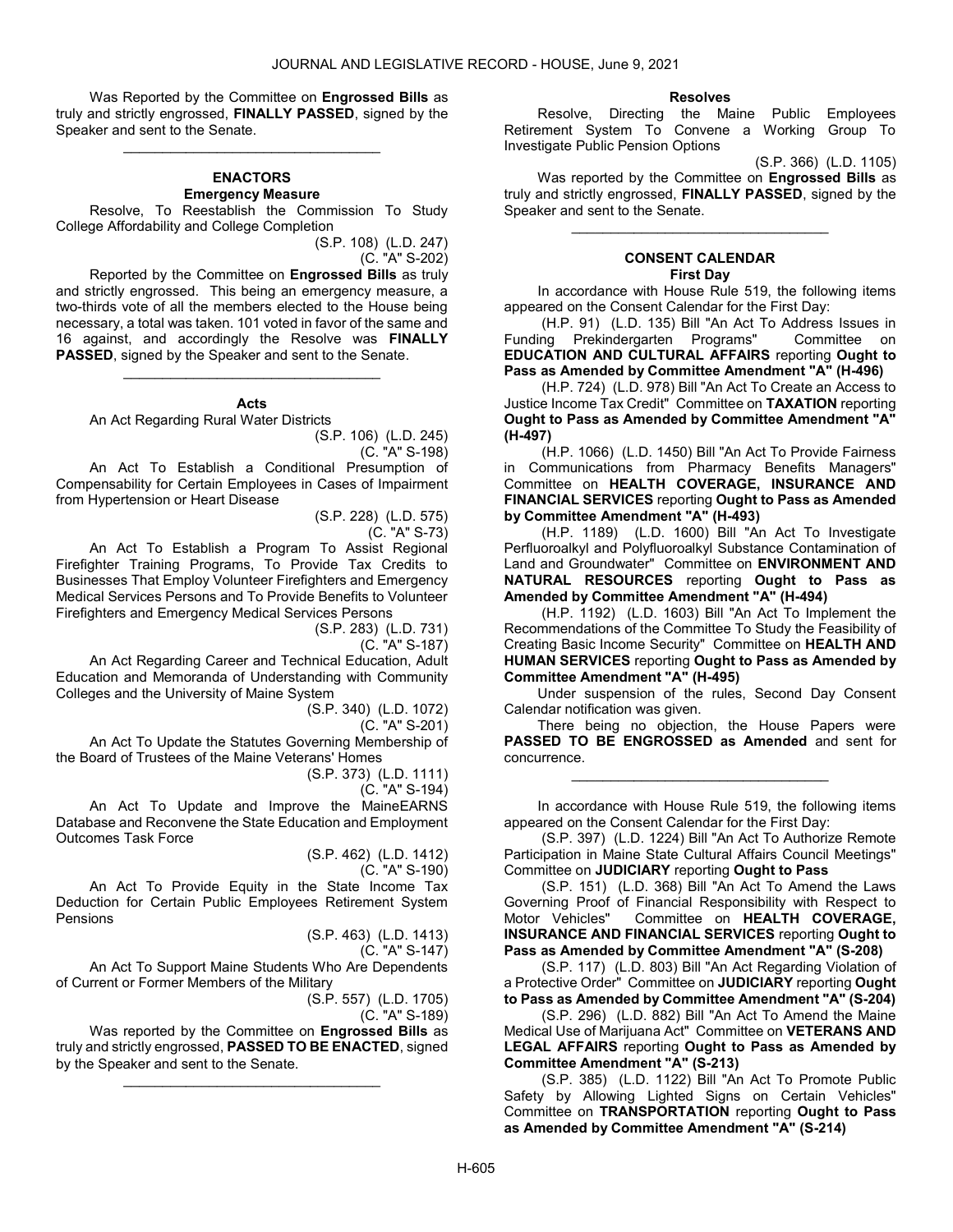Was Reported by the Committee on **Engrossed Bills** as truly and strictly engrossed, **FINALLY PASSED**, signed by the Speaker and sent to the Senate.

_________________________________

### ENACTORS

#### Emergency Measure

Resolve, To Reestablish the Commission To Study College Affordability and College Completion

(S.P. 108) (L.D. 247)
(C. "A" S-202)

Reported by the Committee on **Engrossed Bills** as truly and strictly engrossed. This being an emergency measure, a two-thirds vote of all the members elected to the House being necessary, a total was taken. 101 voted in favor of the same and 16 against, and accordingly the Resolve was **FINALLY PASSED**, signed by the Speaker and sent to the Senate.

_________________________________

#### Acts

An Act Regarding Rural Water Districts

(S.P. 106) (L.D. 245)
(C. "A" S-198)

An Act To Establish a Conditional Presumption of Compensability for Certain Employees in Cases of Impairment from Hypertension or Heart Disease

(S.P. 228) (L.D. 575)
(C. "A" S-73)

An Act To Establish a Program To Assist Regional Firefighter Training Programs, To Provide Tax Credits to Businesses That Employ Volunteer Firefighters and Emergency Medical Services Persons and To Provide Benefits to Volunteer Firefighters and Emergency Medical Services Persons

(S.P. 283) (L.D. 731)
(C. "A" S-187)

An Act Regarding Career and Technical Education, Adult Education and Memoranda of Understanding with Community Colleges and the University of Maine System

(S.P. 340) (L.D. 1072)
(C. "A" S-201)

An Act To Update the Statutes Governing Membership of the Board of Trustees of the Maine Veterans' Homes

(S.P. 373) (L.D. 1111)
(C. "A" S-194)

An Act To Update and Improve the MaineEARNS Database and Reconvene the State Education and Employment Outcomes Task Force

(S.P. 462) (L.D. 1412)
(C. "A" S-190)

An Act To Provide Equity in the State Income Tax Deduction for Certain Public Employees Retirement System Pensions

(S.P. 463) (L.D. 1413)
(C. "A" S-147)

An Act To Support Maine Students Who Are Dependents of Current or Former Members of the Military

(S.P. 557) (L.D. 1705)
(C. "A" S-189)

Was reported by the Committee on **Engrossed Bills** as truly and strictly engrossed, **PASSED TO BE ENACTED**, signed by the Speaker and sent to the Senate.

_________________________________

#### Resolves

Resolve, Directing the Maine Public Employees Retirement System To Convene a Working Group To Investigate Public Pension Options

(S.P. 366) (L.D. 1105)

Was reported by the Committee on **Engrossed Bills** as truly and strictly engrossed, **FINALLY PASSED**, signed by the Speaker and sent to the Senate.

_________________________________

### CONSENT CALENDAR

#### First Day

In accordance with House Rule 519, the following items appeared on the Consent Calendar for the First Day:

(H.P. 91) (L.D. 135) Bill "An Act To Address Issues in Funding Prekindergarten Programs" Committee on **EDUCATION AND CULTURAL AFFAIRS** reporting **Ought to Pass as Amended by Committee Amendment "A" (H-496)**

(H.P. 724) (L.D. 978) Bill "An Act To Create an Access to Justice Income Tax Credit" Committee on **TAXATION** reporting **Ought to Pass as Amended by Committee Amendment "A" (H-497)**

(H.P. 1066) (L.D. 1450) Bill "An Act To Provide Fairness in Communications from Pharmacy Benefits Managers" Committee on **HEALTH COVERAGE, INSURANCE AND FINANCIAL SERVICES** reporting **Ought to Pass as Amended by Committee Amendment "A" (H-493)**

(H.P. 1189) (L.D. 1600) Bill "An Act To Investigate Perfluoroalkyl and Polyfluoroalkyl Substance Contamination of Land and Groundwater" Committee on **ENVIRONMENT AND NATURAL RESOURCES** reporting **Ought to Pass as Amended by Committee Amendment "A" (H-494)**

(H.P. 1192) (L.D. 1603) Bill "An Act To Implement the Recommendations of the Committee To Study the Feasibility of Creating Basic Income Security" Committee on **HEALTH AND HUMAN SERVICES** reporting **Ought to Pass as Amended by Committee Amendment "A" (H-495)**

Under suspension of the rules, Second Day Consent Calendar notification was given.

There being no objection, the House Papers were **PASSED TO BE ENGROSSED as Amended** and sent for concurrence.

_________________________________

In accordance with House Rule 519, the following items appeared on the Consent Calendar for the First Day:

(S.P. 397) (L.D. 1224) Bill "An Act To Authorize Remote Participation in Maine State Cultural Affairs Council Meetings" Committee on **JUDICIARY** reporting **Ought to Pass**

(S.P. 151) (L.D. 368) Bill "An Act To Amend the Laws Governing Proof of Financial Responsibility with Respect to Motor Vehicles" Committee on **HEALTH COVERAGE, INSURANCE AND FINANCIAL SERVICES** reporting **Ought to Pass as Amended by Committee Amendment "A" (S-208)**

(S.P. 117) (L.D. 803) Bill "An Act Regarding Violation of a Protective Order" Committee on **JUDICIARY** reporting **Ought to Pass as Amended by Committee Amendment "A" (S-204)**

(S.P. 296) (L.D. 882) Bill "An Act To Amend the Maine Medical Use of Marijuana Act" Committee on **VETERANS AND LEGAL AFFAIRS** reporting **Ought to Pass as Amended by Committee Amendment "A" (S-213)**

(S.P. 385) (L.D. 1122) Bill "An Act To Promote Public Safety by Allowing Lighted Signs on Certain Vehicles" Committee on **TRANSPORTATION** reporting **Ought to Pass as Amended by Committee Amendment "A" (S-214)**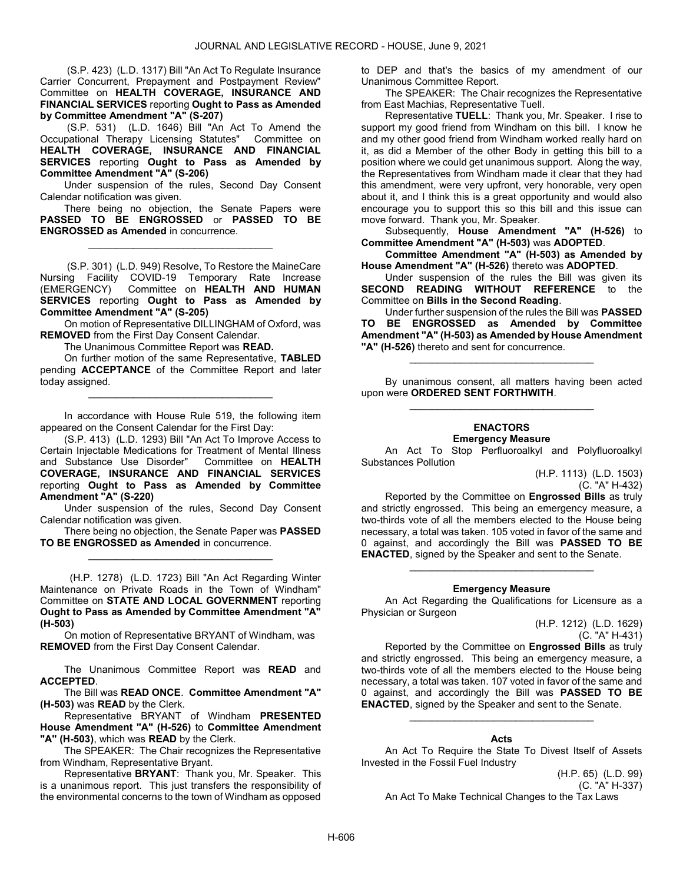(S.P. 423) (L.D. 1317) Bill "An Act To Regulate Insurance Carrier Concurrent, Prepayment and Postpayment Review" Committee on **HEALTH COVERAGE, INSURANCE AND FINANCIAL SERVICES** reporting **Ought to Pass as Amended by Committee Amendment "A" (S-207)**

(S.P. 531) (L.D. 1646) Bill "An Act To Amend the Occupational Therapy Licensing Statutes" Committee on **HEALTH COVERAGE, INSURANCE AND FINANCIAL SERVICES** reporting **Ought to Pass as Amended by Committee Amendment "A" (S-206)**

Under suspension of the rules, Second Day Consent Calendar notification was given.

There being no objection, the Senate Papers were **PASSED TO BE ENGROSSED** or **PASSED TO BE ENGROSSED as Amended** in concurrence.

_________________________________

(S.P. 301) (L.D. 949) Resolve, To Restore the MaineCare Nursing Facility COVID-19 Temporary Rate Increase (EMERGENCY) Committee on **HEALTH AND HUMAN SERVICES** reporting **Ought to Pass as Amended by Committee Amendment "A" (S-205)**

On motion of Representative DILLINGHAM of Oxford, was **REMOVED** from the First Day Consent Calendar.

The Unanimous Committee Report was **READ.**

On further motion of the same Representative, **TABLED** pending **ACCEPTANCE** of the Committee Report and later today assigned.

_________________________________

In accordance with House Rule 519, the following item appeared on the Consent Calendar for the First Day:

(S.P. 413) (L.D. 1293) Bill "An Act To Improve Access to Certain Injectable Medications for Treatment of Mental Illness and Substance Use Disorder" Committee on **HEALTH COVERAGE, INSURANCE AND FINANCIAL SERVICES** reporting **Ought to Pass as Amended by Committee Amendment "A" (S-220)**

Under suspension of the rules, Second Day Consent Calendar notification was given.

There being no objection, the Senate Paper was **PASSED TO BE ENGROSSED as Amended** in concurrence.

_________________________________

(H.P. 1278) (L.D. 1723) Bill "An Act Regarding Winter Maintenance on Private Roads in the Town of Windham" Committee on **STATE AND LOCAL GOVERNMENT** reporting **Ought to Pass as Amended by Committee Amendment "A" (H-503)**

On motion of Representative BRYANT of Windham, was **REMOVED** from the First Day Consent Calendar.

The Unanimous Committee Report was **READ** and **ACCEPTED**.

The Bill was **READ ONCE**. **Committee Amendment "A" (H-503)** was **READ** by the Clerk.

Representative BRYANT of Windham **PRESENTED House Amendment "A" (H-526)** to **Committee Amendment "A" (H-503)**, which was **READ** by the Clerk.

The SPEAKER: The Chair recognizes the Representative from Windham, Representative Bryant.

Representative **BRYANT**: Thank you, Mr. Speaker. This is a unanimous report. This just transfers the responsibility of the environmental concerns to the town of Windham as opposed to DEP and that's the basics of my amendment of our Unanimous Committee Report.

The SPEAKER: The Chair recognizes the Representative from East Machias, Representative Tuell.

Representative **TUELL**: Thank you, Mr. Speaker. I rise to support my good friend from Windham on this bill. I know he and my other good friend from Windham worked really hard on it, as did a Member of the other Body in getting this bill to a position where we could get unanimous support. Along the way, the Representatives from Windham made it clear that they had this amendment, were very upfront, very honorable, very open about it, and I think this is a great opportunity and would also encourage you to support this so this bill and this issue can move forward. Thank you, Mr. Speaker.

Subsequently, **House Amendment "A" (H-526)** to **Committee Amendment "A" (H-503)** was **ADOPTED**.

**Committee Amendment "A" (H-503) as Amended by House Amendment "A" (H-526)** thereto was **ADOPTED**.

Under suspension of the rules the Bill was given its **SECOND READING WITHOUT REFERENCE** to the Committee on **Bills in the Second Reading**.

Under further suspension of the rules the Bill was **PASSED TO BE ENGROSSED as Amended by Committee Amendment "A" (H-503) as Amended by House Amendment "A" (H-526)** thereto and sent for concurrence.

_________________________________

By unanimous consent, all matters having been acted upon were **ORDERED SENT FORTHWITH**.

_________________________________

## ENACTORS

### Emergency Measure

An Act To Stop Perfluoroalkyl and Polyfluoroalkyl Substances Pollution

(H.P. 1113) (L.D. 1503)
(C. "A" H-432)

Reported by the Committee on **Engrossed Bills** as truly and strictly engrossed. This being an emergency measure, a two-thirds vote of all the members elected to the House being necessary, a total was taken. 105 voted in favor of the same and 0 against, and accordingly the Bill was **PASSED TO BE ENACTED**, signed by the Speaker and sent to the Senate.

_________________________________

### Emergency Measure

An Act Regarding the Qualifications for Licensure as a Physician or Surgeon

(H.P. 1212) (L.D. 1629)
(C. "A" H-431)

Reported by the Committee on **Engrossed Bills** as truly and strictly engrossed. This being an emergency measure, a two-thirds vote of all the members elected to the House being necessary, a total was taken. 107 voted in favor of the same and 0 against, and accordingly the Bill was **PASSED TO BE ENACTED**, signed by the Speaker and sent to the Senate.

_________________________________

### Acts

An Act To Require the State To Divest Itself of Assets Invested in the Fossil Fuel Industry

(H.P. 65) (L.D. 99)
(C. "A" H-337)

An Act To Make Technical Changes to the Tax Laws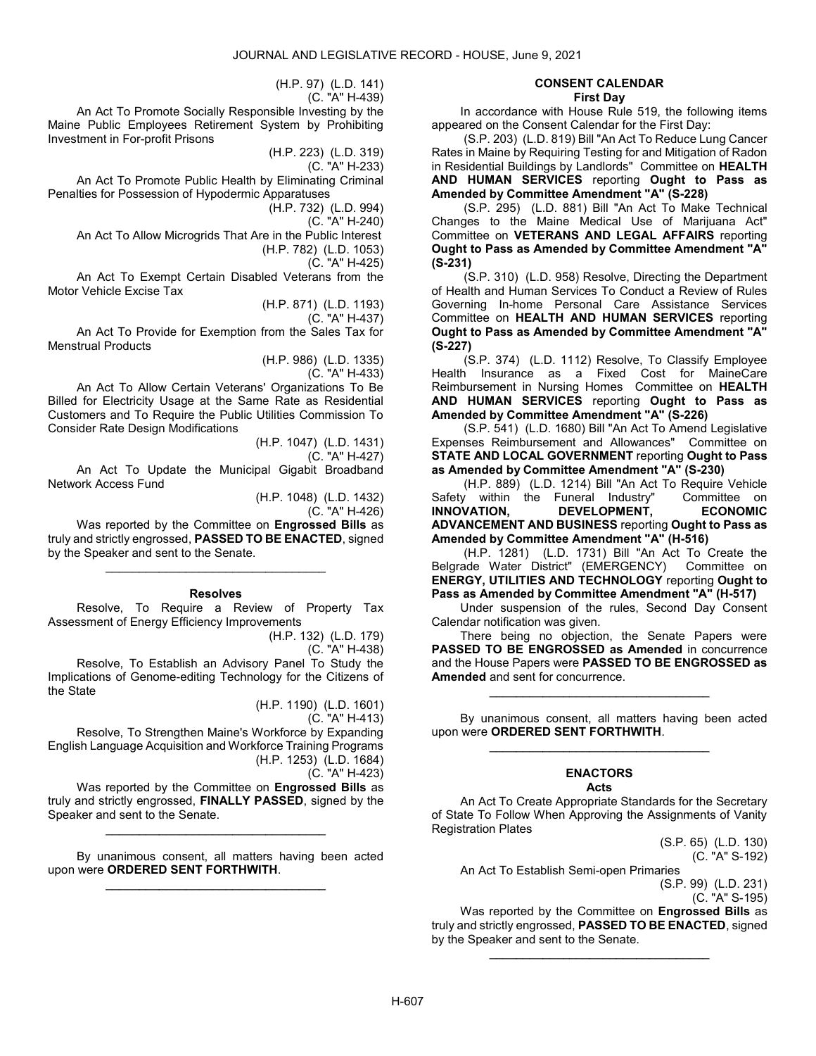(H.P. 97) (L.D. 141)
(C. "A" H-439)

An Act To Promote Socially Responsible Investing by the Maine Public Employees Retirement System by Prohibiting Investment in For-profit Prisons

(H.P. 223) (L.D. 319)
(C. "A" H-233)

An Act To Promote Public Health by Eliminating Criminal Penalties for Possession of Hypodermic Apparatuses

(H.P. 732) (L.D. 994)
(C. "A" H-240)

An Act To Allow Microgrids That Are in the Public Interest

(H.P. 782) (L.D. 1053)
(C. "A" H-425)

An Act To Exempt Certain Disabled Veterans from the Motor Vehicle Excise Tax

(H.P. 871) (L.D. 1193)
(C. "A" H-437)

An Act To Provide for Exemption from the Sales Tax for Menstrual Products

(H.P. 986) (L.D. 1335)
(C. "A" H-433)

An Act To Allow Certain Veterans' Organizations To Be Billed for Electricity Usage at the Same Rate as Residential Customers and To Require the Public Utilities Commission To Consider Rate Design Modifications

(H.P. 1047) (L.D. 1431)
(C. "A" H-427)

An Act To Update the Municipal Gigabit Broadband Network Access Fund

(H.P. 1048) (L.D. 1432)
(C. "A" H-426)

Was reported by the Committee on **Engrossed Bills** as truly and strictly engrossed, **PASSED TO BE ENACTED**, signed by the Speaker and sent to the Senate.

_________________________________

### Resolves

Resolve, To Require a Review of Property Tax Assessment of Energy Efficiency Improvements

(H.P. 132) (L.D. 179)
(C. "A" H-438)

Resolve, To Establish an Advisory Panel To Study the Implications of Genome-editing Technology for the Citizens of the State

(H.P. 1190) (L.D. 1601)
(C. "A" H-413)

Resolve, To Strengthen Maine's Workforce by Expanding English Language Acquisition and Workforce Training Programs

(H.P. 1253) (L.D. 1684)
(C. "A" H-423)

Was reported by the Committee on **Engrossed Bills** as truly and strictly engrossed, **FINALLY PASSED**, signed by the Speaker and sent to the Senate.

_________________________________

By unanimous consent, all matters having been acted upon were **ORDERED SENT FORTHWITH**.

_________________________________

## CONSENT CALENDAR

### First Day

In accordance with House Rule 519, the following items appeared on the Consent Calendar for the First Day:

(S.P. 203) (L.D. 819) Bill "An Act To Reduce Lung Cancer Rates in Maine by Requiring Testing for and Mitigation of Radon in Residential Buildings by Landlords" Committee on **HEALTH AND HUMAN SERVICES** reporting **Ought to Pass as Amended by Committee Amendment "A" (S-228)**

(S.P. 295) (L.D. 881) Bill "An Act To Make Technical Changes to the Maine Medical Use of Marijuana Act" Committee on **VETERANS AND LEGAL AFFAIRS** reporting **Ought to Pass as Amended by Committee Amendment "A" (S-231)**

(S.P. 310) (L.D. 958) Resolve, Directing the Department of Health and Human Services To Conduct a Review of Rules Governing In-home Personal Care Assistance Services Committee on **HEALTH AND HUMAN SERVICES** reporting **Ought to Pass as Amended by Committee Amendment "A" (S-227)**

(S.P. 374) (L.D. 1112) Resolve, To Classify Employee Health Insurance as a Fixed Cost for MaineCare Reimbursement in Nursing Homes Committee on **HEALTH AND HUMAN SERVICES** reporting **Ought to Pass as Amended by Committee Amendment "A" (S-226)**

(S.P. 541) (L.D. 1680) Bill "An Act To Amend Legislative Expenses Reimbursement and Allowances" Committee on **STATE AND LOCAL GOVERNMENT** reporting **Ought to Pass as Amended by Committee Amendment "A" (S-230)**

(H.P. 889) (L.D. 1214) Bill "An Act To Require Vehicle Safety within the Funeral Industry" Committee on **INNOVATION, DEVELOPMENT, ECONOMIC ADVANCEMENT AND BUSINESS** reporting **Ought to Pass as Amended by Committee Amendment "A" (H-516)**

(H.P. 1281) (L.D. 1731) Bill "An Act To Create the Belgrade Water District" (EMERGENCY) Committee on **ENERGY, UTILITIES AND TECHNOLOGY** reporting **Ought to Pass as Amended by Committee Amendment "A" (H-517)**

Under suspension of the rules, Second Day Consent Calendar notification was given.

There being no objection, the Senate Papers were **PASSED TO BE ENGROSSED as Amended** in concurrence and the House Papers were **PASSED TO BE ENGROSSED as Amended** and sent for concurrence.

_________________________________

By unanimous consent, all matters having been acted upon were **ORDERED SENT FORTHWITH**.

_________________________________

## ENACTORS

### Acts

An Act To Create Appropriate Standards for the Secretary of State To Follow When Approving the Assignments of Vanity Registration Plates

(S.P. 65) (L.D. 130)
(C. "A" S-192)

An Act To Establish Semi-open Primaries

(S.P. 99) (L.D. 231)
(C. "A" S-195)

Was reported by the Committee on **Engrossed Bills** as truly and strictly engrossed, **PASSED TO BE ENACTED**, signed by the Speaker and sent to the Senate.

_________________________________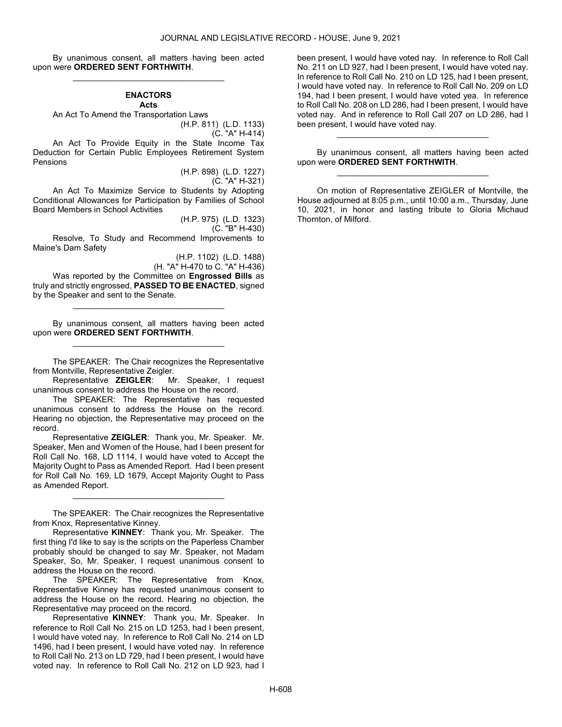By unanimous consent, all matters having been acted upon were **ORDERED SENT FORTHWITH**.

_________________________________

**ENACTORS**

**Acts**

An Act To Amend the Transportation Laws

(H.P. 811) (L.D. 1133)
(C. "A" H-414)

An Act To Provide Equity in the State Income Tax Deduction for Certain Public Employees Retirement System Pensions

(H.P. 898) (L.D. 1227)
(C. "A" H-321)

An Act To Maximize Service to Students by Adopting Conditional Allowances for Participation by Families of School Board Members in School Activities

(H.P. 975) (L.D. 1323)
(C. "B" H-430)

Resolve, To Study and Recommend Improvements to Maine's Dam Safety

(H.P. 1102) (L.D. 1488)
(H. "A" H-470 to C. "A" H-436)

Was reported by the Committee on **Engrossed Bills** as truly and strictly engrossed, **PASSED TO BE ENACTED**, signed by the Speaker and sent to the Senate.

_________________________________

By unanimous consent, all matters having been acted upon were **ORDERED SENT FORTHWITH**.

_________________________________

The SPEAKER: The Chair recognizes the Representative from Montville, Representative Zeigler.

Representative **ZEIGLER**: Mr. Speaker, I request unanimous consent to address the House on the record.

The SPEAKER: The Representative has requested unanimous consent to address the House on the record. Hearing no objection, the Representative may proceed on the record.

Representative **ZEIGLER**: Thank you, Mr. Speaker. Mr. Speaker, Men and Women of the House, had I been present for Roll Call No. 168, LD 1114, I would have voted to Accept the Majority Ought to Pass as Amended Report. Had I been present for Roll Call No. 169, LD 1679, Accept Majority Ought to Pass as Amended Report.

_________________________________

The SPEAKER: The Chair recognizes the Representative from Knox, Representative Kinney.

Representative **KINNEY**: Thank you, Mr. Speaker. The first thing I'd like to say is the scripts on the Paperless Chamber probably should be changed to say Mr. Speaker, not Madam Speaker, So, Mr. Speaker, I request unanimous consent to address the House on the record.

The SPEAKER: The Representative from Knox, Representative Kinney has requested unanimous consent to address the House on the record. Hearing no objection, the Representative may proceed on the record.

Representative **KINNEY**: Thank you, Mr. Speaker. In reference to Roll Call No. 215 on LD 1253, had I been present, I would have voted nay. In reference to Roll Call No. 214 on LD 1496, had I been present, I would have voted nay. In reference to Roll Call No. 213 on LD 729, had I been present, I would have voted nay. In reference to Roll Call No. 212 on LD 923, had I been present, I would have voted nay. In reference to Roll Call No. 211 on LD 927, had I been present, I would have voted nay. In reference to Roll Call No. 210 on LD 125, had I been present, I would have voted nay. In reference to Roll Call No. 209 on LD 194, had I been present, I would have voted yea. In reference to Roll Call No. 208 on LD 286, had I been present, I would have voted nay. And in reference to Roll Call 207 on LD 286, had I been present, I would have voted nay.

_________________________________

By unanimous consent, all matters having been acted upon were **ORDERED SENT FORTHWITH**.

_________________________________

On motion of Representative ZEIGLER of Montville, the House adjourned at 8:05 p.m., until 10:00 a.m., Thursday, June 10, 2021, in honor and lasting tribute to Gloria Michaud Thornton, of Milford.